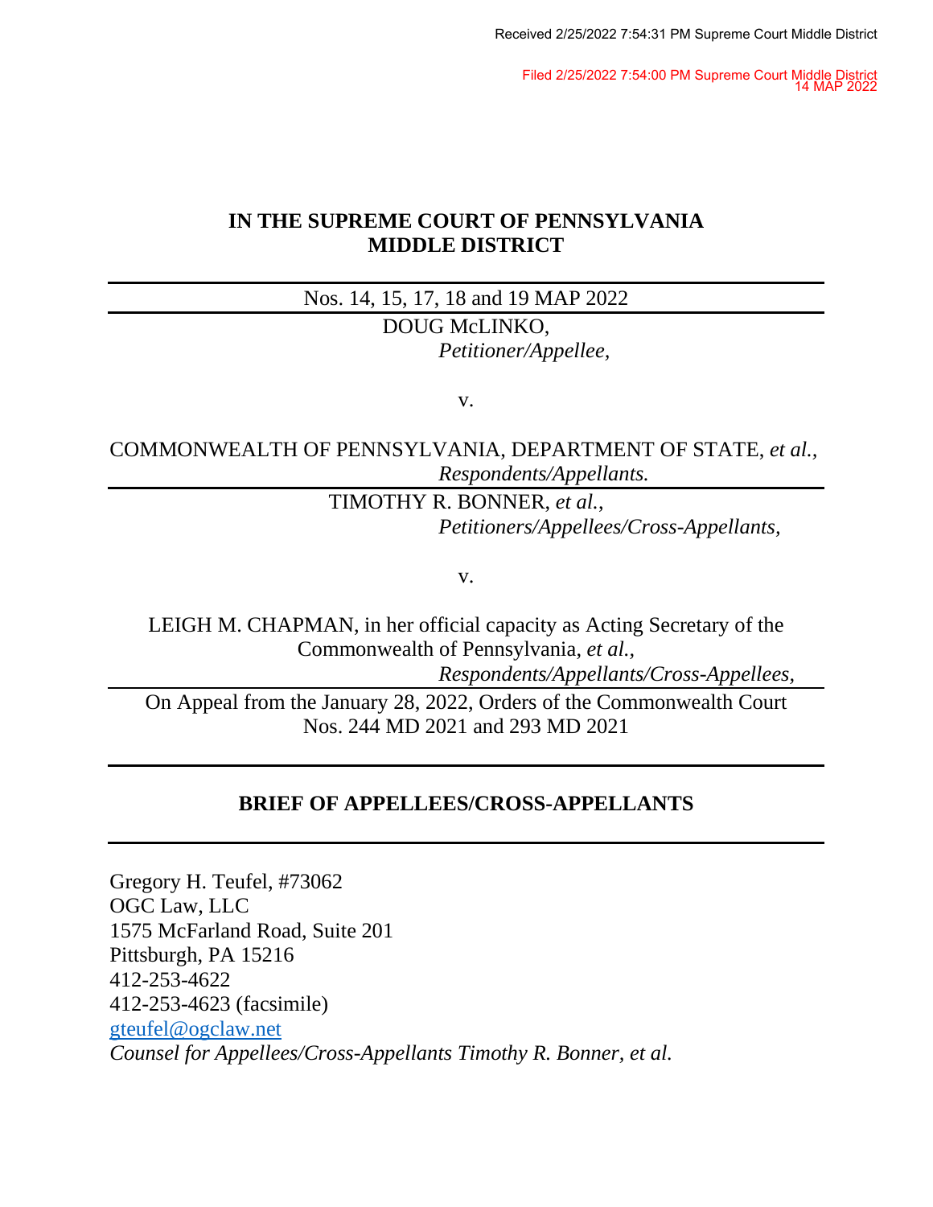Received 2/25/2022 7:54:31 PM Supreme Court Middle District

Filed 2/25/2022 7:54:00 PM Supreme Court Middle District
14 MAP 2022

**IN THE SUPREME COURT OF PENNSYLVANIA**
**MIDDLE DISTRICT**

---

Nos. 14, 15, 17, 18 and 19 MAP 2022

---

DOUG McLINKO,
*Petitioner/Appellee,*

v.

COMMONWEALTH OF PENNSYLVANIA, DEPARTMENT OF STATE, *et al.*,
*Respondents/Appellants.*

---

TIMOTHY R. BONNER, *et al.*,
*Petitioners/Appellees/Cross-Appellants,*

v.

LEIGH M. CHAPMAN, in her official capacity as Acting Secretary of the Commonwealth of Pennsylvania, *et al.*,
*Respondents/Appellants/Cross-Appellees,*

---

On Appeal from the January 28, 2022, Orders of the Commonwealth Court
Nos. 244 MD 2021 and 293 MD 2021

---

**BRIEF OF APPELLEES/CROSS-APPELLANTS**

---

Gregory H. Teufel, #73062
OGC Law, LLC
1575 McFarland Road, Suite 201
Pittsburgh, PA 15216
412-253-4622
412-253-4623 (facsimile)
gteufel@ogclaw.net
*Counsel for Appellees/Cross-Appellants Timothy R. Bonner, et al.*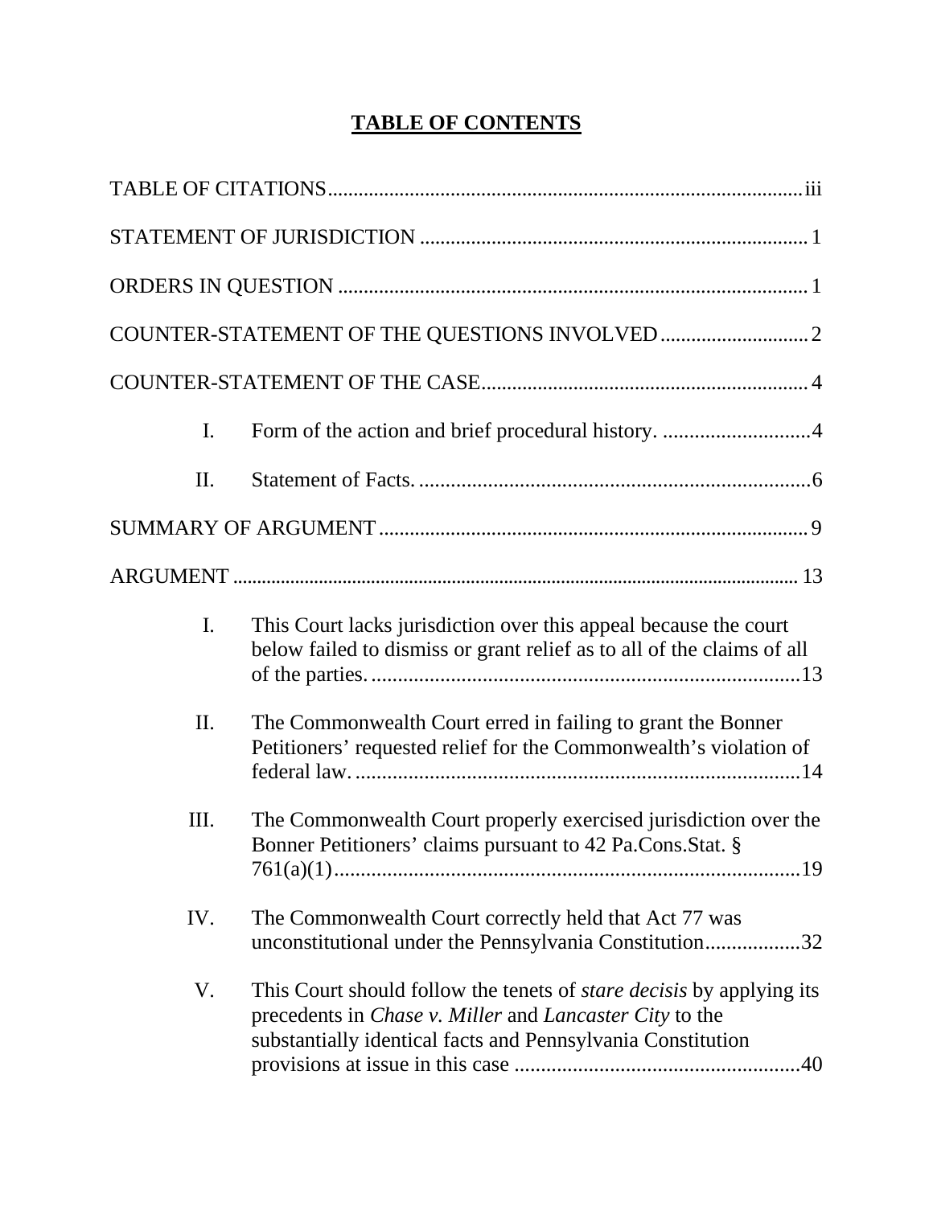# TABLE OF CONTENTS

TABLE OF CITATIONS ........ iii

STATEMENT OF JURISDICTION ........ 1

ORDERS IN QUESTION ........ 1

COUNTER-STATEMENT OF THE QUESTIONS INVOLVED ........ 2

COUNTER-STATEMENT OF THE CASE ........ 4

- I. Form of the action and brief procedural history. ........ 4
- II. Statement of Facts. ........ 6

SUMMARY OF ARGUMENT ........ 9

ARGUMENT ........ 13

- I. This Court lacks jurisdiction over this appeal because the court below failed to dismiss or grant relief as to all of the claims of all of the parties. ........ 13
- II. The Commonwealth Court erred in failing to grant the Bonner Petitioners' requested relief for the Commonwealth's violation of federal law. ........ 14
- III. The Commonwealth Court properly exercised jurisdiction over the Bonner Petitioners' claims pursuant to 42 Pa.Cons.Stat. § 761(a)(1) ........ 19
- IV. The Commonwealth Court correctly held that Act 77 was unconstitutional under the Pennsylvania Constitution ........ 32
- V. This Court should follow the tenets of *stare decisis* by applying its precedents in *Chase v. Miller* and *Lancaster City* to the substantially identical facts and Pennsylvania Constitution provisions at issue in this case ........ 40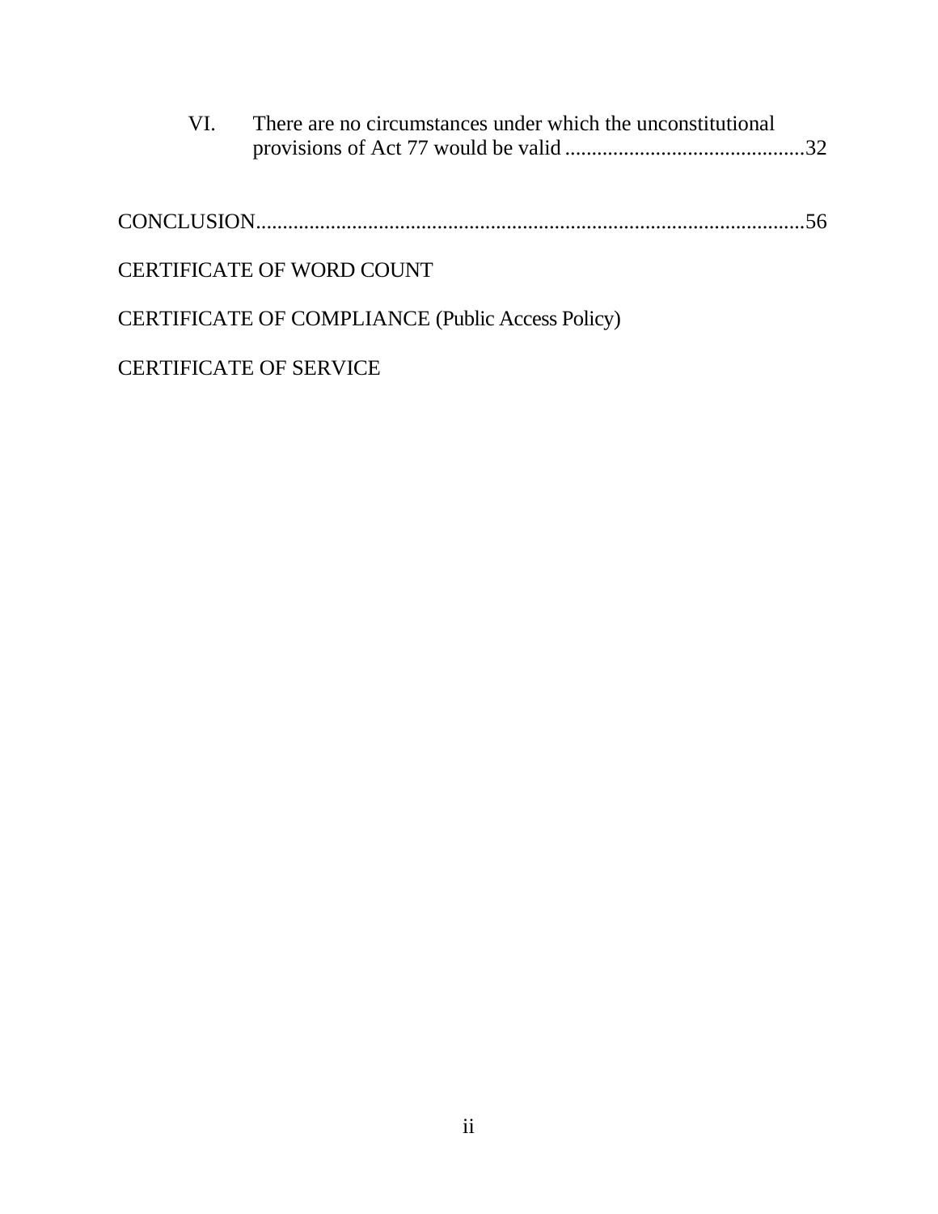VI. There are no circumstances under which the unconstitutional provisions of Act 77 would be valid .............................................32

CONCLUSION.......................................................................................................56

CERTIFICATE OF WORD COUNT

CERTIFICATE OF COMPLIANCE (Public Access Policy)

CERTIFICATE OF SERVICE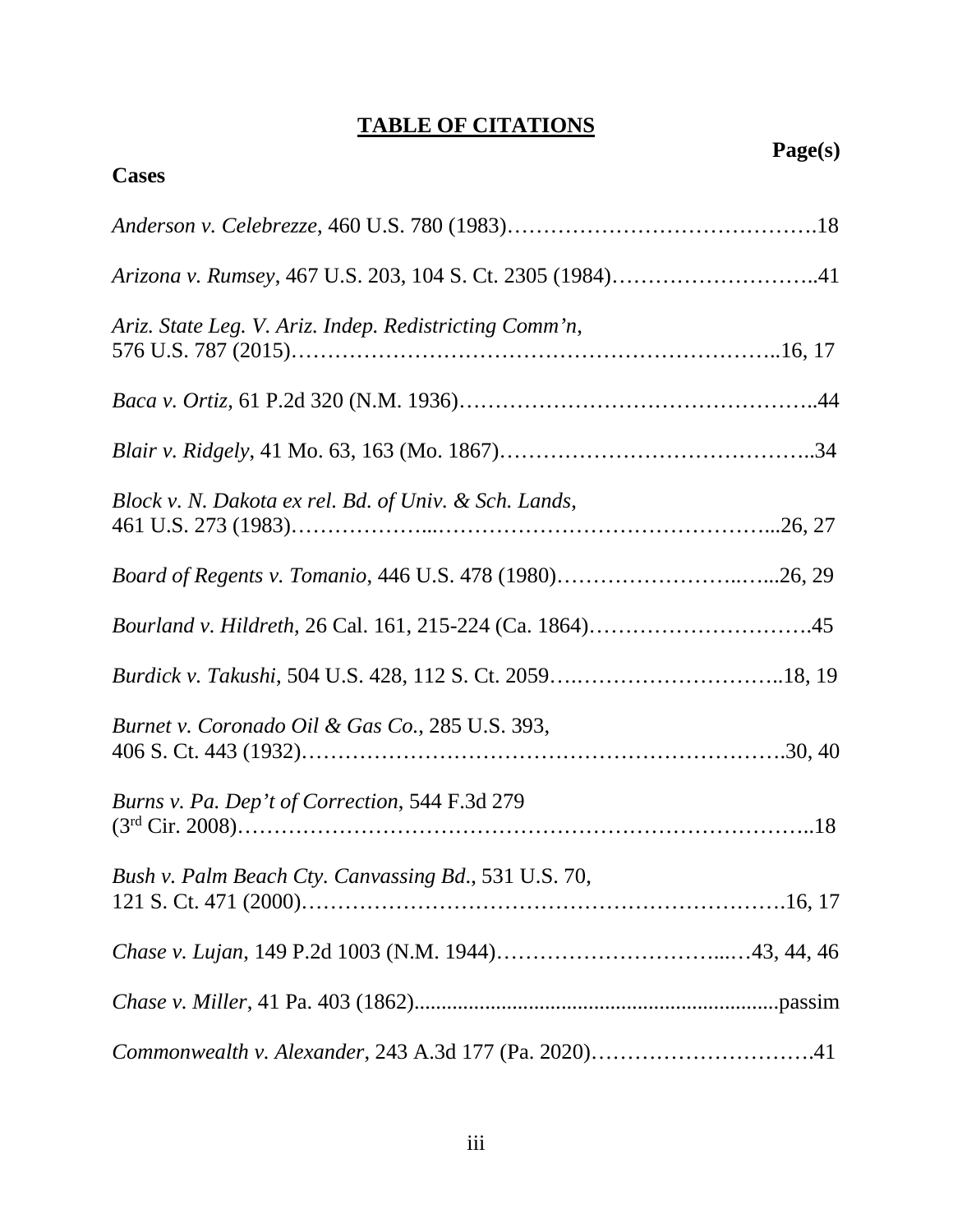## TABLE OF CITATIONS

**Page(s)**

**Cases**

*Anderson v. Celebrezze*, 460 U.S. 780 (1983)…………………………………….18

*Arizona v. Rumsey*, 467 U.S. 203, 104 S. Ct. 2305 (1984)………………………..41

*Ariz. State Leg. V. Ariz. Indep. Redistricting Comm'n*,
576 U.S. 787 (2015)………………………………………………………..16, 17

*Baca v. Ortiz*, 61 P.2d 320 (N.M. 1936)………………………………………..44

*Blair v. Ridgely*, 41 Mo. 63, 163 (Mo. 1867)……………………………………..34

*Block v. N. Dakota ex rel. Bd. of Univ. & Sch. Lands*,
461 U.S. 273 (1983)………………...………………………………………...26, 27

*Board of Regents v. Tomanio*, 446 U.S. 478 (1980)……………………..…...26, 29

*Bourland v. Hildreth*, 26 Cal. 161, 215-224 (Ca. 1864)………………………….45

*Burdick v. Takushi*, 504 U.S. 428, 112 S. Ct. 2059….………………………..18, 19

*Burnet v. Coronado Oil & Gas Co.*, 285 U.S. 393,
406 S. Ct. 443 (1932)……………………………………………………….30, 40

*Burns v. Pa. Dep't of Correction*, 544 F.3d 279
(3rd Cir. 2008)………………………………………………………………..18

*Bush v. Palm Beach Cty. Canvassing Bd*., 531 U.S. 70,
121 S. Ct. 471 (2000)……………………………………………………….16, 17

*Chase v. Lujan*, 149 P.2d 1003 (N.M. 1944)…………………………...…43, 44, 46

*Chase v. Miller*, 41 Pa. 403 (1862).................................................................passim

*Commonwealth v. Alexander*, 243 A.3d 177 (Pa. 2020)………………………….41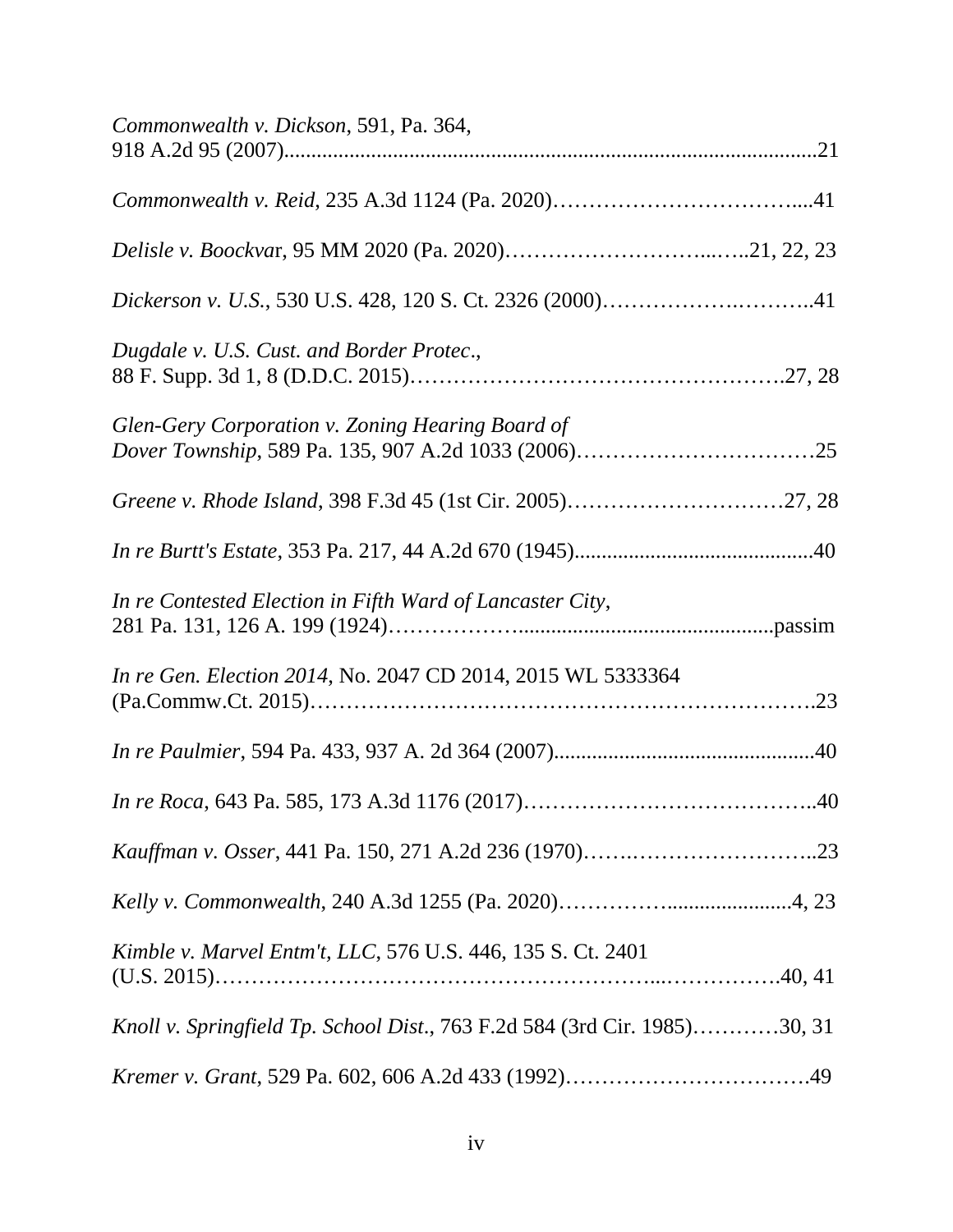*Commonwealth v. Dickson*, 591, Pa. 364, 918 A.2d 95 (2007)..................................................................................................21

*Commonwealth v. Reid*, 235 A.3d 1124 (Pa. 2020)……………………………....41

*Delisle v. Boockvar*, 95 MM 2020 (Pa. 2020)………………………...…..21, 22, 23

*Dickerson v. U.S.*, 530 U.S. 428, 120 S. Ct. 2326 (2000)……………….………..41

*Dugdale v. U.S. Cust. and Border Protec.*, 88 F. Supp. 3d 1, 8 (D.D.C. 2015)………………………………………….27, 28

*Glen-Gery Corporation v. Zoning Hearing Board of Dover Township*, 589 Pa. 135, 907 A.2d 1033 (2006)……………………………25

*Greene v. Rhode Island*, 398 F.3d 45 (1st Cir. 2005)…………………………27, 28

*In re Burtt's Estate*, 353 Pa. 217, 44 A.2d 670 (1945).............................................40

*In re Contested Election in Fifth Ward of Lancaster City*, 281 Pa. 131, 126 A. 199 (1924)………………...............................................passim

*In re Gen. Election 2014*, No. 2047 CD 2014, 2015 WL 5333364 (Pa.Commw.Ct. 2015)………………………………………………………….23

*In re Paulmier*, 594 Pa. 433, 937 A. 2d 364 (2007)................................................40

*In re Roca*, 643 Pa. 585, 173 A.3d 1176 (2017)………………………………….40

*Kauffman v. Osser*, 441 Pa. 150, 271 A.2d 236 (1970)…….……………………..23

*Kelly v. Commonwealth*, 240 A.3d 1255 (Pa. 2020)……………........................4, 23

*Kimble v. Marvel Entm't, LLC*, 576 U.S. 446, 135 S. Ct. 2401 (U.S. 2015)………………………………………………..…………….40, 41

*Knoll v. Springfield Tp. School Dist.*, 763 F.2d 584 (3rd Cir. 1985)…………30, 31

*Kremer v. Grant*, 529 Pa. 602, 606 A.2d 433 (1992)……………………………49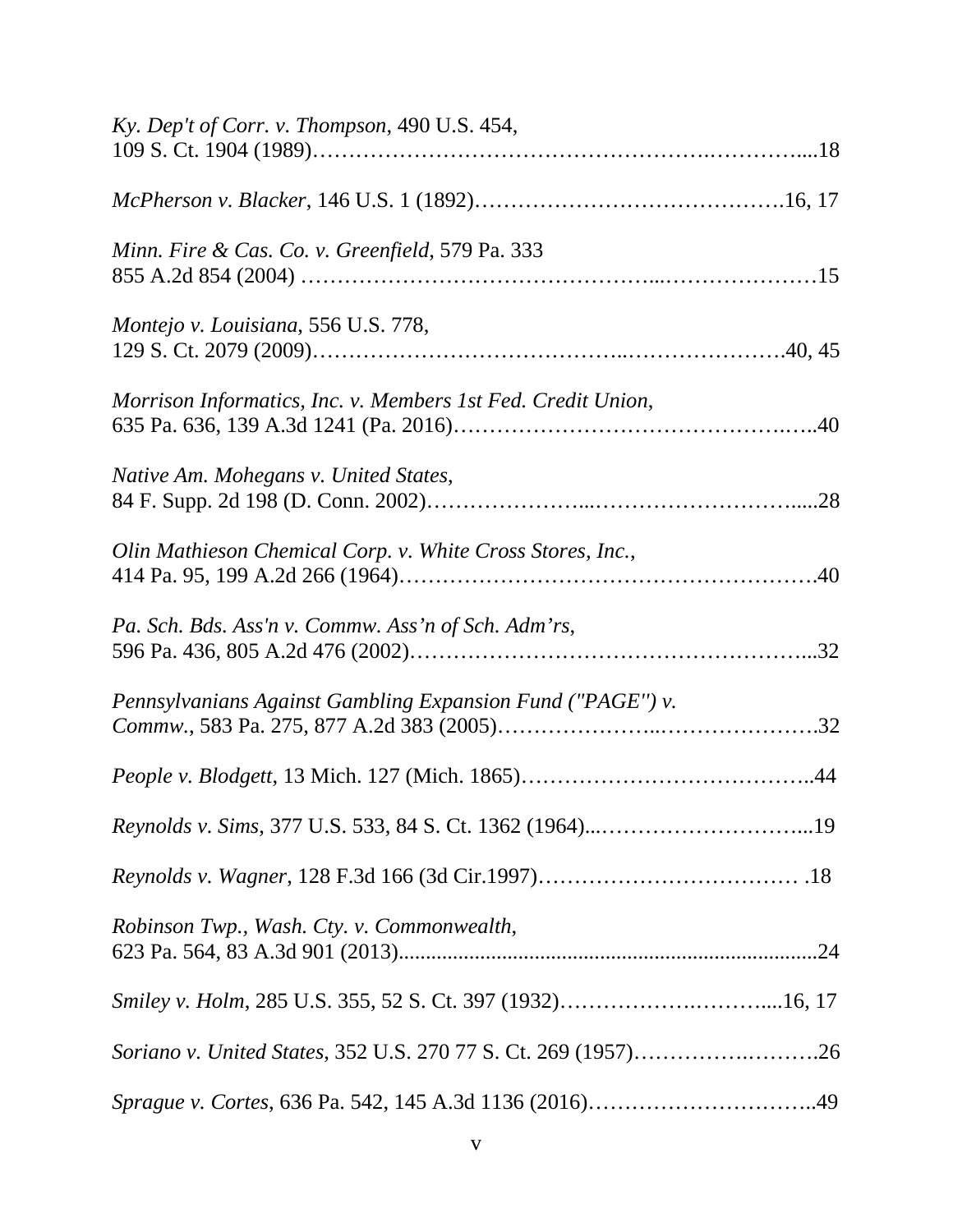*Ky. Dep't of Corr. v. Thompson*, 490 U.S. 454,
109 S. Ct. 1904 (1989)……………………………………………….…………....18

*McPherson v. Blacker*, 146 U.S. 1 (1892)…………………………………….16, 17

*Minn. Fire & Cas. Co. v. Greenfield*, 579 Pa. 333
855 A.2d 854 (2004) ……………………………………...…………………15

*Montejo v. Louisiana*, 556 U.S. 778,
129 S. Ct. 2079 (2009)………………………………..…………………….40, 45

*Morrison Informatics, Inc. v. Members 1st Fed. Credit Union*,
635 Pa. 636, 139 A.3d 1241 (Pa. 2016)…………………………………….…..40

*Native Am. Mohegans v. United States*,
84 F. Supp. 2d 198 (D. Conn. 2002)…………………...……………………….....28

*Olin Mathieson Chemical Corp. v. White Cross Stores, Inc.*,
414 Pa. 95, 199 A.2d 266 (1964)……………………………………………….40

*Pa. Sch. Bds. Ass'n v. Commw. Ass'n of Sch. Adm'rs*,
596 Pa. 436, 805 A.2d 476 (2002)…………………………………………...32

*Pennsylvanians Against Gambling Expansion Fund ("PAGE") v. Commw.*, 583 Pa. 275, 877 A.2d 383 (2005)…………………..………………….32

*People v. Blodgett*, 13 Mich. 127 (Mich. 1865)………………………………..44

*Reynolds v. Sims*, 377 U.S. 533, 84 S. Ct. 1362 (1964)...………………………...19

*Reynolds v. Wagner*, 128 F.3d 166 (3d Cir.1997)……………………………… .18

*Robinson Twp., Wash. Cty. v. Commonwealth*,
623 Pa. 564, 83 A.3d 901 (2013).........................................................................24

*Smiley v. Holm*, 285 U.S. 355, 52 S. Ct. 397 (1932)…………….……….....16, 17

*Soriano v. United States*, 352 U.S. 270 77 S. Ct. 269 (1957)………….……….26

*Sprague v. Cortes*, 636 Pa. 542, 145 A.3d 1136 (2016)…………………………..49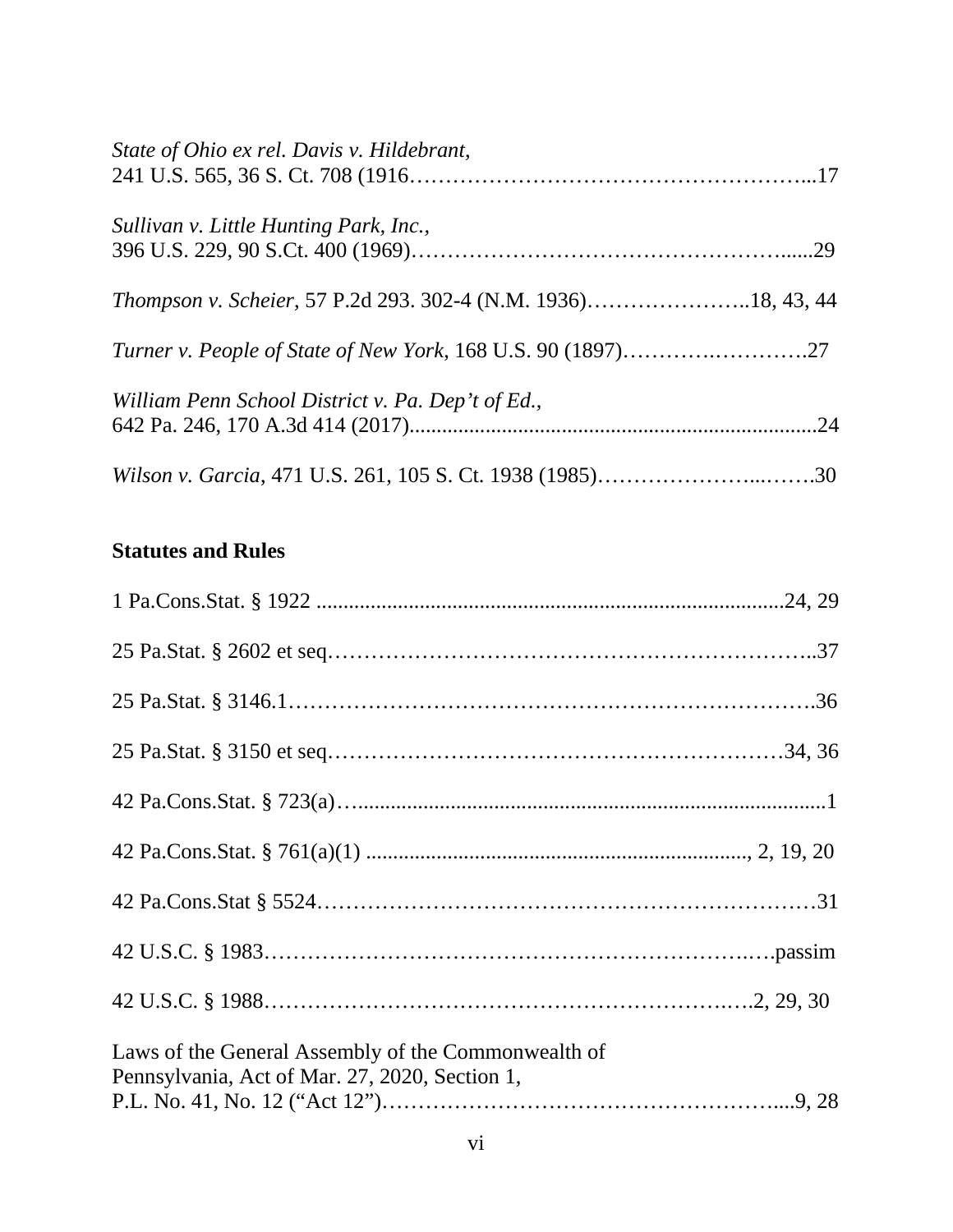*State of Ohio ex rel. Davis v. Hildebrant*,
241 U.S. 565, 36 S. Ct. 708 (1916………………………………………………...17

*Sullivan v. Little Hunting Park, Inc.*,
396 U.S. 229, 90 S.Ct. 400 (1969)…………………………………………......29

*Thompson v. Scheier*, 57 P.2d 293. 302-4 (N.M. 1936)…………………..18, 43, 44

*Turner v. People of State of New York*, 168 U.S. 90 (1897)……….………….27

*William Penn School District v. Pa. Dep't of Ed.*,
642 Pa. 246, 170 A.3d 414 (2017)........................................................................24

*Wilson v. Garcia*, 471 U.S. 261, 105 S. Ct. 1938 (1985)…………………..…….30

**Statutes and Rules**

1 Pa.Cons.Stat. § 1922 .....................................................................................24, 29

25 Pa.Stat. § 2602 et seq……………………………………………………..37

25 Pa.Stat. § 3146.1…………………………………………………………….36

25 Pa.Stat. § 3150 et seq……………………………………………………34, 36

42 Pa.Cons.Stat. § 723(a)….......................................................................................1

42 Pa.Cons.Stat. § 761(a)(1) ...................................................................., 2, 19, 20

42 Pa.Cons.Stat § 5524……………………………………………………………31

42 U.S.C. § 1983………………………………………………………….….passim

42 U.S.C. § 1988…………………………………………………….….2, 29, 30

Laws of the General Assembly of the Commonwealth of
Pennsylvania, Act of Mar. 27, 2020, Section 1,
P.L. No. 41, No. 12 ("Act 12")…………………………………………....9, 28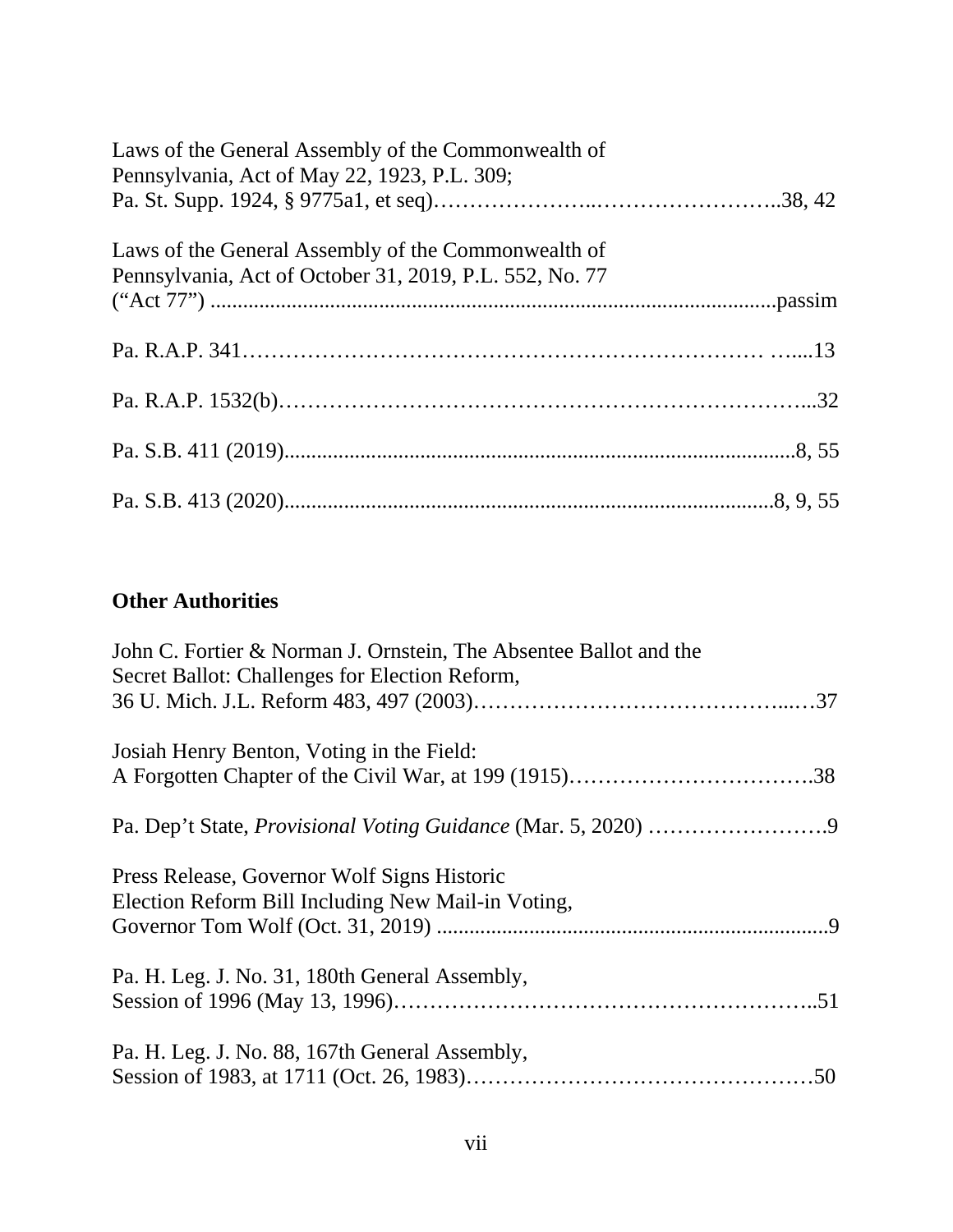Laws of the General Assembly of the Commonwealth of Pennsylvania, Act of May 22, 1923, P.L. 309; Pa. St. Supp. 1924, § 9775a1, et seq)…………………..……………………..38, 42

Laws of the General Assembly of the Commonwealth of Pennsylvania, Act of October 31, 2019, P.L. 552, No. 77 ("Act 77") ........................................................................................................passim

Pa. R.A.P. 341………………………………………………………… …....13

Pa. R.A.P. 1532(b)…………………………………………………………...32

Pa. S.B. 411 (2019)...........................................................................................8, 55

Pa. S.B. 413 (2020).......................................................................................8, 9, 55

**Other Authorities**

John C. Fortier & Norman J. Ornstein, The Absentee Ballot and the Secret Ballot: Challenges for Election Reform, 36 U. Mich. J.L. Reform 483, 497 (2003)…………………………………...…37

Josiah Henry Benton, Voting in the Field: A Forgotten Chapter of the Civil War, at 199 (1915)…………………………….38

Pa. Dep't State, *Provisional Voting Guidance* (Mar. 5, 2020) …………………….9

Press Release, Governor Wolf Signs Historic Election Reform Bill Including New Mail-in Voting, Governor Tom Wolf (Oct. 31, 2019) .......................................................................9

Pa. H. Leg. J. No. 31, 180th General Assembly, Session of 1996 (May 13, 1996)……………………………………………..51

Pa. H. Leg. J. No. 88, 167th General Assembly, Session of 1983, at 1711 (Oct. 26, 1983)…………………………………………50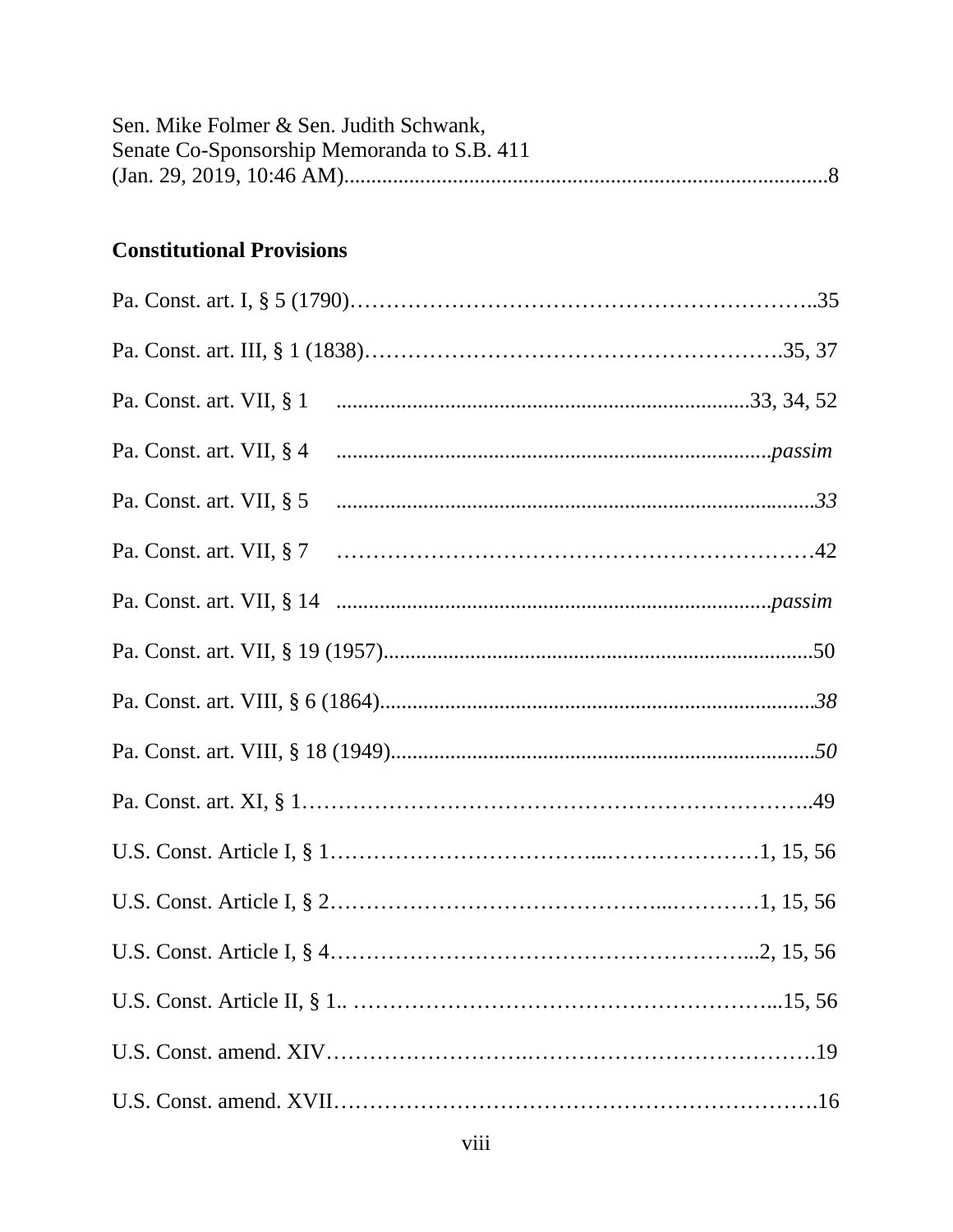Sen. Mike Folmer & Sen. Judith Schwank,
Senate Co-Sponsorship Memoranda to S.B. 411
(Jan. 29, 2019, 10:46 AM)..........................................................................................8

**Constitutional Provisions**

Pa. Const. art. I, § 5 (1790)………………………………………………………..35

Pa. Const. art. III, § 1 (1838)……………………………………………….35, 37

Pa. Const. art. VII, § 1 ..........................................................................33, 34, 52

Pa. Const. art. VII, § 4 ...............................................................................*passim*

Pa. Const. art. VII, § 5 .......................................................................................*33*

Pa. Const. art. VII, § 7 ……………………………………………………42

Pa. Const. art. VII, § 14 ...............................................................................*passim*

Pa. Const. art. VII, § 19 (1957)..............................................................................50

Pa. Const. art. VIII, § 6 (1864)..............................................................................*38*

Pa. Const. art. VIII, § 18 (1949).............................................................................*50*

Pa. Const. art. XI, § 1……………………………………………………………..49

U.S. Const. Article I, § 1……………………………...…………………1, 15, 56

U.S. Const. Article I, § 2……………………………………...…………1, 15, 56

U.S. Const. Article I, § 4…………………………………………………...2, 15, 56

U.S. Const. Article II, § 1.. …………………………………………………...15, 56

U.S. Const. amend. XIV……………………….………………………………….19

U.S. Const. amend. XVII……………………………………………………….16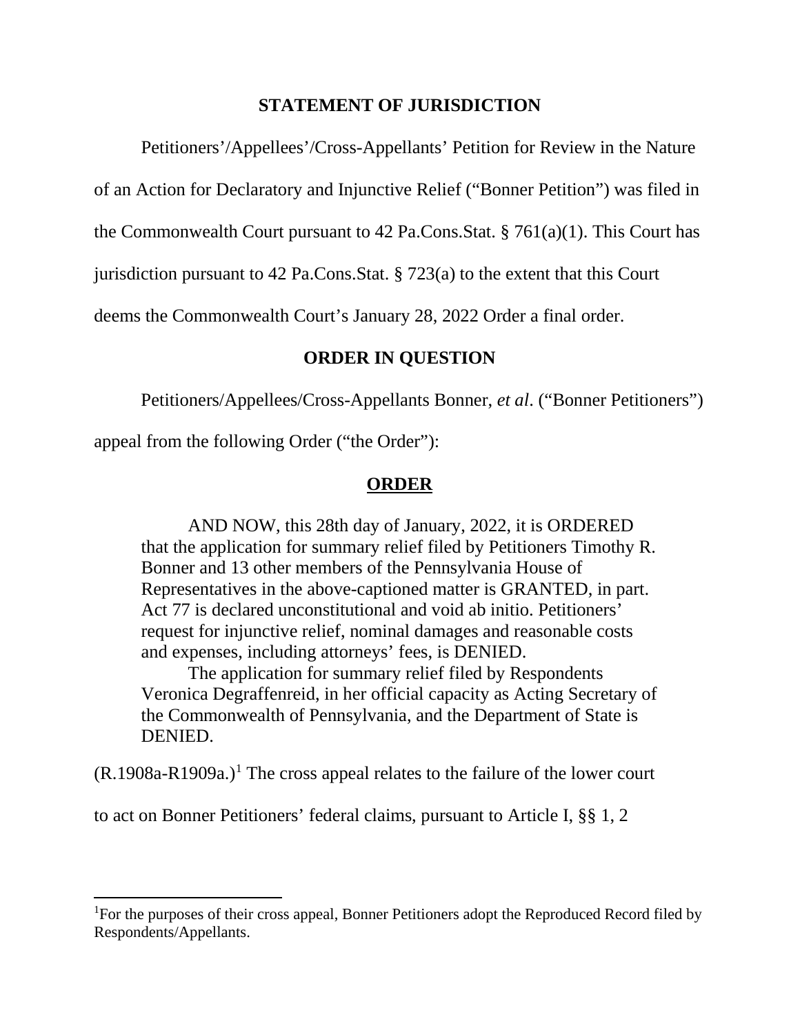## STATEMENT OF JURISDICTION

Petitioners'/Appellees'/Cross-Appellants' Petition for Review in the Nature of an Action for Declaratory and Injunctive Relief ("Bonner Petition") was filed in the Commonwealth Court pursuant to 42 Pa.Cons.Stat. § 761(a)(1). This Court has jurisdiction pursuant to 42 Pa.Cons.Stat. § 723(a) to the extent that this Court deems the Commonwealth Court's January 28, 2022 Order a final order.

## ORDER IN QUESTION

Petitioners/Appellees/Cross-Appellants Bonner, *et al*. ("Bonner Petitioners") appeal from the following Order ("the Order"):

> **ORDER**
>
> AND NOW, this 28th day of January, 2022, it is ORDERED that the application for summary relief filed by Petitioners Timothy R. Bonner and 13 other members of the Pennsylvania House of Representatives in the above-captioned matter is GRANTED, in part. Act 77 is declared unconstitutional and void ab initio. Petitioners' request for injunctive relief, nominal damages and reasonable costs and expenses, including attorneys' fees, is DENIED.
>
> The application for summary relief filed by Respondents Veronica Degraffenreid, in her official capacity as Acting Secretary of the Commonwealth of Pennsylvania, and the Department of State is DENIED.

(R.1908a-R1909a.)[1] The cross appeal relates to the failure of the lower court to act on Bonner Petitioners' federal claims, pursuant to Article I, §§ 1, 2

---

[1]For the purposes of their cross appeal, Bonner Petitioners adopt the Reproduced Record filed by Respondents/Appellants.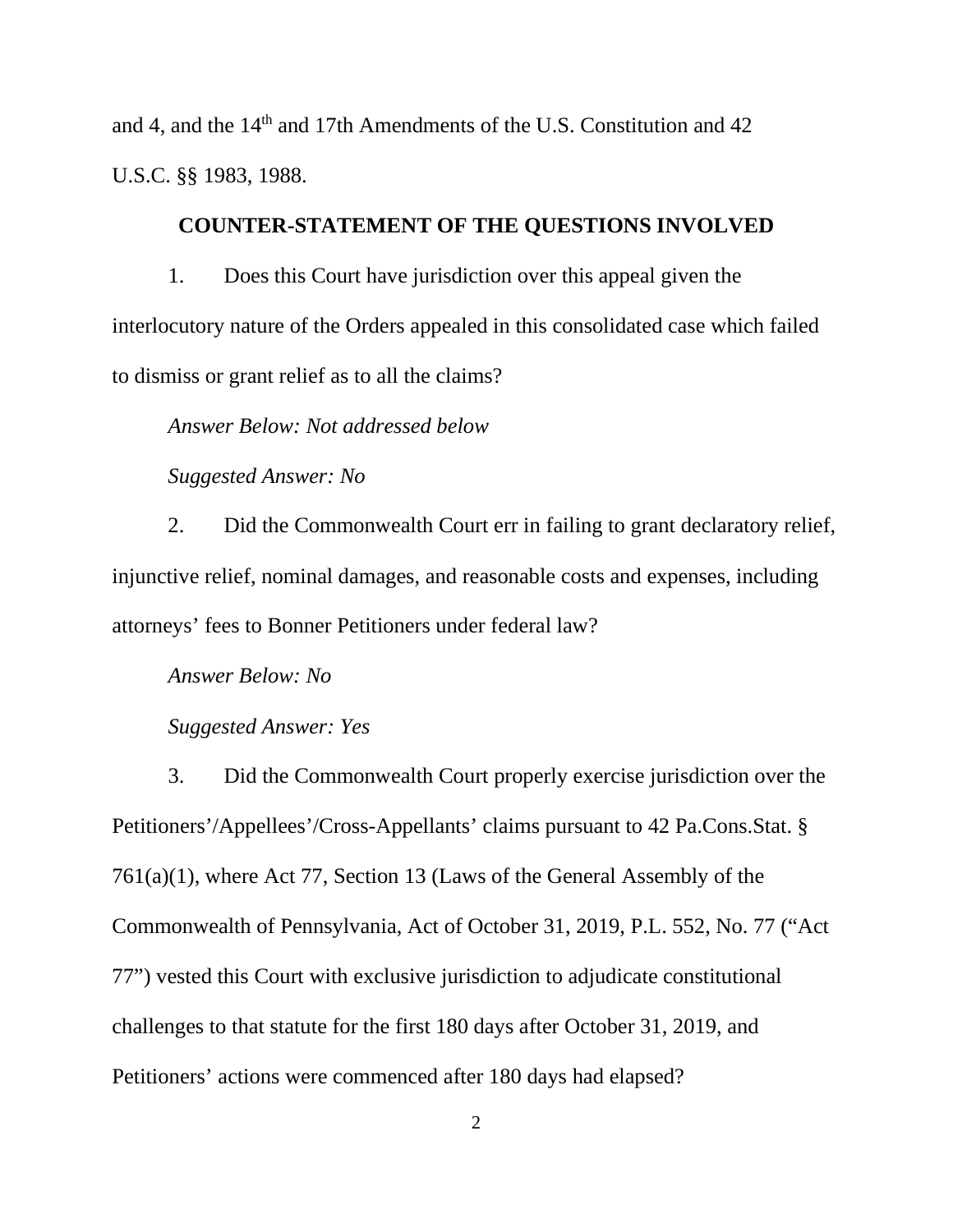and 4, and the 14th and 17th Amendments of the U.S. Constitution and 42 U.S.C. §§ 1983, 1988.

## COUNTER-STATEMENT OF THE QUESTIONS INVOLVED

1. Does this Court have jurisdiction over this appeal given the interlocutory nature of the Orders appealed in this consolidated case which failed to dismiss or grant relief as to all the claims?

*Answer Below: Not addressed below*

*Suggested Answer: No*

2. Did the Commonwealth Court err in failing to grant declaratory relief, injunctive relief, nominal damages, and reasonable costs and expenses, including attorneys' fees to Bonner Petitioners under federal law?

*Answer Below: No*

*Suggested Answer: Yes*

3. Did the Commonwealth Court properly exercise jurisdiction over the Petitioners'/Appellees'/Cross-Appellants' claims pursuant to 42 Pa.Cons.Stat. § 761(a)(1), where Act 77, Section 13 (Laws of the General Assembly of the Commonwealth of Pennsylvania, Act of October 31, 2019, P.L. 552, No. 77 ("Act 77") vested this Court with exclusive jurisdiction to adjudicate constitutional challenges to that statute for the first 180 days after October 31, 2019, and Petitioners' actions were commenced after 180 days had elapsed?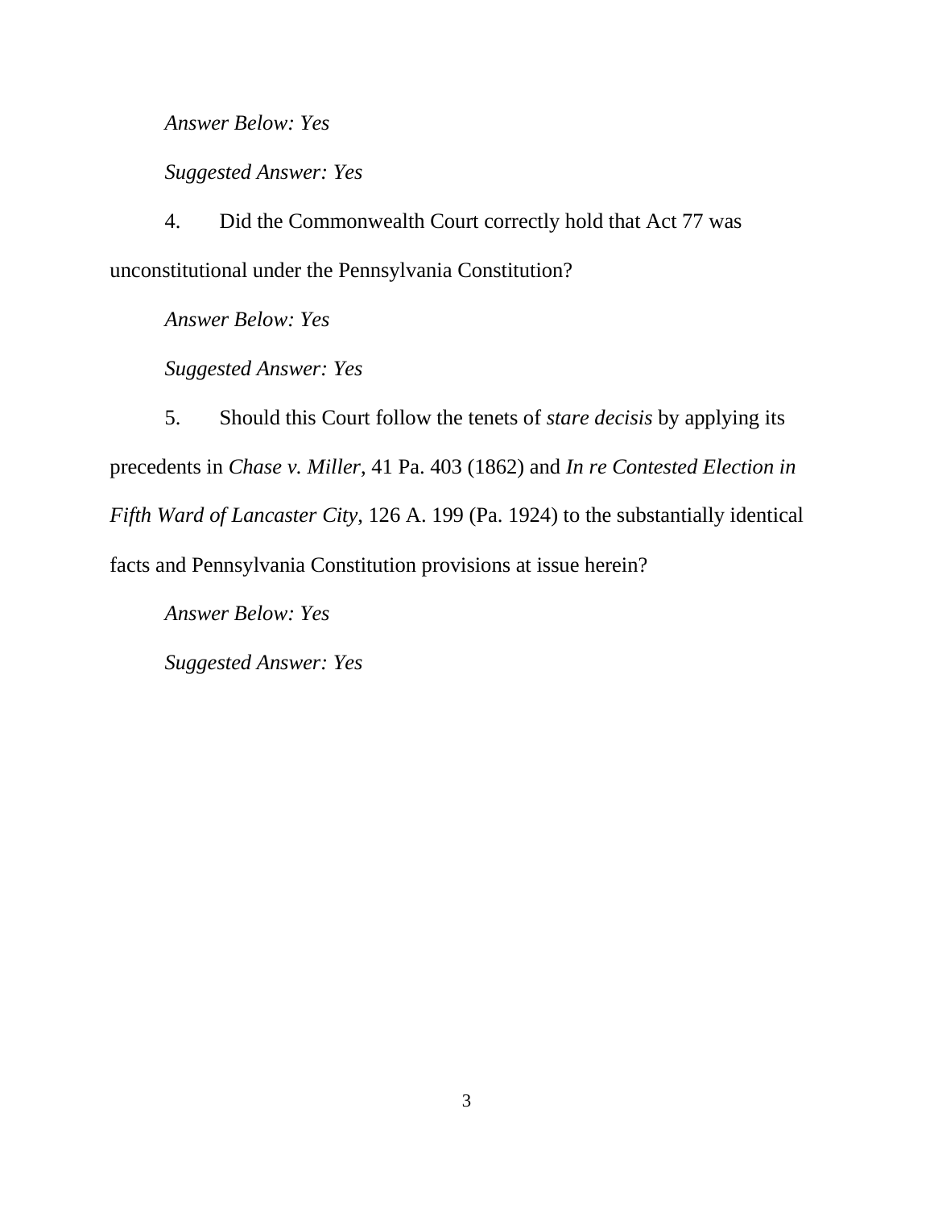*Answer Below: Yes*

*Suggested Answer: Yes*

4. Did the Commonwealth Court correctly hold that Act 77 was unconstitutional under the Pennsylvania Constitution?

*Answer Below: Yes*

*Suggested Answer: Yes*

5. Should this Court follow the tenets of *stare decisis* by applying its precedents in *Chase v. Miller*, 41 Pa. 403 (1862) and *In re Contested Election in Fifth Ward of Lancaster City*, 126 A. 199 (Pa. 1924) to the substantially identical facts and Pennsylvania Constitution provisions at issue herein?

*Answer Below: Yes*

*Suggested Answer: Yes*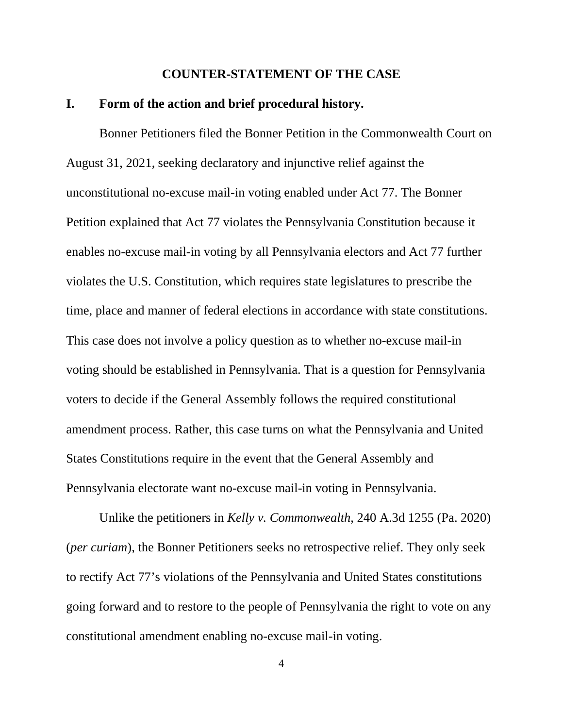## COUNTER-STATEMENT OF THE CASE

### I. Form of the action and brief procedural history.

Bonner Petitioners filed the Bonner Petition in the Commonwealth Court on August 31, 2021, seeking declaratory and injunctive relief against the unconstitutional no-excuse mail-in voting enabled under Act 77. The Bonner Petition explained that Act 77 violates the Pennsylvania Constitution because it enables no-excuse mail-in voting by all Pennsylvania electors and Act 77 further violates the U.S. Constitution, which requires state legislatures to prescribe the time, place and manner of federal elections in accordance with state constitutions. This case does not involve a policy question as to whether no-excuse mail-in voting should be established in Pennsylvania. That is a question for Pennsylvania voters to decide if the General Assembly follows the required constitutional amendment process. Rather, this case turns on what the Pennsylvania and United States Constitutions require in the event that the General Assembly and Pennsylvania electorate want no-excuse mail-in voting in Pennsylvania.

Unlike the petitioners in *Kelly v. Commonwealth*, 240 A.3d 1255 (Pa. 2020) (*per curiam*), the Bonner Petitioners seeks no retrospective relief. They only seek to rectify Act 77's violations of the Pennsylvania and United States constitutions going forward and to restore to the people of Pennsylvania the right to vote on any constitutional amendment enabling no-excuse mail-in voting.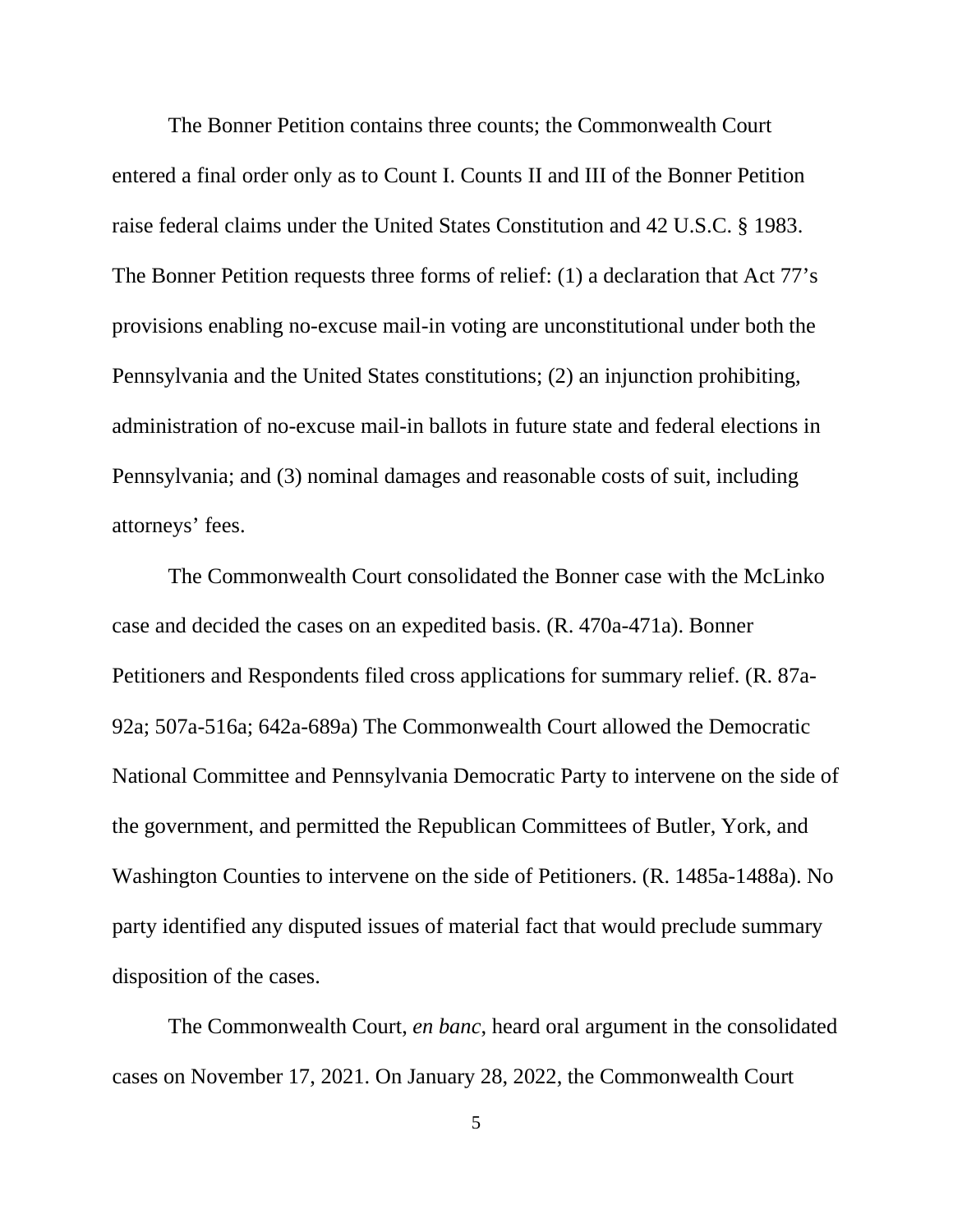The Bonner Petition contains three counts; the Commonwealth Court entered a final order only as to Count I. Counts II and III of the Bonner Petition raise federal claims under the United States Constitution and 42 U.S.C. § 1983. The Bonner Petition requests three forms of relief: (1) a declaration that Act 77's provisions enabling no-excuse mail-in voting are unconstitutional under both the Pennsylvania and the United States constitutions; (2) an injunction prohibiting, administration of no-excuse mail-in ballots in future state and federal elections in Pennsylvania; and (3) nominal damages and reasonable costs of suit, including attorneys' fees.

The Commonwealth Court consolidated the Bonner case with the McLinko case and decided the cases on an expedited basis. (R. 470a-471a). Bonner Petitioners and Respondents filed cross applications for summary relief. (R. 87a-92a; 507a-516a; 642a-689a) The Commonwealth Court allowed the Democratic National Committee and Pennsylvania Democratic Party to intervene on the side of the government, and permitted the Republican Committees of Butler, York, and Washington Counties to intervene on the side of Petitioners. (R. 1485a-1488a). No party identified any disputed issues of material fact that would preclude summary disposition of the cases.

The Commonwealth Court, *en banc*, heard oral argument in the consolidated cases on November 17, 2021. On January 28, 2022, the Commonwealth Court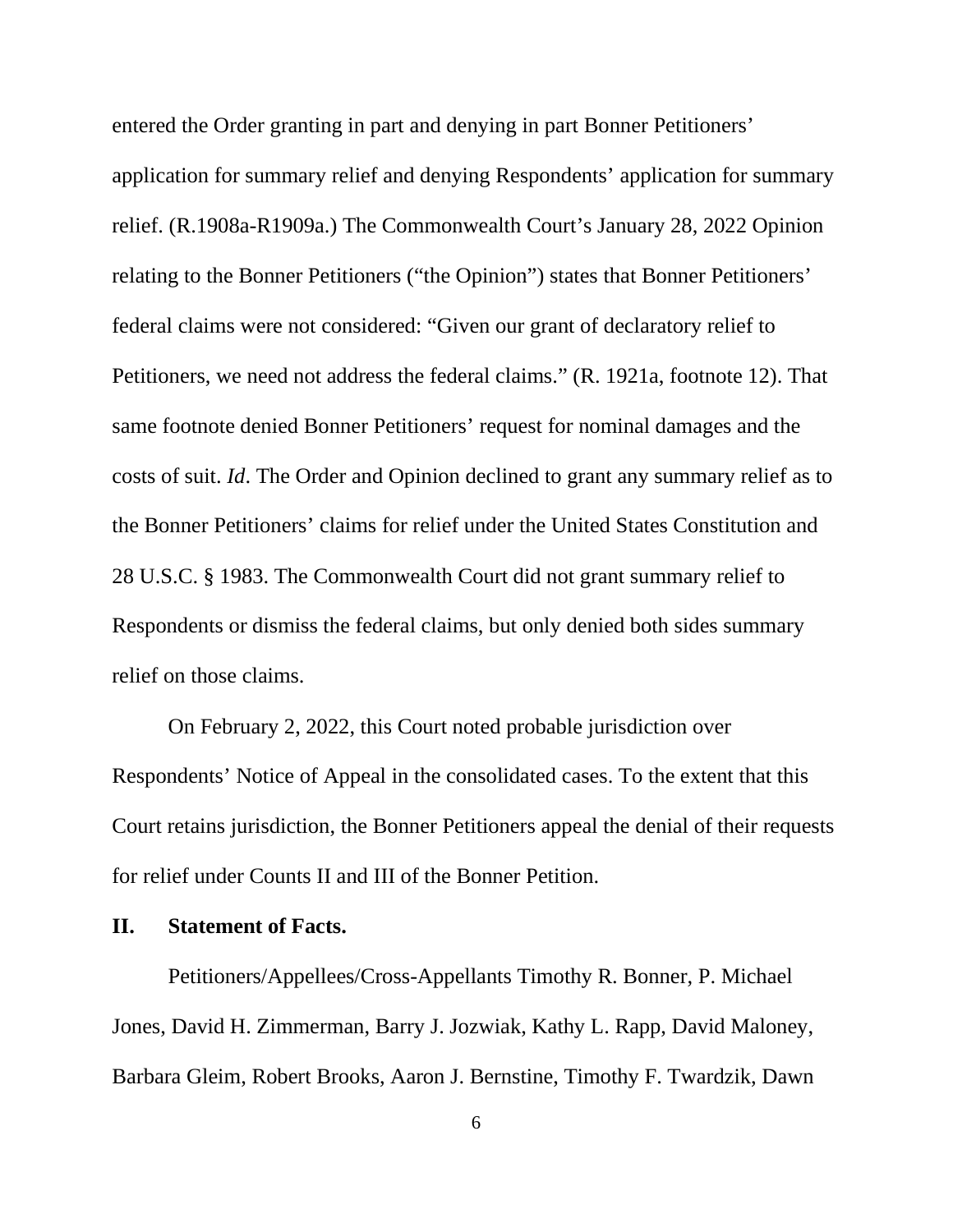entered the Order granting in part and denying in part Bonner Petitioners' application for summary relief and denying Respondents' application for summary relief. (R.1908a-R1909a.) The Commonwealth Court's January 28, 2022 Opinion relating to the Bonner Petitioners ("the Opinion") states that Bonner Petitioners' federal claims were not considered: "Given our grant of declaratory relief to Petitioners, we need not address the federal claims." (R. 1921a, footnote 12). That same footnote denied Bonner Petitioners' request for nominal damages and the costs of suit. *Id*. The Order and Opinion declined to grant any summary relief as to the Bonner Petitioners' claims for relief under the United States Constitution and 28 U.S.C. § 1983. The Commonwealth Court did not grant summary relief to Respondents or dismiss the federal claims, but only denied both sides summary relief on those claims.

On February 2, 2022, this Court noted probable jurisdiction over Respondents' Notice of Appeal in the consolidated cases. To the extent that this Court retains jurisdiction, the Bonner Petitioners appeal the denial of their requests for relief under Counts II and III of the Bonner Petition.

## II. Statement of Facts.

Petitioners/Appellees/Cross-Appellants Timothy R. Bonner, P. Michael Jones, David H. Zimmerman, Barry J. Jozwiak, Kathy L. Rapp, David Maloney, Barbara Gleim, Robert Brooks, Aaron J. Bernstine, Timothy F. Twardzik, Dawn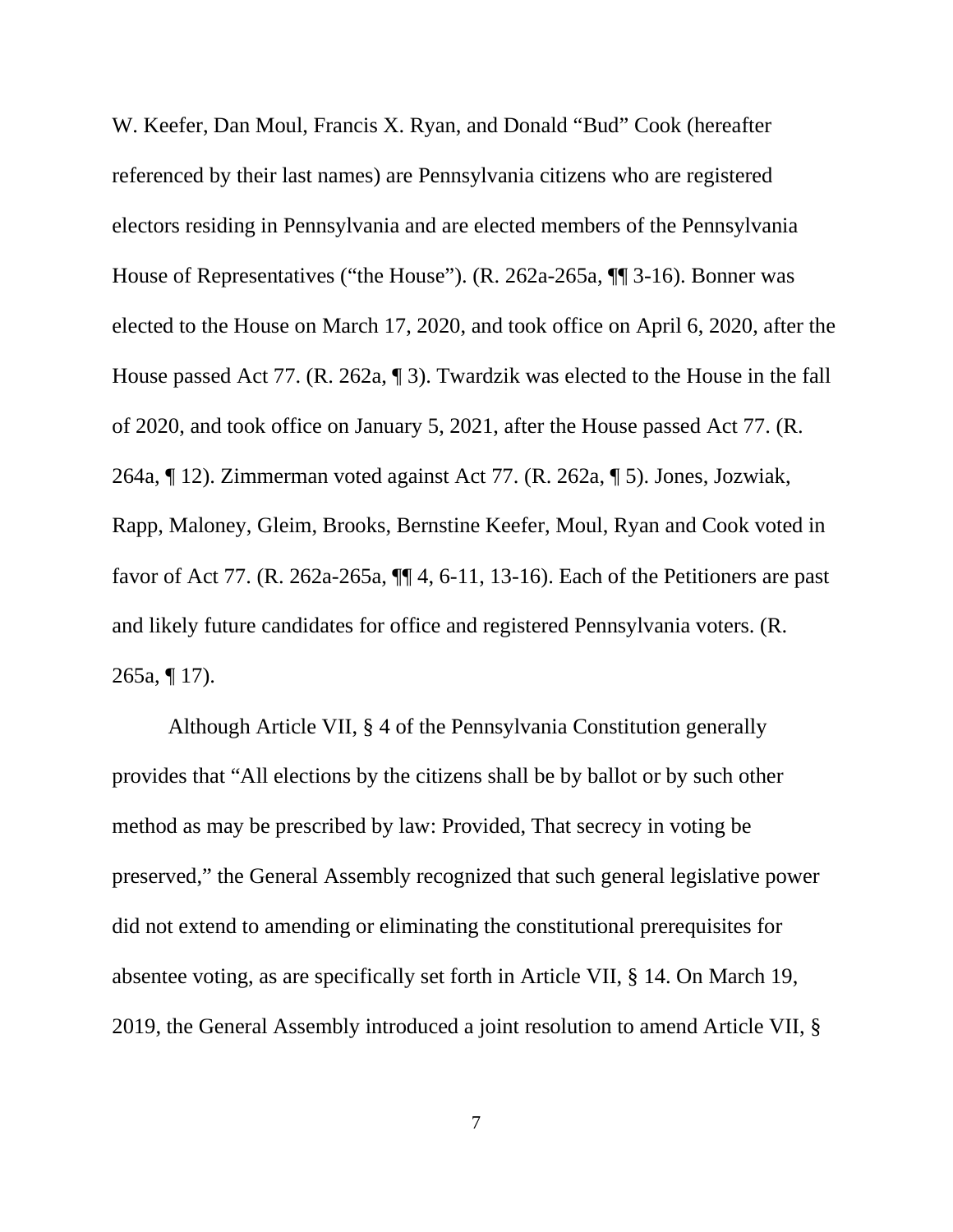W. Keefer, Dan Moul, Francis X. Ryan, and Donald "Bud" Cook (hereafter referenced by their last names) are Pennsylvania citizens who are registered electors residing in Pennsylvania and are elected members of the Pennsylvania House of Representatives ("the House"). (R. 262a-265a, ¶¶ 3-16). Bonner was elected to the House on March 17, 2020, and took office on April 6, 2020, after the House passed Act 77. (R. 262a, ¶ 3). Twardzik was elected to the House in the fall of 2020, and took office on January 5, 2021, after the House passed Act 77. (R. 264a, ¶ 12). Zimmerman voted against Act 77. (R. 262a, ¶ 5). Jones, Jozwiak, Rapp, Maloney, Gleim, Brooks, Bernstine Keefer, Moul, Ryan and Cook voted in favor of Act 77. (R. 262a-265a, ¶¶ 4, 6-11, 13-16). Each of the Petitioners are past and likely future candidates for office and registered Pennsylvania voters. (R. 265a, ¶ 17).

Although Article VII, § 4 of the Pennsylvania Constitution generally provides that "All elections by the citizens shall be by ballot or by such other method as may be prescribed by law: Provided, That secrecy in voting be preserved," the General Assembly recognized that such general legislative power did not extend to amending or eliminating the constitutional prerequisites for absentee voting, as are specifically set forth in Article VII, § 14. On March 19, 2019, the General Assembly introduced a joint resolution to amend Article VII, §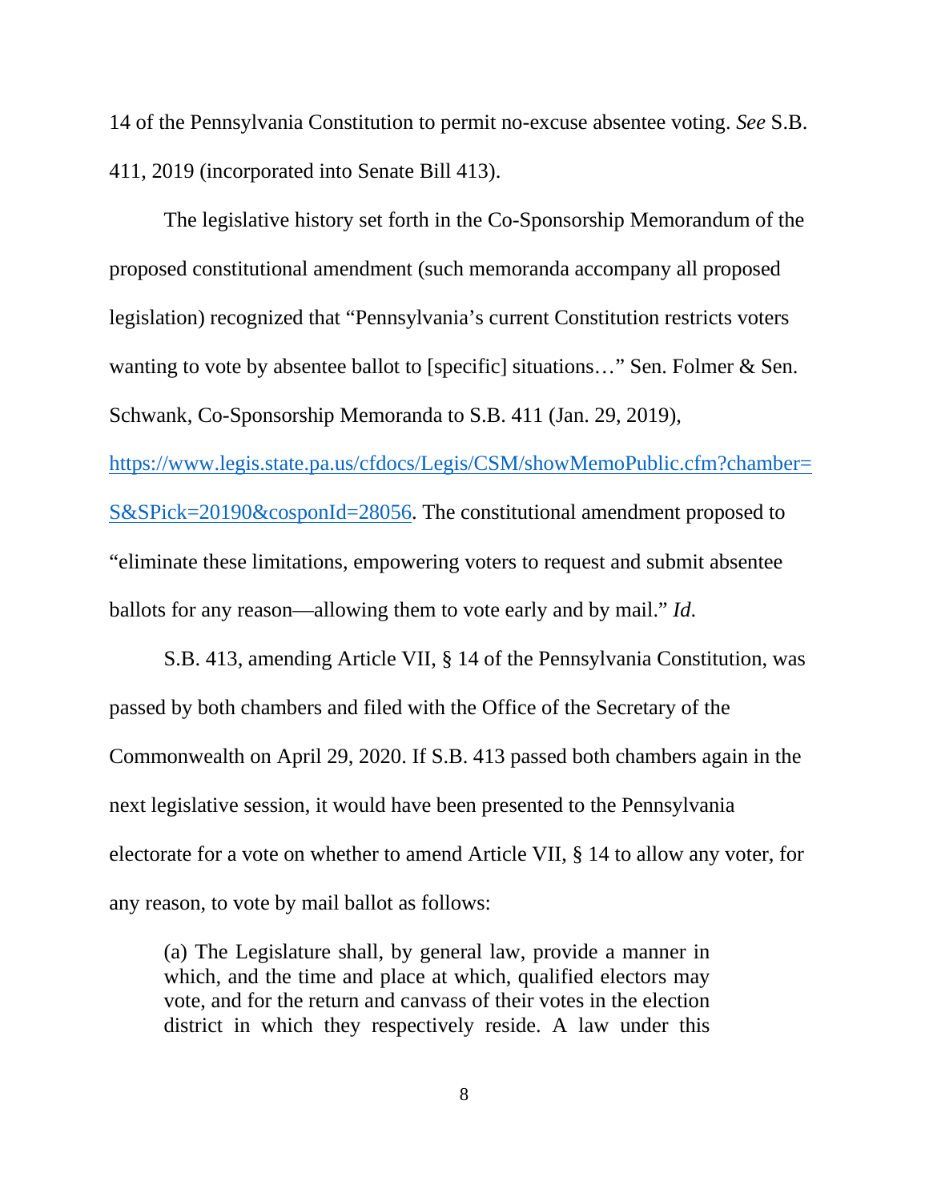14 of the Pennsylvania Constitution to permit no-excuse absentee voting. *See* S.B. 411, 2019 (incorporated into Senate Bill 413).

The legislative history set forth in the Co-Sponsorship Memorandum of the proposed constitutional amendment (such memoranda accompany all proposed legislation) recognized that "Pennsylvania's current Constitution restricts voters wanting to vote by absentee ballot to [specific] situations…" Sen. Folmer & Sen. Schwank, Co-Sponsorship Memoranda to S.B. 411 (Jan. 29, 2019), [https://www.legis.state.pa.us/cfdocs/Legis/CSM/showMemoPublic.cfm?chamber=S&SPick=20190&cosponId=28056](https://www.legis.state.pa.us/cfdocs/Legis/CSM/showMemoPublic.cfm?chamber=S&SPick=20190&cosponId=28056). The constitutional amendment proposed to "eliminate these limitations, empowering voters to request and submit absentee ballots for any reason—allowing them to vote early and by mail." *Id*.

S.B. 413, amending Article VII, § 14 of the Pennsylvania Constitution, was passed by both chambers and filed with the Office of the Secretary of the Commonwealth on April 29, 2020. If S.B. 413 passed both chambers again in the next legislative session, it would have been presented to the Pennsylvania electorate for a vote on whether to amend Article VII, § 14 to allow any voter, for any reason, to vote by mail ballot as follows:

> (a) The Legislature shall, by general law, provide a manner in which, and the time and place at which, qualified electors may vote, and for the return and canvass of their votes in the election district in which they respectively reside. A law under this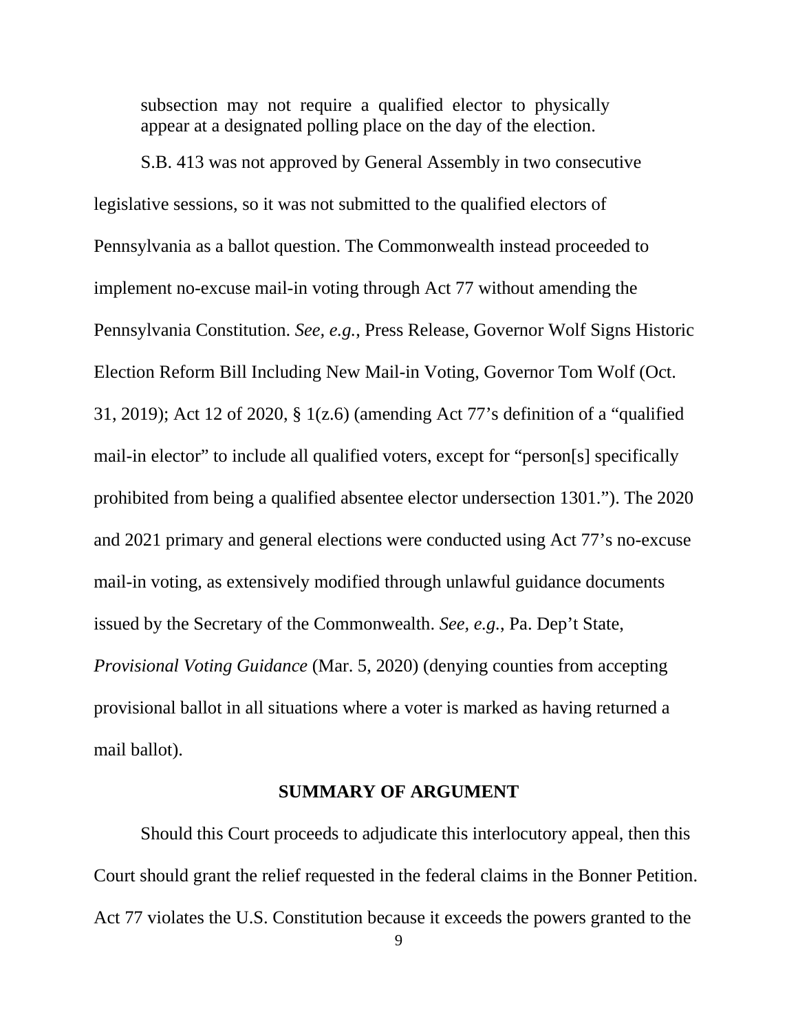> subsection may not require a qualified elector to physically appear at a designated polling place on the day of the election.

S.B. 413 was not approved by General Assembly in two consecutive legislative sessions, so it was not submitted to the qualified electors of Pennsylvania as a ballot question. The Commonwealth instead proceeded to implement no-excuse mail-in voting through Act 77 without amending the Pennsylvania Constitution. *See, e.g.*, Press Release, Governor Wolf Signs Historic Election Reform Bill Including New Mail-in Voting, Governor Tom Wolf (Oct. 31, 2019); Act 12 of 2020, § 1(z.6) (amending Act 77's definition of a "qualified mail-in elector" to include all qualified voters, except for "person[s] specifically prohibited from being a qualified absentee elector undersection 1301."). The 2020 and 2021 primary and general elections were conducted using Act 77's no-excuse mail-in voting, as extensively modified through unlawful guidance documents issued by the Secretary of the Commonwealth. *See, e.g.*, Pa. Dep't State, *Provisional Voting Guidance* (Mar. 5, 2020) (denying counties from accepting provisional ballot in all situations where a voter is marked as having returned a mail ballot).

## SUMMARY OF ARGUMENT

Should this Court proceeds to adjudicate this interlocutory appeal, then this Court should grant the relief requested in the federal claims in the Bonner Petition. Act 77 violates the U.S. Constitution because it exceeds the powers granted to the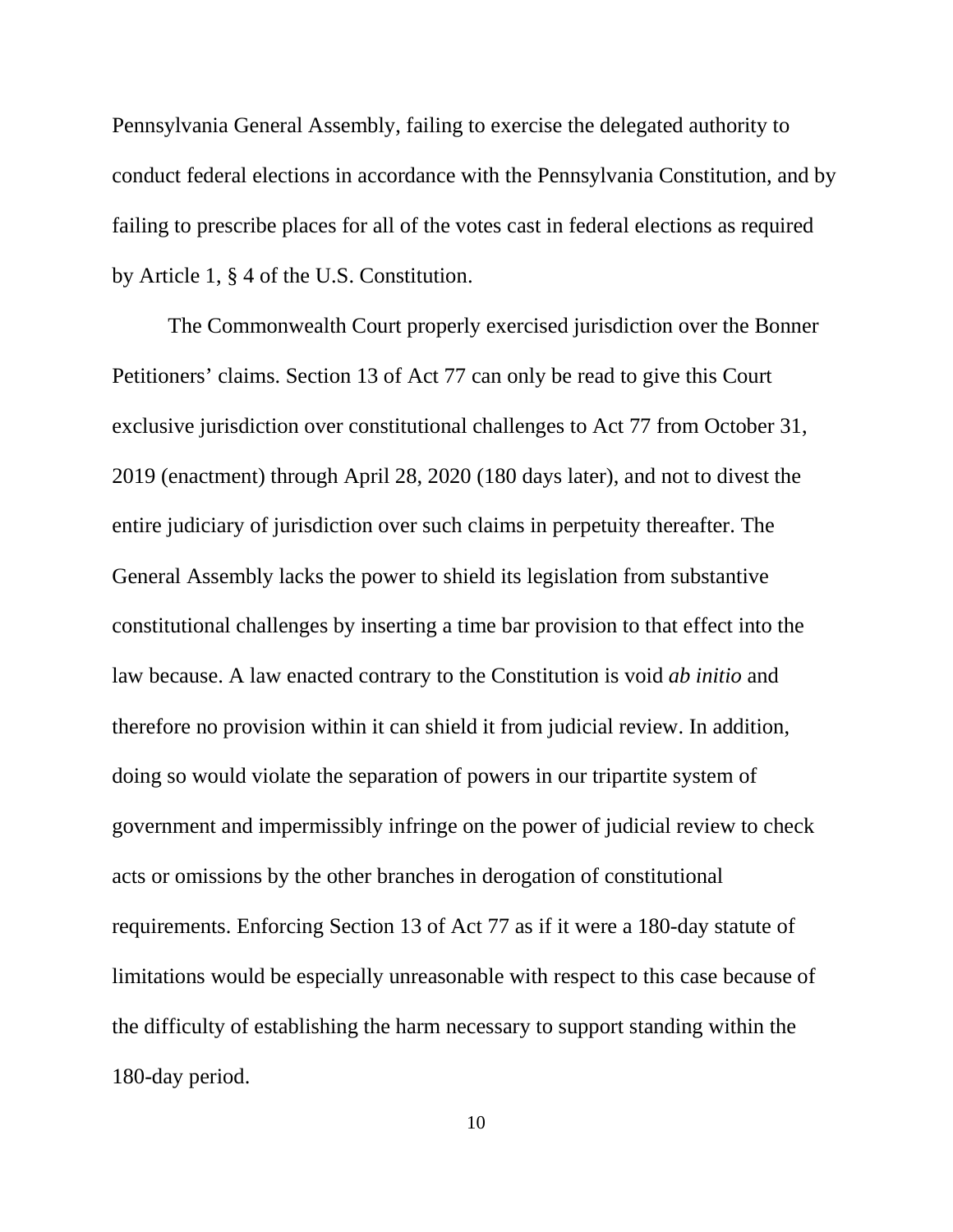Pennsylvania General Assembly, failing to exercise the delegated authority to conduct federal elections in accordance with the Pennsylvania Constitution, and by failing to prescribe places for all of the votes cast in federal elections as required by Article 1, § 4 of the U.S. Constitution.

The Commonwealth Court properly exercised jurisdiction over the Bonner Petitioners' claims. Section 13 of Act 77 can only be read to give this Court exclusive jurisdiction over constitutional challenges to Act 77 from October 31, 2019 (enactment) through April 28, 2020 (180 days later), and not to divest the entire judiciary of jurisdiction over such claims in perpetuity thereafter. The General Assembly lacks the power to shield its legislation from substantive constitutional challenges by inserting a time bar provision to that effect into the law because. A law enacted contrary to the Constitution is void *ab initio* and therefore no provision within it can shield it from judicial review. In addition, doing so would violate the separation of powers in our tripartite system of government and impermissibly infringe on the power of judicial review to check acts or omissions by the other branches in derogation of constitutional requirements. Enforcing Section 13 of Act 77 as if it were a 180-day statute of limitations would be especially unreasonable with respect to this case because of the difficulty of establishing the harm necessary to support standing within the 180-day period.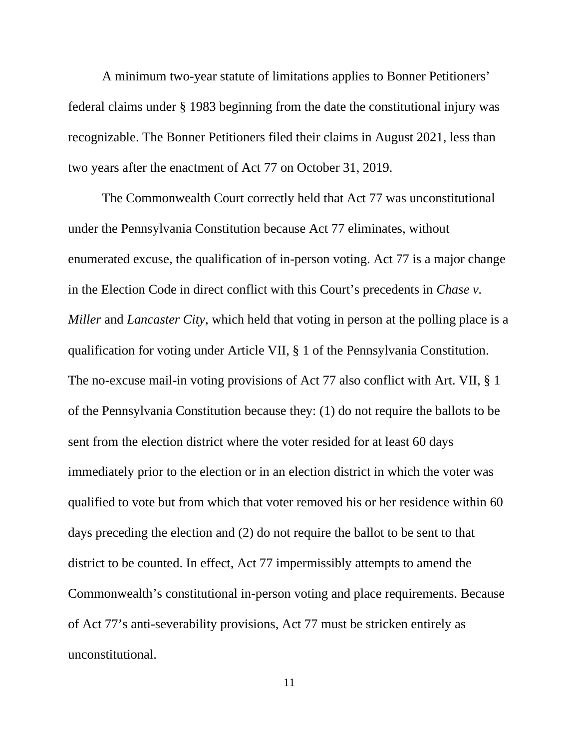A minimum two-year statute of limitations applies to Bonner Petitioners' federal claims under § 1983 beginning from the date the constitutional injury was recognizable. The Bonner Petitioners filed their claims in August 2021, less than two years after the enactment of Act 77 on October 31, 2019.

The Commonwealth Court correctly held that Act 77 was unconstitutional under the Pennsylvania Constitution because Act 77 eliminates, without enumerated excuse, the qualification of in-person voting. Act 77 is a major change in the Election Code in direct conflict with this Court's precedents in *Chase v. Miller* and *Lancaster City*, which held that voting in person at the polling place is a qualification for voting under Article VII, § 1 of the Pennsylvania Constitution. The no-excuse mail-in voting provisions of Act 77 also conflict with Art. VII, § 1 of the Pennsylvania Constitution because they: (1) do not require the ballots to be sent from the election district where the voter resided for at least 60 days immediately prior to the election or in an election district in which the voter was qualified to vote but from which that voter removed his or her residence within 60 days preceding the election and (2) do not require the ballot to be sent to that district to be counted. In effect, Act 77 impermissibly attempts to amend the Commonwealth's constitutional in-person voting and place requirements. Because of Act 77's anti-severability provisions, Act 77 must be stricken entirely as unconstitutional.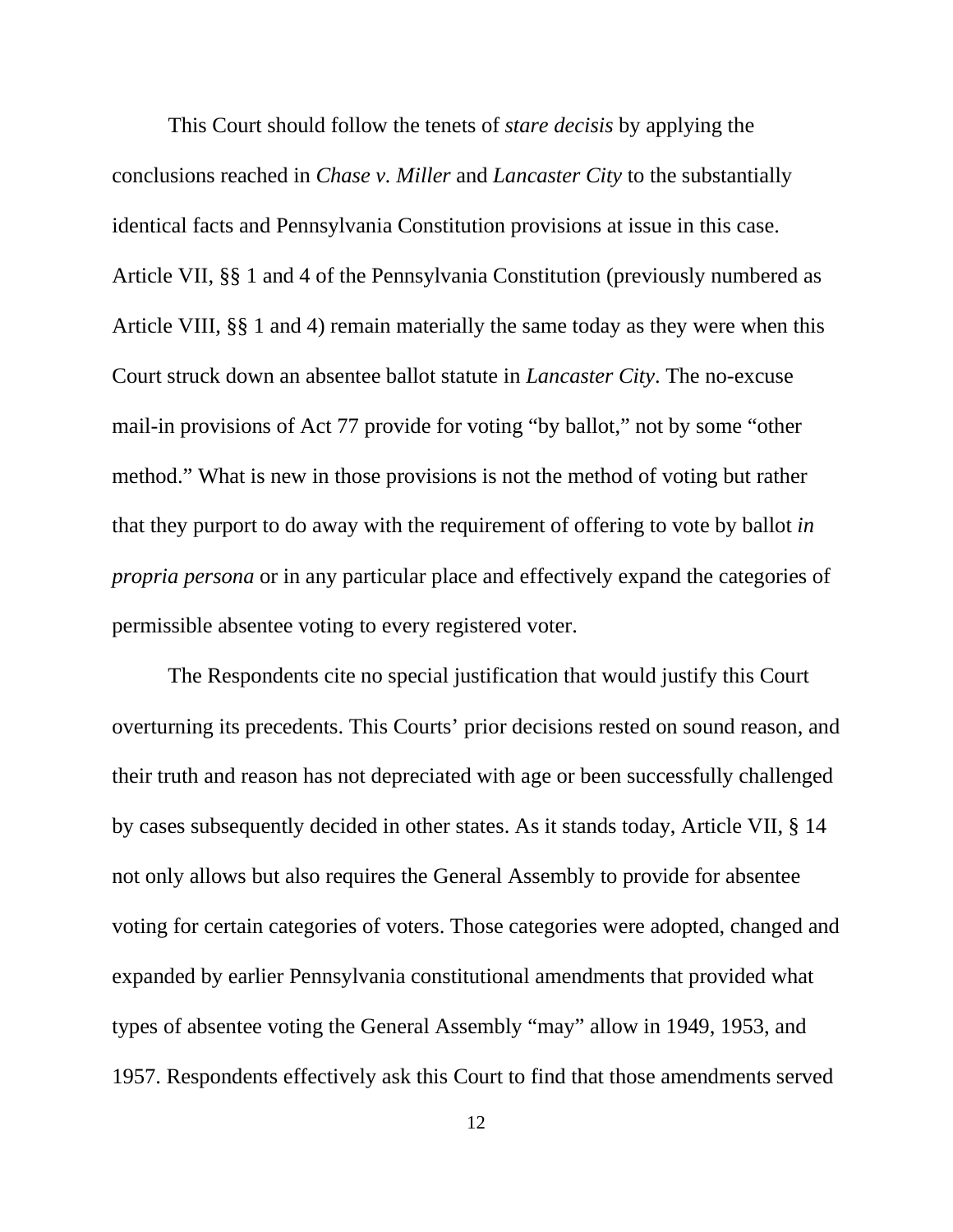This Court should follow the tenets of *stare decisis* by applying the conclusions reached in *Chase v. Miller* and *Lancaster City* to the substantially identical facts and Pennsylvania Constitution provisions at issue in this case. Article VII, §§ 1 and 4 of the Pennsylvania Constitution (previously numbered as Article VIII, §§ 1 and 4) remain materially the same today as they were when this Court struck down an absentee ballot statute in *Lancaster City*. The no-excuse mail-in provisions of Act 77 provide for voting "by ballot," not by some "other method." What is new in those provisions is not the method of voting but rather that they purport to do away with the requirement of offering to vote by ballot *in propria persona* or in any particular place and effectively expand the categories of permissible absentee voting to every registered voter.

The Respondents cite no special justification that would justify this Court overturning its precedents. This Courts' prior decisions rested on sound reason, and their truth and reason has not depreciated with age or been successfully challenged by cases subsequently decided in other states. As it stands today, Article VII, § 14 not only allows but also requires the General Assembly to provide for absentee voting for certain categories of voters. Those categories were adopted, changed and expanded by earlier Pennsylvania constitutional amendments that provided what types of absentee voting the General Assembly "may" allow in 1949, 1953, and 1957. Respondents effectively ask this Court to find that those amendments served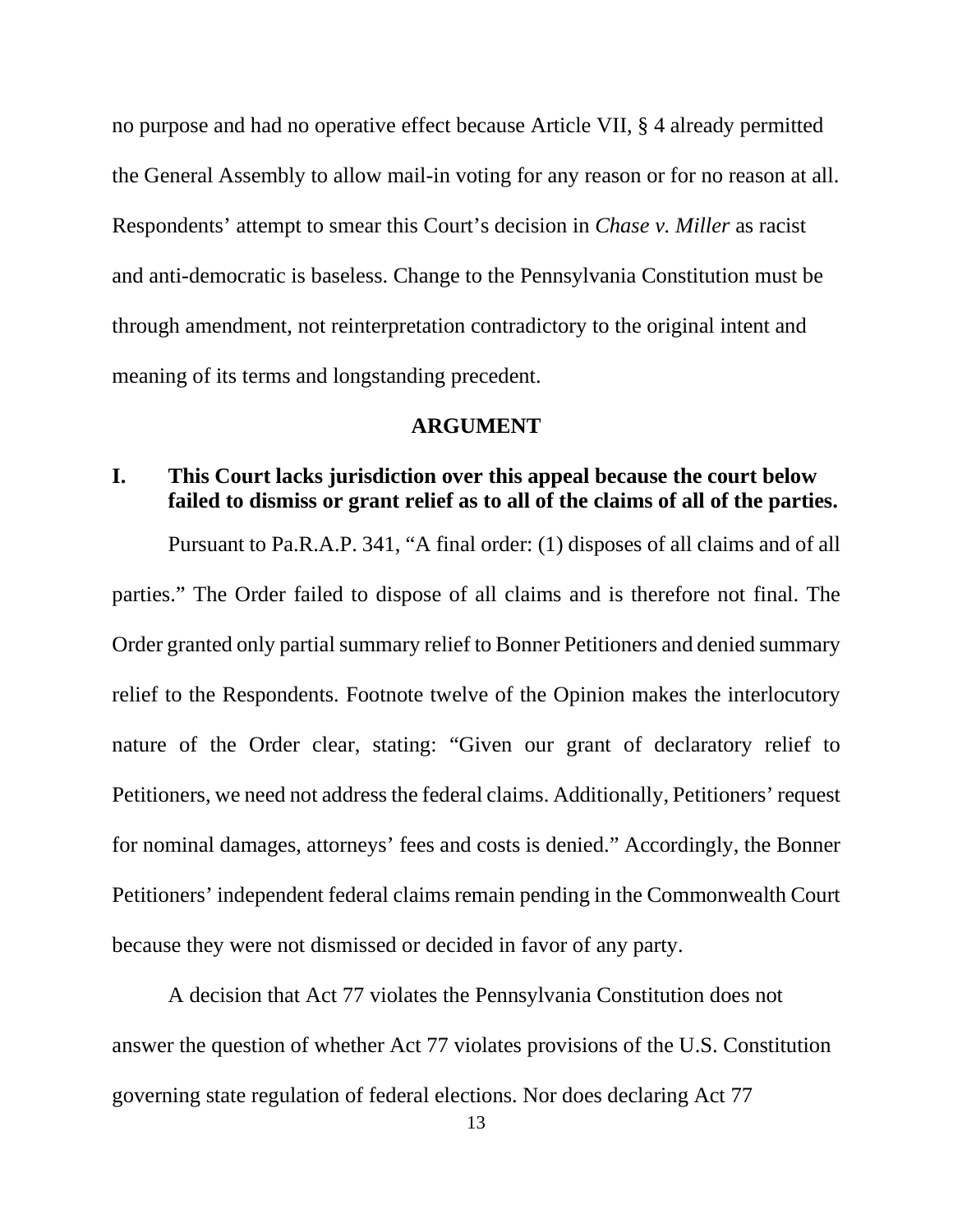no purpose and had no operative effect because Article VII, § 4 already permitted the General Assembly to allow mail-in voting for any reason or for no reason at all. Respondents' attempt to smear this Court's decision in *Chase v. Miller* as racist and anti-democratic is baseless. Change to the Pennsylvania Constitution must be through amendment, not reinterpretation contradictory to the original intent and meaning of its terms and longstanding precedent.

## ARGUMENT

### I. This Court lacks jurisdiction over this appeal because the court below failed to dismiss or grant relief as to all of the claims of all of the parties.

Pursuant to Pa.R.A.P. 341, "A final order: (1) disposes of all claims and of all parties." The Order failed to dispose of all claims and is therefore not final. The Order granted only partial summary relief to Bonner Petitioners and denied summary relief to the Respondents. Footnote twelve of the Opinion makes the interlocutory nature of the Order clear, stating: "Given our grant of declaratory relief to Petitioners, we need not address the federal claims. Additionally, Petitioners' request for nominal damages, attorneys' fees and costs is denied." Accordingly, the Bonner Petitioners' independent federal claims remain pending in the Commonwealth Court because they were not dismissed or decided in favor of any party.

A decision that Act 77 violates the Pennsylvania Constitution does not answer the question of whether Act 77 violates provisions of the U.S. Constitution governing state regulation of federal elections. Nor does declaring Act 77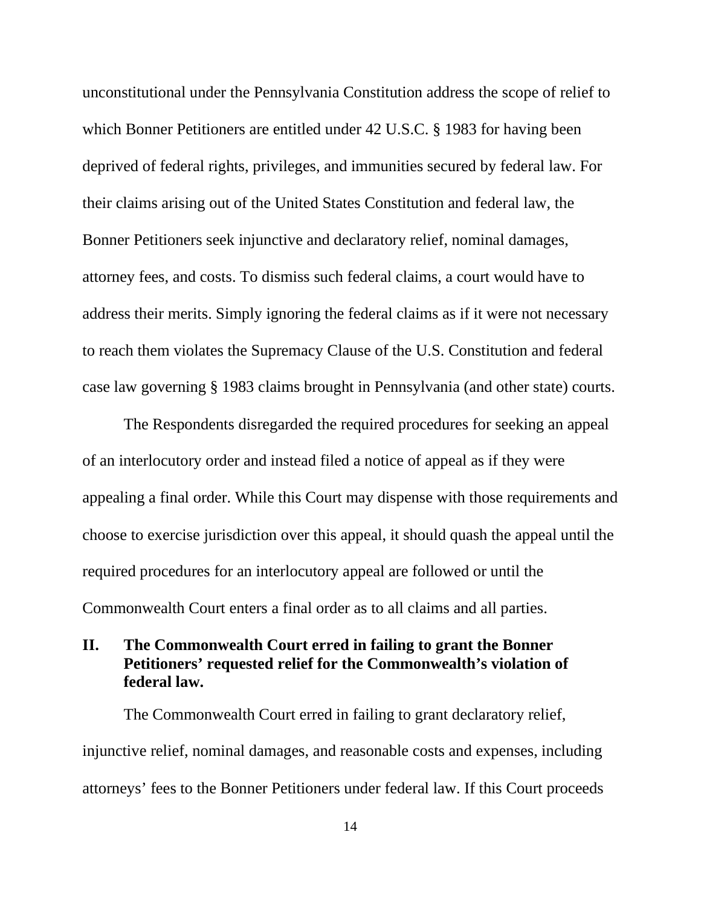unconstitutional under the Pennsylvania Constitution address the scope of relief to which Bonner Petitioners are entitled under 42 U.S.C. § 1983 for having been deprived of federal rights, privileges, and immunities secured by federal law. For their claims arising out of the United States Constitution and federal law, the Bonner Petitioners seek injunctive and declaratory relief, nominal damages, attorney fees, and costs. To dismiss such federal claims, a court would have to address their merits. Simply ignoring the federal claims as if it were not necessary to reach them violates the Supremacy Clause of the U.S. Constitution and federal case law governing § 1983 claims brought in Pennsylvania (and other state) courts.

The Respondents disregarded the required procedures for seeking an appeal of an interlocutory order and instead filed a notice of appeal as if they were appealing a final order. While this Court may dispense with those requirements and choose to exercise jurisdiction over this appeal, it should quash the appeal until the required procedures for an interlocutory appeal are followed or until the Commonwealth Court enters a final order as to all claims and all parties.

## II. The Commonwealth Court erred in failing to grant the Bonner Petitioners' requested relief for the Commonwealth's violation of federal law.

The Commonwealth Court erred in failing to grant declaratory relief, injunctive relief, nominal damages, and reasonable costs and expenses, including attorneys' fees to the Bonner Petitioners under federal law. If this Court proceeds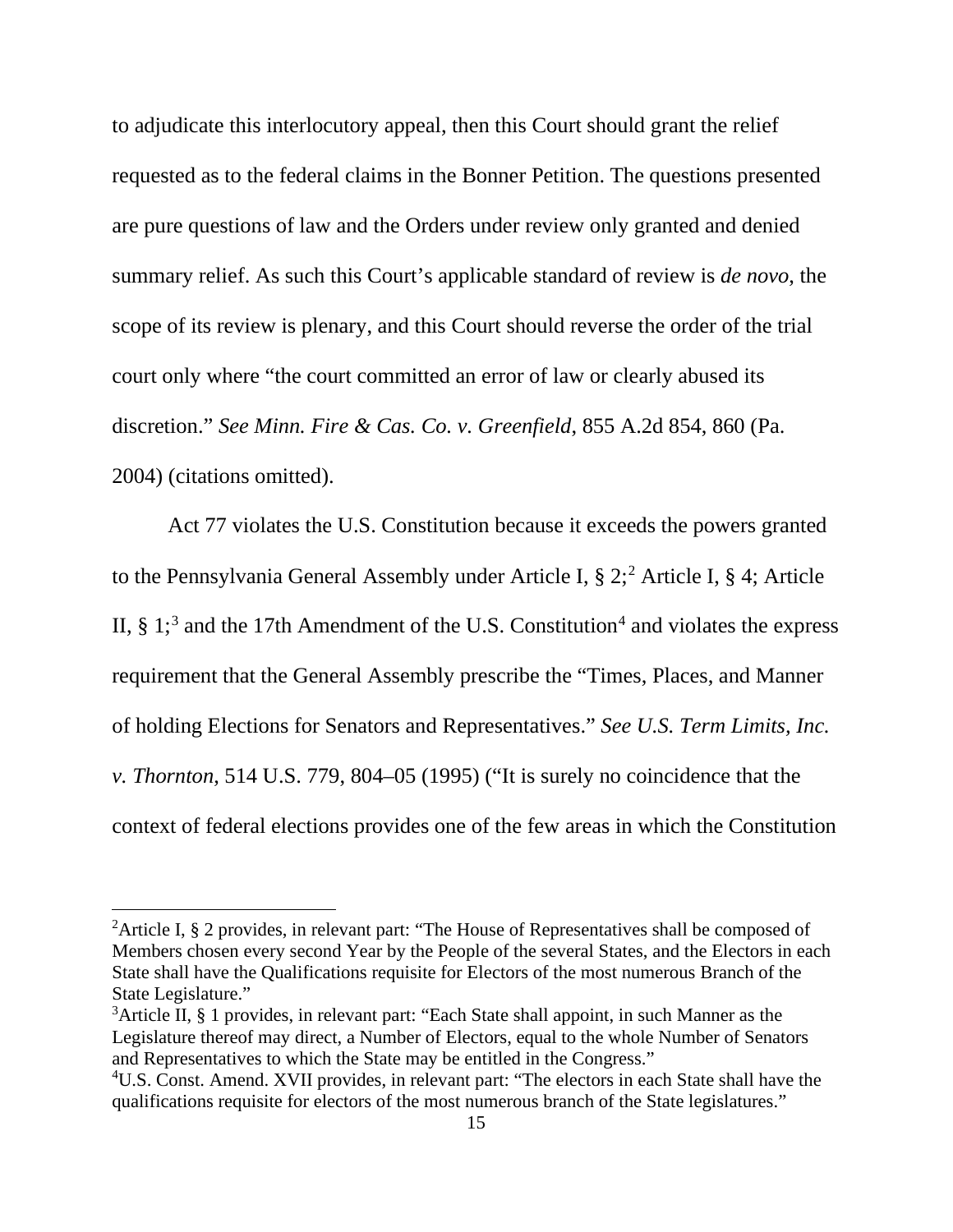to adjudicate this interlocutory appeal, then this Court should grant the relief requested as to the federal claims in the Bonner Petition. The questions presented are pure questions of law and the Orders under review only granted and denied summary relief. As such this Court's applicable standard of review is *de novo*, the scope of its review is plenary, and this Court should reverse the order of the trial court only where "the court committed an error of law or clearly abused its discretion." *See Minn. Fire & Cas. Co. v. Greenfield*, 855 A.2d 854, 860 (Pa. 2004) (citations omitted).

Act 77 violates the U.S. Constitution because it exceeds the powers granted to the Pennsylvania General Assembly under Article I, § 2;[2] Article I, § 4; Article II, § 1;[3] and the 17th Amendment of the U.S. Constitution[4] and violates the express requirement that the General Assembly prescribe the "Times, Places, and Manner of holding Elections for Senators and Representatives." *See U.S. Term Limits, Inc. v. Thornton*, 514 U.S. 779, 804–05 (1995) ("It is surely no coincidence that the context of federal elections provides one of the few areas in which the Constitution

---

[2]Article I, § 2 provides, in relevant part: "The House of Representatives shall be composed of Members chosen every second Year by the People of the several States, and the Electors in each State shall have the Qualifications requisite for Electors of the most numerous Branch of the State Legislature."

[3]Article II, § 1 provides, in relevant part: "Each State shall appoint, in such Manner as the Legislature thereof may direct, a Number of Electors, equal to the whole Number of Senators and Representatives to which the State may be entitled in the Congress."

[4]U.S. Const. Amend. XVII provides, in relevant part: "The electors in each State shall have the qualifications requisite for electors of the most numerous branch of the State legislatures."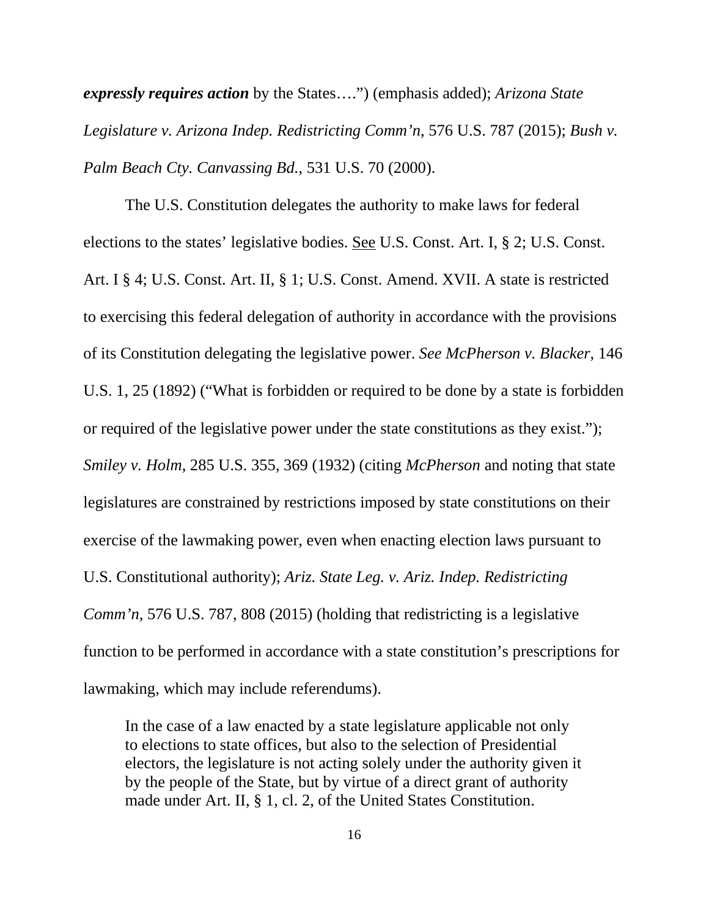***expressly requires action*** by the States….") (emphasis added); *Arizona State Legislature v. Arizona Indep. Redistricting Comm'n*, 576 U.S. 787 (2015); *Bush v. Palm Beach Cty. Canvassing Bd.*, 531 U.S. 70 (2000).

The U.S. Constitution delegates the authority to make laws for federal elections to the states' legislative bodies. See U.S. Const. Art. I, § 2; U.S. Const. Art. I § 4; U.S. Const. Art. II, § 1; U.S. Const. Amend. XVII. A state is restricted to exercising this federal delegation of authority in accordance with the provisions of its Constitution delegating the legislative power. *See McPherson v. Blacker*, 146 U.S. 1, 25 (1892) ("What is forbidden or required to be done by a state is forbidden or required of the legislative power under the state constitutions as they exist."); *Smiley v. Holm*, 285 U.S. 355, 369 (1932) (citing *McPherson* and noting that state legislatures are constrained by restrictions imposed by state constitutions on their exercise of the lawmaking power, even when enacting election laws pursuant to U.S. Constitutional authority); *Ariz. State Leg. v. Ariz. Indep. Redistricting Comm'n*, 576 U.S. 787, 808 (2015) (holding that redistricting is a legislative function to be performed in accordance with a state constitution's prescriptions for lawmaking, which may include referendums).

> In the case of a law enacted by a state legislature applicable not only to elections to state offices, but also to the selection of Presidential electors, the legislature is not acting solely under the authority given it by the people of the State, but by virtue of a direct grant of authority made under Art. II, § 1, cl. 2, of the United States Constitution.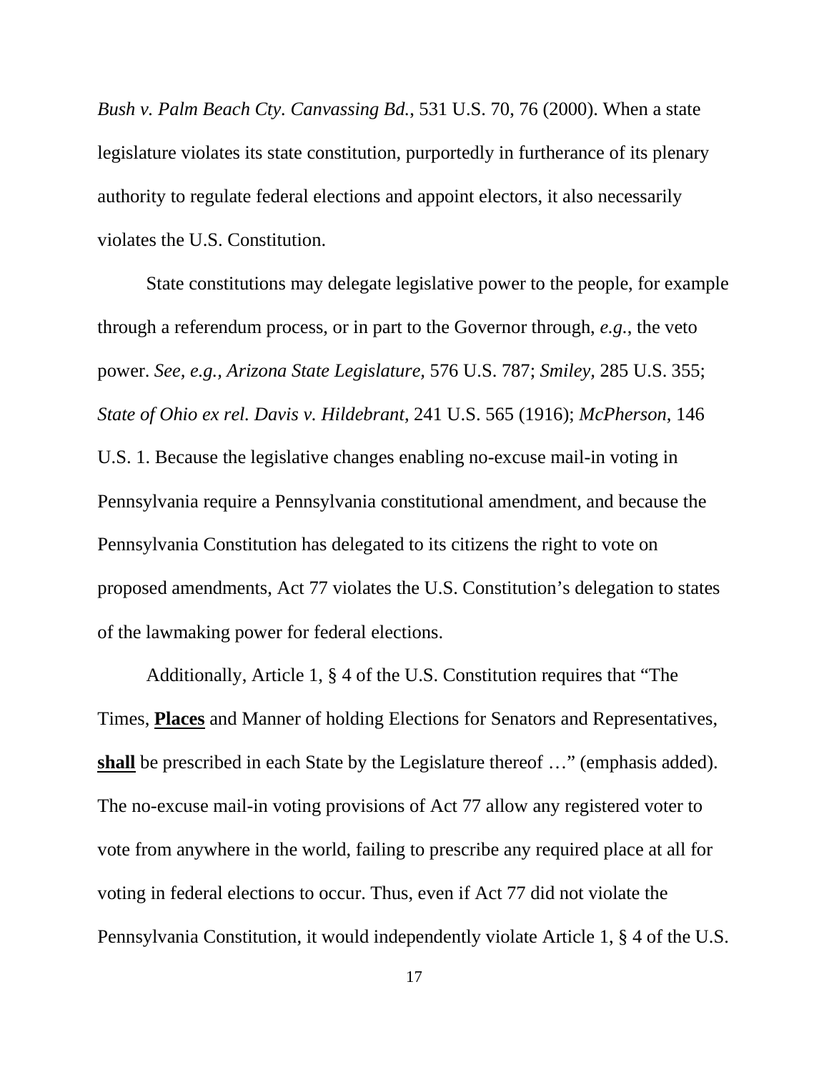*Bush v. Palm Beach Cty. Canvassing Bd.*, 531 U.S. 70, 76 (2000). When a state legislature violates its state constitution, purportedly in furtherance of its plenary authority to regulate federal elections and appoint electors, it also necessarily violates the U.S. Constitution.

State constitutions may delegate legislative power to the people, for example through a referendum process, or in part to the Governor through, *e.g.*, the veto power. *See, e.g., Arizona State Legislature,* 576 U.S. 787; *Smiley,* 285 U.S. 355; *State of Ohio ex rel. Davis v. Hildebrant*, 241 U.S. 565 (1916); *McPherson*, 146 U.S. 1. Because the legislative changes enabling no-excuse mail-in voting in Pennsylvania require a Pennsylvania constitutional amendment, and because the Pennsylvania Constitution has delegated to its citizens the right to vote on proposed amendments, Act 77 violates the U.S. Constitution's delegation to states of the lawmaking power for federal elections.

Additionally, Article 1, § 4 of the U.S. Constitution requires that "The Times, **<u>Places</u>** and Manner of holding Elections for Senators and Representatives, **<u>shall</u>** be prescribed in each State by the Legislature thereof …" (emphasis added). The no-excuse mail-in voting provisions of Act 77 allow any registered voter to vote from anywhere in the world, failing to prescribe any required place at all for voting in federal elections to occur. Thus, even if Act 77 did not violate the Pennsylvania Constitution, it would independently violate Article 1, § 4 of the U.S.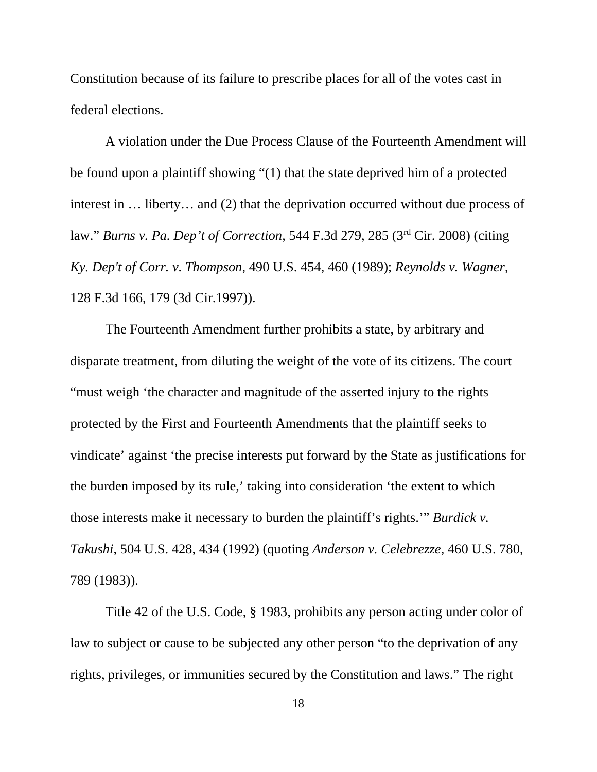Constitution because of its failure to prescribe places for all of the votes cast in federal elections.

A violation under the Due Process Clause of the Fourteenth Amendment will be found upon a plaintiff showing "(1) that the state deprived him of a protected interest in … liberty… and (2) that the deprivation occurred without due process of law." *Burns v. Pa. Dep't of Correction*, 544 F.3d 279, 285 (3rd Cir. 2008) (citing *Ky. Dep't of Corr. v. Thompson*, 490 U.S. 454, 460 (1989); *Reynolds v. Wagner*, 128 F.3d 166, 179 (3d Cir.1997)).

The Fourteenth Amendment further prohibits a state, by arbitrary and disparate treatment, from diluting the weight of the vote of its citizens. The court "must weigh 'the character and magnitude of the asserted injury to the rights protected by the First and Fourteenth Amendments that the plaintiff seeks to vindicate' against 'the precise interests put forward by the State as justifications for the burden imposed by its rule,' taking into consideration 'the extent to which those interests make it necessary to burden the plaintiff's rights.'" *Burdick v. Takushi*, 504 U.S. 428, 434 (1992) (quoting *Anderson v. Celebrezze*, 460 U.S. 780, 789 (1983)).

Title 42 of the U.S. Code, § 1983, prohibits any person acting under color of law to subject or cause to be subjected any other person "to the deprivation of any rights, privileges, or immunities secured by the Constitution and laws." The right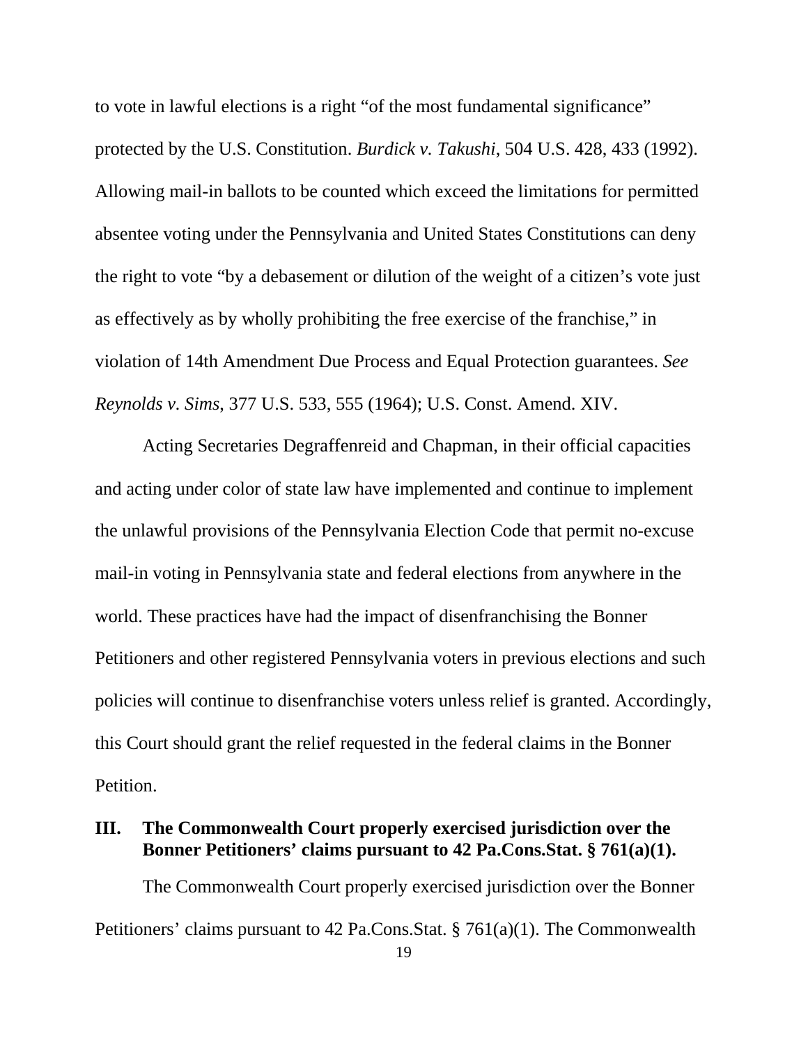to vote in lawful elections is a right "of the most fundamental significance" protected by the U.S. Constitution. *Burdick v. Takushi*, 504 U.S. 428, 433 (1992). Allowing mail-in ballots to be counted which exceed the limitations for permitted absentee voting under the Pennsylvania and United States Constitutions can deny the right to vote "by a debasement or dilution of the weight of a citizen's vote just as effectively as by wholly prohibiting the free exercise of the franchise," in violation of 14th Amendment Due Process and Equal Protection guarantees. *See Reynolds v. Sims*, 377 U.S. 533, 555 (1964); U.S. Const. Amend. XIV.

Acting Secretaries Degraffenreid and Chapman, in their official capacities and acting under color of state law have implemented and continue to implement the unlawful provisions of the Pennsylvania Election Code that permit no-excuse mail-in voting in Pennsylvania state and federal elections from anywhere in the world. These practices have had the impact of disenfranchising the Bonner Petitioners and other registered Pennsylvania voters in previous elections and such policies will continue to disenfranchise voters unless relief is granted. Accordingly, this Court should grant the relief requested in the federal claims in the Bonner Petition.

## III. The Commonwealth Court properly exercised jurisdiction over the Bonner Petitioners' claims pursuant to 42 Pa.Cons.Stat. § 761(a)(1).

The Commonwealth Court properly exercised jurisdiction over the Bonner Petitioners' claims pursuant to 42 Pa.Cons.Stat. § 761(a)(1). The Commonwealth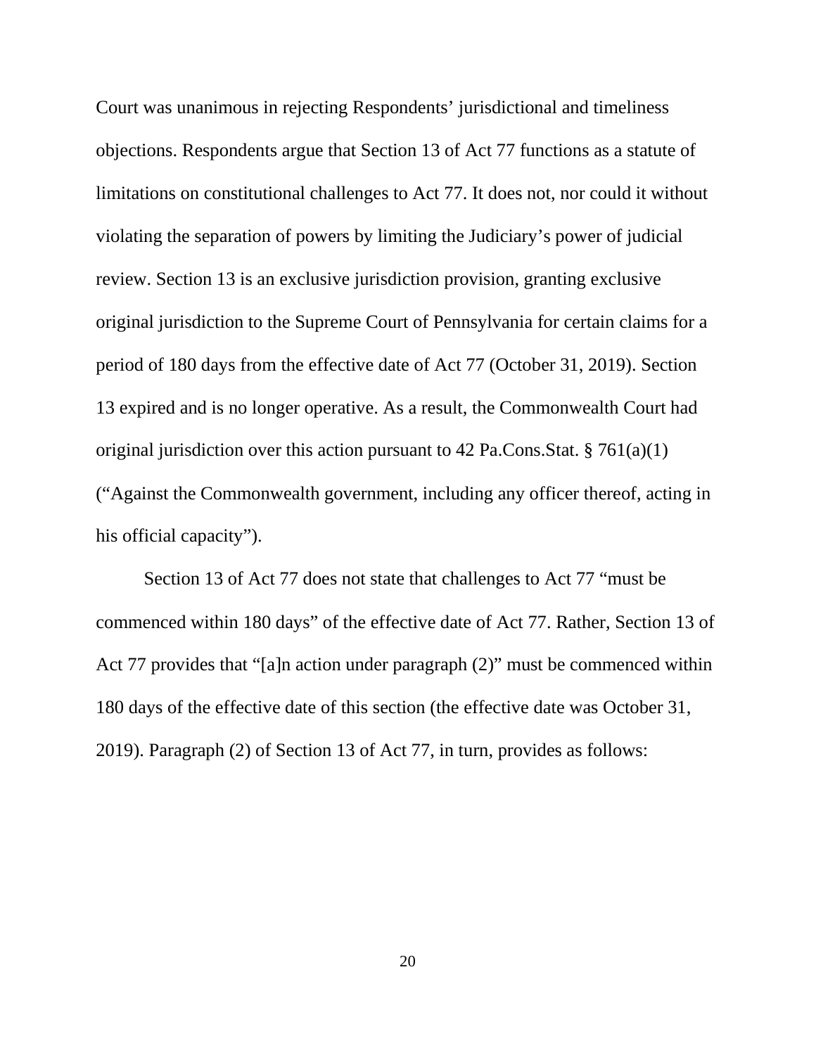Court was unanimous in rejecting Respondents' jurisdictional and timeliness objections. Respondents argue that Section 13 of Act 77 functions as a statute of limitations on constitutional challenges to Act 77. It does not, nor could it without violating the separation of powers by limiting the Judiciary's power of judicial review. Section 13 is an exclusive jurisdiction provision, granting exclusive original jurisdiction to the Supreme Court of Pennsylvania for certain claims for a period of 180 days from the effective date of Act 77 (October 31, 2019). Section 13 expired and is no longer operative. As a result, the Commonwealth Court had original jurisdiction over this action pursuant to 42 Pa.Cons.Stat. § 761(a)(1) ("Against the Commonwealth government, including any officer thereof, acting in his official capacity").

Section 13 of Act 77 does not state that challenges to Act 77 "must be commenced within 180 days" of the effective date of Act 77. Rather, Section 13 of Act 77 provides that "[a]n action under paragraph (2)" must be commenced within 180 days of the effective date of this section (the effective date was October 31, 2019). Paragraph (2) of Section 13 of Act 77, in turn, provides as follows: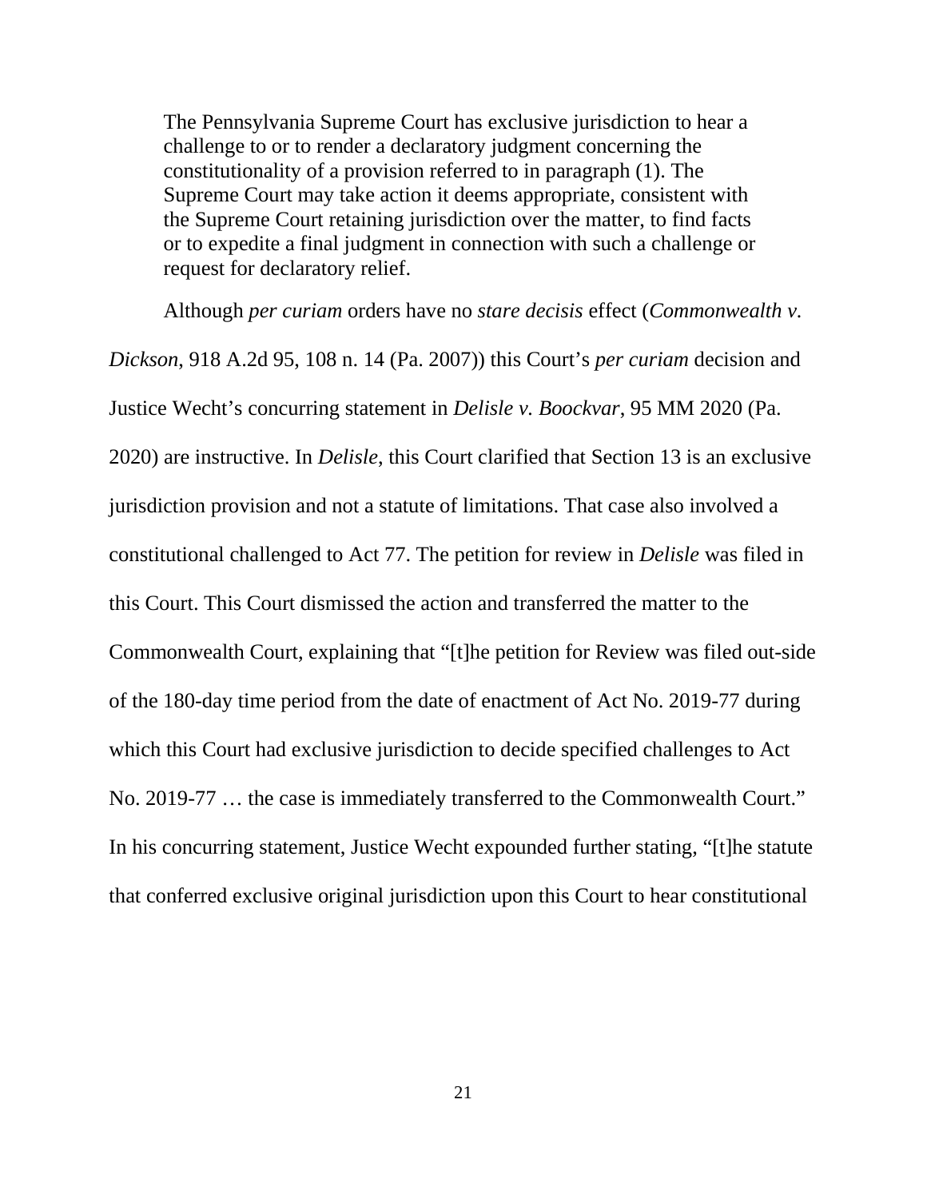> The Pennsylvania Supreme Court has exclusive jurisdiction to hear a challenge to or to render a declaratory judgment concerning the constitutionality of a provision referred to in paragraph (1). The Supreme Court may take action it deems appropriate, consistent with the Supreme Court retaining jurisdiction over the matter, to find facts or to expedite a final judgment in connection with such a challenge or request for declaratory relief.

Although *per curiam* orders have no *stare decisis* effect (*Commonwealth v. Dickson*, 918 A.2d 95, 108 n. 14 (Pa. 2007)) this Court's *per curiam* decision and Justice Wecht's concurring statement in *Delisle v. Boockvar*, 95 MM 2020 (Pa. 2020) are instructive. In *Delisle,* this Court clarified that Section 13 is an exclusive jurisdiction provision and not a statute of limitations. That case also involved a constitutional challenged to Act 77. The petition for review in *Delisle* was filed in this Court. This Court dismissed the action and transferred the matter to the Commonwealth Court, explaining that "[t]he petition for Review was filed out-side of the 180-day time period from the date of enactment of Act No. 2019-77 during which this Court had exclusive jurisdiction to decide specified challenges to Act No. 2019-77 … the case is immediately transferred to the Commonwealth Court." In his concurring statement, Justice Wecht expounded further stating, "[t]he statute that conferred exclusive original jurisdiction upon this Court to hear constitutional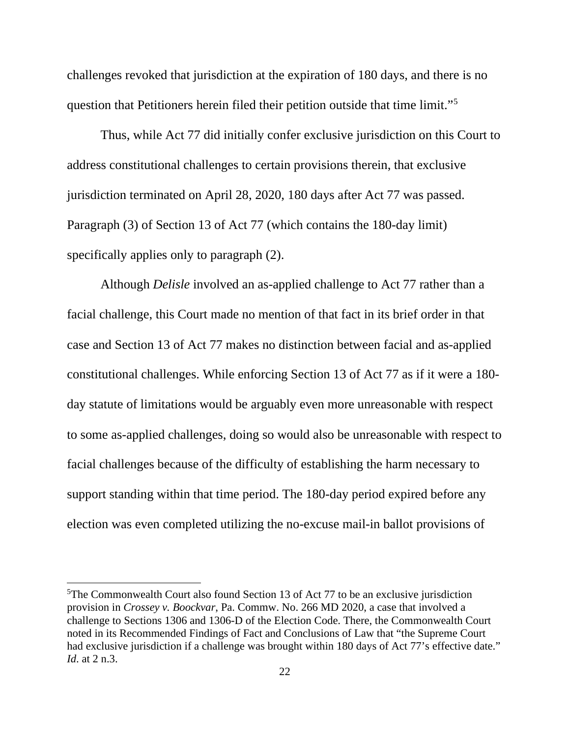challenges revoked that jurisdiction at the expiration of 180 days, and there is no question that Petitioners herein filed their petition outside that time limit."[5]

Thus, while Act 77 did initially confer exclusive jurisdiction on this Court to address constitutional challenges to certain provisions therein, that exclusive jurisdiction terminated on April 28, 2020, 180 days after Act 77 was passed. Paragraph (3) of Section 13 of Act 77 (which contains the 180-day limit) specifically applies only to paragraph (2).

Although *Delisle* involved an as-applied challenge to Act 77 rather than a facial challenge, this Court made no mention of that fact in its brief order in that case and Section 13 of Act 77 makes no distinction between facial and as-applied constitutional challenges. While enforcing Section 13 of Act 77 as if it were a 180-day statute of limitations would be arguably even more unreasonable with respect to some as-applied challenges, doing so would also be unreasonable with respect to facial challenges because of the difficulty of establishing the harm necessary to support standing within that time period. The 180-day period expired before any election was even completed utilizing the no-excuse mail-in ballot provisions of

---

[5]The Commonwealth Court also found Section 13 of Act 77 to be an exclusive jurisdiction provision in *Crossey v. Boockvar*, Pa. Commw. No. 266 MD 2020, a case that involved a challenge to Sections 1306 and 1306-D of the Election Code. There, the Commonwealth Court noted in its Recommended Findings of Fact and Conclusions of Law that "the Supreme Court had exclusive jurisdiction if a challenge was brought within 180 days of Act 77's effective date." *Id.* at 2 n.3.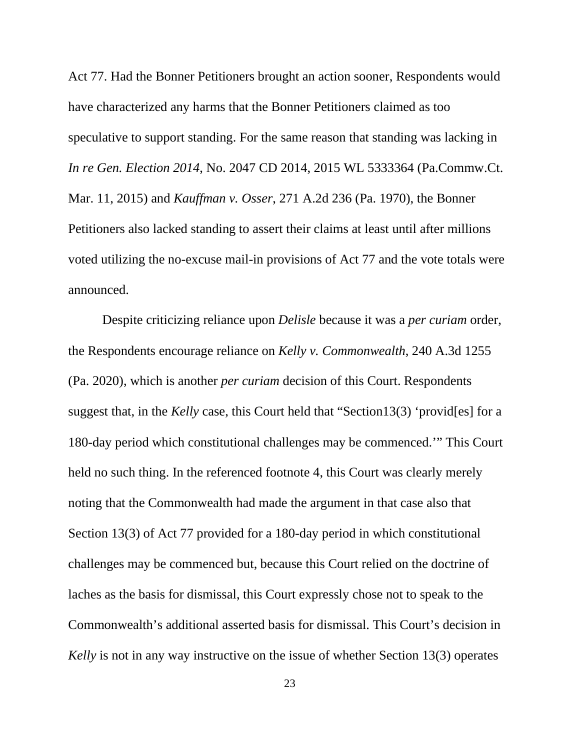Act 77. Had the Bonner Petitioners brought an action sooner, Respondents would have characterized any harms that the Bonner Petitioners claimed as too speculative to support standing. For the same reason that standing was lacking in *In re Gen. Election 2014*, No. 2047 CD 2014, 2015 WL 5333364 (Pa.Commw.Ct. Mar. 11, 2015) and *Kauffman v. Osser*, 271 A.2d 236 (Pa. 1970), the Bonner Petitioners also lacked standing to assert their claims at least until after millions voted utilizing the no-excuse mail-in provisions of Act 77 and the vote totals were announced.

Despite criticizing reliance upon *Delisle* because it was a *per curiam* order, the Respondents encourage reliance on *Kelly v. Commonwealth*, 240 A.3d 1255 (Pa. 2020), which is another *per curiam* decision of this Court. Respondents suggest that, in the *Kelly* case, this Court held that "Section13(3) 'provid[es] for a 180-day period which constitutional challenges may be commenced.'" This Court held no such thing. In the referenced footnote 4, this Court was clearly merely noting that the Commonwealth had made the argument in that case also that Section 13(3) of Act 77 provided for a 180-day period in which constitutional challenges may be commenced but, because this Court relied on the doctrine of laches as the basis for dismissal, this Court expressly chose not to speak to the Commonwealth's additional asserted basis for dismissal. This Court's decision in *Kelly* is not in any way instructive on the issue of whether Section 13(3) operates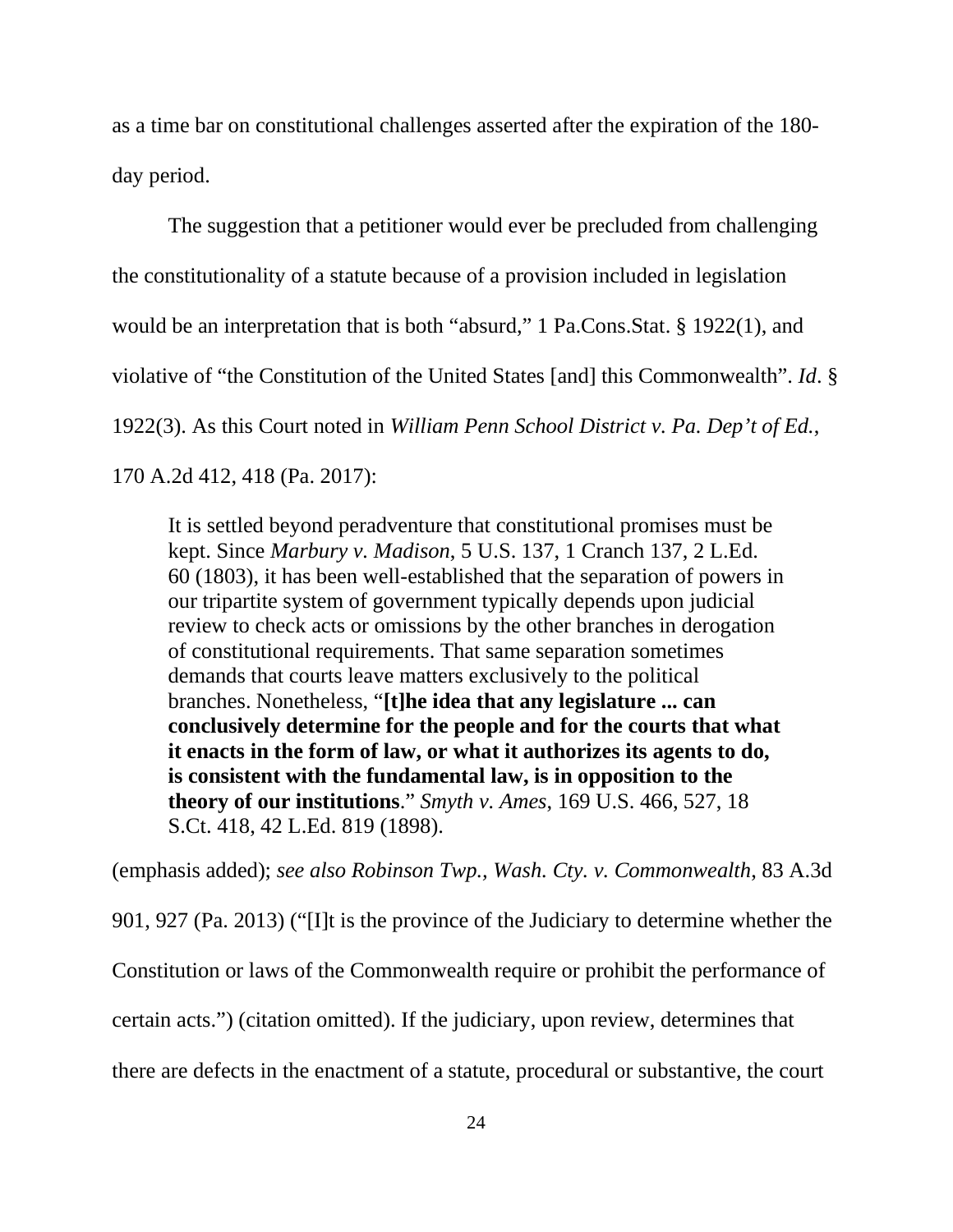as a time bar on constitutional challenges asserted after the expiration of the 180-day period.

The suggestion that a petitioner would ever be precluded from challenging the constitutionality of a statute because of a provision included in legislation would be an interpretation that is both "absurd," 1 Pa.Cons.Stat. § 1922(1), and violative of "the Constitution of the United States [and] this Commonwealth". *Id*. § 1922(3). As this Court noted in *William Penn School District v. Pa. Dep't of Ed.*, 170 A.2d 412, 418 (Pa. 2017):

> It is settled beyond peradventure that constitutional promises must be kept. Since *Marbury v. Madison*, 5 U.S. 137, 1 Cranch 137, 2 L.Ed. 60 (1803), it has been well-established that the separation of powers in our tripartite system of government typically depends upon judicial review to check acts or omissions by the other branches in derogation of constitutional requirements. That same separation sometimes demands that courts leave matters exclusively to the political branches. Nonetheless, "**[t]he idea that any legislature ... can conclusively determine for the people and for the courts that what it enacts in the form of law, or what it authorizes its agents to do, is consistent with the fundamental law, is in opposition to the theory of our institutions**." *Smyth v. Ames*, 169 U.S. 466, 527, 18 S.Ct. 418, 42 L.Ed. 819 (1898).

(emphasis added); *see also Robinson Twp., Wash. Cty. v. Commonwealth*, 83 A.3d 901, 927 (Pa. 2013) ("[I]t is the province of the Judiciary to determine whether the Constitution or laws of the Commonwealth require or prohibit the performance of certain acts.") (citation omitted). If the judiciary, upon review, determines that there are defects in the enactment of a statute, procedural or substantive, the court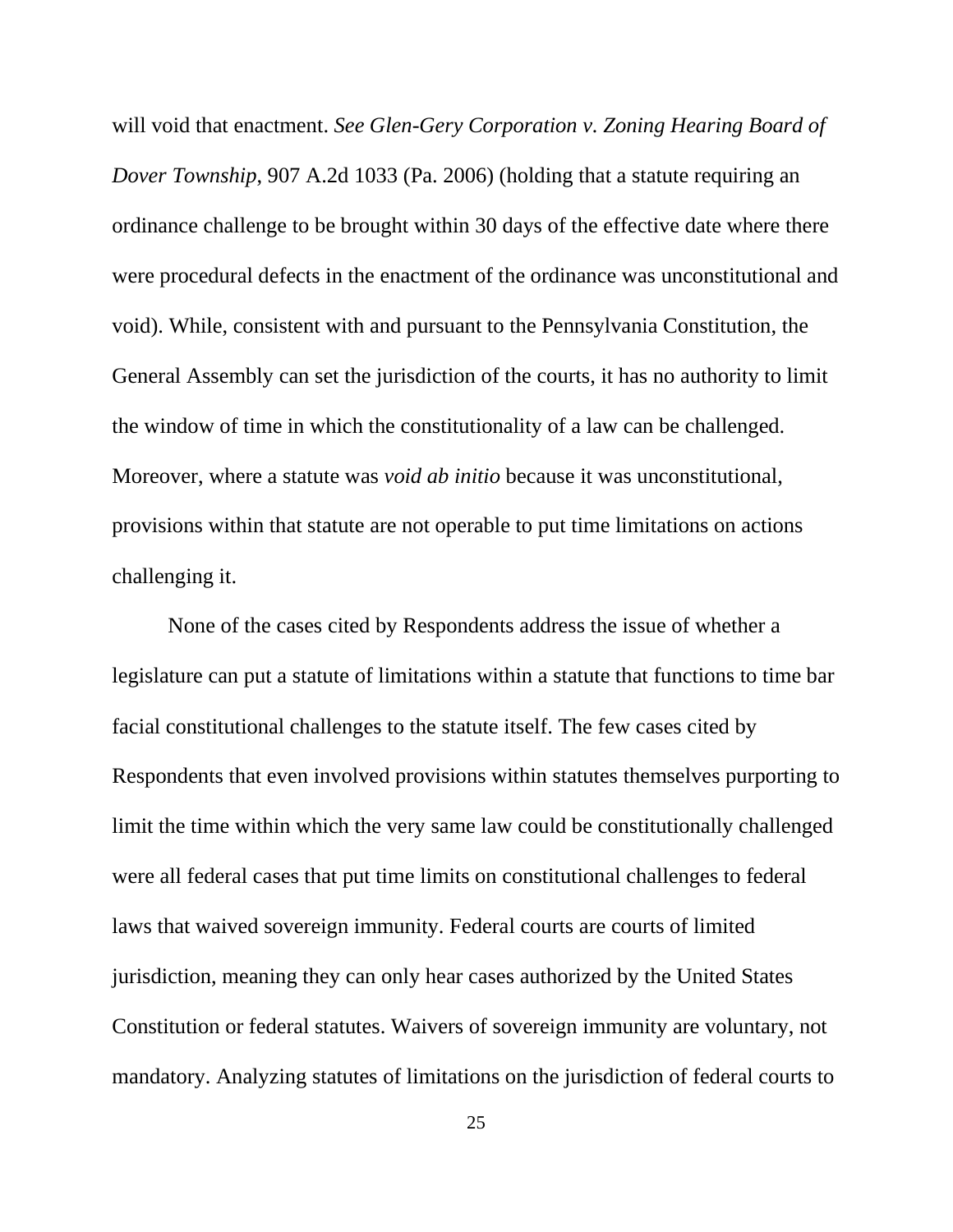will void that enactment. *See Glen-Gery Corporation v. Zoning Hearing Board of Dover Township*, 907 A.2d 1033 (Pa. 2006) (holding that a statute requiring an ordinance challenge to be brought within 30 days of the effective date where there were procedural defects in the enactment of the ordinance was unconstitutional and void). While, consistent with and pursuant to the Pennsylvania Constitution, the General Assembly can set the jurisdiction of the courts, it has no authority to limit the window of time in which the constitutionality of a law can be challenged. Moreover, where a statute was *void ab initio* because it was unconstitutional, provisions within that statute are not operable to put time limitations on actions challenging it.

None of the cases cited by Respondents address the issue of whether a legislature can put a statute of limitations within a statute that functions to time bar facial constitutional challenges to the statute itself. The few cases cited by Respondents that even involved provisions within statutes themselves purporting to limit the time within which the very same law could be constitutionally challenged were all federal cases that put time limits on constitutional challenges to federal laws that waived sovereign immunity. Federal courts are courts of limited jurisdiction, meaning they can only hear cases authorized by the United States Constitution or federal statutes. Waivers of sovereign immunity are voluntary, not mandatory. Analyzing statutes of limitations on the jurisdiction of federal courts to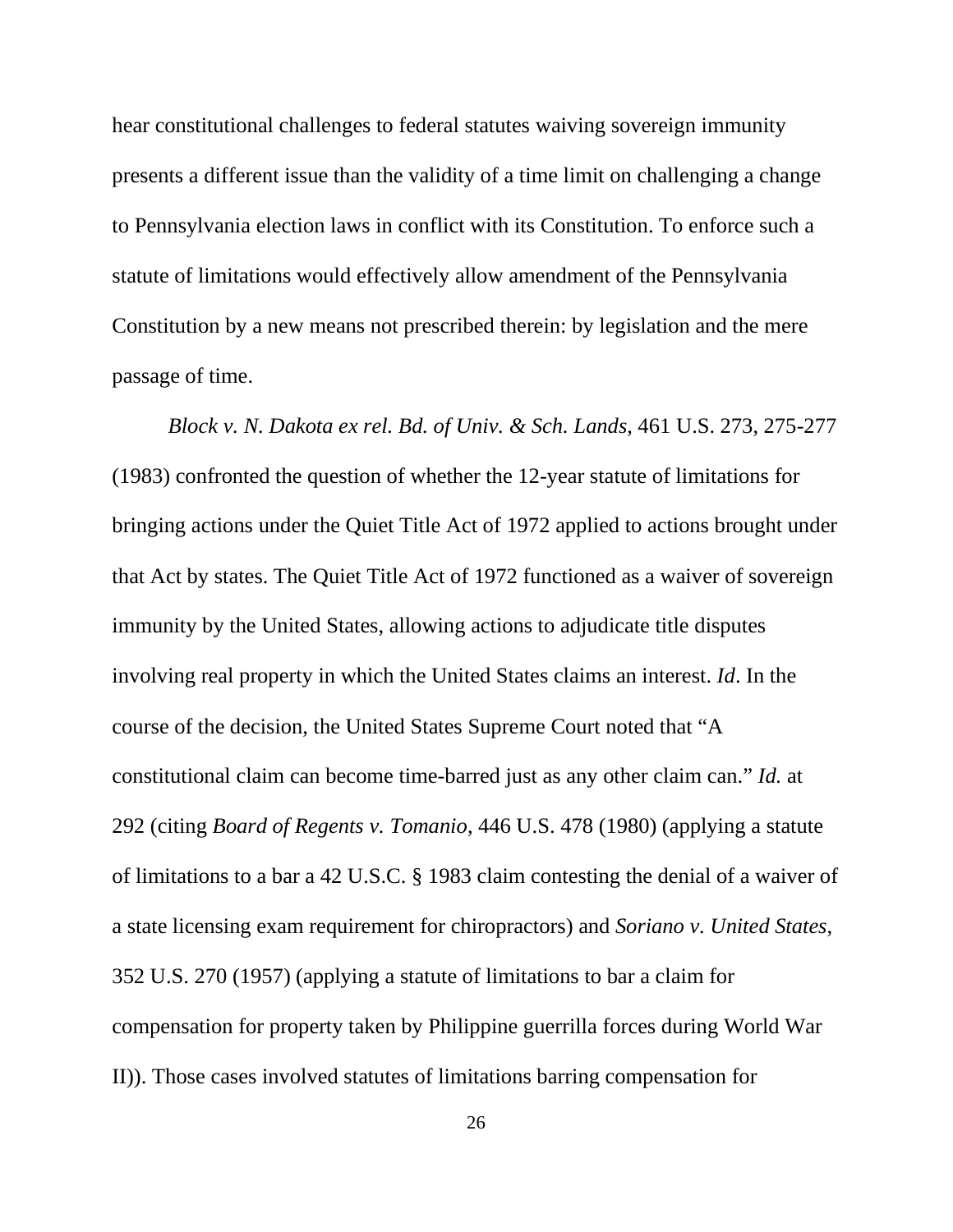hear constitutional challenges to federal statutes waiving sovereign immunity presents a different issue than the validity of a time limit on challenging a change to Pennsylvania election laws in conflict with its Constitution. To enforce such a statute of limitations would effectively allow amendment of the Pennsylvania Constitution by a new means not prescribed therein: by legislation and the mere passage of time.

*Block v. N. Dakota ex rel. Bd. of Univ. & Sch. Lands*, 461 U.S. 273, 275-277 (1983) confronted the question of whether the 12-year statute of limitations for bringing actions under the Quiet Title Act of 1972 applied to actions brought under that Act by states. The Quiet Title Act of 1972 functioned as a waiver of sovereign immunity by the United States, allowing actions to adjudicate title disputes involving real property in which the United States claims an interest. *Id*. In the course of the decision, the United States Supreme Court noted that "A constitutional claim can become time-barred just as any other claim can." *Id.* at 292 (citing *Board of Regents v. Tomanio*, 446 U.S. 478 (1980) (applying a statute of limitations to a bar a 42 U.S.C. § 1983 claim contesting the denial of a waiver of a state licensing exam requirement for chiropractors) and *Soriano v. United States*, 352 U.S. 270 (1957) (applying a statute of limitations to bar a claim for compensation for property taken by Philippine guerrilla forces during World War II)). Those cases involved statutes of limitations barring compensation for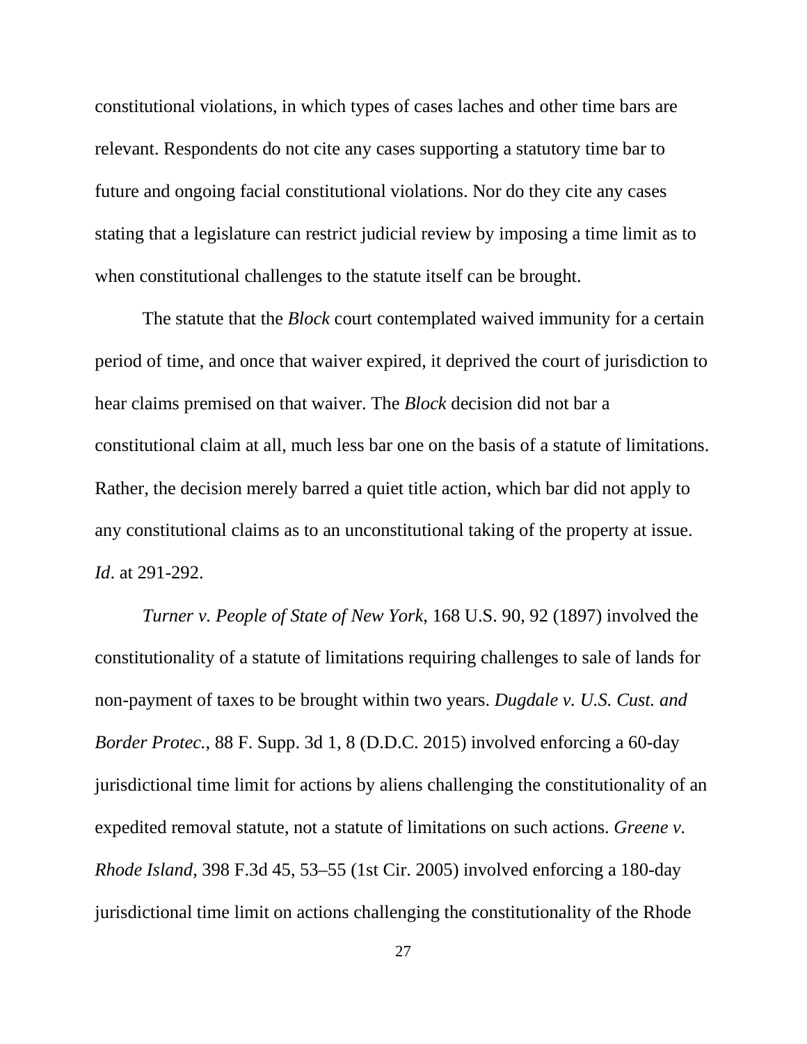constitutional violations, in which types of cases laches and other time bars are relevant. Respondents do not cite any cases supporting a statutory time bar to future and ongoing facial constitutional violations. Nor do they cite any cases stating that a legislature can restrict judicial review by imposing a time limit as to when constitutional challenges to the statute itself can be brought.

The statute that the *Block* court contemplated waived immunity for a certain period of time, and once that waiver expired, it deprived the court of jurisdiction to hear claims premised on that waiver. The *Block* decision did not bar a constitutional claim at all, much less bar one on the basis of a statute of limitations. Rather, the decision merely barred a quiet title action, which bar did not apply to any constitutional claims as to an unconstitutional taking of the property at issue. *Id*. at 291-292.

*Turner v. People of State of New York*, 168 U.S. 90, 92 (1897) involved the constitutionality of a statute of limitations requiring challenges to sale of lands for non-payment of taxes to be brought within two years. *Dugdale v. U.S. Cust. and Border Protec.*, 88 F. Supp. 3d 1, 8 (D.D.C. 2015) involved enforcing a 60-day jurisdictional time limit for actions by aliens challenging the constitutionality of an expedited removal statute, not a statute of limitations on such actions. *Greene v. Rhode Island*, 398 F.3d 45, 53–55 (1st Cir. 2005) involved enforcing a 180-day jurisdictional time limit on actions challenging the constitutionality of the Rhode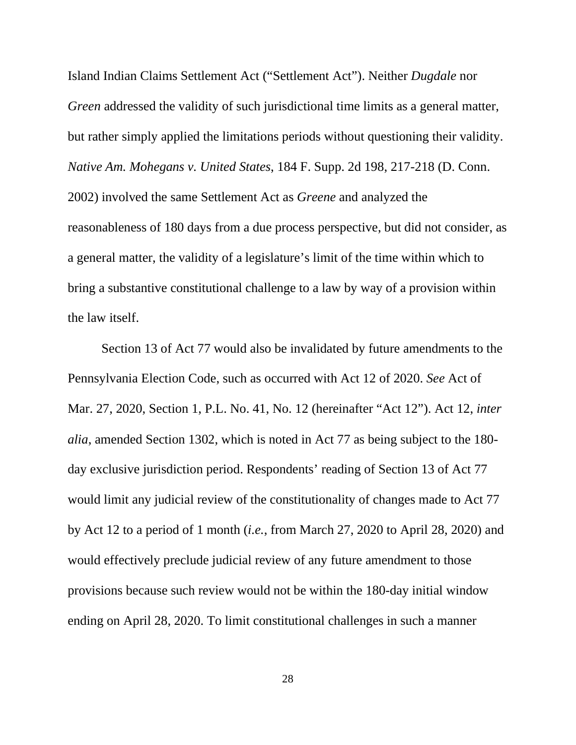Island Indian Claims Settlement Act ("Settlement Act"). Neither *Dugdale* nor *Green* addressed the validity of such jurisdictional time limits as a general matter, but rather simply applied the limitations periods without questioning their validity. *Native Am. Mohegans v. United States*, 184 F. Supp. 2d 198, 217-218 (D. Conn. 2002) involved the same Settlement Act as *Greene* and analyzed the reasonableness of 180 days from a due process perspective, but did not consider, as a general matter, the validity of a legislature's limit of the time within which to bring a substantive constitutional challenge to a law by way of a provision within the law itself.

Section 13 of Act 77 would also be invalidated by future amendments to the Pennsylvania Election Code, such as occurred with Act 12 of 2020. *See* Act of Mar. 27, 2020, Section 1, P.L. No. 41, No. 12 (hereinafter "Act 12"). Act 12, *inter alia*, amended Section 1302, which is noted in Act 77 as being subject to the 180-day exclusive jurisdiction period. Respondents' reading of Section 13 of Act 77 would limit any judicial review of the constitutionality of changes made to Act 77 by Act 12 to a period of 1 month (*i.e.*, from March 27, 2020 to April 28, 2020) and would effectively preclude judicial review of any future amendment to those provisions because such review would not be within the 180-day initial window ending on April 28, 2020. To limit constitutional challenges in such a manner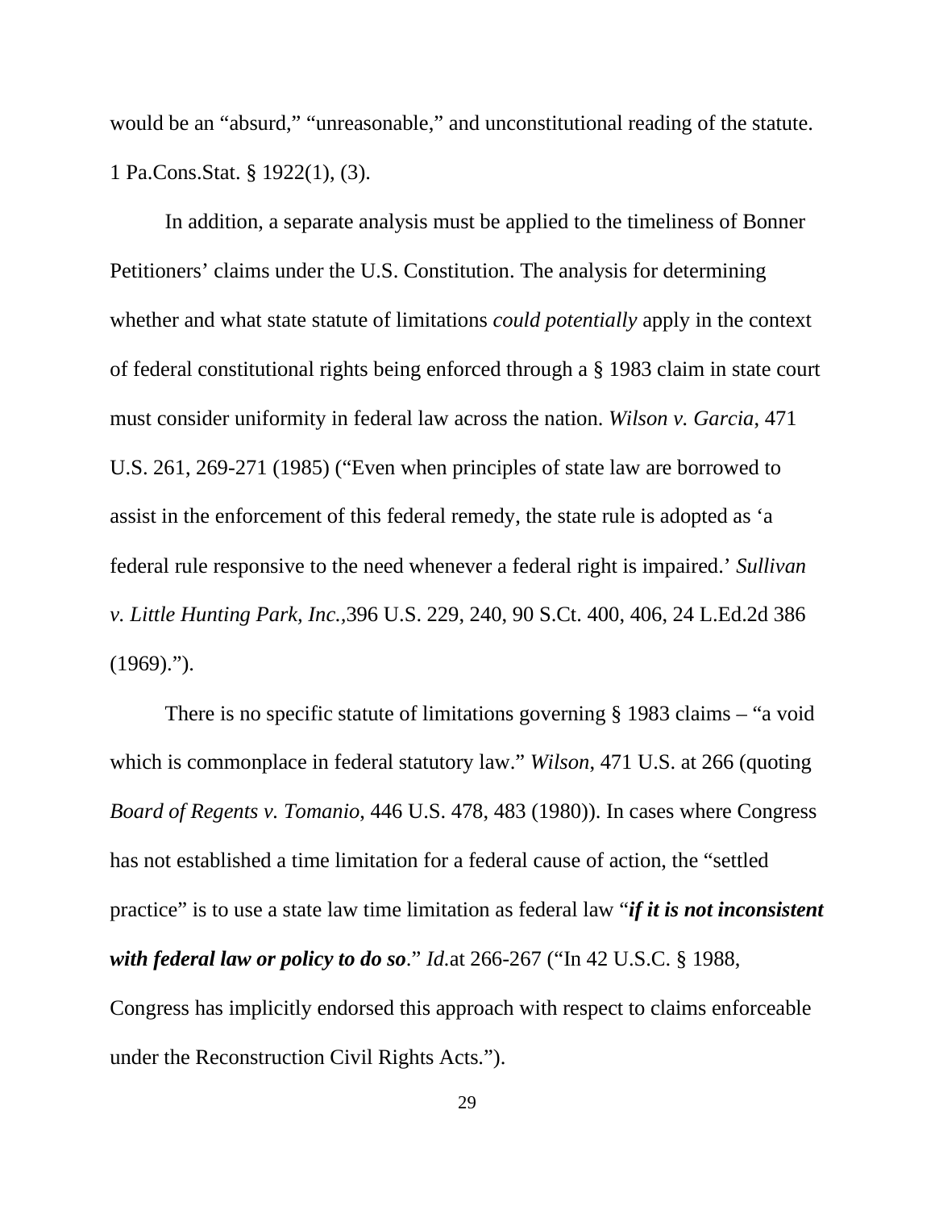would be an "absurd," "unreasonable," and unconstitutional reading of the statute. 1 Pa.Cons.Stat. § 1922(1), (3).

In addition, a separate analysis must be applied to the timeliness of Bonner Petitioners' claims under the U.S. Constitution. The analysis for determining whether and what state statute of limitations *could potentially* apply in the context of federal constitutional rights being enforced through a § 1983 claim in state court must consider uniformity in federal law across the nation. *Wilson v. Garcia*, 471 U.S. 261, 269-271 (1985) ("Even when principles of state law are borrowed to assist in the enforcement of this federal remedy, the state rule is adopted as 'a federal rule responsive to the need whenever a federal right is impaired.' *Sullivan v. Little Hunting Park, Inc.*,396 U.S. 229, 240, 90 S.Ct. 400, 406, 24 L.Ed.2d 386 (1969).").

There is no specific statute of limitations governing § 1983 claims – "a void which is commonplace in federal statutory law." *Wilson*, 471 U.S. at 266 (quoting *Board of Regents v. Tomanio*, 446 U.S. 478, 483 (1980)). In cases where Congress has not established a time limitation for a federal cause of action, the "settled practice" is to use a state law time limitation as federal law "***if it is not inconsistent with federal law or policy to do so***." *Id.*at 266-267 ("In 42 U.S.C. § 1988, Congress has implicitly endorsed this approach with respect to claims enforceable under the Reconstruction Civil Rights Acts.").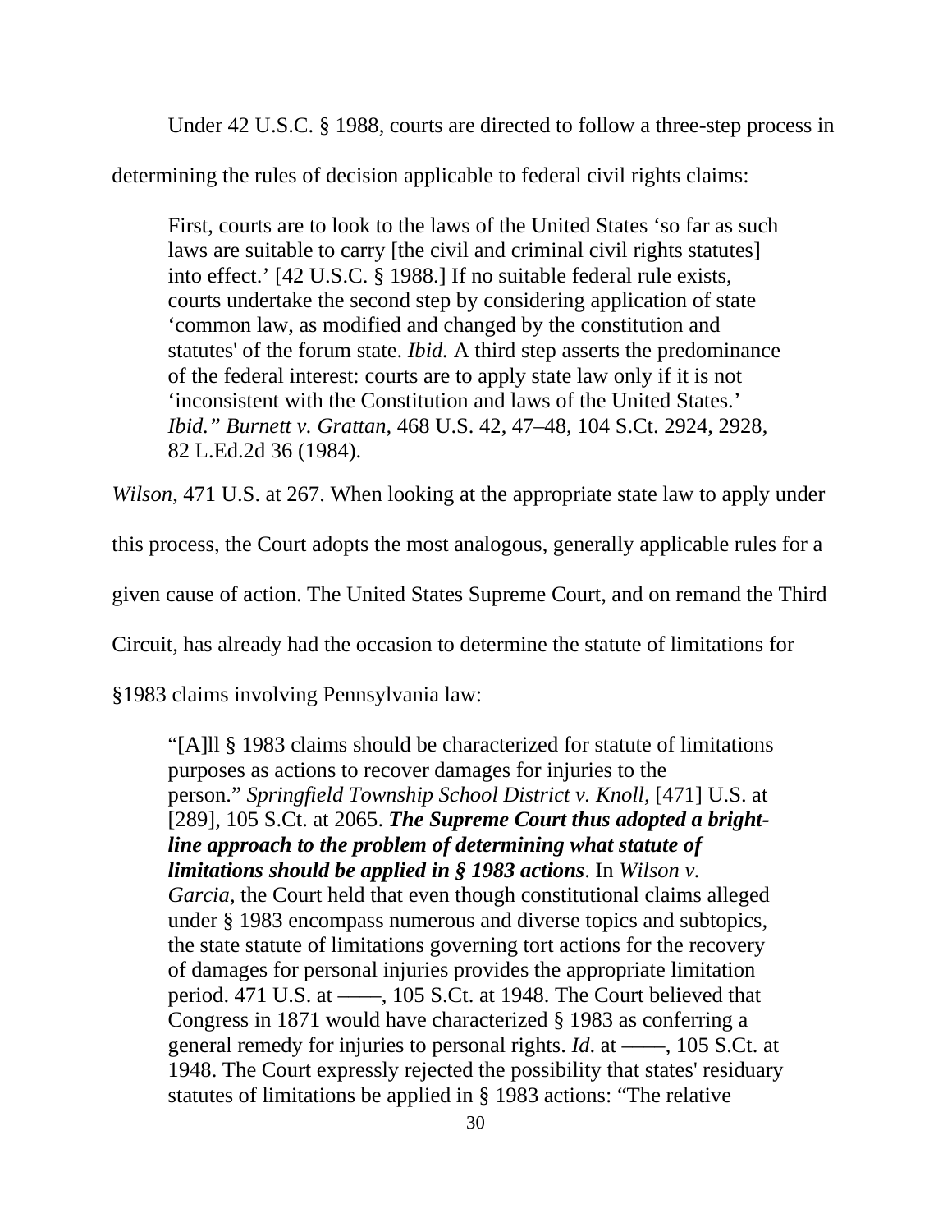Under 42 U.S.C. § 1988, courts are directed to follow a three-step process in determining the rules of decision applicable to federal civil rights claims:

> First, courts are to look to the laws of the United States 'so far as such laws are suitable to carry [the civil and criminal civil rights statutes] into effect.' [42 U.S.C. § 1988.] If no suitable federal rule exists, courts undertake the second step by considering application of state 'common law, as modified and changed by the constitution and statutes' of the forum state. *Ibid.* A third step asserts the predominance of the federal interest: courts are to apply state law only if it is not 'inconsistent with the Constitution and laws of the United States.' *Ibid." Burnett v. Grattan,* 468 U.S. 42, 47–48, 104 S.Ct. 2924, 2928, 82 L.Ed.2d 36 (1984).

*Wilson*, 471 U.S. at 267. When looking at the appropriate state law to apply under this process, the Court adopts the most analogous, generally applicable rules for a given cause of action. The United States Supreme Court, and on remand the Third Circuit, has already had the occasion to determine the statute of limitations for §1983 claims involving Pennsylvania law:

> "[A]ll § 1983 claims should be characterized for statute of limitations purposes as actions to recover damages for injuries to the person." *Springfield Township School District v. Knoll*, [471] U.S. at [289], 105 S.Ct. at 2065. ***The Supreme Court thus adopted a bright-line approach to the problem of determining what statute of limitations should be applied in § 1983 actions***. In *Wilson v. Garcia,* the Court held that even though constitutional claims alleged under § 1983 encompass numerous and diverse topics and subtopics, the state statute of limitations governing tort actions for the recovery of damages for personal injuries provides the appropriate limitation period. 471 U.S. at ——, 105 S.Ct. at 1948. The Court believed that Congress in 1871 would have characterized § 1983 as conferring a general remedy for injuries to personal rights. *Id.* at ——, 105 S.Ct. at 1948. The Court expressly rejected the possibility that states' residuary statutes of limitations be applied in § 1983 actions: "The relative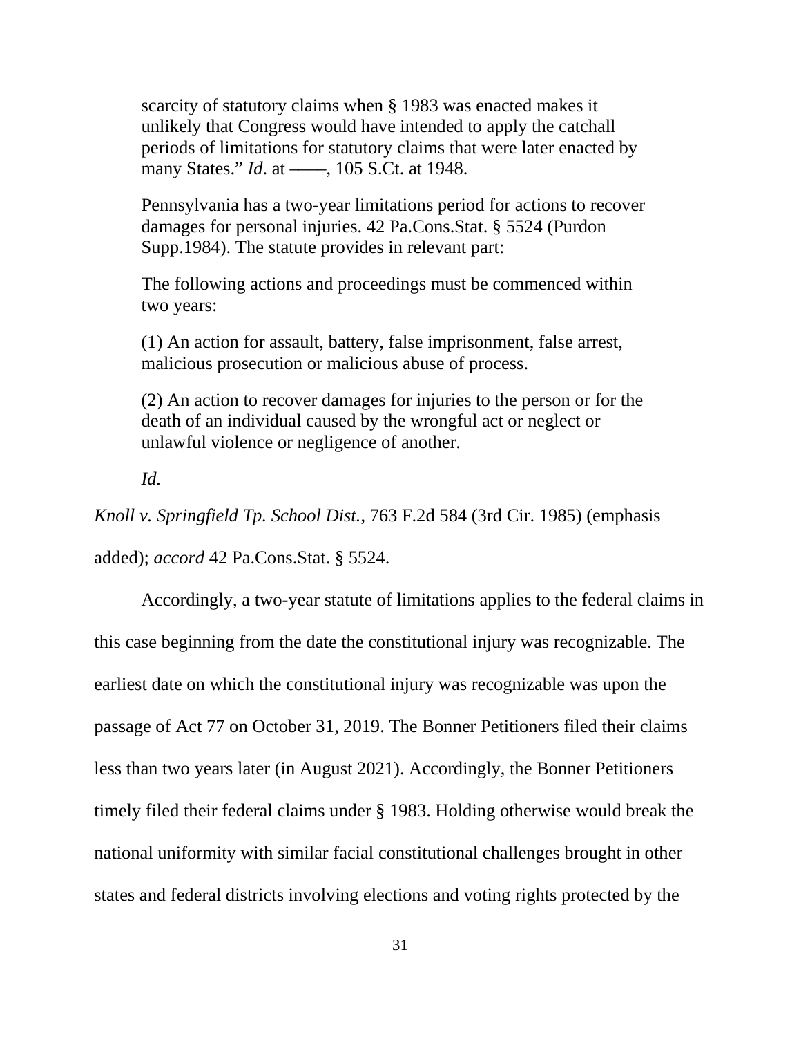> scarcity of statutory claims when § 1983 was enacted makes it unlikely that Congress would have intended to apply the catchall periods of limitations for statutory claims that were later enacted by many States." *Id*. at ——, 105 S.Ct. at 1948.
>
> Pennsylvania has a two-year limitations period for actions to recover damages for personal injuries. 42 Pa.Cons.Stat. § 5524 (Purdon Supp.1984). The statute provides in relevant part:
>
> The following actions and proceedings must be commenced within two years:
>
> (1) An action for assault, battery, false imprisonment, false arrest, malicious prosecution or malicious abuse of process.
>
> (2) An action to recover damages for injuries to the person or for the death of an individual caused by the wrongful act or neglect or unlawful violence or negligence of another.
>
> *Id.*

*Knoll v. Springfield Tp. School Dist.*, 763 F.2d 584 (3rd Cir. 1985) (emphasis added); *accord* 42 Pa.Cons.Stat. § 5524.

Accordingly, a two-year statute of limitations applies to the federal claims in this case beginning from the date the constitutional injury was recognizable. The earliest date on which the constitutional injury was recognizable was upon the passage of Act 77 on October 31, 2019. The Bonner Petitioners filed their claims less than two years later (in August 2021). Accordingly, the Bonner Petitioners timely filed their federal claims under § 1983. Holding otherwise would break the national uniformity with similar facial constitutional challenges brought in other states and federal districts involving elections and voting rights protected by the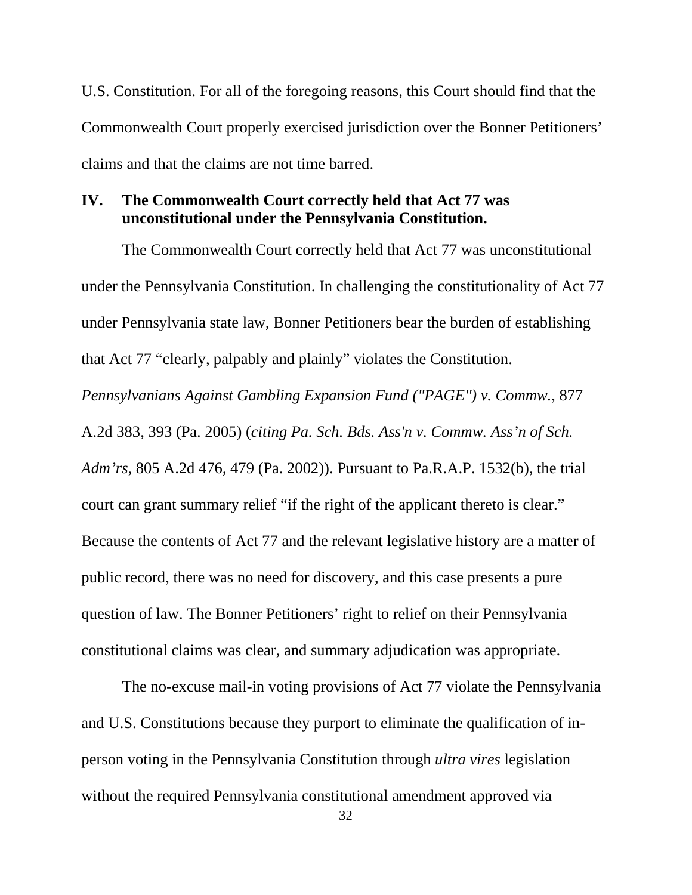U.S. Constitution. For all of the foregoing reasons, this Court should find that the Commonwealth Court properly exercised jurisdiction over the Bonner Petitioners' claims and that the claims are not time barred.

## IV. The Commonwealth Court correctly held that Act 77 was unconstitutional under the Pennsylvania Constitution.

The Commonwealth Court correctly held that Act 77 was unconstitutional under the Pennsylvania Constitution. In challenging the constitutionality of Act 77 under Pennsylvania state law, Bonner Petitioners bear the burden of establishing that Act 77 "clearly, palpably and plainly" violates the Constitution. *Pennsylvanians Against Gambling Expansion Fund ("PAGE") v. Commw.*, 877 A.2d 383, 393 (Pa. 2005) (*citing Pa. Sch. Bds. Ass'n v. Commw. Ass'n of Sch. Adm'rs*, 805 A.2d 476, 479 (Pa. 2002)). Pursuant to Pa.R.A.P. 1532(b), the trial court can grant summary relief "if the right of the applicant thereto is clear." Because the contents of Act 77 and the relevant legislative history are a matter of public record, there was no need for discovery, and this case presents a pure question of law. The Bonner Petitioners' right to relief on their Pennsylvania constitutional claims was clear, and summary adjudication was appropriate.

The no-excuse mail-in voting provisions of Act 77 violate the Pennsylvania and U.S. Constitutions because they purport to eliminate the qualification of in-person voting in the Pennsylvania Constitution through *ultra vires* legislation without the required Pennsylvania constitutional amendment approved via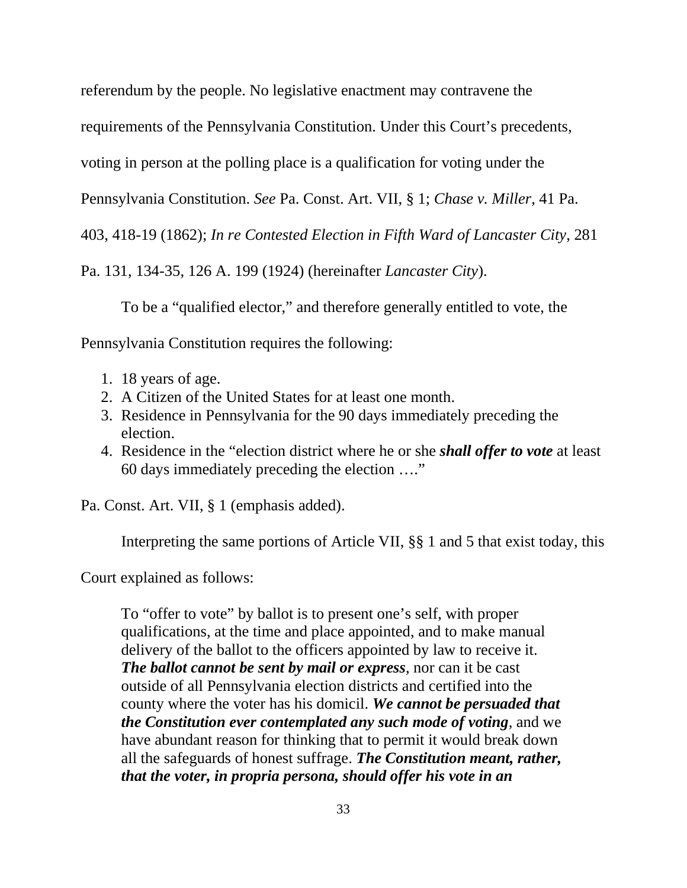referendum by the people. No legislative enactment may contravene the requirements of the Pennsylvania Constitution. Under this Court's precedents, voting in person at the polling place is a qualification for voting under the Pennsylvania Constitution. *See* Pa. Const. Art. VII, § 1; *Chase v. Miller*, 41 Pa. 403, 418-19 (1862); *In re Contested Election in Fifth Ward of Lancaster City*, 281 Pa. 131, 134-35, 126 A. 199 (1924) (hereinafter *Lancaster City*).

To be a "qualified elector," and therefore generally entitled to vote, the Pennsylvania Constitution requires the following:

1. 18 years of age.
2. A Citizen of the United States for at least one month.
3. Residence in Pennsylvania for the 90 days immediately preceding the election.
4. Residence in the "election district where he or she ***shall offer to vote*** at least 60 days immediately preceding the election …."

Pa. Const. Art. VII, § 1 (emphasis added).

Interpreting the same portions of Article VII, §§ 1 and 5 that exist today, this Court explained as follows:

> To "offer to vote" by ballot is to present one's self, with proper qualifications, at the time and place appointed, and to make manual delivery of the ballot to the officers appointed by law to receive it. ***The ballot cannot be sent by mail or express***, nor can it be cast outside of all Pennsylvania election districts and certified into the county where the voter has his domicil. ***We cannot be persuaded that the Constitution ever contemplated any such mode of voting***, and we have abundant reason for thinking that to permit it would break down all the safeguards of honest suffrage. ***The Constitution meant, rather, that the voter, in propria persona, should offer his vote in an***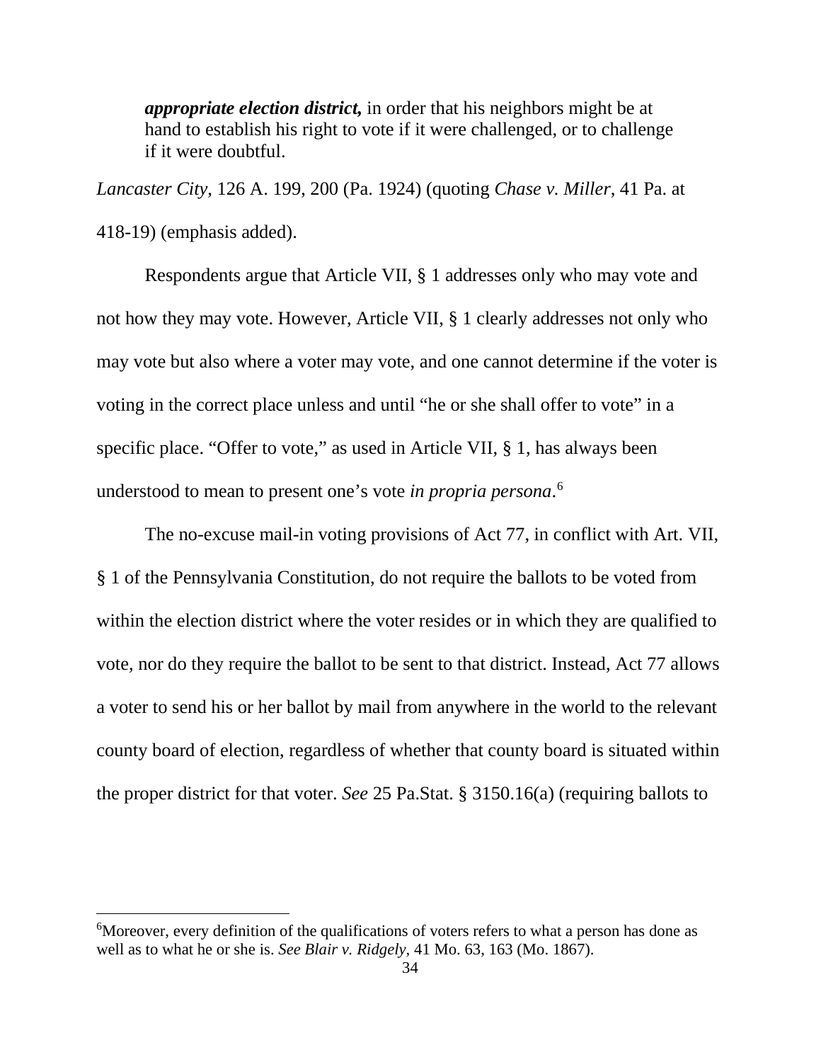> ***appropriate election district,*** in order that his neighbors might be at hand to establish his right to vote if it were challenged, or to challenge if it were doubtful.

*Lancaster City*, 126 A. 199, 200 (Pa. 1924) (quoting *Chase v. Miller*, 41 Pa. at 418-19) (emphasis added).

Respondents argue that Article VII, § 1 addresses only who may vote and not how they may vote. However, Article VII, § 1 clearly addresses not only who may vote but also where a voter may vote, and one cannot determine if the voter is voting in the correct place unless and until "he or she shall offer to vote" in a specific place. "Offer to vote," as used in Article VII, § 1, has always been understood to mean to present one's vote *in propria persona*.[6]

The no-excuse mail-in voting provisions of Act 77, in conflict with Art. VII, § 1 of the Pennsylvania Constitution, do not require the ballots to be voted from within the election district where the voter resides or in which they are qualified to vote, nor do they require the ballot to be sent to that district. Instead, Act 77 allows a voter to send his or her ballot by mail from anywhere in the world to the relevant county board of election, regardless of whether that county board is situated within the proper district for that voter. *See* 25 Pa.Stat. § 3150.16(a) (requiring ballots to

---

[6]Moreover, every definition of the qualifications of voters refers to what a person has done as well as to what he or she is. *See Blair v. Ridgely*, 41 Mo. 63, 163 (Mo. 1867).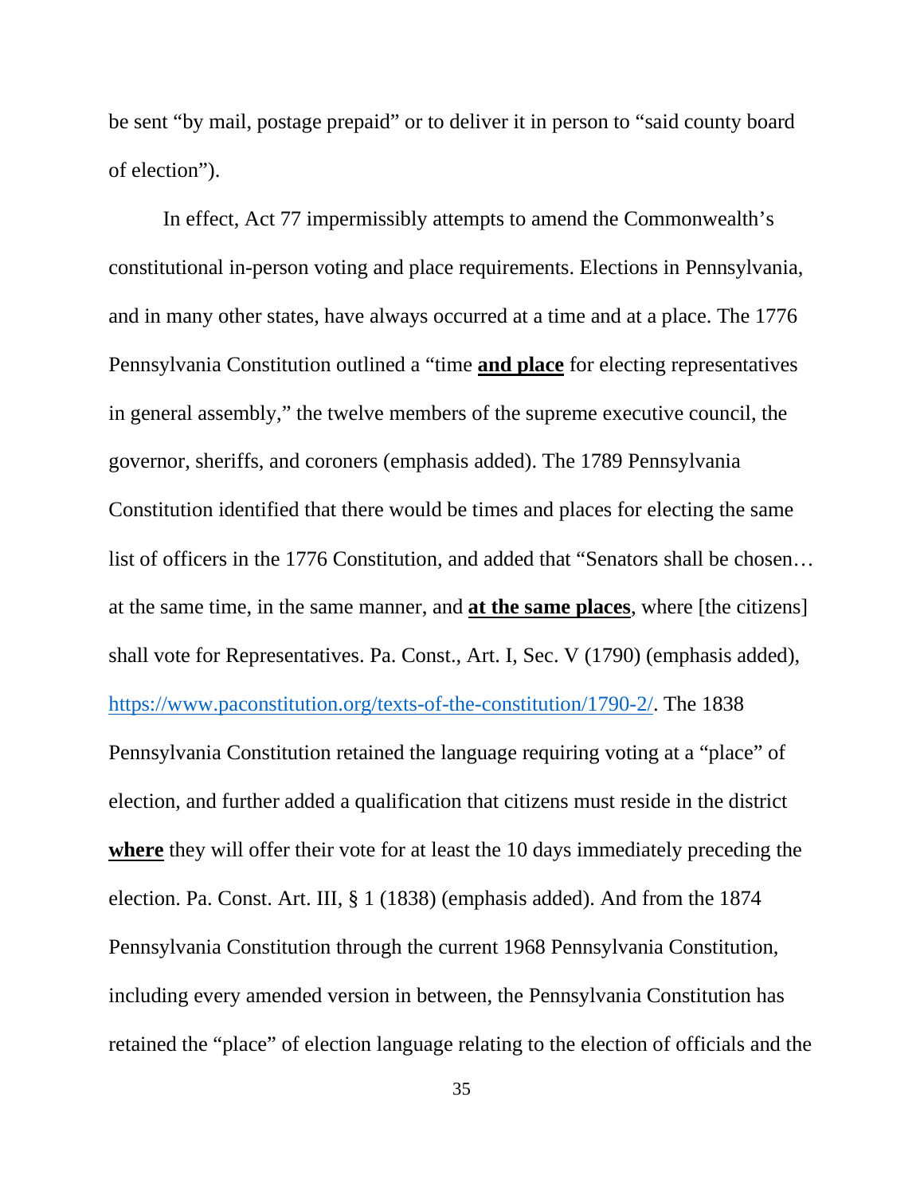be sent "by mail, postage prepaid" or to deliver it in person to "said county board of election").

In effect, Act 77 impermissibly attempts to amend the Commonwealth's constitutional in-person voting and place requirements. Elections in Pennsylvania, and in many other states, have always occurred at a time and at a place. The 1776 Pennsylvania Constitution outlined a "time **and place** for electing representatives in general assembly," the twelve members of the supreme executive council, the governor, sheriffs, and coroners (emphasis added). The 1789 Pennsylvania Constitution identified that there would be times and places for electing the same list of officers in the 1776 Constitution, and added that "Senators shall be chosen… at the same time, in the same manner, and **at the same places**, where [the citizens] shall vote for Representatives. Pa. Const., Art. I, Sec. V (1790) (emphasis added), https://www.paconstitution.org/texts-of-the-constitution/1790-2/. The 1838 Pennsylvania Constitution retained the language requiring voting at a "place" of election, and further added a qualification that citizens must reside in the district **where** they will offer their vote for at least the 10 days immediately preceding the election. Pa. Const. Art. III, § 1 (1838) (emphasis added). And from the 1874 Pennsylvania Constitution through the current 1968 Pennsylvania Constitution, including every amended version in between, the Pennsylvania Constitution has retained the "place" of election language relating to the election of officials and the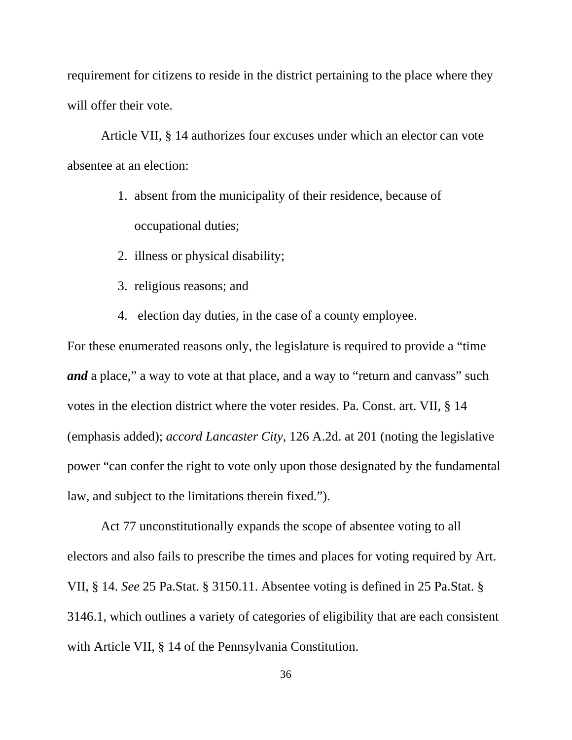requirement for citizens to reside in the district pertaining to the place where they will offer their vote.

Article VII, § 14 authorizes four excuses under which an elector can vote absentee at an election:

1. absent from the municipality of their residence, because of occupational duties;
2. illness or physical disability;
3. religious reasons; and
4. election day duties, in the case of a county employee.

For these enumerated reasons only, the legislature is required to provide a "time ***and*** a place," a way to vote at that place, and a way to "return and canvass" such votes in the election district where the voter resides. Pa. Const. art. VII, § 14 (emphasis added); *accord Lancaster City*, 126 A.2d. at 201 (noting the legislative power "can confer the right to vote only upon those designated by the fundamental law, and subject to the limitations therein fixed.").

Act 77 unconstitutionally expands the scope of absentee voting to all electors and also fails to prescribe the times and places for voting required by Art. VII, § 14. *See* 25 Pa.Stat. § 3150.11. Absentee voting is defined in 25 Pa.Stat. § 3146.1, which outlines a variety of categories of eligibility that are each consistent with Article VII, § 14 of the Pennsylvania Constitution.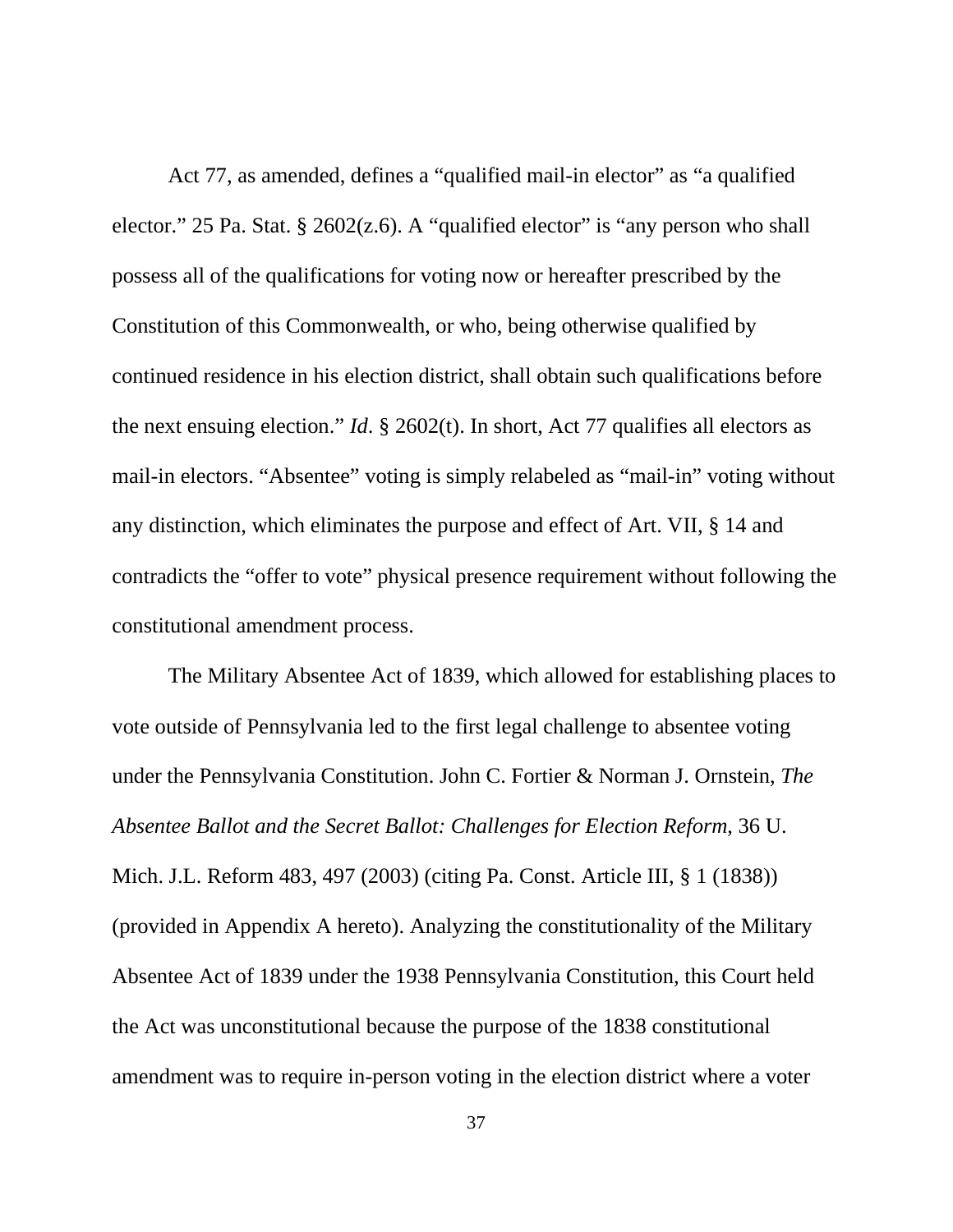Act 77, as amended, defines a "qualified mail-in elector" as "a qualified elector." 25 Pa. Stat. § 2602(z.6). A "qualified elector" is "any person who shall possess all of the qualifications for voting now or hereafter prescribed by the Constitution of this Commonwealth, or who, being otherwise qualified by continued residence in his election district, shall obtain such qualifications before the next ensuing election." *Id*. § 2602(t). In short, Act 77 qualifies all electors as mail-in electors. "Absentee" voting is simply relabeled as "mail-in" voting without any distinction, which eliminates the purpose and effect of Art. VII, § 14 and contradicts the "offer to vote" physical presence requirement without following the constitutional amendment process.

The Military Absentee Act of 1839, which allowed for establishing places to vote outside of Pennsylvania led to the first legal challenge to absentee voting under the Pennsylvania Constitution. John C. Fortier & Norman J. Ornstein, *The Absentee Ballot and the Secret Ballot: Challenges for Election Reform*, 36 U. Mich. J.L. Reform 483, 497 (2003) (citing Pa. Const. Article III, § 1 (1838)) (provided in Appendix A hereto). Analyzing the constitutionality of the Military Absentee Act of 1839 under the 1938 Pennsylvania Constitution, this Court held the Act was unconstitutional because the purpose of the 1838 constitutional amendment was to require in-person voting in the election district where a voter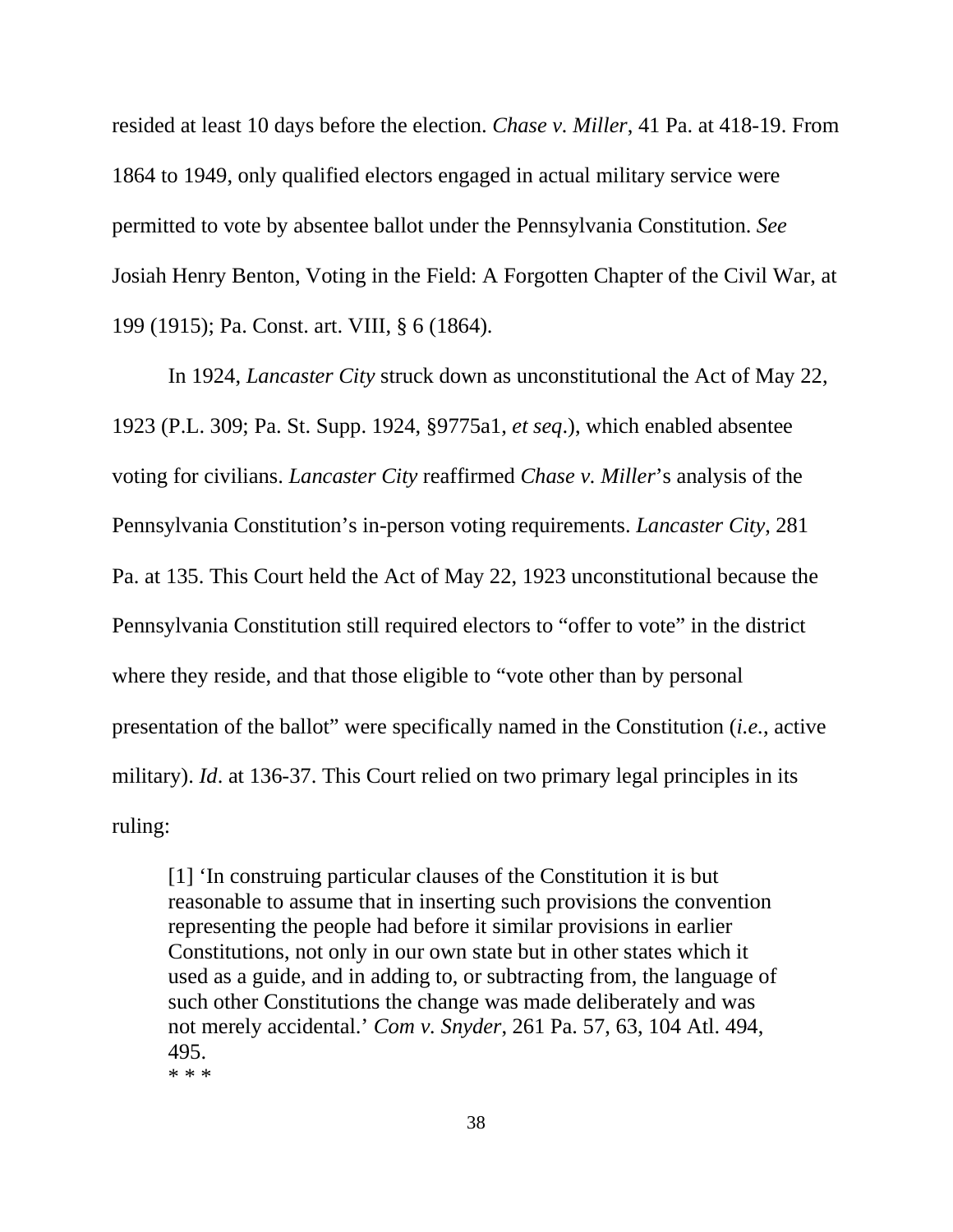resided at least 10 days before the election. *Chase v. Miller*, 41 Pa. at 418-19. From 1864 to 1949, only qualified electors engaged in actual military service were permitted to vote by absentee ballot under the Pennsylvania Constitution. *See* Josiah Henry Benton, Voting in the Field: A Forgotten Chapter of the Civil War, at 199 (1915); Pa. Const. art. VIII, § 6 (1864).

In 1924, *Lancaster City* struck down as unconstitutional the Act of May 22, 1923 (P.L. 309; Pa. St. Supp. 1924, §9775a1, *et seq*.), which enabled absentee voting for civilians. *Lancaster City* reaffirmed *Chase v. Miller*'s analysis of the Pennsylvania Constitution's in-person voting requirements. *Lancaster City*, 281 Pa. at 135. This Court held the Act of May 22, 1923 unconstitutional because the Pennsylvania Constitution still required electors to "offer to vote" in the district where they reside, and that those eligible to "vote other than by personal presentation of the ballot" were specifically named in the Constitution (*i.e.*, active military). *Id*. at 136-37. This Court relied on two primary legal principles in its ruling:

> [1] 'In construing particular clauses of the Constitution it is but reasonable to assume that in inserting such provisions the convention representing the people had before it similar provisions in earlier Constitutions, not only in our own state but in other states which it used as a guide, and in adding to, or subtracting from, the language of such other Constitutions the change was made deliberately and was not merely accidental.' *Com v. Snyder*, 261 Pa. 57, 63, 104 Atl. 494, 495.
>
> * * *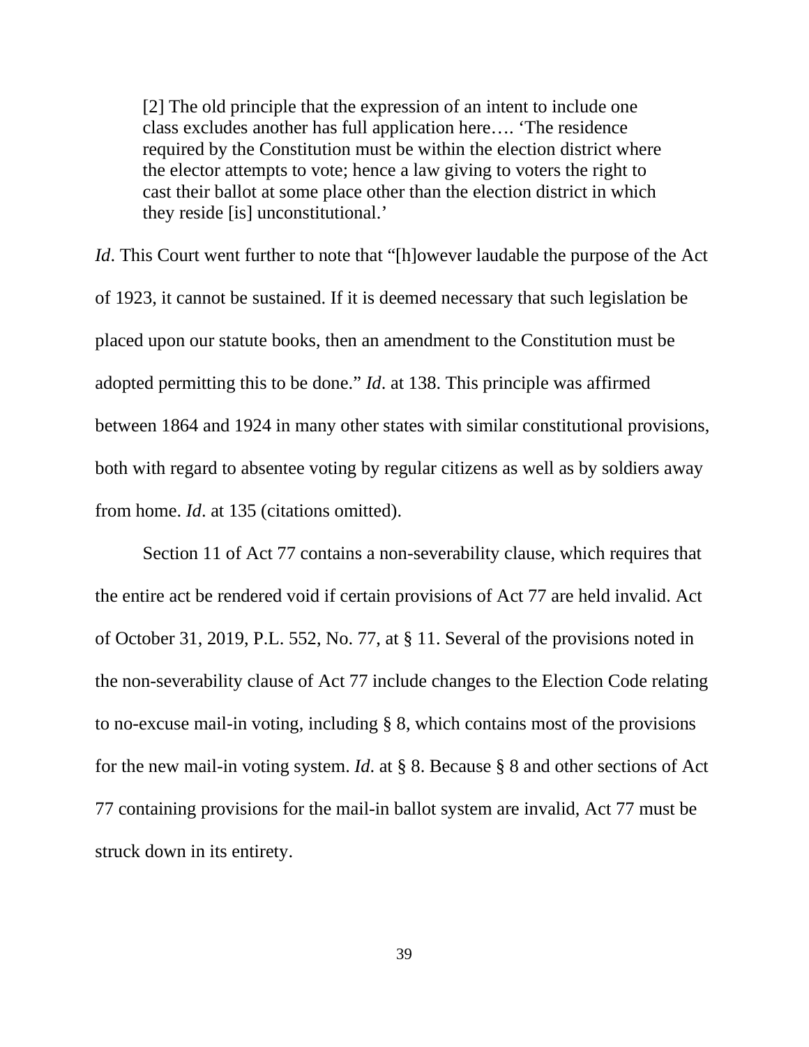> [2] The old principle that the expression of an intent to include one class excludes another has full application here…. 'The residence required by the Constitution must be within the election district where the elector attempts to vote; hence a law giving to voters the right to cast their ballot at some place other than the election district in which they reside [is] unconstitutional.'

*Id*. This Court went further to note that "[h]owever laudable the purpose of the Act of 1923, it cannot be sustained. If it is deemed necessary that such legislation be placed upon our statute books, then an amendment to the Constitution must be adopted permitting this to be done." *Id*. at 138. This principle was affirmed between 1864 and 1924 in many other states with similar constitutional provisions, both with regard to absentee voting by regular citizens as well as by soldiers away from home. *Id*. at 135 (citations omitted).

Section 11 of Act 77 contains a non-severability clause, which requires that the entire act be rendered void if certain provisions of Act 77 are held invalid. Act of October 31, 2019, P.L. 552, No. 77, at § 11. Several of the provisions noted in the non-severability clause of Act 77 include changes to the Election Code relating to no-excuse mail-in voting, including § 8, which contains most of the provisions for the new mail-in voting system. *Id*. at § 8. Because § 8 and other sections of Act 77 containing provisions for the mail-in ballot system are invalid, Act 77 must be struck down in its entirety.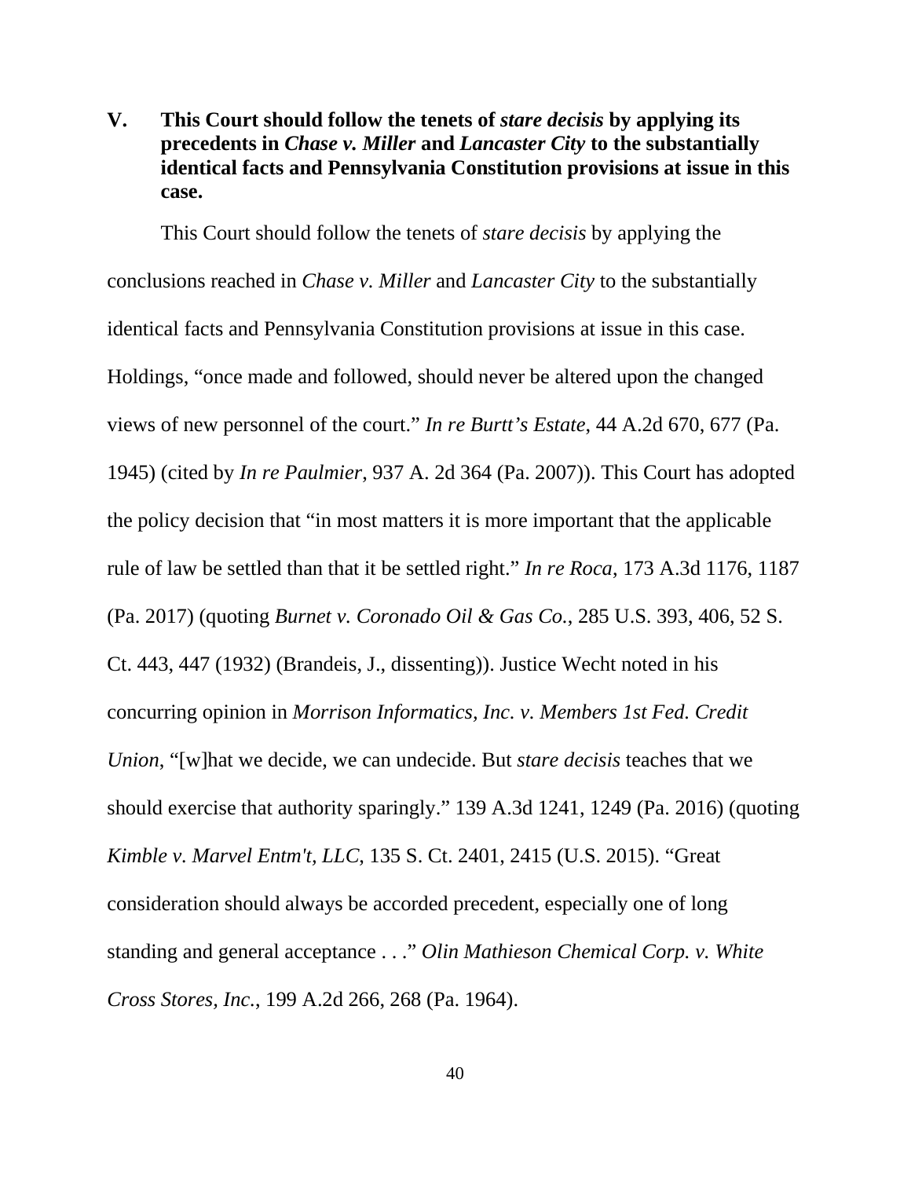## V. This Court should follow the tenets of *stare decisis* by applying its precedents in *Chase v. Miller* and *Lancaster City* to the substantially identical facts and Pennsylvania Constitution provisions at issue in this case.

This Court should follow the tenets of *stare decisis* by applying the conclusions reached in *Chase v. Miller* and *Lancaster City* to the substantially identical facts and Pennsylvania Constitution provisions at issue in this case. Holdings, "once made and followed, should never be altered upon the changed views of new personnel of the court." *In re Burtt's Estate*, 44 A.2d 670, 677 (Pa. 1945) (cited by *In re Paulmier*, 937 A. 2d 364 (Pa. 2007)). This Court has adopted the policy decision that "in most matters it is more important that the applicable rule of law be settled than that it be settled right." *In re Roca*, 173 A.3d 1176, 1187 (Pa. 2017) (quoting *Burnet v. Coronado Oil & Gas Co.*, 285 U.S. 393, 406, 52 S. Ct. 443, 447 (1932) (Brandeis, J., dissenting)). Justice Wecht noted in his concurring opinion in *Morrison Informatics, Inc. v. Members 1st Fed. Credit Union*, "[w]hat we decide, we can undecide. But *stare decisis* teaches that we should exercise that authority sparingly." 139 A.3d 1241, 1249 (Pa. 2016) (quoting *Kimble v. Marvel Entm't, LLC*, 135 S. Ct. 2401, 2415 (U.S. 2015). "Great consideration should always be accorded precedent, especially one of long standing and general acceptance . . ." *Olin Mathieson Chemical Corp. v. White Cross Stores, Inc.*, 199 A.2d 266, 268 (Pa. 1964).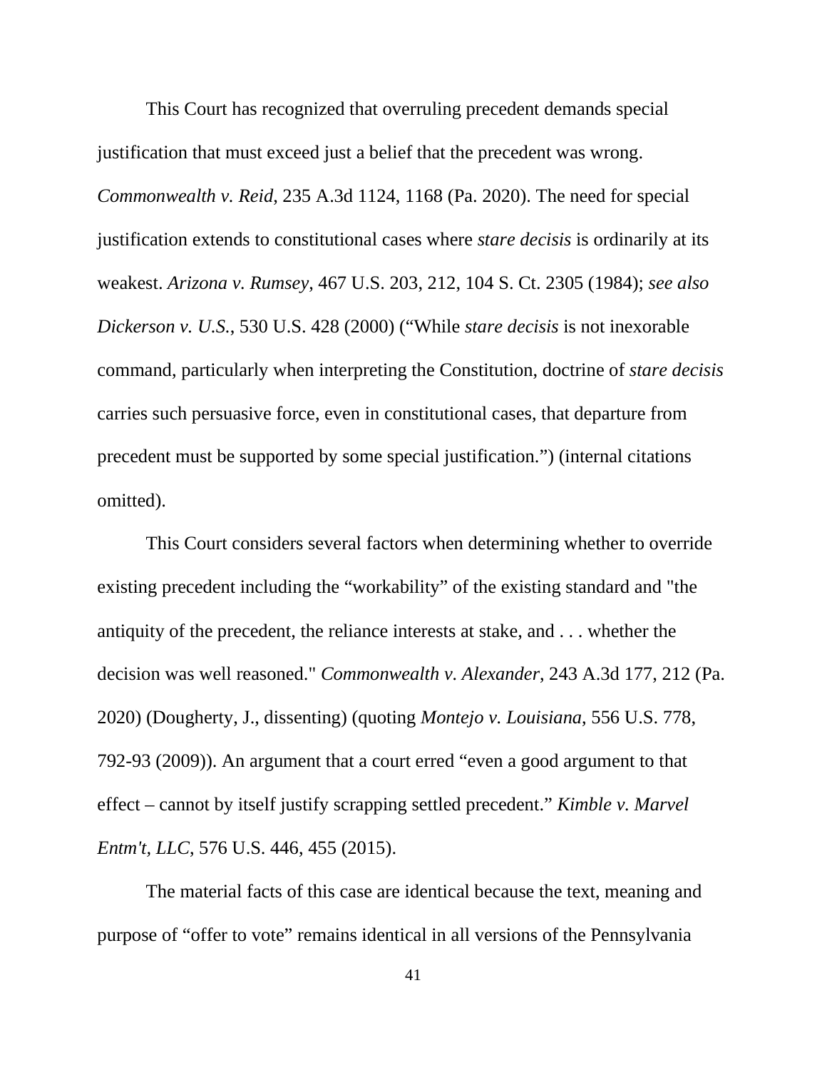This Court has recognized that overruling precedent demands special justification that must exceed just a belief that the precedent was wrong. *Commonwealth v. Reid*, 235 A.3d 1124, 1168 (Pa. 2020). The need for special justification extends to constitutional cases where *stare decisis* is ordinarily at its weakest. *Arizona v. Rumsey*, 467 U.S. 203, 212, 104 S. Ct. 2305 (1984); *see also Dickerson v. U.S.*, 530 U.S. 428 (2000) ("While *stare decisis* is not inexorable command, particularly when interpreting the Constitution, doctrine of *stare decisis* carries such persuasive force, even in constitutional cases, that departure from precedent must be supported by some special justification.") (internal citations omitted).

This Court considers several factors when determining whether to override existing precedent including the "workability" of the existing standard and "the antiquity of the precedent, the reliance interests at stake, and . . . whether the decision was well reasoned." *Commonwealth v. Alexander*, 243 A.3d 177, 212 (Pa. 2020) (Dougherty, J., dissenting) (quoting *Montejo v. Louisiana*, 556 U.S. 778, 792-93 (2009)). An argument that a court erred "even a good argument to that effect – cannot by itself justify scrapping settled precedent." *Kimble v. Marvel Entm't, LLC*, 576 U.S. 446, 455 (2015).

The material facts of this case are identical because the text, meaning and purpose of "offer to vote" remains identical in all versions of the Pennsylvania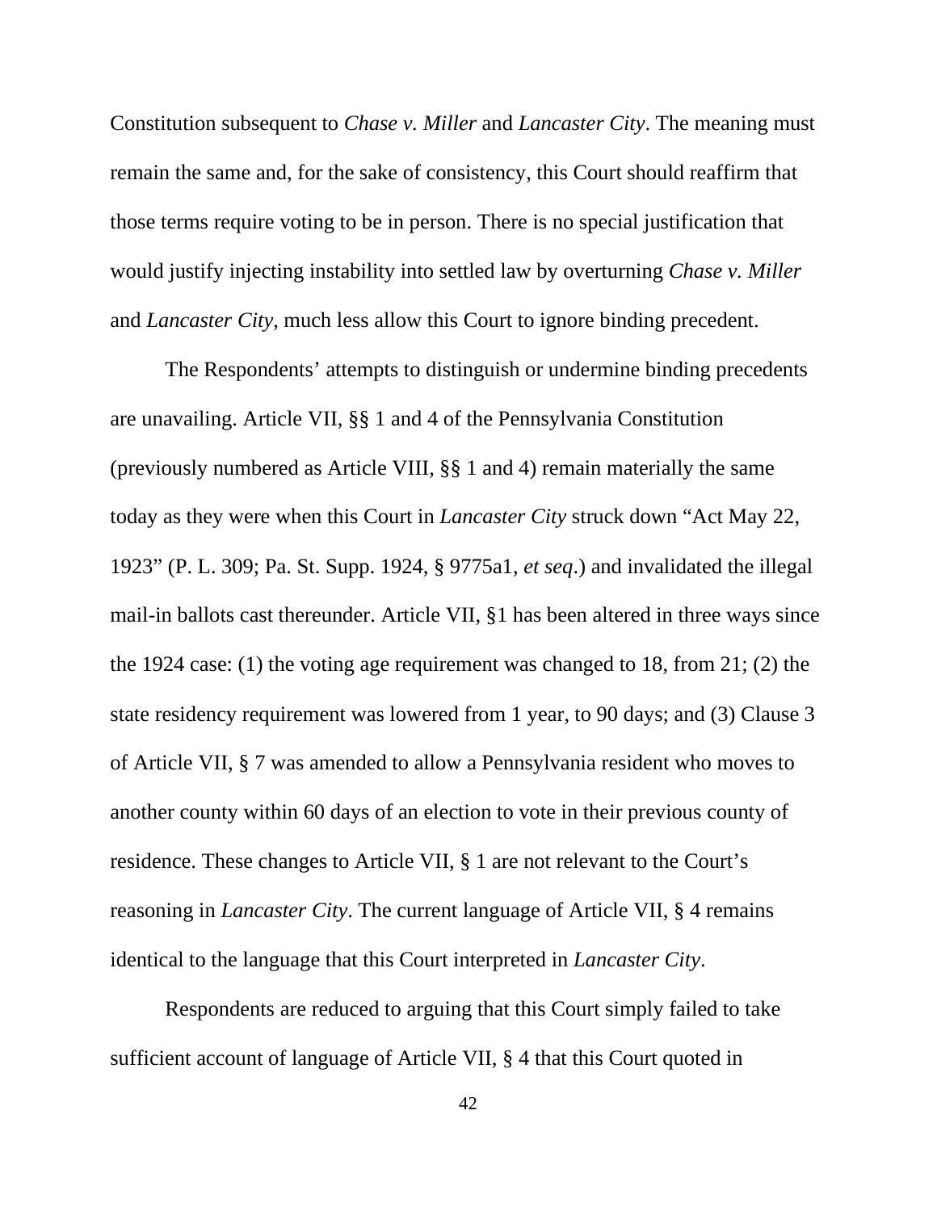Constitution subsequent to *Chase v. Miller* and *Lancaster City*. The meaning must remain the same and, for the sake of consistency, this Court should reaffirm that those terms require voting to be in person. There is no special justification that would justify injecting instability into settled law by overturning *Chase v. Miller* and *Lancaster City*, much less allow this Court to ignore binding precedent.

The Respondents' attempts to distinguish or undermine binding precedents are unavailing. Article VII, §§ 1 and 4 of the Pennsylvania Constitution (previously numbered as Article VIII, §§ 1 and 4) remain materially the same today as they were when this Court in *Lancaster City* struck down "Act May 22, 1923" (P. L. 309; Pa. St. Supp. 1924, § 9775a1, *et seq*.) and invalidated the illegal mail-in ballots cast thereunder. Article VII, §1 has been altered in three ways since the 1924 case: (1) the voting age requirement was changed to 18, from 21; (2) the state residency requirement was lowered from 1 year, to 90 days; and (3) Clause 3 of Article VII, § 7 was amended to allow a Pennsylvania resident who moves to another county within 60 days of an election to vote in their previous county of residence. These changes to Article VII, § 1 are not relevant to the Court's reasoning in *Lancaster City*. The current language of Article VII, § 4 remains identical to the language that this Court interpreted in *Lancaster City*.

Respondents are reduced to arguing that this Court simply failed to take sufficient account of language of Article VII, § 4 that this Court quoted in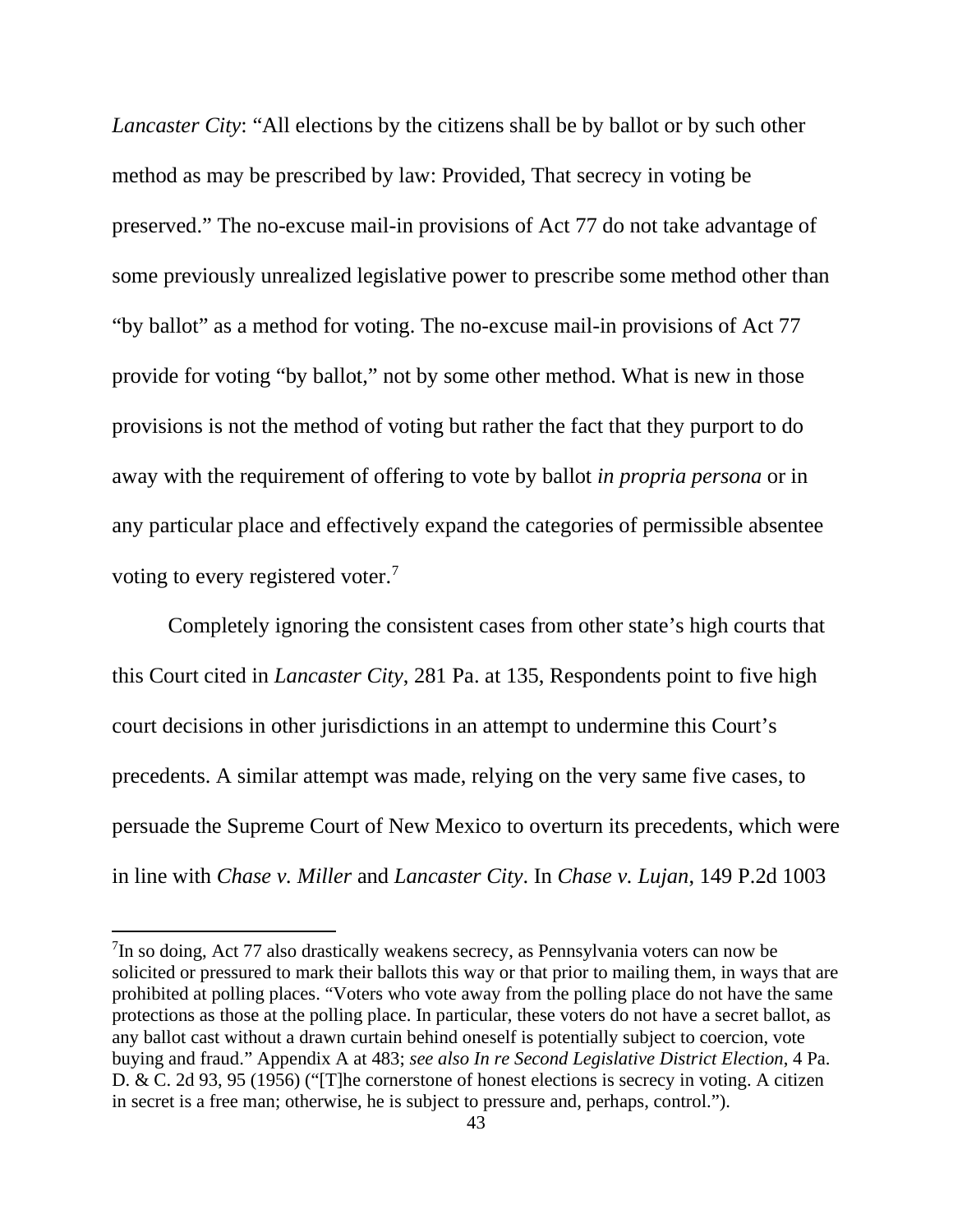*Lancaster City*: "All elections by the citizens shall be by ballot or by such other method as may be prescribed by law: Provided, That secrecy in voting be preserved." The no-excuse mail-in provisions of Act 77 do not take advantage of some previously unrealized legislative power to prescribe some method other than "by ballot" as a method for voting. The no-excuse mail-in provisions of Act 77 provide for voting "by ballot," not by some other method. What is new in those provisions is not the method of voting but rather the fact that they purport to do away with the requirement of offering to vote by ballot *in propria persona* or in any particular place and effectively expand the categories of permissible absentee voting to every registered voter.[7]

Completely ignoring the consistent cases from other state's high courts that this Court cited in *Lancaster City*, 281 Pa. at 135, Respondents point to five high court decisions in other jurisdictions in an attempt to undermine this Court's precedents. A similar attempt was made, relying on the very same five cases, to persuade the Supreme Court of New Mexico to overturn its precedents, which were in line with *Chase v. Miller* and *Lancaster City*. In *Chase v. Lujan*, 149 P.2d 1003

---

[7]In so doing, Act 77 also drastically weakens secrecy, as Pennsylvania voters can now be solicited or pressured to mark their ballots this way or that prior to mailing them, in ways that are prohibited at polling places. "Voters who vote away from the polling place do not have the same protections as those at the polling place. In particular, these voters do not have a secret ballot, as any ballot cast without a drawn curtain behind oneself is potentially subject to coercion, vote buying and fraud." Appendix A at 483; *see also In re Second Legislative District Election*, 4 Pa. D. & C. 2d 93, 95 (1956) ("[T]he cornerstone of honest elections is secrecy in voting. A citizen in secret is a free man; otherwise, he is subject to pressure and, perhaps, control.").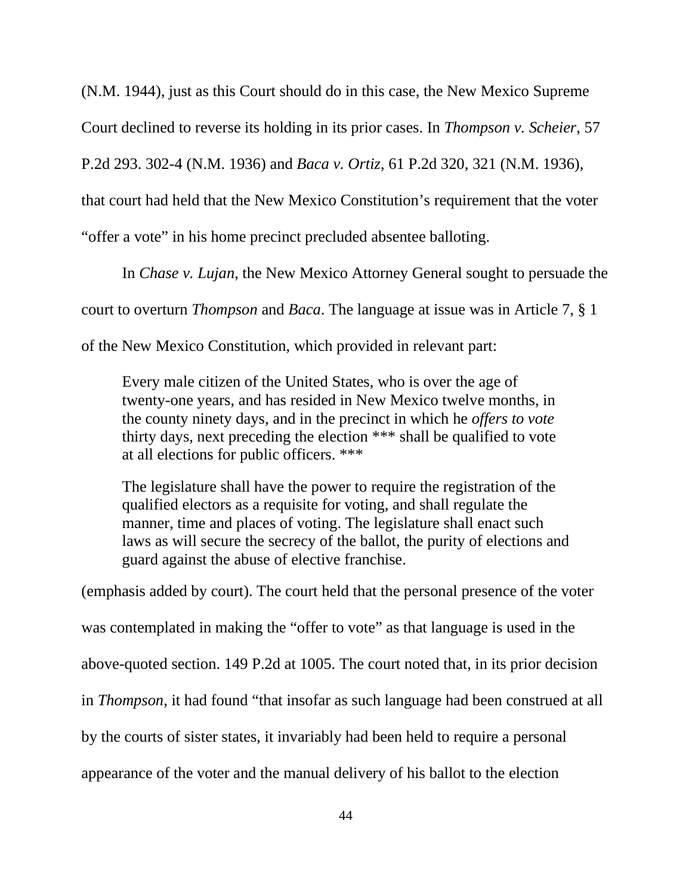(N.M. 1944), just as this Court should do in this case, the New Mexico Supreme Court declined to reverse its holding in its prior cases. In *Thompson v. Scheier*, 57 P.2d 293. 302-4 (N.M. 1936) and *Baca v. Ortiz*, 61 P.2d 320, 321 (N.M. 1936), that court had held that the New Mexico Constitution's requirement that the voter "offer a vote" in his home precinct precluded absentee balloting.

In *Chase v. Lujan*, the New Mexico Attorney General sought to persuade the court to overturn *Thompson* and *Baca*. The language at issue was in Article 7, § 1 of the New Mexico Constitution, which provided in relevant part:

> Every male citizen of the United States, who is over the age of twenty-one years, and has resided in New Mexico twelve months, in the county ninety days, and in the precinct in which he *offers to vote* thirty days, next preceding the election *** shall be qualified to vote at all elections for public officers. ***
>
> The legislature shall have the power to require the registration of the qualified electors as a requisite for voting, and shall regulate the manner, time and places of voting. The legislature shall enact such laws as will secure the secrecy of the ballot, the purity of elections and guard against the abuse of elective franchise.

(emphasis added by court). The court held that the personal presence of the voter was contemplated in making the "offer to vote" as that language is used in the above-quoted section. 149 P.2d at 1005. The court noted that, in its prior decision in *Thompson*, it had found "that insofar as such language had been construed at all by the courts of sister states, it invariably had been held to require a personal appearance of the voter and the manual delivery of his ballot to the election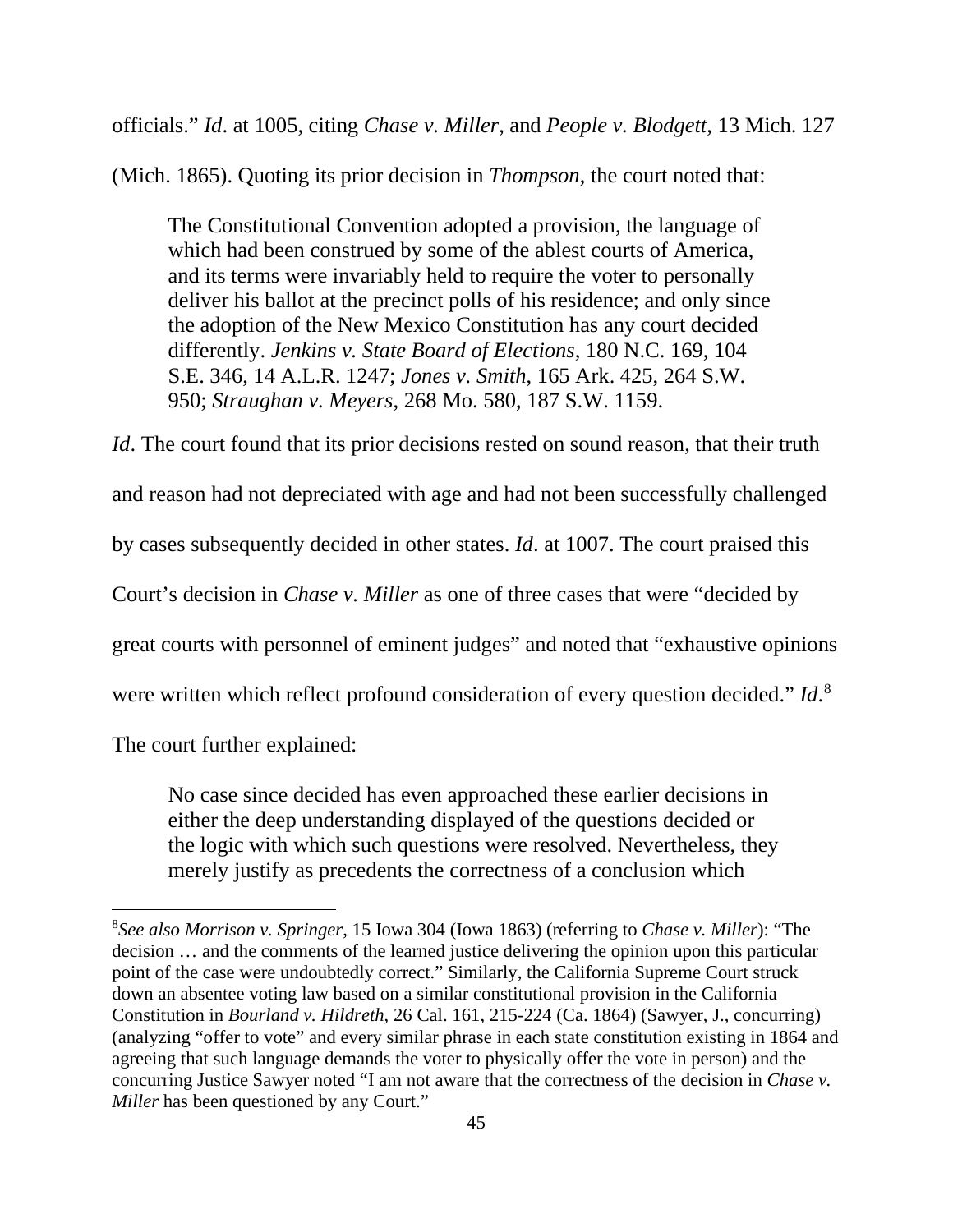officials." *Id*. at 1005, citing *Chase v. Miller*, and *People v. Blodgett*, 13 Mich. 127 (Mich. 1865). Quoting its prior decision in *Thompson*, the court noted that:

> The Constitutional Convention adopted a provision, the language of which had been construed by some of the ablest courts of America, and its terms were invariably held to require the voter to personally deliver his ballot at the precinct polls of his residence; and only since the adoption of the New Mexico Constitution has any court decided differently. *Jenkins v. State Board of Elections*, 180 N.C. 169, 104 S.E. 346, 14 A.L.R. 1247; *Jones v. Smith*, 165 Ark. 425, 264 S.W. 950; *Straughan v. Meyers*, 268 Mo. 580, 187 S.W. 1159.

*Id*. The court found that its prior decisions rested on sound reason, that their truth and reason had not depreciated with age and had not been successfully challenged by cases subsequently decided in other states. *Id*. at 1007. The court praised this Court's decision in *Chase v. Miller* as one of three cases that were "decided by great courts with personnel of eminent judges" and noted that "exhaustive opinions were written which reflect profound consideration of every question decided." *Id*.[8] The court further explained:

> No case since decided has even approached these earlier decisions in either the deep understanding displayed of the questions decided or the logic with which such questions were resolved. Nevertheless, they merely justify as precedents the correctness of a conclusion which

[8]*See also Morrison v. Springer*, 15 Iowa 304 (Iowa 1863) (referring to *Chase v. Miller*): "The decision … and the comments of the learned justice delivering the opinion upon this particular point of the case were undoubtedly correct." Similarly, the California Supreme Court struck down an absentee voting law based on a similar constitutional provision in the California Constitution in *Bourland v. Hildreth*, 26 Cal. 161, 215-224 (Ca. 1864) (Sawyer, J., concurring) (analyzing "offer to vote" and every similar phrase in each state constitution existing in 1864 and agreeing that such language demands the voter to physically offer the vote in person) and the concurring Justice Sawyer noted "I am not aware that the correctness of the decision in *Chase v. Miller* has been questioned by any Court."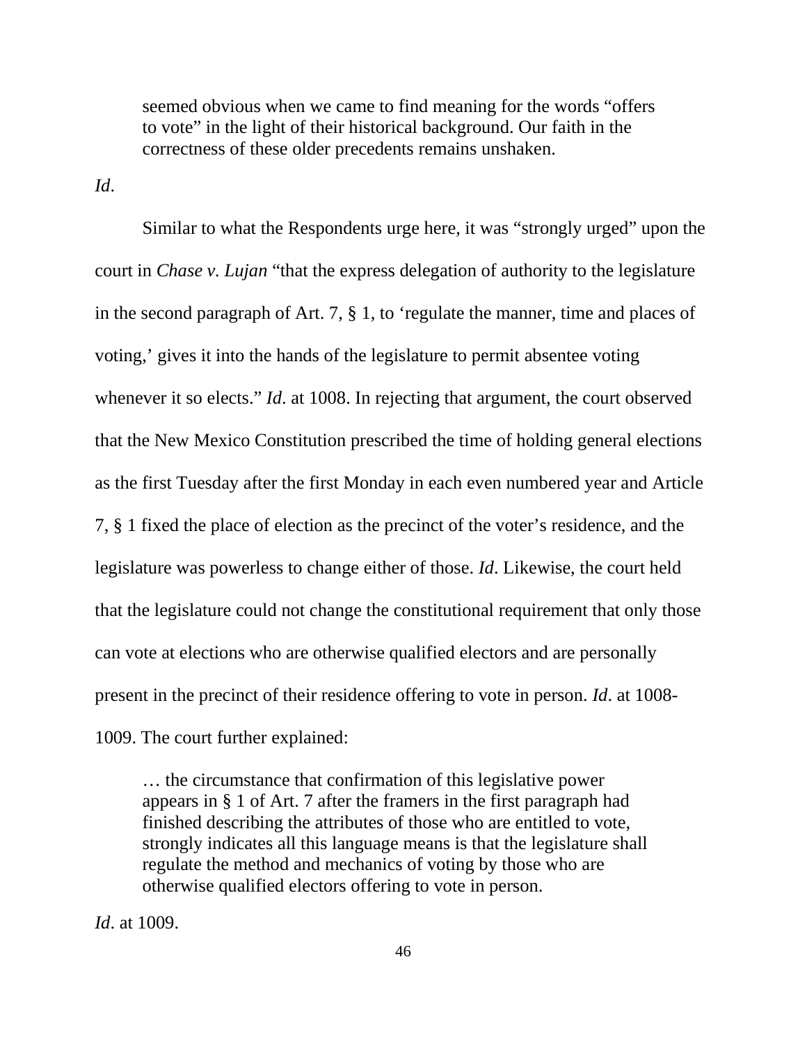> seemed obvious when we came to find meaning for the words "offers to vote" in the light of their historical background. Our faith in the correctness of these older precedents remains unshaken.

*Id*.

Similar to what the Respondents urge here, it was "strongly urged" upon the court in *Chase v. Lujan* "that the express delegation of authority to the legislature in the second paragraph of Art. 7, § 1, to 'regulate the manner, time and places of voting,' gives it into the hands of the legislature to permit absentee voting whenever it so elects." *Id*. at 1008. In rejecting that argument, the court observed that the New Mexico Constitution prescribed the time of holding general elections as the first Tuesday after the first Monday in each even numbered year and Article 7, § 1 fixed the place of election as the precinct of the voter's residence, and the legislature was powerless to change either of those. *Id*. Likewise, the court held that the legislature could not change the constitutional requirement that only those can vote at elections who are otherwise qualified electors and are personally present in the precinct of their residence offering to vote in person. *Id*. at 1008-1009. The court further explained:

> … the circumstance that confirmation of this legislative power appears in § 1 of Art. 7 after the framers in the first paragraph had finished describing the attributes of those who are entitled to vote, strongly indicates all this language means is that the legislature shall regulate the method and mechanics of voting by those who are otherwise qualified electors offering to vote in person.

*Id*. at 1009.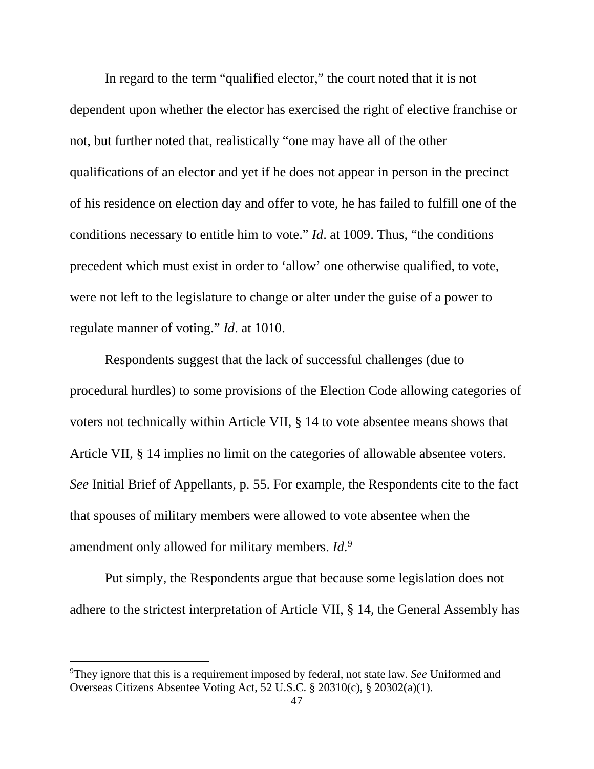In regard to the term "qualified elector," the court noted that it is not dependent upon whether the elector has exercised the right of elective franchise or not, but further noted that, realistically "one may have all of the other qualifications of an elector and yet if he does not appear in person in the precinct of his residence on election day and offer to vote, he has failed to fulfill one of the conditions necessary to entitle him to vote." *Id*. at 1009. Thus, "the conditions precedent which must exist in order to 'allow' one otherwise qualified, to vote, were not left to the legislature to change or alter under the guise of a power to regulate manner of voting." *Id*. at 1010.

Respondents suggest that the lack of successful challenges (due to procedural hurdles) to some provisions of the Election Code allowing categories of voters not technically within Article VII, § 14 to vote absentee means shows that Article VII, § 14 implies no limit on the categories of allowable absentee voters. *See* Initial Brief of Appellants, p. 55. For example, the Respondents cite to the fact that spouses of military members were allowed to vote absentee when the amendment only allowed for military members. *Id*.[9]

Put simply, the Respondents argue that because some legislation does not adhere to the strictest interpretation of Article VII, § 14, the General Assembly has

[9]They ignore that this is a requirement imposed by federal, not state law. *See* Uniformed and Overseas Citizens Absentee Voting Act, 52 U.S.C. § 20310(c), § 20302(a)(1).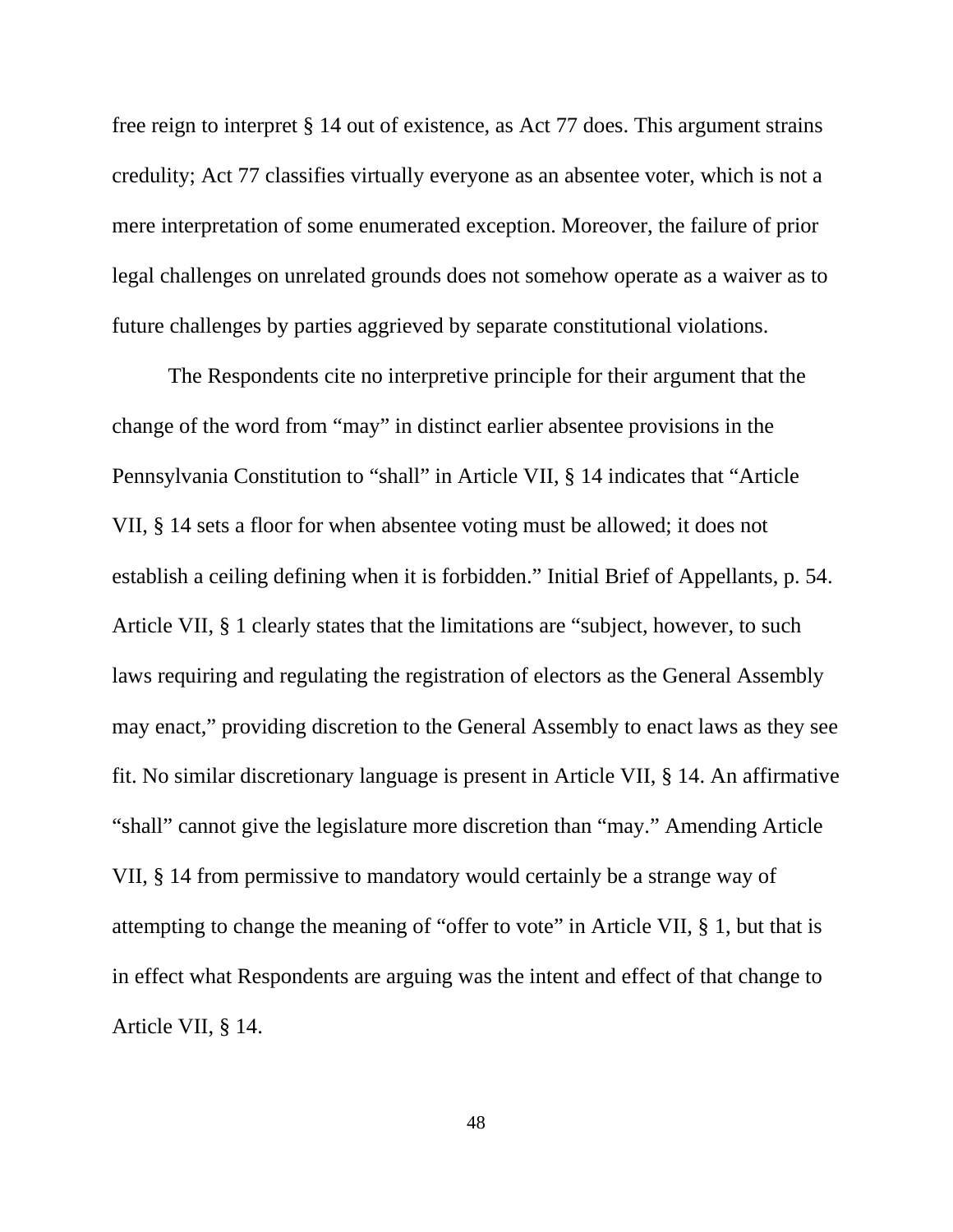free reign to interpret § 14 out of existence, as Act 77 does. This argument strains credulity; Act 77 classifies virtually everyone as an absentee voter, which is not a mere interpretation of some enumerated exception. Moreover, the failure of prior legal challenges on unrelated grounds does not somehow operate as a waiver as to future challenges by parties aggrieved by separate constitutional violations.

The Respondents cite no interpretive principle for their argument that the change of the word from "may" in distinct earlier absentee provisions in the Pennsylvania Constitution to "shall" in Article VII, § 14 indicates that "Article VII, § 14 sets a floor for when absentee voting must be allowed; it does not establish a ceiling defining when it is forbidden." Initial Brief of Appellants, p. 54. Article VII, § 1 clearly states that the limitations are "subject, however, to such laws requiring and regulating the registration of electors as the General Assembly may enact," providing discretion to the General Assembly to enact laws as they see fit. No similar discretionary language is present in Article VII, § 14. An affirmative "shall" cannot give the legislature more discretion than "may." Amending Article VII, § 14 from permissive to mandatory would certainly be a strange way of attempting to change the meaning of "offer to vote" in Article VII, § 1, but that is in effect what Respondents are arguing was the intent and effect of that change to Article VII, § 14.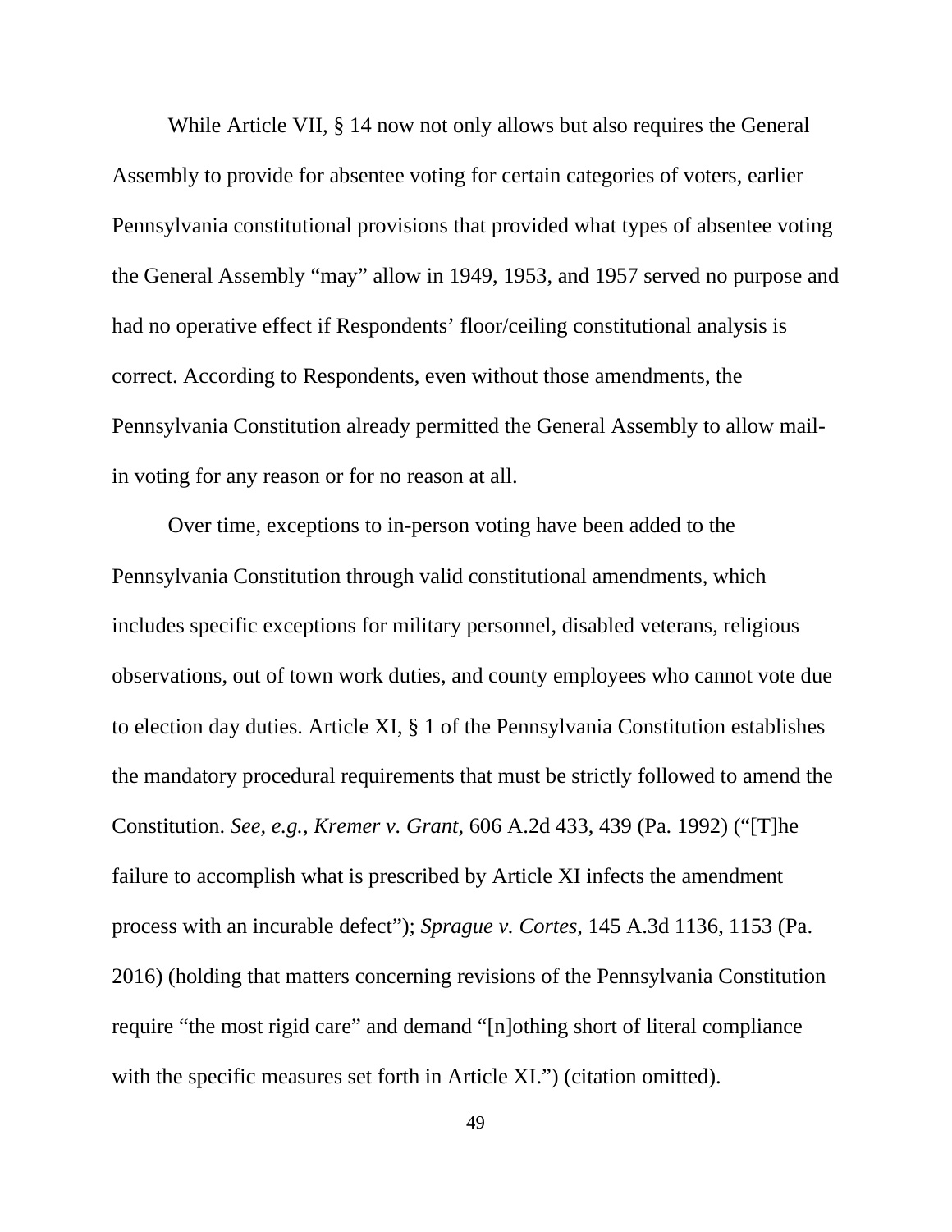While Article VII, § 14 now not only allows but also requires the General Assembly to provide for absentee voting for certain categories of voters, earlier Pennsylvania constitutional provisions that provided what types of absentee voting the General Assembly "may" allow in 1949, 1953, and 1957 served no purpose and had no operative effect if Respondents' floor/ceiling constitutional analysis is correct. According to Respondents, even without those amendments, the Pennsylvania Constitution already permitted the General Assembly to allow mail-in voting for any reason or for no reason at all.

Over time, exceptions to in-person voting have been added to the Pennsylvania Constitution through valid constitutional amendments, which includes specific exceptions for military personnel, disabled veterans, religious observations, out of town work duties, and county employees who cannot vote due to election day duties. Article XI, § 1 of the Pennsylvania Constitution establishes the mandatory procedural requirements that must be strictly followed to amend the Constitution. *See, e.g.*, *Kremer v. Grant*, 606 A.2d 433, 439 (Pa. 1992) ("[T]he failure to accomplish what is prescribed by Article XI infects the amendment process with an incurable defect"); *Sprague v. Cortes*, 145 A.3d 1136, 1153 (Pa. 2016) (holding that matters concerning revisions of the Pennsylvania Constitution require "the most rigid care" and demand "[n]othing short of literal compliance with the specific measures set forth in Article XI.") (citation omitted).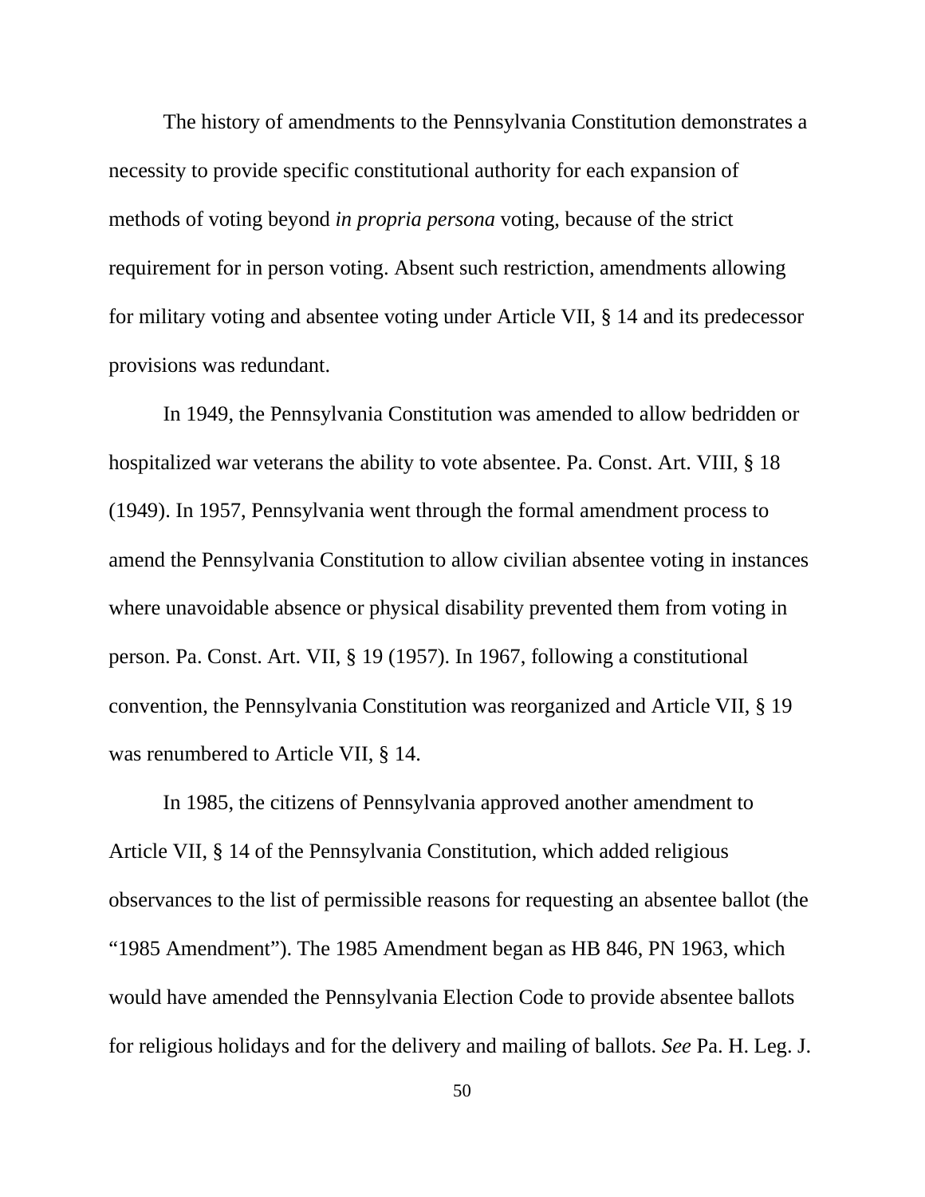The history of amendments to the Pennsylvania Constitution demonstrates a necessity to provide specific constitutional authority for each expansion of methods of voting beyond *in propria persona* voting, because of the strict requirement for in person voting. Absent such restriction, amendments allowing for military voting and absentee voting under Article VII, § 14 and its predecessor provisions was redundant.

In 1949, the Pennsylvania Constitution was amended to allow bedridden or hospitalized war veterans the ability to vote absentee. Pa. Const. Art. VIII, § 18 (1949). In 1957, Pennsylvania went through the formal amendment process to amend the Pennsylvania Constitution to allow civilian absentee voting in instances where unavoidable absence or physical disability prevented them from voting in person. Pa. Const. Art. VII, § 19 (1957). In 1967, following a constitutional convention, the Pennsylvania Constitution was reorganized and Article VII, § 19 was renumbered to Article VII, § 14.

In 1985, the citizens of Pennsylvania approved another amendment to Article VII, § 14 of the Pennsylvania Constitution, which added religious observances to the list of permissible reasons for requesting an absentee ballot (the "1985 Amendment"). The 1985 Amendment began as HB 846, PN 1963, which would have amended the Pennsylvania Election Code to provide absentee ballots for religious holidays and for the delivery and mailing of ballots. *See* Pa. H. Leg. J.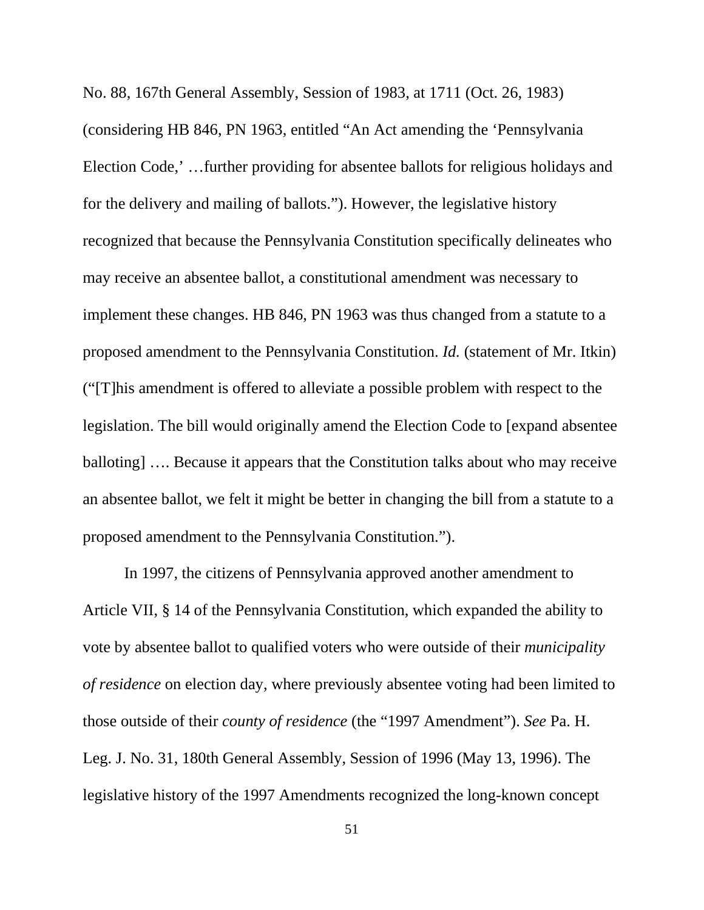No. 88, 167th General Assembly, Session of 1983, at 1711 (Oct. 26, 1983) (considering HB 846, PN 1963, entitled "An Act amending the 'Pennsylvania Election Code,' …further providing for absentee ballots for religious holidays and for the delivery and mailing of ballots."). However, the legislative history recognized that because the Pennsylvania Constitution specifically delineates who may receive an absentee ballot, a constitutional amendment was necessary to implement these changes. HB 846, PN 1963 was thus changed from a statute to a proposed amendment to the Pennsylvania Constitution. *Id.* (statement of Mr. Itkin) ("[T]his amendment is offered to alleviate a possible problem with respect to the legislation. The bill would originally amend the Election Code to [expand absentee balloting] …. Because it appears that the Constitution talks about who may receive an absentee ballot, we felt it might be better in changing the bill from a statute to a proposed amendment to the Pennsylvania Constitution.").

In 1997, the citizens of Pennsylvania approved another amendment to Article VII, § 14 of the Pennsylvania Constitution, which expanded the ability to vote by absentee ballot to qualified voters who were outside of their *municipality of residence* on election day, where previously absentee voting had been limited to those outside of their *county of residence* (the "1997 Amendment"). *See* Pa. H. Leg. J. No. 31, 180th General Assembly, Session of 1996 (May 13, 1996). The legislative history of the 1997 Amendments recognized the long-known concept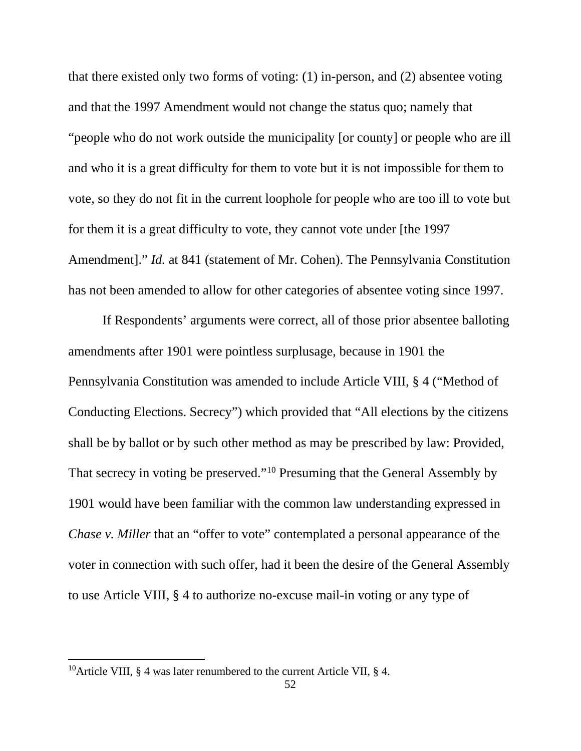that there existed only two forms of voting: (1) in-person, and (2) absentee voting and that the 1997 Amendment would not change the status quo; namely that "people who do not work outside the municipality [or county] or people who are ill and who it is a great difficulty for them to vote but it is not impossible for them to vote, so they do not fit in the current loophole for people who are too ill to vote but for them it is a great difficulty to vote, they cannot vote under [the 1997 Amendment]." *Id.* at 841 (statement of Mr. Cohen). The Pennsylvania Constitution has not been amended to allow for other categories of absentee voting since 1997.

If Respondents' arguments were correct, all of those prior absentee balloting amendments after 1901 were pointless surplusage, because in 1901 the Pennsylvania Constitution was amended to include Article VIII, § 4 ("Method of Conducting Elections. Secrecy") which provided that "All elections by the citizens shall be by ballot or by such other method as may be prescribed by law: Provided, That secrecy in voting be preserved."[10] Presuming that the General Assembly by 1901 would have been familiar with the common law understanding expressed in *Chase v. Miller* that an "offer to vote" contemplated a personal appearance of the voter in connection with such offer, had it been the desire of the General Assembly to use Article VIII, § 4 to authorize no-excuse mail-in voting or any type of

[10] Article VIII, § 4 was later renumbered to the current Article VII, § 4.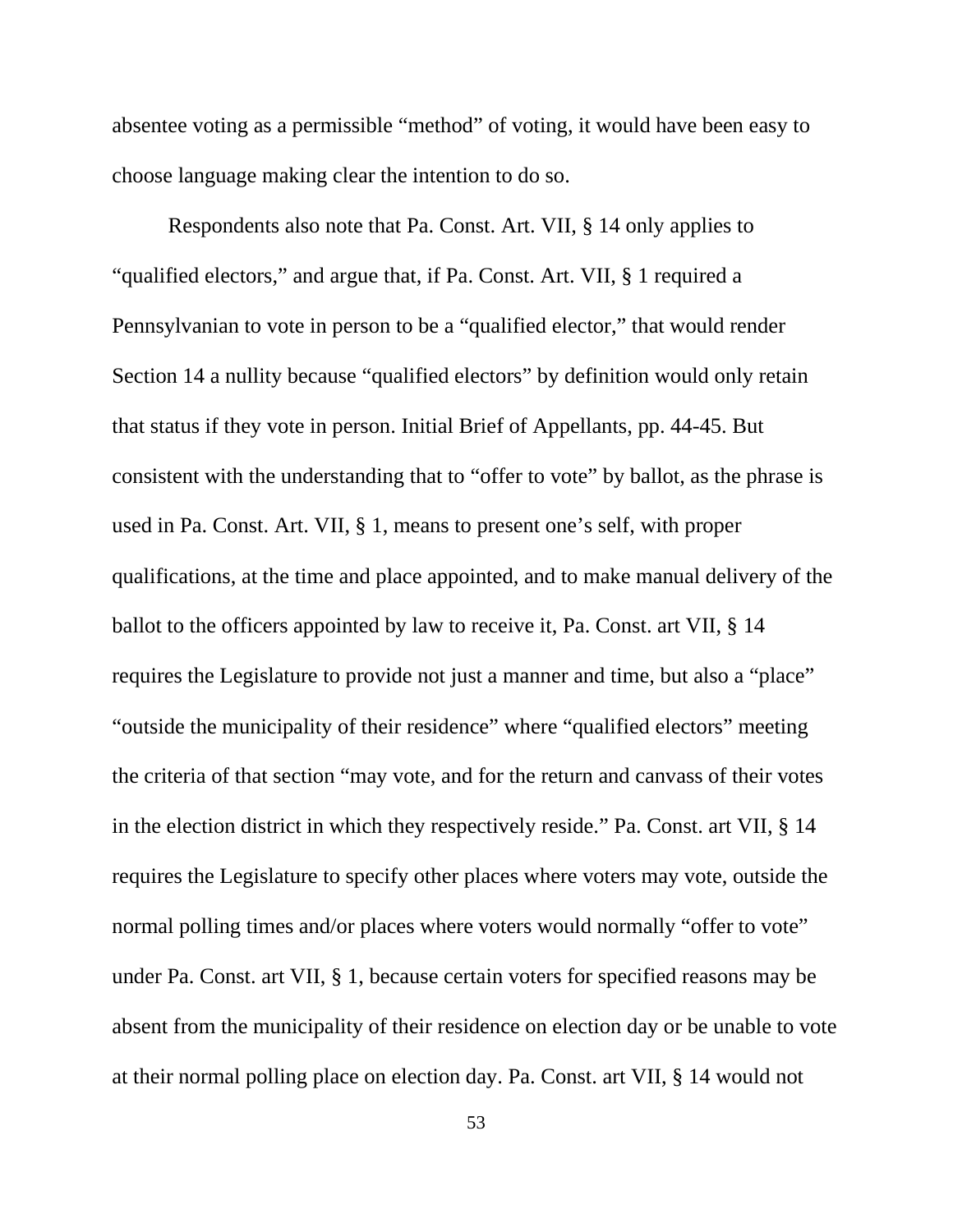absentee voting as a permissible "method" of voting, it would have been easy to choose language making clear the intention to do so.

Respondents also note that Pa. Const. Art. VII, § 14 only applies to "qualified electors," and argue that, if Pa. Const. Art. VII, § 1 required a Pennsylvanian to vote in person to be a "qualified elector," that would render Section 14 a nullity because "qualified electors" by definition would only retain that status if they vote in person. Initial Brief of Appellants, pp. 44-45. But consistent with the understanding that to "offer to vote" by ballot, as the phrase is used in Pa. Const. Art. VII, § 1, means to present one's self, with proper qualifications, at the time and place appointed, and to make manual delivery of the ballot to the officers appointed by law to receive it, Pa. Const. art VII, § 14 requires the Legislature to provide not just a manner and time, but also a "place" "outside the municipality of their residence" where "qualified electors" meeting the criteria of that section "may vote, and for the return and canvass of their votes in the election district in which they respectively reside." Pa. Const. art VII, § 14 requires the Legislature to specify other places where voters may vote, outside the normal polling times and/or places where voters would normally "offer to vote" under Pa. Const. art VII, § 1, because certain voters for specified reasons may be absent from the municipality of their residence on election day or be unable to vote at their normal polling place on election day. Pa. Const. art VII, § 14 would not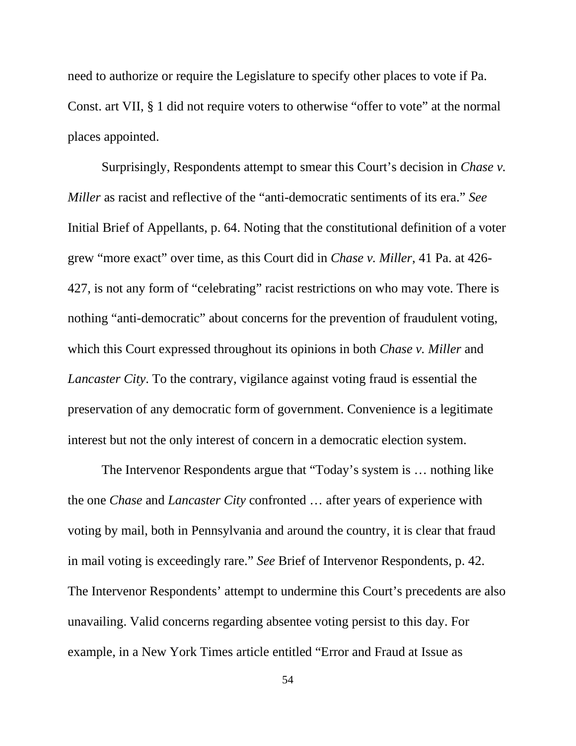need to authorize or require the Legislature to specify other places to vote if Pa. Const. art VII, § 1 did not require voters to otherwise "offer to vote" at the normal places appointed.

Surprisingly, Respondents attempt to smear this Court's decision in *Chase v. Miller* as racist and reflective of the "anti-democratic sentiments of its era." *See* Initial Brief of Appellants, p. 64. Noting that the constitutional definition of a voter grew "more exact" over time, as this Court did in *Chase v. Miller*, 41 Pa. at 426-427, is not any form of "celebrating" racist restrictions on who may vote. There is nothing "anti-democratic" about concerns for the prevention of fraudulent voting, which this Court expressed throughout its opinions in both *Chase v. Miller* and *Lancaster City*. To the contrary, vigilance against voting fraud is essential the preservation of any democratic form of government. Convenience is a legitimate interest but not the only interest of concern in a democratic election system.

The Intervenor Respondents argue that "Today's system is … nothing like the one *Chase* and *Lancaster City* confronted … after years of experience with voting by mail, both in Pennsylvania and around the country, it is clear that fraud in mail voting is exceedingly rare." *See* Brief of Intervenor Respondents, p. 42. The Intervenor Respondents' attempt to undermine this Court's precedents are also unavailing. Valid concerns regarding absentee voting persist to this day. For example, in a New York Times article entitled "Error and Fraud at Issue as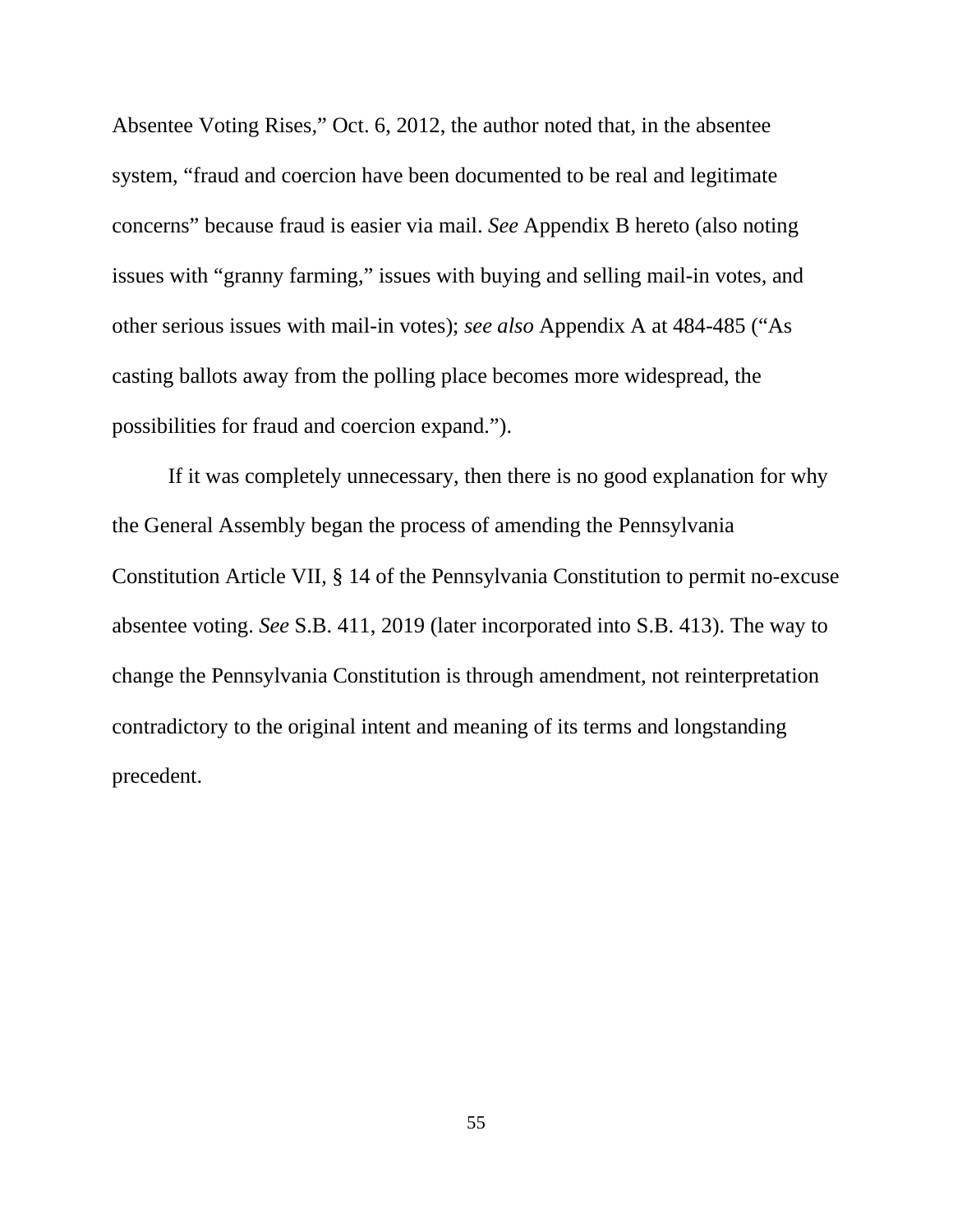Absentee Voting Rises," Oct. 6, 2012, the author noted that, in the absentee system, "fraud and coercion have been documented to be real and legitimate concerns" because fraud is easier via mail. *See* Appendix B hereto (also noting issues with "granny farming," issues with buying and selling mail-in votes, and other serious issues with mail-in votes); *see also* Appendix A at 484-485 ("As casting ballots away from the polling place becomes more widespread, the possibilities for fraud and coercion expand.").

If it was completely unnecessary, then there is no good explanation for why the General Assembly began the process of amending the Pennsylvania Constitution Article VII, § 14 of the Pennsylvania Constitution to permit no-excuse absentee voting. *See* S.B. 411, 2019 (later incorporated into S.B. 413). The way to change the Pennsylvania Constitution is through amendment, not reinterpretation contradictory to the original intent and meaning of its terms and longstanding precedent.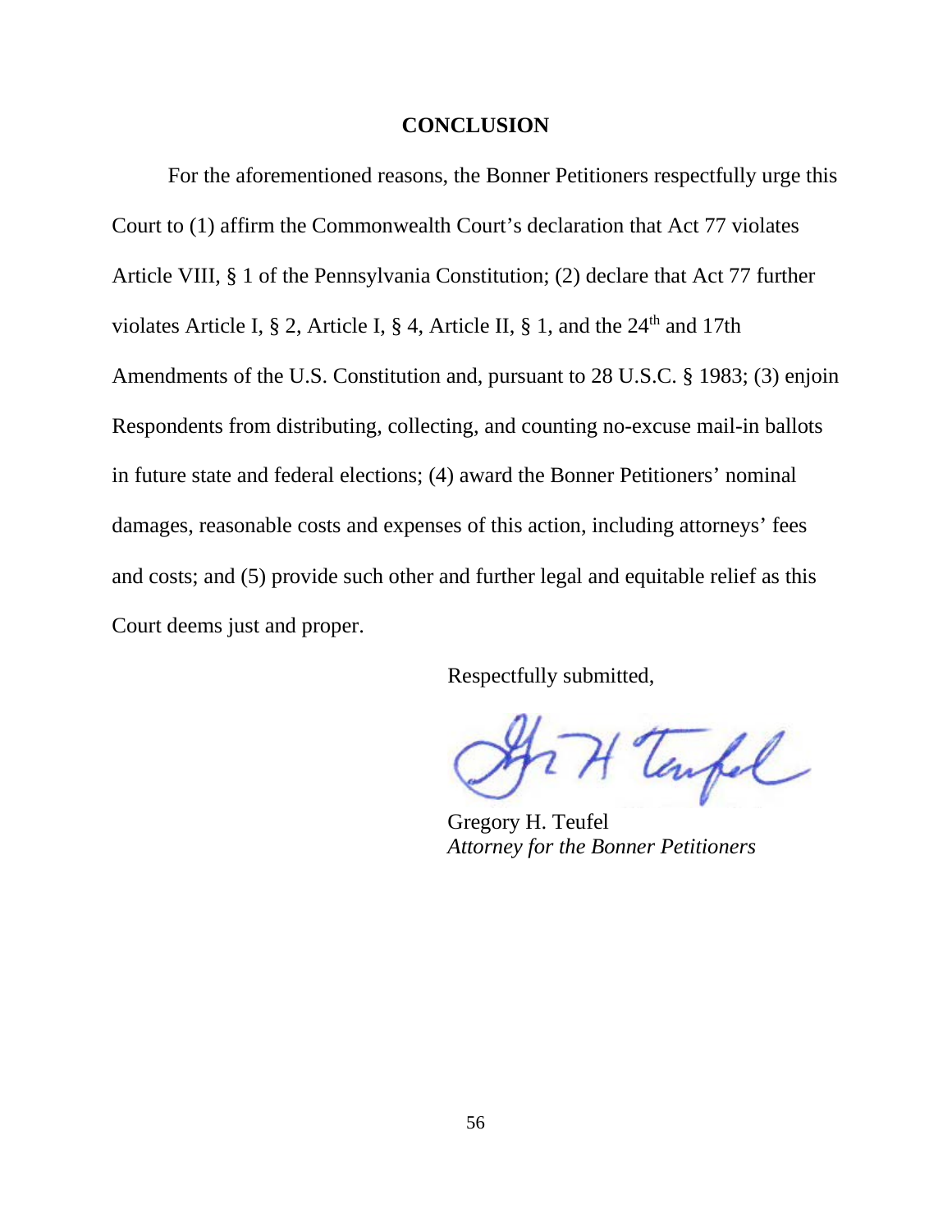## CONCLUSION

For the aforementioned reasons, the Bonner Petitioners respectfully urge this Court to (1) affirm the Commonwealth Court's declaration that Act 77 violates Article VIII, § 1 of the Pennsylvania Constitution; (2) declare that Act 77 further violates Article I, § 2, Article I, § 4, Article II, § 1, and the 24th and 17th Amendments of the U.S. Constitution and, pursuant to 28 U.S.C. § 1983; (3) enjoin Respondents from distributing, collecting, and counting no-excuse mail-in ballots in future state and federal elections; (4) award the Bonner Petitioners' nominal damages, reasonable costs and expenses of this action, including attorneys' fees and costs; and (5) provide such other and further legal and equitable relief as this Court deems just and proper.

Respectfully submitted,

Gregory H. Teufel
*Attorney for the Bonner Petitioners*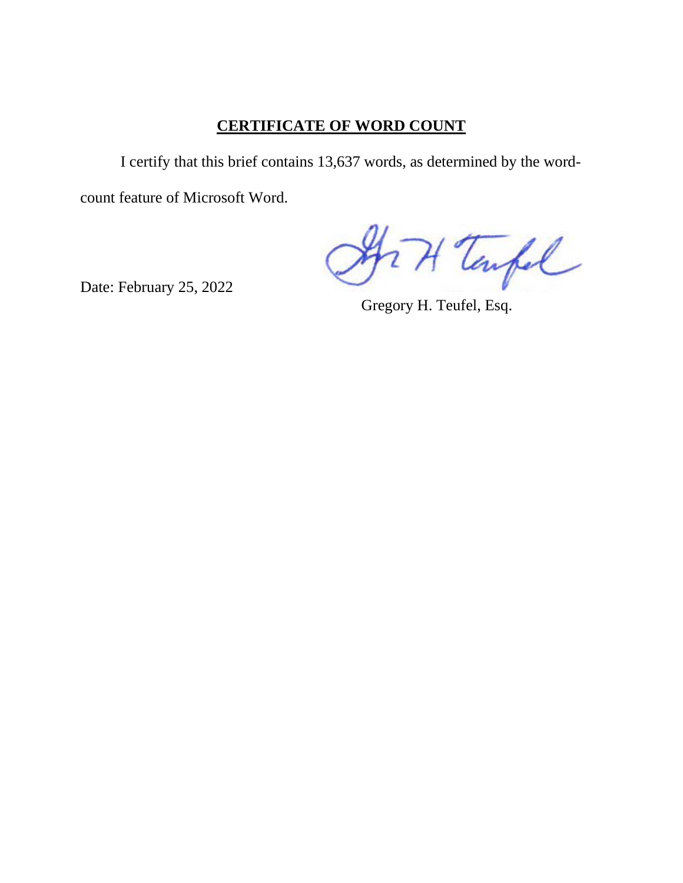## CERTIFICATE OF WORD COUNT

I certify that this brief contains 13,637 words, as determined by the word-count feature of Microsoft Word.

Date: February 25, 2022

Gregory H. Teufel, Esq.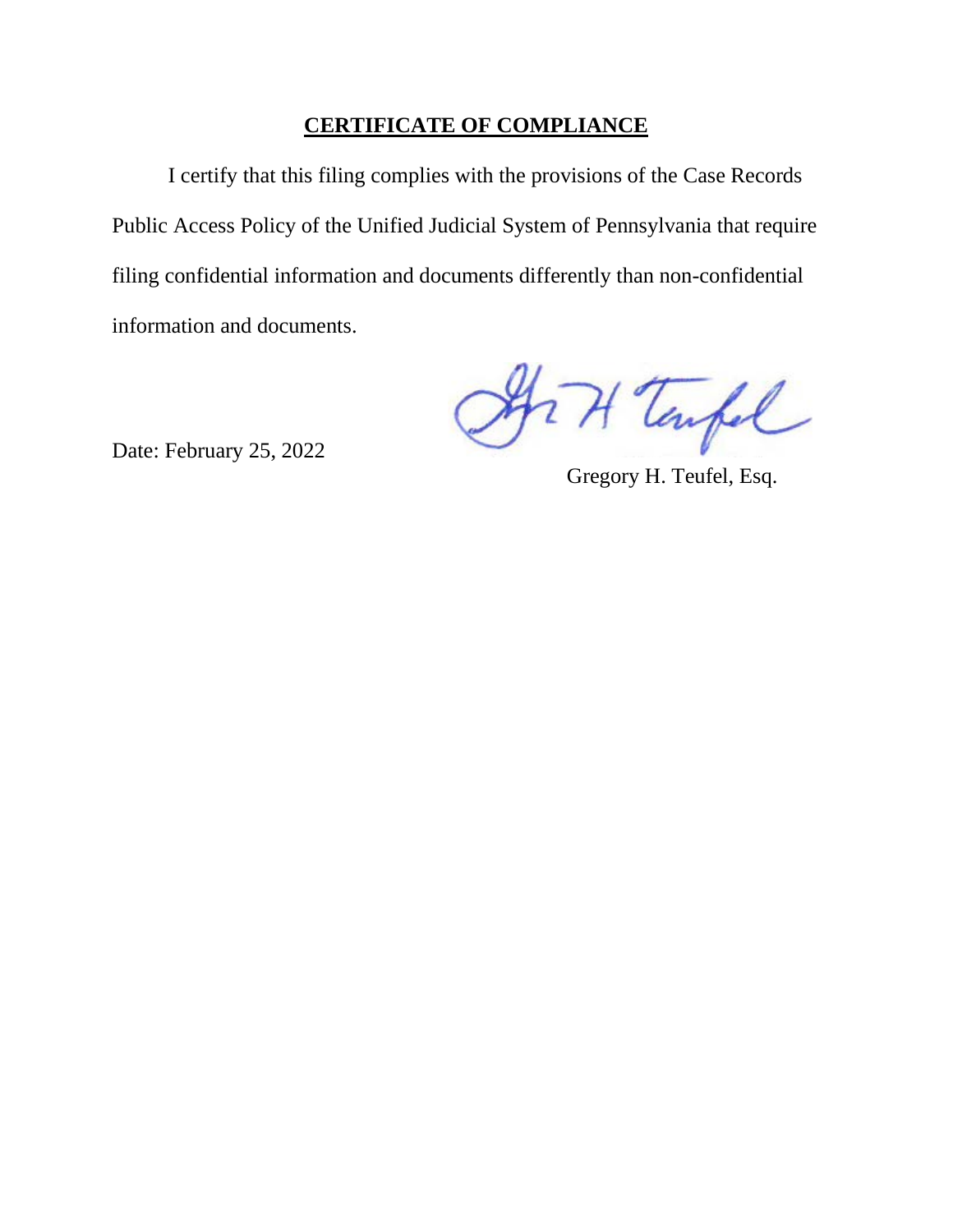**CERTIFICATE OF COMPLIANCE**

I certify that this filing complies with the provisions of the Case Records Public Access Policy of the Unified Judicial System of Pennsylvania that require filing confidential information and documents differently than non-confidential information and documents.

Date: February 25, 2022

Gregory H. Teufel, Esq.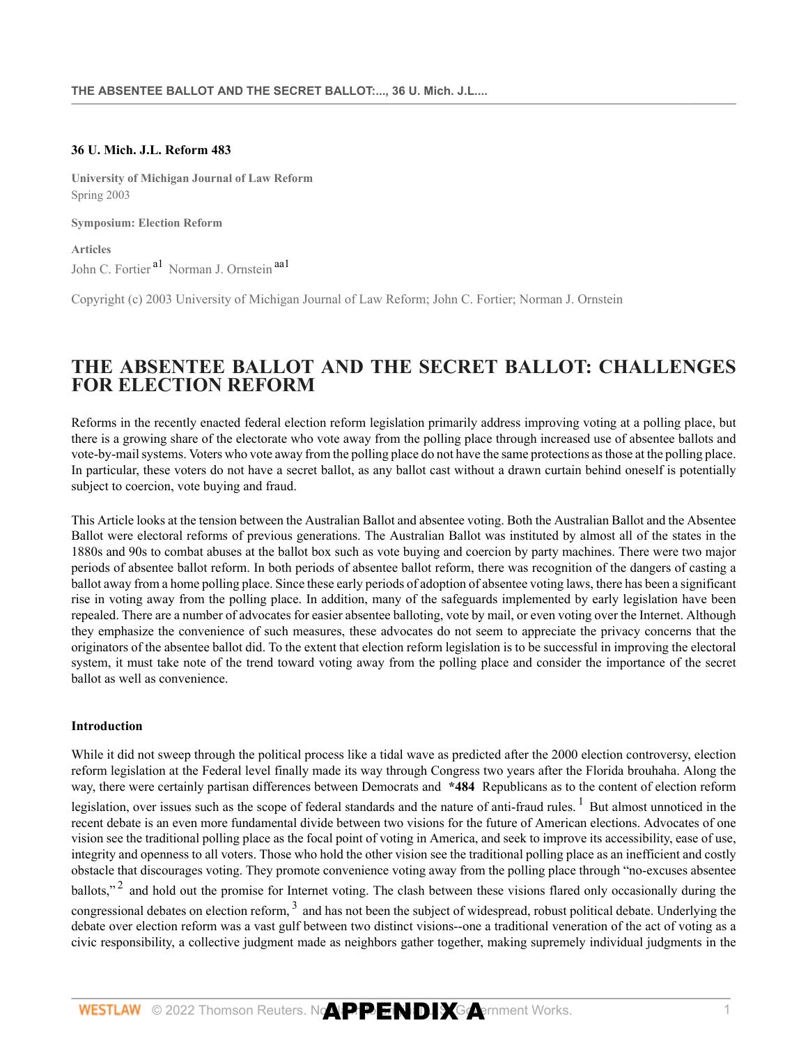**36 U. Mich. J.L. Reform 483**

**University of Michigan Journal of Law Reform**
Spring 2003

**Symposium: Election Reform**

**Articles**
John C. Fortier [a1] Norman J. Ornstein [aa1]

Copyright (c) 2003 University of Michigan Journal of Law Reform; John C. Fortier; Norman J. Ornstein

# THE ABSENTEE BALLOT AND THE SECRET BALLOT: CHALLENGES FOR ELECTION REFORM

Reforms in the recently enacted federal election reform legislation primarily address improving voting at a polling place, but there is a growing share of the electorate who vote away from the polling place through increased use of absentee ballots and vote-by-mail systems. Voters who vote away from the polling place do not have the same protections as those at the polling place. In particular, these voters do not have a secret ballot, as any ballot cast without a drawn curtain behind oneself is potentially subject to coercion, vote buying and fraud.

This Article looks at the tension between the Australian Ballot and absentee voting. Both the Australian Ballot and the Absentee Ballot were electoral reforms of previous generations. The Australian Ballot was instituted by almost all of the states in the 1880s and 90s to combat abuses at the ballot box such as vote buying and coercion by party machines. There were two major periods of absentee ballot reform. In both periods of absentee ballot reform, there was recognition of the dangers of casting a ballot away from a home polling place. Since these early periods of adoption of absentee voting laws, there has been a significant rise in voting away from the polling place. In addition, many of the safeguards implemented by early legislation have been repealed. There are a number of advocates for easier absentee balloting, vote by mail, or even voting over the Internet. Although they emphasize the convenience of such measures, these advocates do not seem to appreciate the privacy concerns that the originators of the absentee ballot did. To the extent that election reform legislation is to be successful in improving the electoral system, it must take note of the trend toward voting away from the polling place and consider the importance of the secret ballot as well as convenience.

### Introduction

While it did not sweep through the political process like a tidal wave as predicted after the 2000 election controversy, election reform legislation at the Federal level finally made its way through Congress two years after the Florida brouhaha. Along the way, there were certainly partisan differences between Democrats and **\*484** Republicans as to the content of election reform legislation, over issues such as the scope of federal standards and the nature of anti-fraud rules. [1] But almost unnoticed in the recent debate is an even more fundamental divide between two visions for the future of American elections. Advocates of one vision see the traditional polling place as the focal point of voting in America, and seek to improve its accessibility, ease of use, integrity and openness to all voters. Those who hold the other vision see the traditional polling place as an inefficient and costly obstacle that discourages voting. They promote convenience voting away from the polling place through "no-excuses absentee ballots," [2] and hold out the promise for Internet voting. The clash between these visions flared only occasionally during the congressional debates on election reform, [3] and has not been the subject of widespread, robust political debate. Underlying the debate over election reform was a vast gulf between two distinct visions--one a traditional veneration of the act of voting as a civic responsibility, a collective judgment made as neighbors gather together, making supremely individual judgments in the

APPENDIX A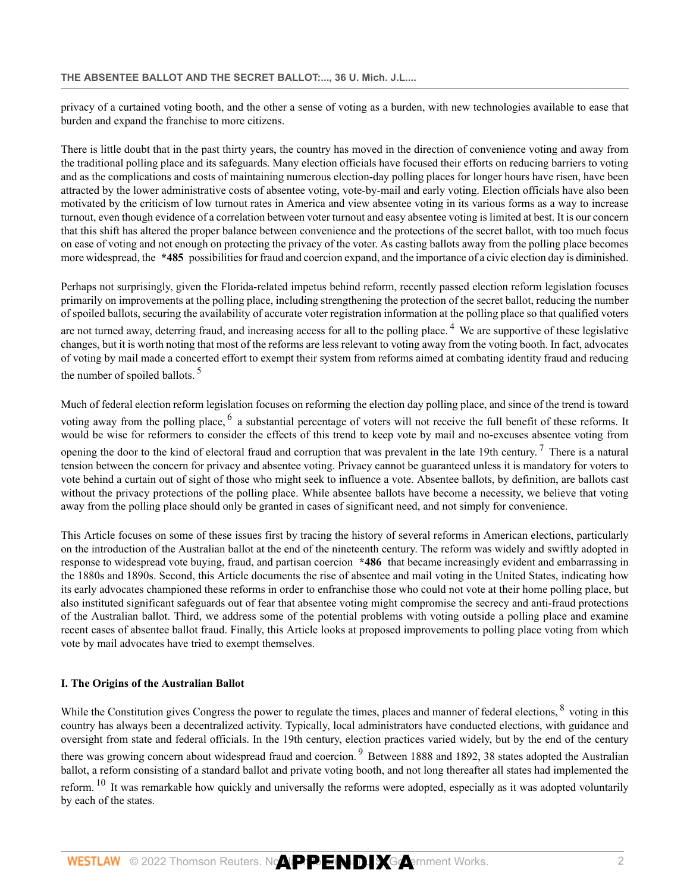privacy of a curtained voting booth, and the other a sense of voting as a burden, with new technologies available to ease that burden and expand the franchise to more citizens.

There is little doubt that in the past thirty years, the country has moved in the direction of convenience voting and away from the traditional polling place and its safeguards. Many election officials have focused their efforts on reducing barriers to voting and as the complications and costs of maintaining numerous election-day polling places for longer hours have risen, have been attracted by the lower administrative costs of absentee voting, vote-by-mail and early voting. Election officials have also been motivated by the criticism of low turnout rates in America and view absentee voting in its various forms as a way to increase turnout, even though evidence of a correlation between voter turnout and easy absentee voting is limited at best. It is our concern that this shift has altered the proper balance between convenience and the protections of the secret ballot, with too much focus on ease of voting and not enough on protecting the privacy of the voter. As casting ballots away from the polling place becomes more widespread, the **\*485** possibilities for fraud and coercion expand, and the importance of a civic election day is diminished.

Perhaps not surprisingly, given the Florida-related impetus behind reform, recently passed election reform legislation focuses primarily on improvements at the polling place, including strengthening the protection of the secret ballot, reducing the number of spoiled ballots, securing the availability of accurate voter registration information at the polling place so that qualified voters are not turned away, deterring fraud, and increasing access for all to the polling place.[4] We are supportive of these legislative changes, but it is worth noting that most of the reforms are less relevant to voting away from the voting booth. In fact, advocates of voting by mail made a concerted effort to exempt their system from reforms aimed at combating identity fraud and reducing the number of spoiled ballots.[5]

Much of federal election reform legislation focuses on reforming the election day polling place, and since of the trend is toward voting away from the polling place,[6] a substantial percentage of voters will not receive the full benefit of these reforms. It would be wise for reformers to consider the effects of this trend to keep vote by mail and no-excuses absentee voting from opening the door to the kind of electoral fraud and corruption that was prevalent in the late 19th century.[7] There is a natural tension between the concern for privacy and absentee voting. Privacy cannot be guaranteed unless it is mandatory for voters to vote behind a curtain out of sight of those who might seek to influence a vote. Absentee ballots, by definition, are ballots cast without the privacy protections of the polling place. While absentee ballots have become a necessity, we believe that voting away from the polling place should only be granted in cases of significant need, and not simply for convenience.

This Article focuses on some of these issues first by tracing the history of several reforms in American elections, particularly on the introduction of the Australian ballot at the end of the nineteenth century. The reform was widely and swiftly adopted in response to widespread vote buying, fraud, and partisan coercion **\*486** that became increasingly evident and embarrassing in the 1880s and 1890s. Second, this Article documents the rise of absentee and mail voting in the United States, indicating how its early advocates championed these reforms in order to enfranchise those who could not vote at their home polling place, but also instituted significant safeguards out of fear that absentee voting might compromise the secrecy and anti-fraud protections of the Australian ballot. Third, we address some of the potential problems with voting outside a polling place and examine recent cases of absentee ballot fraud. Finally, this Article looks at proposed improvements to polling place voting from which vote by mail advocates have tried to exempt themselves.

### I. The Origins of the Australian Ballot

While the Constitution gives Congress the power to regulate the times, places and manner of federal elections,[8] voting in this country has always been a decentralized activity. Typically, local administrators have conducted elections, with guidance and oversight from state and federal officials. In the 19th century, election practices varied widely, but by the end of the century there was growing concern about widespread fraud and coercion.[9] Between 1888 and 1892, 38 states adopted the Australian ballot, a reform consisting of a standard ballot and private voting booth, and not long thereafter all states had implemented the reform.[10] It was remarkable how quickly and universally the reforms were adopted, especially as it was adopted voluntarily by each of the states.

APPENDIX A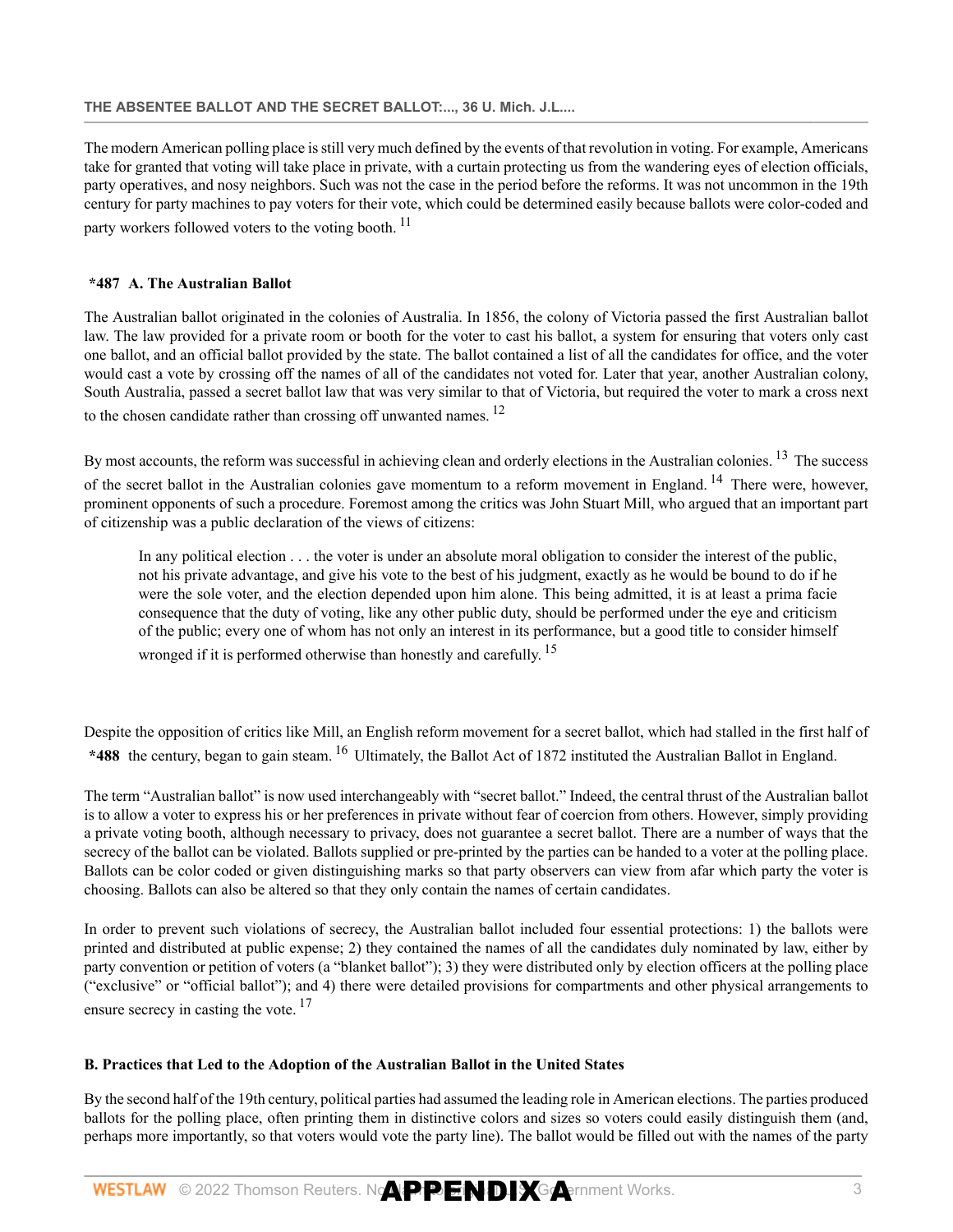The modern American polling place is still very much defined by the events of that revolution in voting. For example, Americans take for granted that voting will take place in private, with a curtain protecting us from the wandering eyes of election officials, party operatives, and nosy neighbors. Such was not the case in the period before the reforms. It was not uncommon in the 19th century for party machines to pay voters for their vote, which could be determined easily because ballots were color-coded and party workers followed voters to the voting booth. [11]

### *487 A. The Australian Ballot

The Australian ballot originated in the colonies of Australia. In 1856, the colony of Victoria passed the first Australian ballot law. The law provided for a private room or booth for the voter to cast his ballot, a system for ensuring that voters only cast one ballot, and an official ballot provided by the state. The ballot contained a list of all the candidates for office, and the voter would cast a vote by crossing off the names of all of the candidates not voted for. Later that year, another Australian colony, South Australia, passed a secret ballot law that was very similar to that of Victoria, but required the voter to mark a cross next to the chosen candidate rather than crossing off unwanted names. [12]

By most accounts, the reform was successful in achieving clean and orderly elections in the Australian colonies. [13] The success of the secret ballot in the Australian colonies gave momentum to a reform movement in England. [14] There were, however, prominent opponents of such a procedure. Foremost among the critics was John Stuart Mill, who argued that an important part of citizenship was a public declaration of the views of citizens:

> In any political election . . . the voter is under an absolute moral obligation to consider the interest of the public, not his private advantage, and give his vote to the best of his judgment, exactly as he would be bound to do if he were the sole voter, and the election depended upon him alone. This being admitted, it is at least a prima facie consequence that the duty of voting, like any other public duty, should be performed under the eye and criticism of the public; every one of whom has not only an interest in its performance, but a good title to consider himself wronged if it is performed otherwise than honestly and carefully. [15]

Despite the opposition of critics like Mill, an English reform movement for a secret ballot, which had stalled in the first half of **\*488** the century, began to gain steam. [16] Ultimately, the Ballot Act of 1872 instituted the Australian Ballot in England.

The term "Australian ballot" is now used interchangeably with "secret ballot." Indeed, the central thrust of the Australian ballot is to allow a voter to express his or her preferences in private without fear of coercion from others. However, simply providing a private voting booth, although necessary to privacy, does not guarantee a secret ballot. There are a number of ways that the secrecy of the ballot can be violated. Ballots supplied or pre-printed by the parties can be handed to a voter at the polling place. Ballots can be color coded or given distinguishing marks so that party observers can view from afar which party the voter is choosing. Ballots can also be altered so that they only contain the names of certain candidates.

In order to prevent such violations of secrecy, the Australian ballot included four essential protections: 1) the ballots were printed and distributed at public expense; 2) they contained the names of all the candidates duly nominated by law, either by party convention or petition of voters (a "blanket ballot"); 3) they were distributed only by election officers at the polling place ("exclusive" or "official ballot"); and 4) there were detailed provisions for compartments and other physical arrangements to ensure secrecy in casting the vote. [17]

### B. Practices that Led to the Adoption of the Australian Ballot in the United States

By the second half of the 19th century, political parties had assumed the leading role in American elections. The parties produced ballots for the polling place, often printing them in distinctive colors and sizes so voters could easily distinguish them (and, perhaps more importantly, so that voters would vote the party line). The ballot would be filled out with the names of the party

APPENDIX A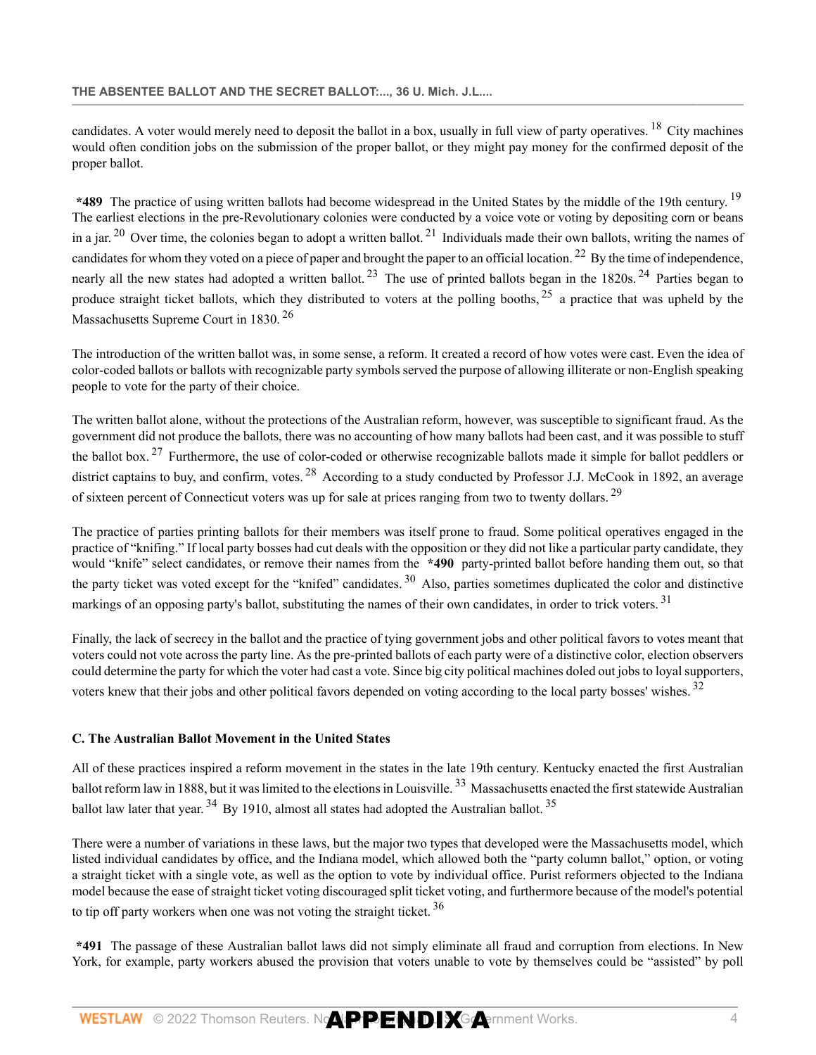candidates. A voter would merely need to deposit the ballot in a box, usually in full view of party operatives.[18] City machines would often condition jobs on the submission of the proper ballot, or they might pay money for the confirmed deposit of the proper ballot.

**\*489** The practice of using written ballots had become widespread in the United States by the middle of the 19th century.[19] The earliest elections in the pre-Revolutionary colonies were conducted by a voice vote or voting by depositing corn or beans in a jar.[20] Over time, the colonies began to adopt a written ballot.[21] Individuals made their own ballots, writing the names of candidates for whom they voted on a piece of paper and brought the paper to an official location.[22] By the time of independence, nearly all the new states had adopted a written ballot.[23] The use of printed ballots began in the 1820s.[24] Parties began to produce straight ticket ballots, which they distributed to voters at the polling booths,[25] a practice that was upheld by the Massachusetts Supreme Court in 1830.[26]

The introduction of the written ballot was, in some sense, a reform. It created a record of how votes were cast. Even the idea of color-coded ballots or ballots with recognizable party symbols served the purpose of allowing illiterate or non-English speaking people to vote for the party of their choice.

The written ballot alone, without the protections of the Australian reform, however, was susceptible to significant fraud. As the government did not produce the ballots, there was no accounting of how many ballots had been cast, and it was possible to stuff the ballot box.[27] Furthermore, the use of color-coded or otherwise recognizable ballots made it simple for ballot peddlers or district captains to buy, and confirm, votes.[28] According to a study conducted by Professor J.J. McCook in 1892, an average of sixteen percent of Connecticut voters was up for sale at prices ranging from two to twenty dollars.[29]

The practice of parties printing ballots for their members was itself prone to fraud. Some political operatives engaged in the practice of "knifing." If local party bosses had cut deals with the opposition or they did not like a particular party candidate, they would "knife" select candidates, or remove their names from the **\*490** party-printed ballot before handing them out, so that the party ticket was voted except for the "knifed" candidates.[30] Also, parties sometimes duplicated the color and distinctive markings of an opposing party's ballot, substituting the names of their own candidates, in order to trick voters.[31]

Finally, the lack of secrecy in the ballot and the practice of tying government jobs and other political favors to votes meant that voters could not vote across the party line. As the pre-printed ballots of each party were of a distinctive color, election observers could determine the party for which the voter had cast a vote. Since big city political machines doled out jobs to loyal supporters, voters knew that their jobs and other political favors depended on voting according to the local party bosses' wishes.[32]

### C. The Australian Ballot Movement in the United States

All of these practices inspired a reform movement in the states in the late 19th century. Kentucky enacted the first Australian ballot reform law in 1888, but it was limited to the elections in Louisville.[33] Massachusetts enacted the first statewide Australian ballot law later that year.[34] By 1910, almost all states had adopted the Australian ballot.[35]

There were a number of variations in these laws, but the major two types that developed were the Massachusetts model, which listed individual candidates by office, and the Indiana model, which allowed both the "party column ballot," option, or voting a straight ticket with a single vote, as well as the option to vote by individual office. Purist reformers objected to the Indiana model because the ease of straight ticket voting discouraged split ticket voting, and furthermore because of the model's potential to tip off party workers when one was not voting the straight ticket.[36]

**\*491** The passage of these Australian ballot laws did not simply eliminate all fraud and corruption from elections. In New York, for example, party workers abused the provision that voters unable to vote by themselves could be "assisted" by poll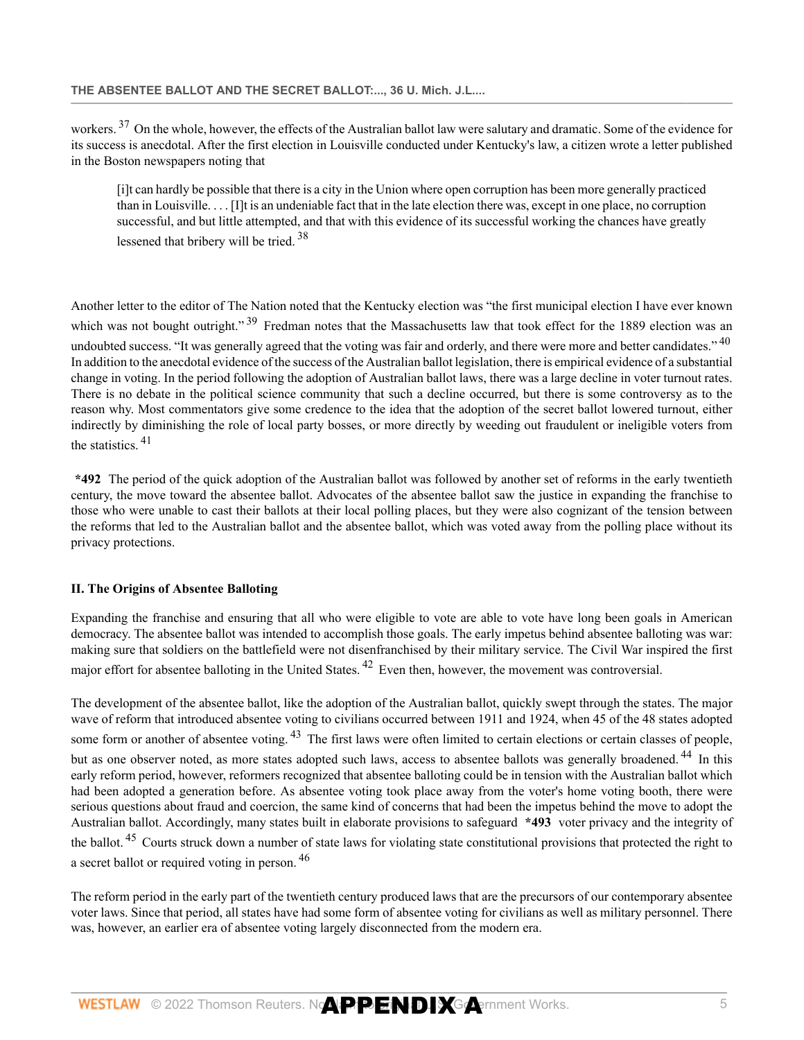workers.[37] On the whole, however, the effects of the Australian ballot law were salutary and dramatic. Some of the evidence for its success is anecdotal. After the first election in Louisville conducted under Kentucky's law, a citizen wrote a letter published in the Boston newspapers noting that

> [i]t can hardly be possible that there is a city in the Union where open corruption has been more generally practiced than in Louisville. . . . [I]t is an undeniable fact that in the late election there was, except in one place, no corruption successful, and but little attempted, and that with this evidence of its successful working the chances have greatly lessened that bribery will be tried.[38]

Another letter to the editor of The Nation noted that the Kentucky election was "the first municipal election I have ever known which was not bought outright."[39] Fredman notes that the Massachusetts law that took effect for the 1889 election was an undoubted success. "It was generally agreed that the voting was fair and orderly, and there were more and better candidates."[40] In addition to the anecdotal evidence of the success of the Australian ballot legislation, there is empirical evidence of a substantial change in voting. In the period following the adoption of Australian ballot laws, there was a large decline in voter turnout rates. There is no debate in the political science community that such a decline occurred, but there is some controversy as to the reason why. Most commentators give some credence to the idea that the adoption of the secret ballot lowered turnout, either indirectly by diminishing the role of local party bosses, or more directly by weeding out fraudulent or ineligible voters from the statistics.[41]

**\*492** The period of the quick adoption of the Australian ballot was followed by another set of reforms in the early twentieth century, the move toward the absentee ballot. Advocates of the absentee ballot saw the justice in expanding the franchise to those who were unable to cast their ballots at their local polling places, but they were also cognizant of the tension between the reforms that led to the Australian ballot and the absentee ballot, which was voted away from the polling place without its privacy protections.

## II. The Origins of Absentee Balloting

Expanding the franchise and ensuring that all who were eligible to vote are able to vote have long been goals in American democracy. The absentee ballot was intended to accomplish those goals. The early impetus behind absentee balloting was war: making sure that soldiers on the battlefield were not disenfranchised by their military service. The Civil War inspired the first major effort for absentee balloting in the United States.[42] Even then, however, the movement was controversial.

The development of the absentee ballot, like the adoption of the Australian ballot, quickly swept through the states. The major wave of reform that introduced absentee voting to civilians occurred between 1911 and 1924, when 45 of the 48 states adopted some form or another of absentee voting.[43] The first laws were often limited to certain elections or certain classes of people, but as one observer noted, as more states adopted such laws, access to absentee ballots was generally broadened.[44] In this early reform period, however, reformers recognized that absentee balloting could be in tension with the Australian ballot which had been adopted a generation before. As absentee voting took place away from the voter's home voting booth, there were serious questions about fraud and coercion, the same kind of concerns that had been the impetus behind the move to adopt the Australian ballot. Accordingly, many states built in elaborate provisions to safeguard **\*493** voter privacy and the integrity of the ballot.[45] Courts struck down a number of state laws for violating state constitutional provisions that protected the right to a secret ballot or required voting in person.[46]

The reform period in the early part of the twentieth century produced laws that are the precursors of our contemporary absentee voter laws. Since that period, all states have had some form of absentee voting for civilians as well as military personnel. There was, however, an earlier era of absentee voting largely disconnected from the modern era.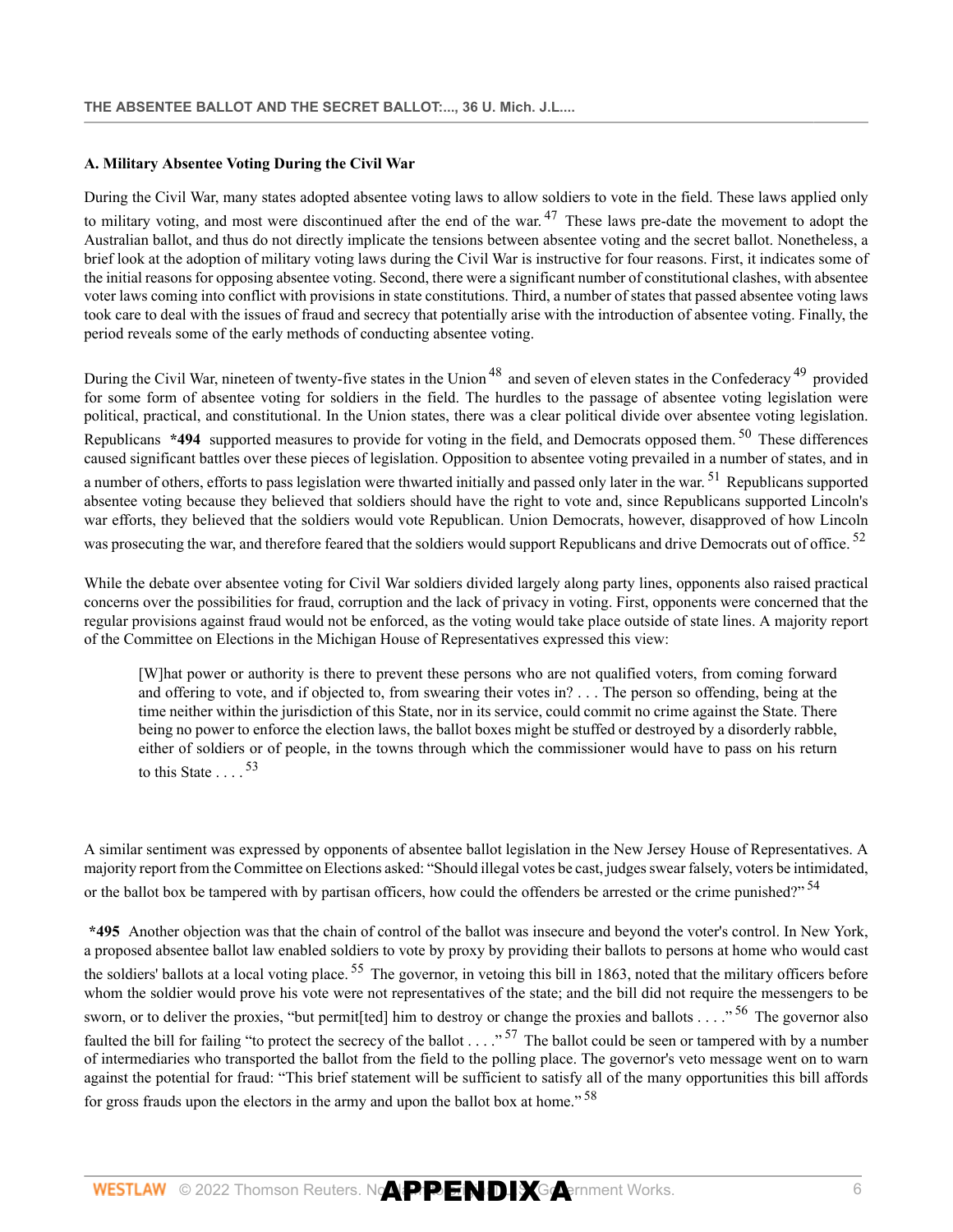### A. Military Absentee Voting During the Civil War

During the Civil War, many states adopted absentee voting laws to allow soldiers to vote in the field. These laws applied only to military voting, and most were discontinued after the end of the war.[47] These laws pre-date the movement to adopt the Australian ballot, and thus do not directly implicate the tensions between absentee voting and the secret ballot. Nonetheless, a brief look at the adoption of military voting laws during the Civil War is instructive for four reasons. First, it indicates some of the initial reasons for opposing absentee voting. Second, there were a significant number of constitutional clashes, with absentee voter laws coming into conflict with provisions in state constitutions. Third, a number of states that passed absentee voting laws took care to deal with the issues of fraud and secrecy that potentially arise with the introduction of absentee voting. Finally, the period reveals some of the early methods of conducting absentee voting.

During the Civil War, nineteen of twenty-five states in the Union[48] and seven of eleven states in the Confederacy[49] provided for some form of absentee voting for soldiers in the field. The hurdles to the passage of absentee voting legislation were political, practical, and constitutional. In the Union states, there was a clear political divide over absentee voting legislation. Republicans **\*494** supported measures to provide for voting in the field, and Democrats opposed them.[50] These differences caused significant battles over these pieces of legislation. Opposition to absentee voting prevailed in a number of states, and in a number of others, efforts to pass legislation were thwarted initially and passed only later in the war.[51] Republicans supported absentee voting because they believed that soldiers should have the right to vote and, since Republicans supported Lincoln's war efforts, they believed that the soldiers would vote Republican. Union Democrats, however, disapproved of how Lincoln was prosecuting the war, and therefore feared that the soldiers would support Republicans and drive Democrats out of office.[52]

While the debate over absentee voting for Civil War soldiers divided largely along party lines, opponents also raised practical concerns over the possibilities for fraud, corruption and the lack of privacy in voting. First, opponents were concerned that the regular provisions against fraud would not be enforced, as the voting would take place outside of state lines. A majority report of the Committee on Elections in the Michigan House of Representatives expressed this view:

> [W]hat power or authority is there to prevent these persons who are not qualified voters, from coming forward and offering to vote, and if objected to, from swearing their votes in? . . . The person so offending, being at the time neither within the jurisdiction of this State, nor in its service, could commit no crime against the State. There being no power to enforce the election laws, the ballot boxes might be stuffed or destroyed by a disorderly rabble, either of soldiers or of people, in the towns through which the commissioner would have to pass on his return to this State . . . .[53]

A similar sentiment was expressed by opponents of absentee ballot legislation in the New Jersey House of Representatives. A majority report from the Committee on Elections asked: "Should illegal votes be cast, judges swear falsely, voters be intimidated, or the ballot box be tampered with by partisan officers, how could the offenders be arrested or the crime punished?"[54]

**\*495** Another objection was that the chain of control of the ballot was insecure and beyond the voter's control. In New York, a proposed absentee ballot law enabled soldiers to vote by proxy by providing their ballots to persons at home who would cast the soldiers' ballots at a local voting place.[55] The governor, in vetoing this bill in 1863, noted that the military officers before whom the soldier would prove his vote were not representatives of the state; and the bill did not require the messengers to be sworn, or to deliver the proxies, "but permit[ted] him to destroy or change the proxies and ballots . . . ."[56] The governor also faulted the bill for failing "to protect the secrecy of the ballot . . . ."[57] The ballot could be seen or tampered with by a number of intermediaries who transported the ballot from the field to the polling place. The governor's veto message went on to warn against the potential for fraud: "This brief statement will be sufficient to satisfy all of the many opportunities this bill affords for gross frauds upon the electors in the army and upon the ballot box at home."[58]

APPENDIX A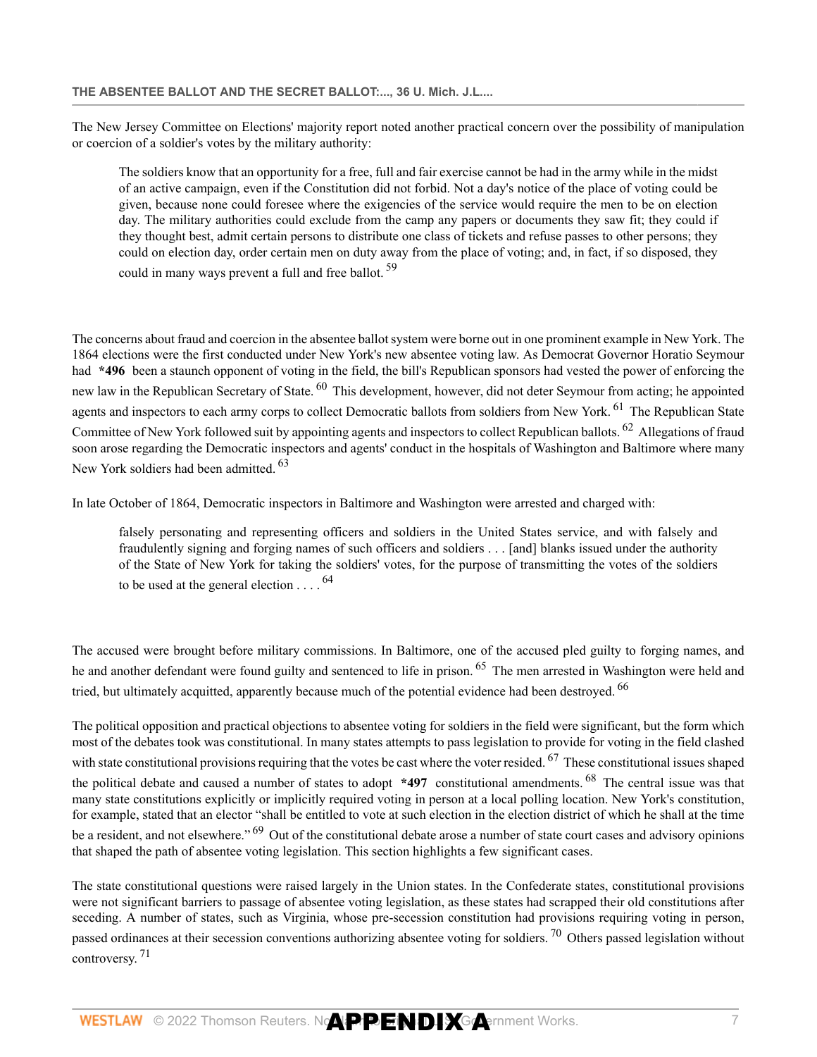The New Jersey Committee on Elections' majority report noted another practical concern over the possibility of manipulation or coercion of a soldier's votes by the military authority:

> The soldiers know that an opportunity for a free, full and fair exercise cannot be had in the army while in the midst of an active campaign, even if the Constitution did not forbid. Not a day's notice of the place of voting could be given, because none could foresee where the exigencies of the service would require the men to be on election day. The military authorities could exclude from the camp any papers or documents they saw fit; they could if they thought best, admit certain persons to distribute one class of tickets and refuse passes to other persons; they could on election day, order certain men on duty away from the place of voting; and, in fact, if so disposed, they could in many ways prevent a full and free ballot. [59]

The concerns about fraud and coercion in the absentee ballot system were borne out in one prominent example in New York. The 1864 elections were the first conducted under New York's new absentee voting law. As Democrat Governor Horatio Seymour had **\*496** been a staunch opponent of voting in the field, the bill's Republican sponsors had vested the power of enforcing the new law in the Republican Secretary of State. [60] This development, however, did not deter Seymour from acting; he appointed agents and inspectors to each army corps to collect Democratic ballots from soldiers from New York. [61] The Republican State Committee of New York followed suit by appointing agents and inspectors to collect Republican ballots. [62] Allegations of fraud soon arose regarding the Democratic inspectors and agents' conduct in the hospitals of Washington and Baltimore where many New York soldiers had been admitted. [63]

In late October of 1864, Democratic inspectors in Baltimore and Washington were arrested and charged with:

> falsely personating and representing officers and soldiers in the United States service, and with falsely and fraudulently signing and forging names of such officers and soldiers . . . [and] blanks issued under the authority of the State of New York for taking the soldiers' votes, for the purpose of transmitting the votes of the soldiers to be used at the general election . . . . [64]

The accused were brought before military commissions. In Baltimore, one of the accused pled guilty to forging names, and he and another defendant were found guilty and sentenced to life in prison. [65] The men arrested in Washington were held and tried, but ultimately acquitted, apparently because much of the potential evidence had been destroyed. [66]

The political opposition and practical objections to absentee voting for soldiers in the field were significant, but the form which most of the debates took was constitutional. In many states attempts to pass legislation to provide for voting in the field clashed with state constitutional provisions requiring that the votes be cast where the voter resided. [67] These constitutional issues shaped the political debate and caused a number of states to adopt **\*497** constitutional amendments. [68] The central issue was that many state constitutions explicitly or implicitly required voting in person at a local polling location. New York's constitution, for example, stated that an elector "shall be entitled to vote at such election in the election district of which he shall at the time be a resident, and not elsewhere." [69] Out of the constitutional debate arose a number of state court cases and advisory opinions that shaped the path of absentee voting legislation. This section highlights a few significant cases.

The state constitutional questions were raised largely in the Union states. In the Confederate states, constitutional provisions were not significant barriers to passage of absentee voting legislation, as these states had scrapped their old constitutions after seceding. A number of states, such as Virginia, whose pre-secession constitution had provisions requiring voting in person, passed ordinances at their secession conventions authorizing absentee voting for soldiers. [70] Others passed legislation without controversy. [71]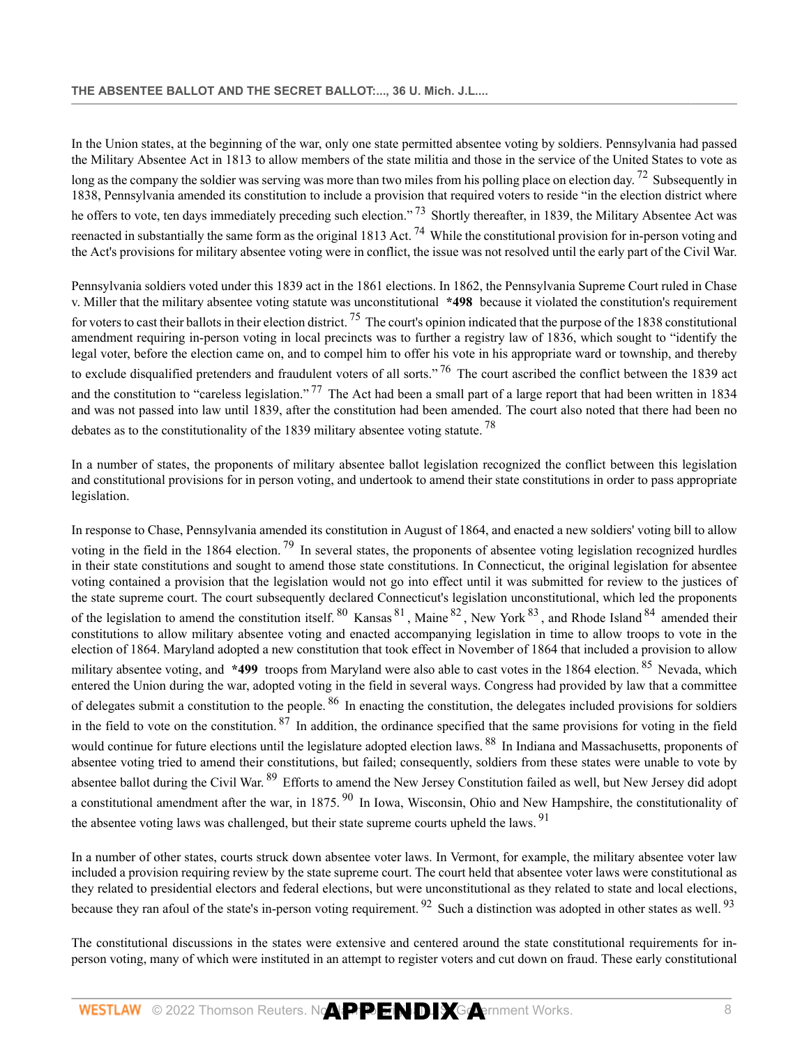In the Union states, at the beginning of the war, only one state permitted absentee voting by soldiers. Pennsylvania had passed the Military Absentee Act in 1813 to allow members of the state militia and those in the service of the United States to vote as long as the company the soldier was serving was more than two miles from his polling place on election day. [72] Subsequently in 1838, Pennsylvania amended its constitution to include a provision that required voters to reside "in the election district where he offers to vote, ten days immediately preceding such election." [73] Shortly thereafter, in 1839, the Military Absentee Act was reenacted in substantially the same form as the original 1813 Act. [74] While the constitutional provision for in-person voting and the Act's provisions for military absentee voting were in conflict, the issue was not resolved until the early part of the Civil War.

Pennsylvania soldiers voted under this 1839 act in the 1861 elections. In 1862, the Pennsylvania Supreme Court ruled in Chase v. Miller that the military absentee voting statute was unconstitutional **\*498** because it violated the constitution's requirement for voters to cast their ballots in their election district. [75] The court's opinion indicated that the purpose of the 1838 constitutional amendment requiring in-person voting in local precincts was to further a registry law of 1836, which sought to "identify the legal voter, before the election came on, and to compel him to offer his vote in his appropriate ward or township, and thereby to exclude disqualified pretenders and fraudulent voters of all sorts." [76] The court ascribed the conflict between the 1839 act and the constitution to "careless legislation." [77] The Act had been a small part of a large report that had been written in 1834 and was not passed into law until 1839, after the constitution had been amended. The court also noted that there had been no debates as to the constitutionality of the 1839 military absentee voting statute. [78]

In a number of states, the proponents of military absentee ballot legislation recognized the conflict between this legislation and constitutional provisions for in person voting, and undertook to amend their state constitutions in order to pass appropriate legislation.

In response to Chase, Pennsylvania amended its constitution in August of 1864, and enacted a new soldiers' voting bill to allow voting in the field in the 1864 election. [79] In several states, the proponents of absentee voting legislation recognized hurdles in their state constitutions and sought to amend those state constitutions. In Connecticut, the original legislation for absentee voting contained a provision that the legislation would not go into effect until it was submitted for review to the justices of the state supreme court. The court subsequently declared Connecticut's legislation unconstitutional, which led the proponents of the legislation to amend the constitution itself. [80] Kansas [81], Maine [82], New York [83], and Rhode Island [84] amended their constitutions to allow military absentee voting and enacted accompanying legislation in time to allow troops to vote in the election of 1864. Maryland adopted a new constitution that took effect in November of 1864 that included a provision to allow military absentee voting, and **\*499** troops from Maryland were also able to cast votes in the 1864 election. [85] Nevada, which entered the Union during the war, adopted voting in the field in several ways. Congress had provided by law that a committee of delegates submit a constitution to the people. [86] In enacting the constitution, the delegates included provisions for soldiers in the field to vote on the constitution. [87] In addition, the ordinance specified that the same provisions for voting in the field would continue for future elections until the legislature adopted election laws. [88] In Indiana and Massachusetts, proponents of absentee voting tried to amend their constitutions, but failed; consequently, soldiers from these states were unable to vote by absentee ballot during the Civil War. [89] Efforts to amend the New Jersey Constitution failed as well, but New Jersey did adopt a constitutional amendment after the war, in 1875. [90] In Iowa, Wisconsin, Ohio and New Hampshire, the constitutionality of the absentee voting laws was challenged, but their state supreme courts upheld the laws. [91]

In a number of other states, courts struck down absentee voter laws. In Vermont, for example, the military absentee voter law included a provision requiring review by the state supreme court. The court held that absentee voter laws were constitutional as they related to presidential electors and federal elections, but were unconstitutional as they related to state and local elections, because they ran afoul of the state's in-person voting requirement. [92] Such a distinction was adopted in other states as well. [93]

The constitutional discussions in the states were extensive and centered around the state constitutional requirements for in-person voting, many of which were instituted in an attempt to register voters and cut down on fraud. These early constitutional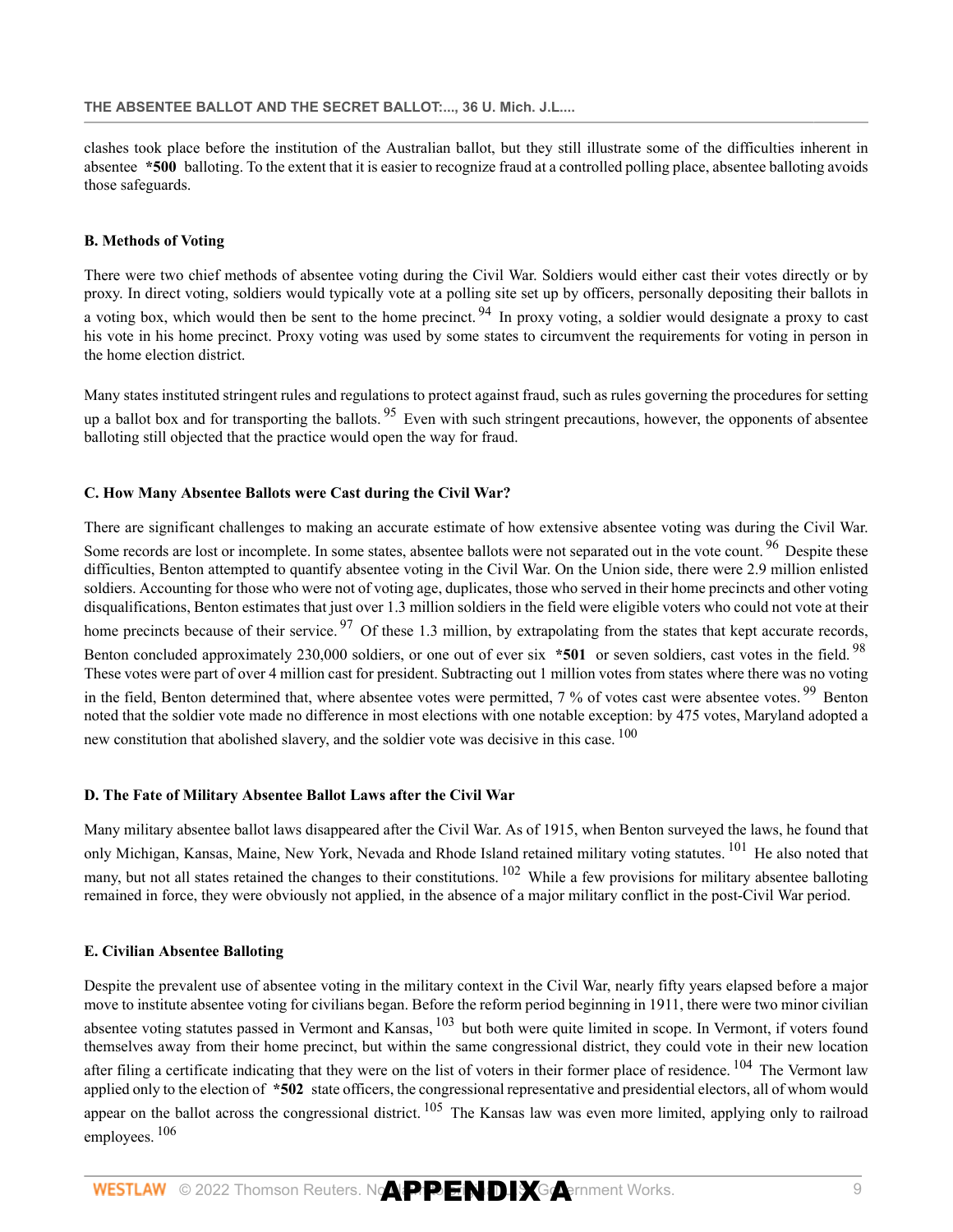clashes took place before the institution of the Australian ballot, but they still illustrate some of the difficulties inherent in absentee **\*500** balloting. To the extent that it is easier to recognize fraud at a controlled polling place, absentee balloting avoids those safeguards.

### B. Methods of Voting

There were two chief methods of absentee voting during the Civil War. Soldiers would either cast their votes directly or by proxy. In direct voting, soldiers would typically vote at a polling site set up by officers, personally depositing their ballots in a voting box, which would then be sent to the home precinct. [94] In proxy voting, a soldier would designate a proxy to cast his vote in his home precinct. Proxy voting was used by some states to circumvent the requirements for voting in person in the home election district.

Many states instituted stringent rules and regulations to protect against fraud, such as rules governing the procedures for setting up a ballot box and for transporting the ballots. [95] Even with such stringent precautions, however, the opponents of absentee balloting still objected that the practice would open the way for fraud.

### C. How Many Absentee Ballots were Cast during the Civil War?

There are significant challenges to making an accurate estimate of how extensive absentee voting was during the Civil War. Some records are lost or incomplete. In some states, absentee ballots were not separated out in the vote count. [96] Despite these difficulties, Benton attempted to quantify absentee voting in the Civil War. On the Union side, there were 2.9 million enlisted soldiers. Accounting for those who were not of voting age, duplicates, those who served in their home precincts and other voting disqualifications, Benton estimates that just over 1.3 million soldiers in the field were eligible voters who could not vote at their home precincts because of their service. [97] Of these 1.3 million, by extrapolating from the states that kept accurate records, Benton concluded approximately 230,000 soldiers, or one out of ever six **\*501** or seven soldiers, cast votes in the field. [98] These votes were part of over 4 million cast for president. Subtracting out 1 million votes from states where there was no voting in the field, Benton determined that, where absentee votes were permitted, 7 % of votes cast were absentee votes. [99] Benton noted that the soldier vote made no difference in most elections with one notable exception: by 475 votes, Maryland adopted a new constitution that abolished slavery, and the soldier vote was decisive in this case. [100]

### D. The Fate of Military Absentee Ballot Laws after the Civil War

Many military absentee ballot laws disappeared after the Civil War. As of 1915, when Benton surveyed the laws, he found that only Michigan, Kansas, Maine, New York, Nevada and Rhode Island retained military voting statutes. [101] He also noted that many, but not all states retained the changes to their constitutions. [102] While a few provisions for military absentee balloting remained in force, they were obviously not applied, in the absence of a major military conflict in the post-Civil War period.

### E. Civilian Absentee Balloting

Despite the prevalent use of absentee voting in the military context in the Civil War, nearly fifty years elapsed before a major move to institute absentee voting for civilians began. Before the reform period beginning in 1911, there were two minor civilian absentee voting statutes passed in Vermont and Kansas, [103] but both were quite limited in scope. In Vermont, if voters found themselves away from their home precinct, but within the same congressional district, they could vote in their new location after filing a certificate indicating that they were on the list of voters in their former place of residence. [104] The Vermont law applied only to the election of **\*502** state officers, the congressional representative and presidential electors, all of whom would appear on the ballot across the congressional district. [105] The Kansas law was even more limited, applying only to railroad employees. [106]

**APPENDIX A**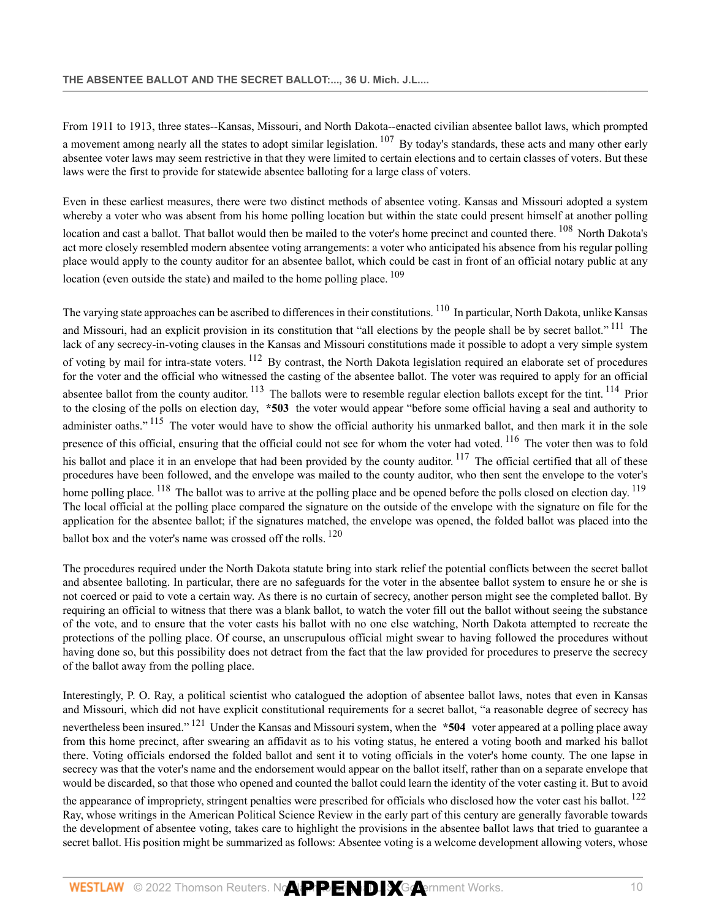From 1911 to 1913, three states--Kansas, Missouri, and North Dakota--enacted civilian absentee ballot laws, which prompted a movement among nearly all the states to adopt similar legislation. [107] By today's standards, these acts and many other early absentee voter laws may seem restrictive in that they were limited to certain elections and to certain classes of voters. But these laws were the first to provide for statewide absentee balloting for a large class of voters.

Even in these earliest measures, there were two distinct methods of absentee voting. Kansas and Missouri adopted a system whereby a voter who was absent from his home polling location but within the state could present himself at another polling location and cast a ballot. That ballot would then be mailed to the voter's home precinct and counted there. [108] North Dakota's act more closely resembled modern absentee voting arrangements: a voter who anticipated his absence from his regular polling place would apply to the county auditor for an absentee ballot, which could be cast in front of an official notary public at any location (even outside the state) and mailed to the home polling place. [109]

The varying state approaches can be ascribed to differences in their constitutions. [110] In particular, North Dakota, unlike Kansas and Missouri, had an explicit provision in its constitution that "all elections by the people shall be by secret ballot." [111] The lack of any secrecy-in-voting clauses in the Kansas and Missouri constitutions made it possible to adopt a very simple system of voting by mail for intra-state voters. [112] By contrast, the North Dakota legislation required an elaborate set of procedures for the voter and the official who witnessed the casting of the absentee ballot. The voter was required to apply for an official absentee ballot from the county auditor. [113] The ballots were to resemble regular election ballots except for the tint. [114] Prior to the closing of the polls on election day, **\*503** the voter would appear "before some official having a seal and authority to administer oaths." [115] The voter would have to show the official authority his unmarked ballot, and then mark it in the sole presence of this official, ensuring that the official could not see for whom the voter had voted. [116] The voter then was to fold his ballot and place it in an envelope that had been provided by the county auditor. [117] The official certified that all of these procedures have been followed, and the envelope was mailed to the county auditor, who then sent the envelope to the voter's home polling place. [118] The ballot was to arrive at the polling place and be opened before the polls closed on election day. [119] The local official at the polling place compared the signature on the outside of the envelope with the signature on file for the application for the absentee ballot; if the signatures matched, the envelope was opened, the folded ballot was placed into the ballot box and the voter's name was crossed off the rolls. [120]

The procedures required under the North Dakota statute bring into stark relief the potential conflicts between the secret ballot and absentee balloting. In particular, there are no safeguards for the voter in the absentee ballot system to ensure he or she is not coerced or paid to vote a certain way. As there is no curtain of secrecy, another person might see the completed ballot. By requiring an official to witness that there was a blank ballot, to watch the voter fill out the ballot without seeing the substance of the vote, and to ensure that the voter casts his ballot with no one else watching, North Dakota attempted to recreate the protections of the polling place. Of course, an unscrupulous official might swear to having followed the procedures without having done so, but this possibility does not detract from the fact that the law provided for procedures to preserve the secrecy of the ballot away from the polling place.

Interestingly, P. O. Ray, a political scientist who catalogued the adoption of absentee ballot laws, notes that even in Kansas and Missouri, which did not have explicit constitutional requirements for a secret ballot, "a reasonable degree of secrecy has nevertheless been insured." [121] Under the Kansas and Missouri system, when the **\*504** voter appeared at a polling place away from this home precinct, after swearing an affidavit as to his voting status, he entered a voting booth and marked his ballot there. Voting officials endorsed the folded ballot and sent it to voting officials in the voter's home county. The one lapse in secrecy was that the voter's name and the endorsement would appear on the ballot itself, rather than on a separate envelope that would be discarded, so that those who opened and counted the ballot could learn the identity of the voter casting it. But to avoid the appearance of impropriety, stringent penalties were prescribed for officials who disclosed how the voter cast his ballot. [122] Ray, whose writings in the American Political Science Review in the early part of this century are generally favorable towards the development of absentee voting, takes care to highlight the provisions in the absentee ballot laws that tried to guarantee a secret ballot. His position might be summarized as follows: Absentee voting is a welcome development allowing voters, whose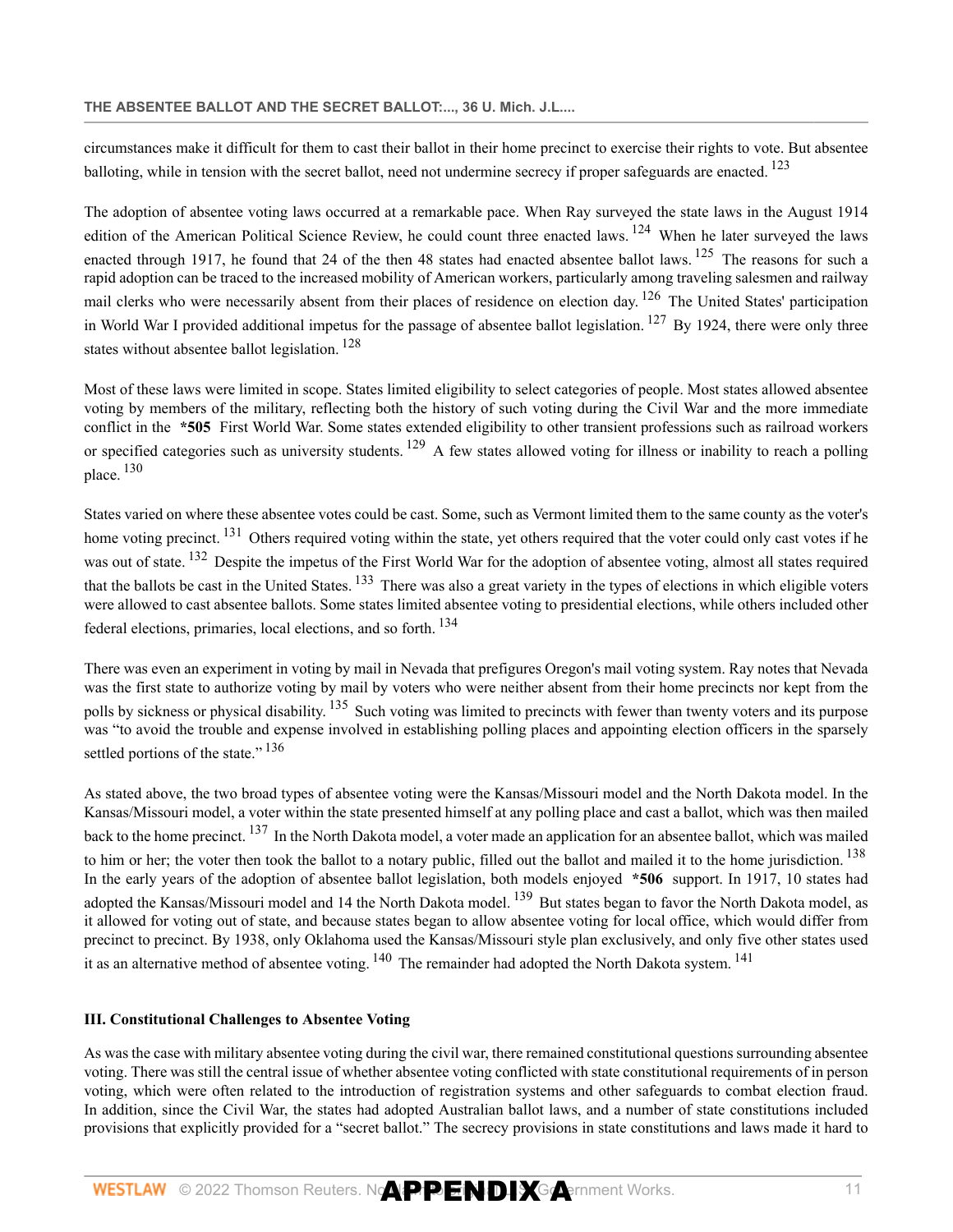circumstances make it difficult for them to cast their ballot in their home precinct to exercise their rights to vote. But absentee balloting, while in tension with the secret ballot, need not undermine secrecy if proper safeguards are enacted. [123]

The adoption of absentee voting laws occurred at a remarkable pace. When Ray surveyed the state laws in the August 1914 edition of the American Political Science Review, he could count three enacted laws. [124] When he later surveyed the laws enacted through 1917, he found that 24 of the then 48 states had enacted absentee ballot laws. [125] The reasons for such a rapid adoption can be traced to the increased mobility of American workers, particularly among traveling salesmen and railway mail clerks who were necessarily absent from their places of residence on election day. [126] The United States' participation in World War I provided additional impetus for the passage of absentee ballot legislation. [127] By 1924, there were only three states without absentee ballot legislation. [128]

Most of these laws were limited in scope. States limited eligibility to select categories of people. Most states allowed absentee voting by members of the military, reflecting both the history of such voting during the Civil War and the more immediate conflict in the **\*505** First World War. Some states extended eligibility to other transient professions such as railroad workers or specified categories such as university students. [129] A few states allowed voting for illness or inability to reach a polling place. [130]

States varied on where these absentee votes could be cast. Some, such as Vermont limited them to the same county as the voter's home voting precinct. [131] Others required voting within the state, yet others required that the voter could only cast votes if he was out of state. [132] Despite the impetus of the First World War for the adoption of absentee voting, almost all states required that the ballots be cast in the United States. [133] There was also a great variety in the types of elections in which eligible voters were allowed to cast absentee ballots. Some states limited absentee voting to presidential elections, while others included other federal elections, primaries, local elections, and so forth. [134]

There was even an experiment in voting by mail in Nevada that prefigures Oregon's mail voting system. Ray notes that Nevada was the first state to authorize voting by mail by voters who were neither absent from their home precincts nor kept from the polls by sickness or physical disability. [135] Such voting was limited to precincts with fewer than twenty voters and its purpose was "to avoid the trouble and expense involved in establishing polling places and appointing election officers in the sparsely settled portions of the state." [136]

As stated above, the two broad types of absentee voting were the Kansas/Missouri model and the North Dakota model. In the Kansas/Missouri model, a voter within the state presented himself at any polling place and cast a ballot, which was then mailed back to the home precinct. [137] In the North Dakota model, a voter made an application for an absentee ballot, which was mailed to him or her; the voter then took the ballot to a notary public, filled out the ballot and mailed it to the home jurisdiction. [138] In the early years of the adoption of absentee ballot legislation, both models enjoyed **\*506** support. In 1917, 10 states had adopted the Kansas/Missouri model and 14 the North Dakota model. [139] But states began to favor the North Dakota model, as it allowed for voting out of state, and because states began to allow absentee voting for local office, which would differ from precinct to precinct. By 1938, only Oklahoma used the Kansas/Missouri style plan exclusively, and only five other states used it as an alternative method of absentee voting. [140] The remainder had adopted the North Dakota system. [141]

### III. Constitutional Challenges to Absentee Voting

As was the case with military absentee voting during the civil war, there remained constitutional questions surrounding absentee voting. There was still the central issue of whether absentee voting conflicted with state constitutional requirements of in person voting, which were often related to the introduction of registration systems and other safeguards to combat election fraud. In addition, since the Civil War, the states had adopted Australian ballot laws, and a number of state constitutions included provisions that explicitly provided for a "secret ballot." The secrecy provisions in state constitutions and laws made it hard to

APPENDIX A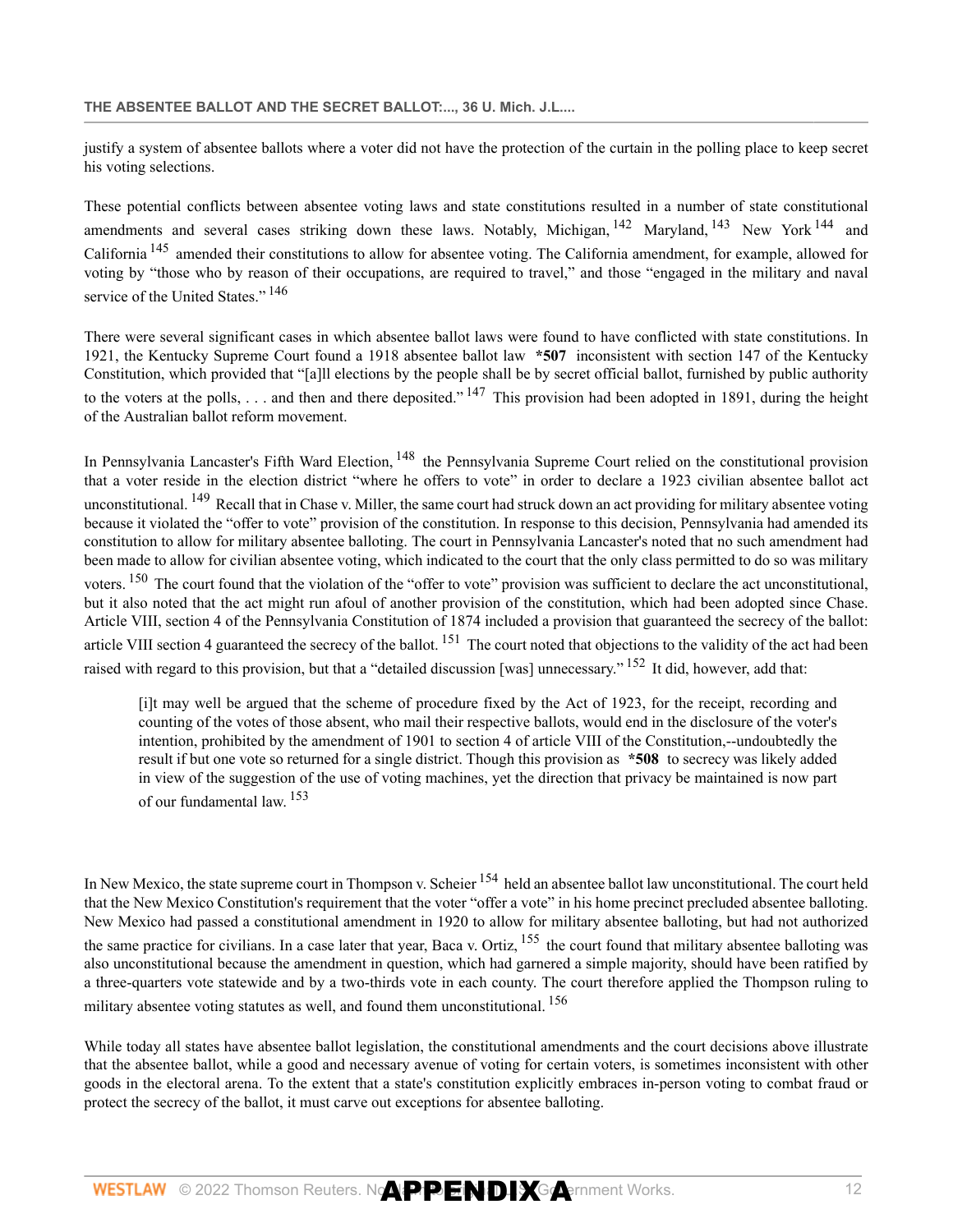justify a system of absentee ballots where a voter did not have the protection of the curtain in the polling place to keep secret his voting selections.

These potential conflicts between absentee voting laws and state constitutions resulted in a number of state constitutional amendments and several cases striking down these laws. Notably, Michigan,[142] Maryland,[143] New York[144] and California[145] amended their constitutions to allow for absentee voting. The California amendment, for example, allowed for voting by "those who by reason of their occupations, are required to travel," and those "engaged in the military and naval service of the United States."[146]

There were several significant cases in which absentee ballot laws were found to have conflicted with state constitutions. In 1921, the Kentucky Supreme Court found a 1918 absentee ballot law **\*507** inconsistent with section 147 of the Kentucky Constitution, which provided that "[a]ll elections by the people shall be by secret official ballot, furnished by public authority to the voters at the polls, . . . and then and there deposited."[147] This provision had been adopted in 1891, during the height of the Australian ballot reform movement.

In Pennsylvania Lancaster's Fifth Ward Election,[148] the Pennsylvania Supreme Court relied on the constitutional provision that a voter reside in the election district "where he offers to vote" in order to declare a 1923 civilian absentee ballot act unconstitutional.[149] Recall that in Chase v. Miller, the same court had struck down an act providing for military absentee voting because it violated the "offer to vote" provision of the constitution. In response to this decision, Pennsylvania had amended its constitution to allow for military absentee balloting. The court in Pennsylvania Lancaster's noted that no such amendment had been made to allow for civilian absentee voting, which indicated to the court that the only class permitted to do so was military voters.[150] The court found that the violation of the "offer to vote" provision was sufficient to declare the act unconstitutional, but it also noted that the act might run afoul of another provision of the constitution, which had been adopted since Chase. Article VIII, section 4 of the Pennsylvania Constitution of 1874 included a provision that guaranteed the secrecy of the ballot: article VIII section 4 guaranteed the secrecy of the ballot.[151] The court noted that objections to the validity of the act had been raised with regard to this provision, but that a "detailed discussion [was] unnecessary."[152] It did, however, add that:

> [i]t may well be argued that the scheme of procedure fixed by the Act of 1923, for the receipt, recording and counting of the votes of those absent, who mail their respective ballots, would end in the disclosure of the voter's intention, prohibited by the amendment of 1901 to section 4 of article VIII of the Constitution,--undoubtedly the result if but one vote so returned for a single district. Though this provision as **\*508** to secrecy was likely added in view of the suggestion of the use of voting machines, yet the direction that privacy be maintained is now part of our fundamental law.[153]

In New Mexico, the state supreme court in Thompson v. Scheier[154] held an absentee ballot law unconstitutional. The court held that the New Mexico Constitution's requirement that the voter "offer a vote" in his home precinct precluded absentee balloting. New Mexico had passed a constitutional amendment in 1920 to allow for military absentee balloting, but had not authorized the same practice for civilians. In a case later that year, Baca v. Ortiz,[155] the court found that military absentee balloting was also unconstitutional because the amendment in question, which had garnered a simple majority, should have been ratified by a three-quarters vote statewide and by a two-thirds vote in each county. The court therefore applied the Thompson ruling to military absentee voting statutes as well, and found them unconstitutional.[156]

While today all states have absentee ballot legislation, the constitutional amendments and the court decisions above illustrate that the absentee ballot, while a good and necessary avenue of voting for certain voters, is sometimes inconsistent with other goods in the electoral arena. To the extent that a state's constitution explicitly embraces in-person voting to combat fraud or protect the secrecy of the ballot, it must carve out exceptions for absentee balloting.

**APPENDIX A**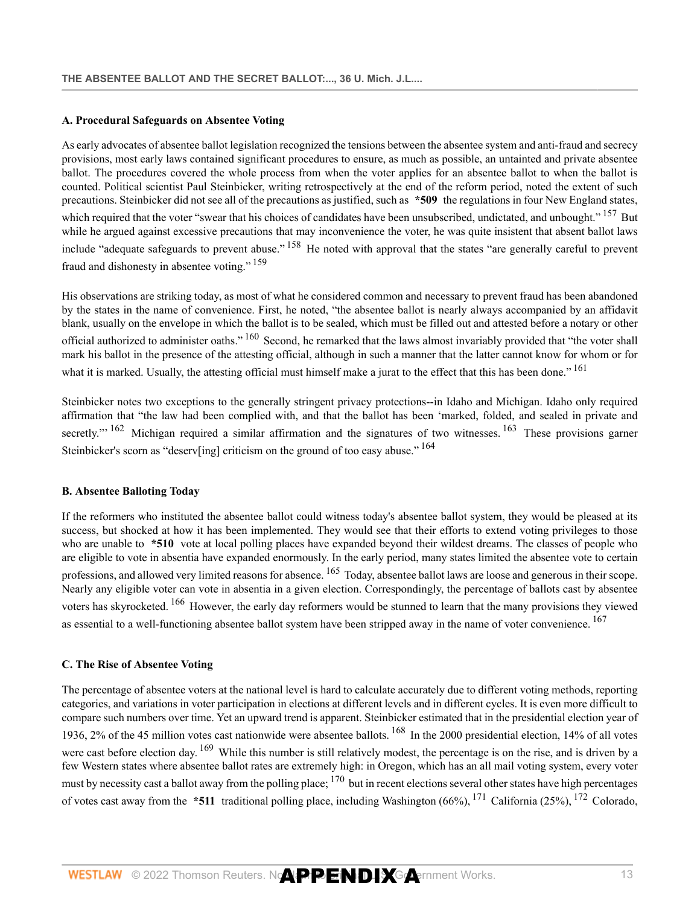### A. Procedural Safeguards on Absentee Voting

As early advocates of absentee ballot legislation recognized the tensions between the absentee system and anti-fraud and secrecy provisions, most early laws contained significant procedures to ensure, as much as possible, an untainted and private absentee ballot. The procedures covered the whole process from when the voter applies for an absentee ballot to when the ballot is counted. Political scientist Paul Steinbicker, writing retrospectively at the end of the reform period, noted the extent of such precautions. Steinbicker did not see all of the precautions as justified, such as **\*509** the regulations in four New England states, which required that the voter "swear that his choices of candidates have been unsubscribed, undictated, and unbought." [157] But while he argued against excessive precautions that may inconvenience the voter, he was quite insistent that absent ballot laws include "adequate safeguards to prevent abuse." [158] He noted with approval that the states "are generally careful to prevent fraud and dishonesty in absentee voting." [159]

His observations are striking today, as most of what he considered common and necessary to prevent fraud has been abandoned by the states in the name of convenience. First, he noted, "the absentee ballot is nearly always accompanied by an affidavit blank, usually on the envelope in which the ballot is to be sealed, which must be filled out and attested before a notary or other official authorized to administer oaths." [160] Second, he remarked that the laws almost invariably provided that "the voter shall mark his ballot in the presence of the attesting official, although in such a manner that the latter cannot know for whom or for what it is marked. Usually, the attesting official must himself make a jurat to the effect that this has been done." [161]

Steinbicker notes two exceptions to the generally stringent privacy protections--in Idaho and Michigan. Idaho only required affirmation that "the law had been complied with, and that the ballot has been 'marked, folded, and sealed in private and secretly.'" [162] Michigan required a similar affirmation and the signatures of two witnesses. [163] These provisions garner Steinbicker's scorn as "deserv[ing] criticism on the ground of too easy abuse." [164]

### B. Absentee Balloting Today

If the reformers who instituted the absentee ballot could witness today's absentee ballot system, they would be pleased at its success, but shocked at how it has been implemented. They would see that their efforts to extend voting privileges to those who are unable to **\*510** vote at local polling places have expanded beyond their wildest dreams. The classes of people who are eligible to vote in absentia have expanded enormously. In the early period, many states limited the absentee vote to certain professions, and allowed very limited reasons for absence. [165] Today, absentee ballot laws are loose and generous in their scope. Nearly any eligible voter can vote in absentia in a given election. Correspondingly, the percentage of ballots cast by absentee voters has skyrocketed. [166] However, the early day reformers would be stunned to learn that the many provisions they viewed as essential to a well-functioning absentee ballot system have been stripped away in the name of voter convenience. [167]

### C. The Rise of Absentee Voting

The percentage of absentee voters at the national level is hard to calculate accurately due to different voting methods, reporting categories, and variations in voter participation in elections at different levels and in different cycles. It is even more difficult to compare such numbers over time. Yet an upward trend is apparent. Steinbicker estimated that in the presidential election year of 1936, 2% of the 45 million votes cast nationwide were absentee ballots. [168] In the 2000 presidential election, 14% of all votes were cast before election day. [169] While this number is still relatively modest, the percentage is on the rise, and is driven by a few Western states where absentee ballot rates are extremely high: in Oregon, which has an all mail voting system, every voter must by necessity cast a ballot away from the polling place; [170] but in recent elections several other states have high percentages of votes cast away from the **\*511** traditional polling place, including Washington (66%), [171] California (25%), [172] Colorado,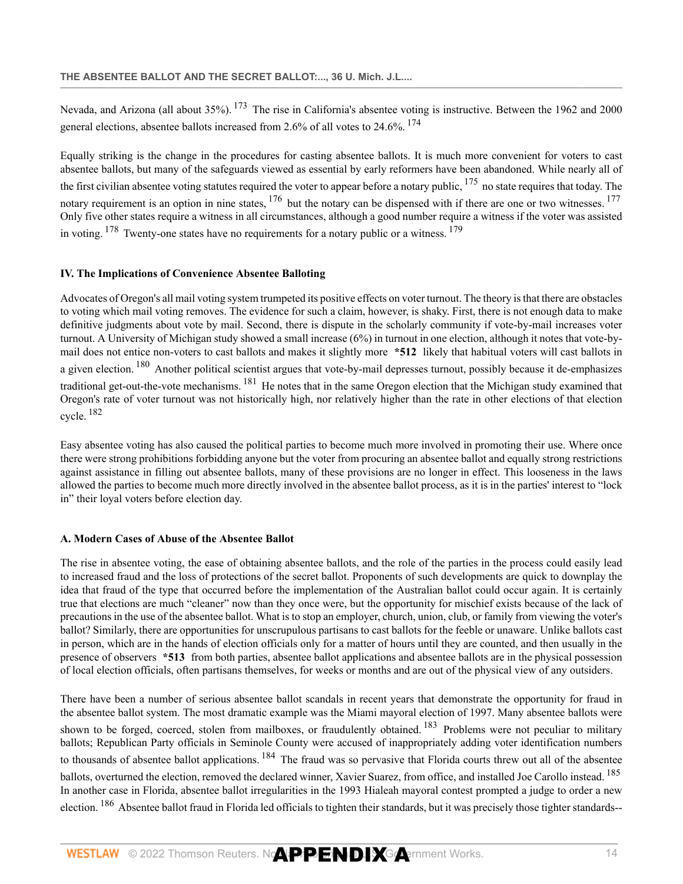Nevada, and Arizona (all about 35%).[173] The rise in California's absentee voting is instructive. Between the 1962 and 2000 general elections, absentee ballots increased from 2.6% of all votes to 24.6%.[174]

Equally striking is the change in the procedures for casting absentee ballots. It is much more convenient for voters to cast absentee ballots, but many of the safeguards viewed as essential by early reformers have been abandoned. While nearly all of the first civilian absentee voting statutes required the voter to appear before a notary public,[175] no state requires that today. The notary requirement is an option in nine states,[176] but the notary can be dispensed with if there are one or two witnesses.[177] Only five other states require a witness in all circumstances, although a good number require a witness if the voter was assisted in voting.[178] Twenty-one states have no requirements for a notary public or a witness.[179]

### IV. The Implications of Convenience Absentee Balloting

Advocates of Oregon's all mail voting system trumpeted its positive effects on voter turnout. The theory is that there are obstacles to voting which mail voting removes. The evidence for such a claim, however, is shaky. First, there is not enough data to make definitive judgments about vote by mail. Second, there is dispute in the scholarly community if vote-by-mail increases voter turnout. A University of Michigan study showed a small increase (6%) in turnout in one election, although it notes that vote-by-mail does not entice non-voters to cast ballots and makes it slightly more **\*512** likely that habitual voters will cast ballots in a given election.[180] Another political scientist argues that vote-by-mail depresses turnout, possibly because it de-emphasizes traditional get-out-the-vote mechanisms.[181] He notes that in the same Oregon election that the Michigan study examined that Oregon's rate of voter turnout was not historically high, nor relatively higher than the rate in other elections of that election cycle.[182]

Easy absentee voting has also caused the political parties to become much more involved in promoting their use. Where once there were strong prohibitions forbidding anyone but the voter from procuring an absentee ballot and equally strong restrictions against assistance in filling out absentee ballots, many of these provisions are no longer in effect. This looseness in the laws allowed the parties to become much more directly involved in the absentee ballot process, as it is in the parties' interest to "lock in" their loyal voters before election day.

#### A. Modern Cases of Abuse of the Absentee Ballot

The rise in absentee voting, the ease of obtaining absentee ballots, and the role of the parties in the process could easily lead to increased fraud and the loss of protections of the secret ballot. Proponents of such developments are quick to downplay the idea that fraud of the type that occurred before the implementation of the Australian ballot could occur again. It is certainly true that elections are much "cleaner" now than they once were, but the opportunity for mischief exists because of the lack of precautions in the use of the absentee ballot. What is to stop an employer, church, union, club, or family from viewing the voter's ballot? Similarly, there are opportunities for unscrupulous partisans to cast ballots for the feeble or unaware. Unlike ballots cast in person, which are in the hands of election officials only for a matter of hours until they are counted, and then usually in the presence of observers **\*513** from both parties, absentee ballot applications and absentee ballots are in the physical possession of local election officials, often partisans themselves, for weeks or months and are out of the physical view of any outsiders.

There have been a number of serious absentee ballot scandals in recent years that demonstrate the opportunity for fraud in the absentee ballot system. The most dramatic example was the Miami mayoral election of 1997. Many absentee ballots were shown to be forged, coerced, stolen from mailboxes, or fraudulently obtained.[183] Problems were not peculiar to military ballots; Republican Party officials in Seminole County were accused of inappropriately adding voter identification numbers to thousands of absentee ballot applications.[184] The fraud was so pervasive that Florida courts threw out all of the absentee ballots, overturned the election, removed the declared winner, Xavier Suarez, from office, and installed Joe Carollo instead.[185] In another case in Florida, absentee ballot irregularities in the 1993 Hialeah mayoral contest prompted a judge to order a new election.[186] Absentee ballot fraud in Florida led officials to tighten their standards, but it was precisely those tighter standards--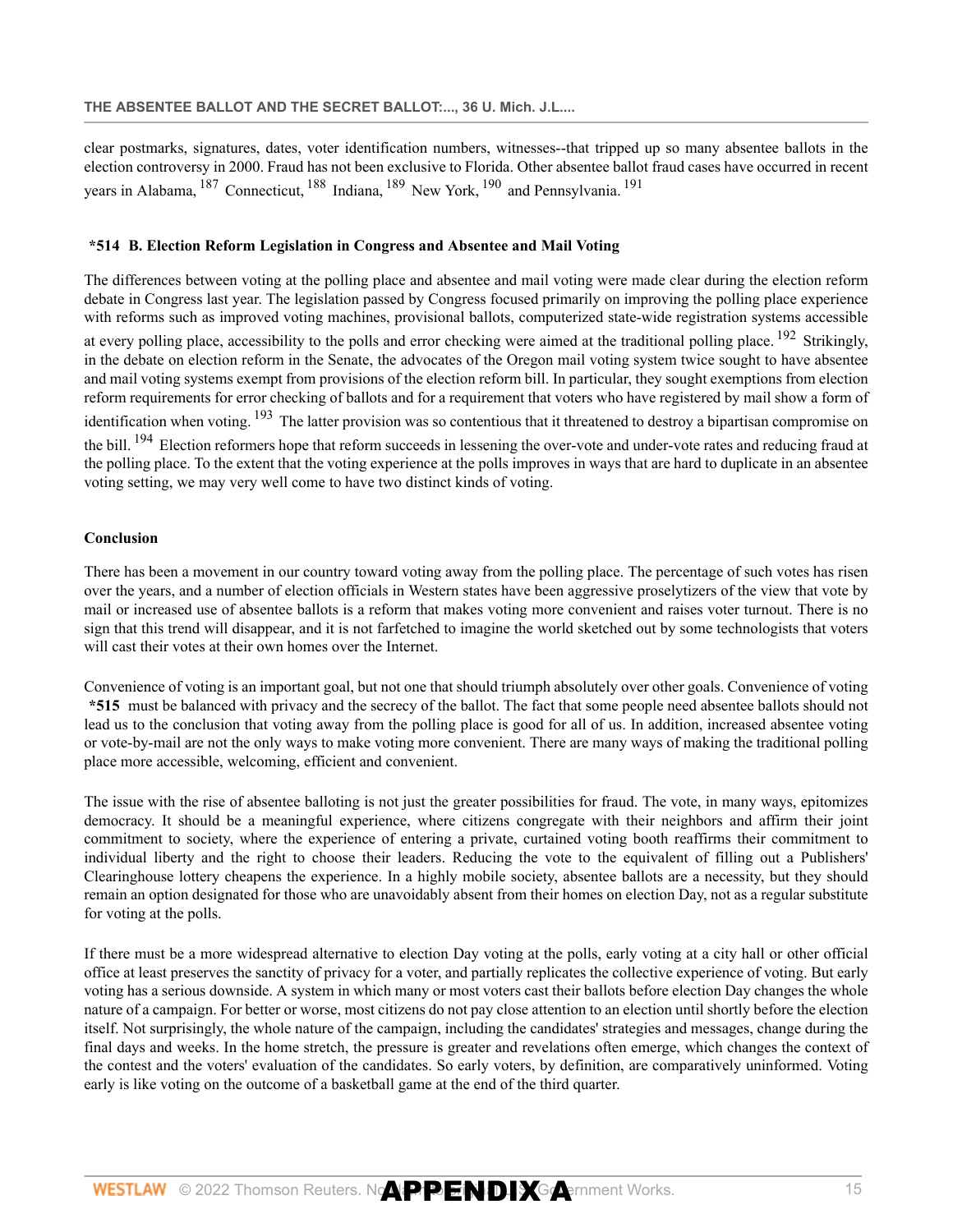clear postmarks, signatures, dates, voter identification numbers, witnesses--that tripped up so many absentee ballots in the election controversy in 2000. Fraud has not been exclusive to Florida. Other absentee ballot fraud cases have occurred in recent years in Alabama, [187] Connecticut, [188] Indiana, [189] New York, [190] and Pennsylvania. [191]

### *514 B. Election Reform Legislation in Congress and Absentee and Mail Voting

The differences between voting at the polling place and absentee and mail voting were made clear during the election reform debate in Congress last year. The legislation passed by Congress focused primarily on improving the polling place experience with reforms such as improved voting machines, provisional ballots, computerized state-wide registration systems accessible at every polling place, accessibility to the polls and error checking were aimed at the traditional polling place. [192] Strikingly, in the debate on election reform in the Senate, the advocates of the Oregon mail voting system twice sought to have absentee and mail voting systems exempt from provisions of the election reform bill. In particular, they sought exemptions from election reform requirements for error checking of ballots and for a requirement that voters who have registered by mail show a form of identification when voting. [193] The latter provision was so contentious that it threatened to destroy a bipartisan compromise on the bill. [194] Election reformers hope that reform succeeds in lessening the over-vote and under-vote rates and reducing fraud at the polling place. To the extent that the voting experience at the polls improves in ways that are hard to duplicate in an absentee voting setting, we may very well come to have two distinct kinds of voting.

### Conclusion

There has been a movement in our country toward voting away from the polling place. The percentage of such votes has risen over the years, and a number of election officials in Western states have been aggressive proselytizers of the view that vote by mail or increased use of absentee ballots is a reform that makes voting more convenient and raises voter turnout. There is no sign that this trend will disappear, and it is not farfetched to imagine the world sketched out by some technologists that voters will cast their votes at their own homes over the Internet.

Convenience of voting is an important goal, but not one that should triumph absolutely over other goals. Convenience of voting **\*515** must be balanced with privacy and the secrecy of the ballot. The fact that some people need absentee ballots should not lead us to the conclusion that voting away from the polling place is good for all of us. In addition, increased absentee voting or vote-by-mail are not the only ways to make voting more convenient. There are many ways of making the traditional polling place more accessible, welcoming, efficient and convenient.

The issue with the rise of absentee balloting is not just the greater possibilities for fraud. The vote, in many ways, epitomizes democracy. It should be a meaningful experience, where citizens congregate with their neighbors and affirm their joint commitment to society, where the experience of entering a private, curtained voting booth reaffirms their commitment to individual liberty and the right to choose their leaders. Reducing the vote to the equivalent of filling out a Publishers' Clearinghouse lottery cheapens the experience. In a highly mobile society, absentee ballots are a necessity, but they should remain an option designated for those who are unavoidably absent from their homes on election Day, not as a regular substitute for voting at the polls.

If there must be a more widespread alternative to election Day voting at the polls, early voting at a city hall or other official office at least preserves the sanctity of privacy for a voter, and partially replicates the collective experience of voting. But early voting has a serious downside. A system in which many or most voters cast their ballots before election Day changes the whole nature of a campaign. For better or worse, most citizens do not pay close attention to an election until shortly before the election itself. Not surprisingly, the whole nature of the campaign, including the candidates' strategies and messages, change during the final days and weeks. In the home stretch, the pressure is greater and revelations often emerge, which changes the context of the contest and the voters' evaluation of the candidates. So early voters, by definition, are comparatively uninformed. Voting early is like voting on the outcome of a basketball game at the end of the third quarter.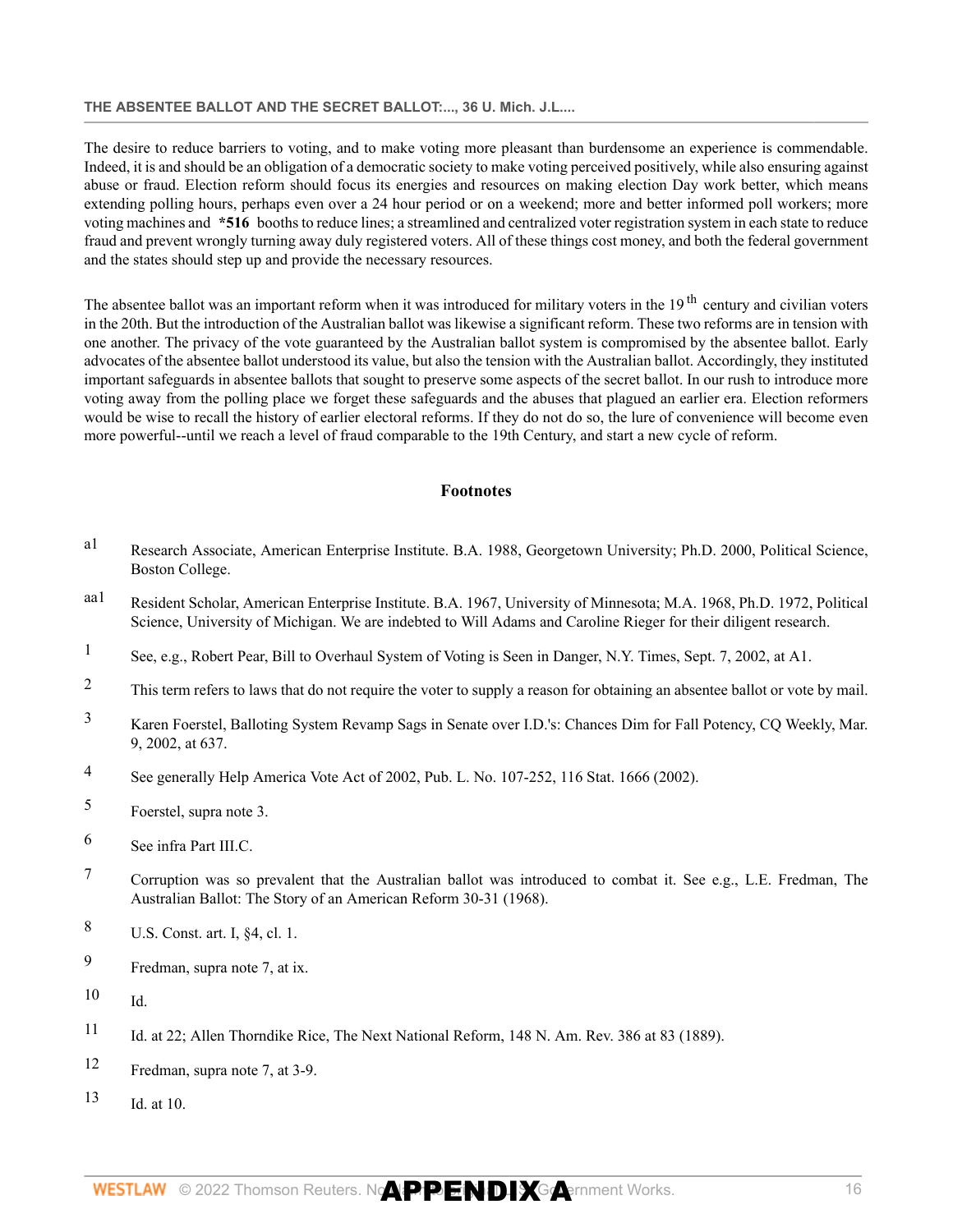The desire to reduce barriers to voting, and to make voting more pleasant than burdensome an experience is commendable. Indeed, it is and should be an obligation of a democratic society to make voting perceived positively, while also ensuring against abuse or fraud. Election reform should focus its energies and resources on making election Day work better, which means extending polling hours, perhaps even over a 24 hour period or on a weekend; more and better informed poll workers; more voting machines and **\*516** booths to reduce lines; a streamlined and centralized voter registration system in each state to reduce fraud and prevent wrongly turning away duly registered voters. All of these things cost money, and both the federal government and the states should step up and provide the necessary resources.

The absentee ballot was an important reform when it was introduced for military voters in the 19th century and civilian voters in the 20th. But the introduction of the Australian ballot was likewise a significant reform. These two reforms are in tension with one another. The privacy of the vote guaranteed by the Australian ballot system is compromised by the absentee ballot. Early advocates of the absentee ballot understood its value, but also the tension with the Australian ballot. Accordingly, they instituted important safeguards in absentee ballots that sought to preserve some aspects of the secret ballot. In our rush to introduce more voting away from the polling place we forget these safeguards and the abuses that plagued an earlier era. Election reformers would be wise to recall the history of earlier electoral reforms. If they do not do so, the lure of convenience will become even more powerful--until we reach a level of fraud comparable to the 19th Century, and start a new cycle of reform.

## Footnotes

a1 Research Associate, American Enterprise Institute. B.A. 1988, Georgetown University; Ph.D. 2000, Political Science, Boston College.

aa1 Resident Scholar, American Enterprise Institute. B.A. 1967, University of Minnesota; M.A. 1968, Ph.D. 1972, Political Science, University of Michigan. We are indebted to Will Adams and Caroline Rieger for their diligent research.

1 See, e.g., Robert Pear, Bill to Overhaul System of Voting is Seen in Danger, N.Y. Times, Sept. 7, 2002, at A1.

2 This term refers to laws that do not require the voter to supply a reason for obtaining an absentee ballot or vote by mail.

3 Karen Foerstel, Balloting System Revamp Sags in Senate over I.D.'s: Chances Dim for Fall Potency, CQ Weekly, Mar. 9, 2002, at 637.

4 See generally Help America Vote Act of 2002, Pub. L. No. 107-252, 116 Stat. 1666 (2002).

5 Foerstel, supra note 3.

6 See infra Part III.C.

7 Corruption was so prevalent that the Australian ballot was introduced to combat it. See e.g., L.E. Fredman, The Australian Ballot: The Story of an American Reform 30-31 (1968).

8 U.S. Const. art. I, §4, cl. 1.

9 Fredman, supra note 7, at ix.

10 Id.

11 Id. at 22; Allen Thorndike Rice, The Next National Reform, 148 N. Am. Rev. 386 at 83 (1889).

12 Fredman, supra note 7, at 3-9.

13 Id. at 10.

**APPENDIX A**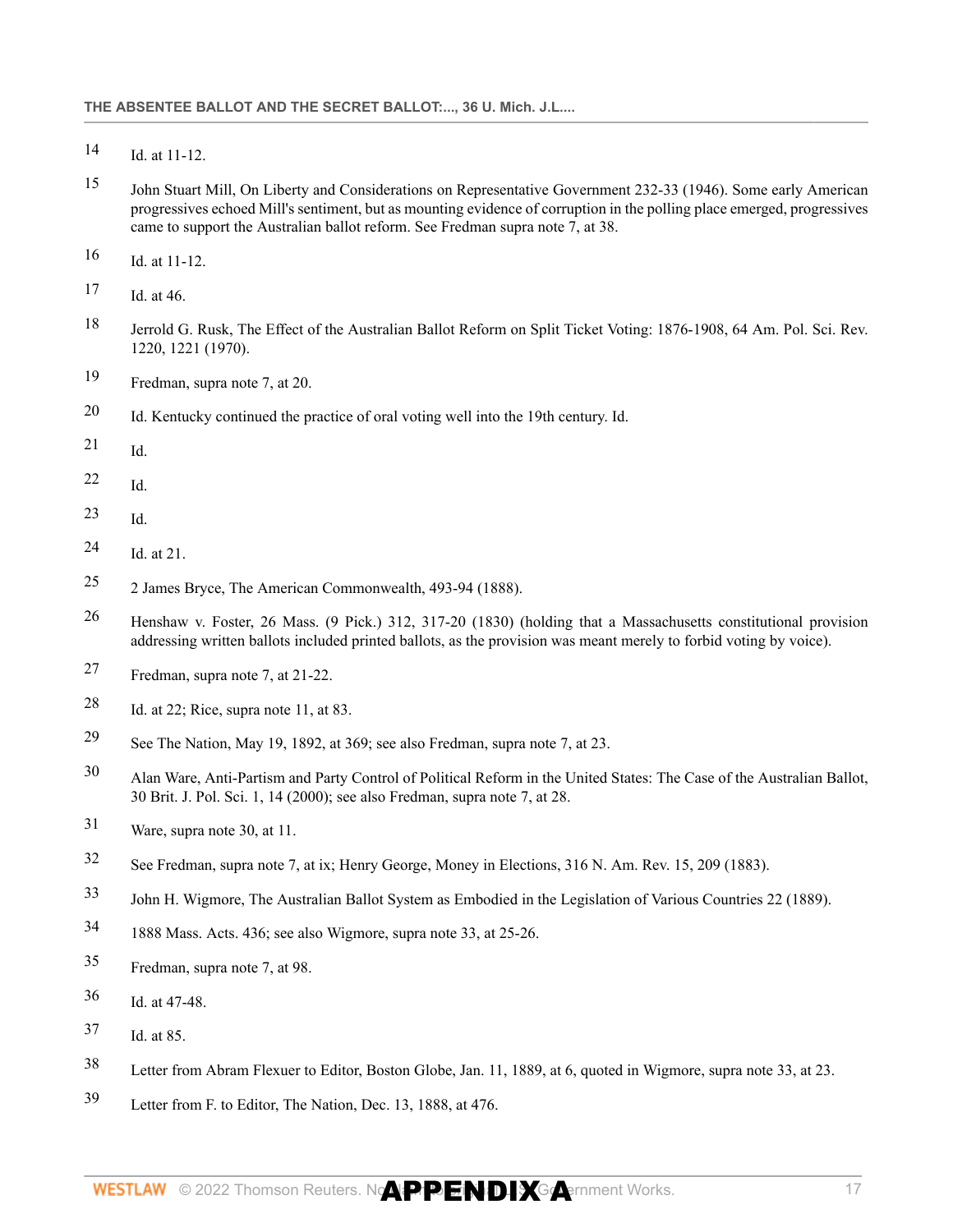14 Id. at 11-12.

15 John Stuart Mill, On Liberty and Considerations on Representative Government 232-33 (1946). Some early American progressives echoed Mill's sentiment, but as mounting evidence of corruption in the polling place emerged, progressives came to support the Australian ballot reform. See Fredman supra note 7, at 38.

16 Id. at 11-12.

17 Id. at 46.

18 Jerrold G. Rusk, The Effect of the Australian Ballot Reform on Split Ticket Voting: 1876-1908, 64 Am. Pol. Sci. Rev. 1220, 1221 (1970).

19 Fredman, supra note 7, at 20.

20 Id. Kentucky continued the practice of oral voting well into the 19th century. Id.

21 Id.

22 Id.

23 Id.

24 Id. at 21.

25 2 James Bryce, The American Commonwealth, 493-94 (1888).

26 Henshaw v. Foster, 26 Mass. (9 Pick.) 312, 317-20 (1830) (holding that a Massachusetts constitutional provision addressing written ballots included printed ballots, as the provision was meant merely to forbid voting by voice).

27 Fredman, supra note 7, at 21-22.

28 Id. at 22; Rice, supra note 11, at 83.

29 See The Nation, May 19, 1892, at 369; see also Fredman, supra note 7, at 23.

30 Alan Ware, Anti-Partism and Party Control of Political Reform in the United States: The Case of the Australian Ballot, 30 Brit. J. Pol. Sci. 1, 14 (2000); see also Fredman, supra note 7, at 28.

31 Ware, supra note 30, at 11.

32 See Fredman, supra note 7, at ix; Henry George, Money in Elections, 316 N. Am. Rev. 15, 209 (1883).

33 John H. Wigmore, The Australian Ballot System as Embodied in the Legislation of Various Countries 22 (1889).

34 1888 Mass. Acts. 436; see also Wigmore, supra note 33, at 25-26.

35 Fredman, supra note 7, at 98.

36 Id. at 47-48.

37 Id. at 85.

38 Letter from Abram Flexuer to Editor, Boston Globe, Jan. 11, 1889, at 6, quoted in Wigmore, supra note 33, at 23.

39 Letter from F. to Editor, The Nation, Dec. 13, 1888, at 476.

**APPENDIX A**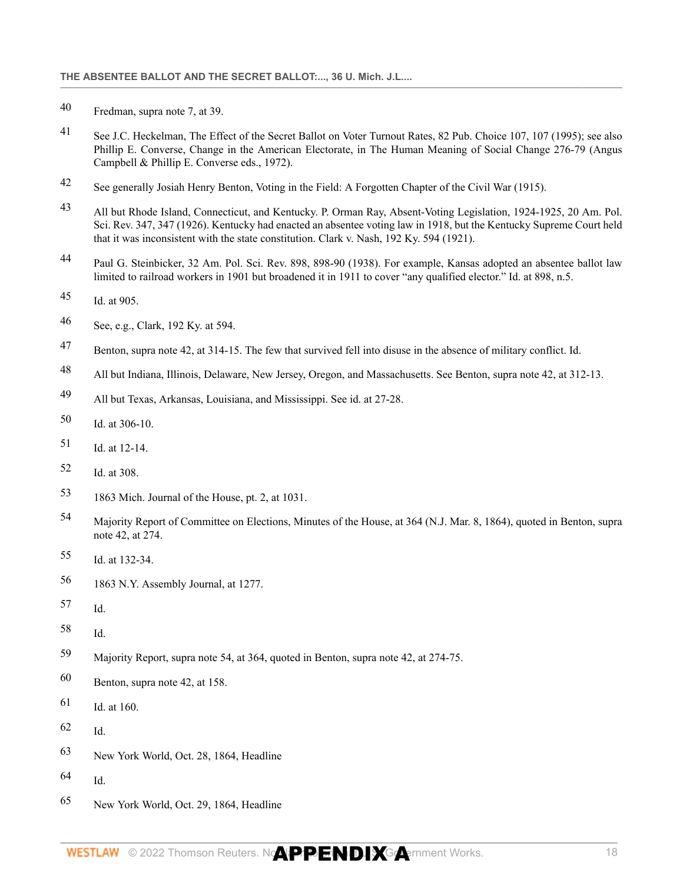40 Fredman, supra note 7, at 39.

41 See J.C. Heckelman, The Effect of the Secret Ballot on Voter Turnout Rates, 82 Pub. Choice 107, 107 (1995); see also Phillip E. Converse, Change in the American Electorate, in The Human Meaning of Social Change 276-79 (Angus Campbell & Phillip E. Converse eds., 1972).

42 See generally Josiah Henry Benton, Voting in the Field: A Forgotten Chapter of the Civil War (1915).

43 All but Rhode Island, Connecticut, and Kentucky. P. Orman Ray, Absent-Voting Legislation, 1924-1925, 20 Am. Pol. Sci. Rev. 347, 347 (1926). Kentucky had enacted an absentee voting law in 1918, but the Kentucky Supreme Court held that it was inconsistent with the state constitution. Clark v. Nash, 192 Ky. 594 (1921).

44 Paul G. Steinbicker, 32 Am. Pol. Sci. Rev. 898, 898-90 (1938). For example, Kansas adopted an absentee ballot law limited to railroad workers in 1901 but broadened it in 1911 to cover "any qualified elector." Id. at 898, n.5.

45 Id. at 905.

46 See, e.g., Clark, 192 Ky. at 594.

47 Benton, supra note 42, at 314-15. The few that survived fell into disuse in the absence of military conflict. Id.

48 All but Indiana, Illinois, Delaware, New Jersey, Oregon, and Massachusetts. See Benton, supra note 42, at 312-13.

49 All but Texas, Arkansas, Louisiana, and Mississippi. See id. at 27-28.

50 Id. at 306-10.

51 Id. at 12-14.

52 Id. at 308.

53 1863 Mich. Journal of the House, pt. 2, at 1031.

54 Majority Report of Committee on Elections, Minutes of the House, at 364 (N.J. Mar. 8, 1864), quoted in Benton, supra note 42, at 274.

55 Id. at 132-34.

56 1863 N.Y. Assembly Journal, at 1277.

57 Id.

58 Id.

59 Majority Report, supra note 54, at 364, quoted in Benton, supra note 42, at 274-75.

60 Benton, supra note 42, at 158.

61 Id. at 160.

62 Id.

63 New York World, Oct. 28, 1864, Headline

64 Id.

65 New York World, Oct. 29, 1864, Headline

**APPENDIX A**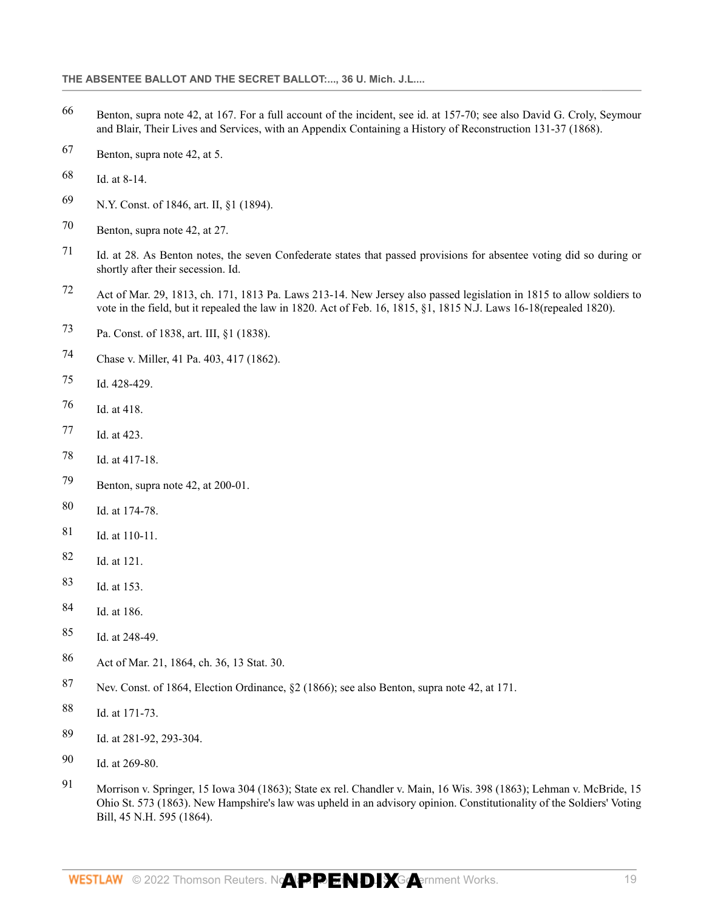66 Benton, supra note 42, at 167. For a full account of the incident, see id. at 157-70; see also David G. Croly, Seymour and Blair, Their Lives and Services, with an Appendix Containing a History of Reconstruction 131-37 (1868).

67 Benton, supra note 42, at 5.

68 Id. at 8-14.

69 N.Y. Const. of 1846, art. II, §1 (1894).

70 Benton, supra note 42, at 27.

71 Id. at 28. As Benton notes, the seven Confederate states that passed provisions for absentee voting did so during or shortly after their secession. Id.

72 Act of Mar. 29, 1813, ch. 171, 1813 Pa. Laws 213-14. New Jersey also passed legislation in 1815 to allow soldiers to vote in the field, but it repealed the law in 1820. Act of Feb. 16, 1815, §1, 1815 N.J. Laws 16-18(repealed 1820).

73 Pa. Const. of 1838, art. III, §1 (1838).

74 Chase v. Miller, 41 Pa. 403, 417 (1862).

75 Id. 428-429.

76 Id. at 418.

77 Id. at 423.

78 Id. at 417-18.

79 Benton, supra note 42, at 200-01.

80 Id. at 174-78.

81 Id. at 110-11.

82 Id. at 121.

83 Id. at 153.

84 Id. at 186.

85 Id. at 248-49.

86 Act of Mar. 21, 1864, ch. 36, 13 Stat. 30.

87 Nev. Const. of 1864, Election Ordinance, §2 (1866); see also Benton, supra note 42, at 171.

88 Id. at 171-73.

89 Id. at 281-92, 293-304.

90 Id. at 269-80.

91 Morrison v. Springer, 15 Iowa 304 (1863); State ex rel. Chandler v. Main, 16 Wis. 398 (1863); Lehman v. McBride, 15 Ohio St. 573 (1863). New Hampshire's law was upheld in an advisory opinion. Constitutionality of the Soldiers' Voting Bill, 45 N.H. 595 (1864).

APPENDIX A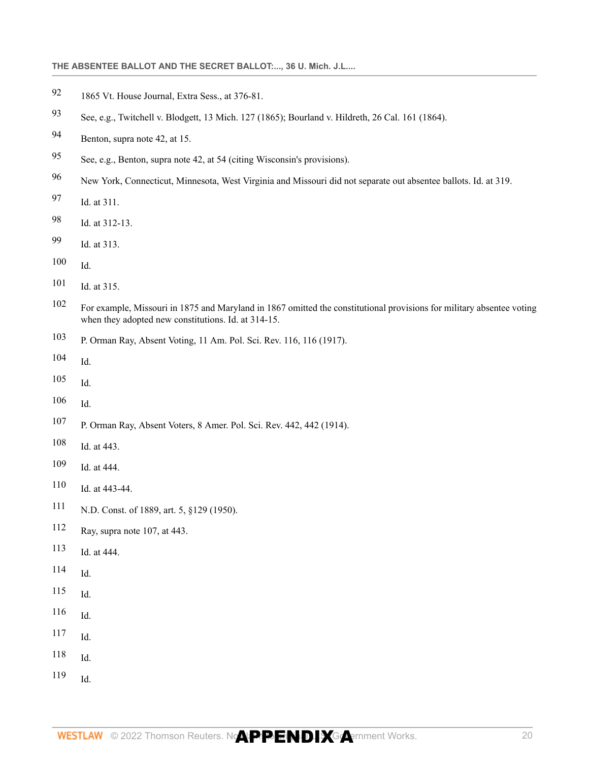92 1865 Vt. House Journal, Extra Sess., at 376-81.

93 See, e.g., Twitchell v. Blodgett, 13 Mich. 127 (1865); Bourland v. Hildreth, 26 Cal. 161 (1864).

94 Benton, supra note 42, at 15.

95 See, e.g., Benton, supra note 42, at 54 (citing Wisconsin's provisions).

96 New York, Connecticut, Minnesota, West Virginia and Missouri did not separate out absentee ballots. Id. at 319.

97 Id. at 311.

98 Id. at 312-13.

99 Id. at 313.

100 Id.

101 Id. at 315.

102 For example, Missouri in 1875 and Maryland in 1867 omitted the constitutional provisions for military absentee voting when they adopted new constitutions. Id. at 314-15.

103 P. Orman Ray, Absent Voting, 11 Am. Pol. Sci. Rev. 116, 116 (1917).

104 Id.

105 Id.

106 Id.

107 P. Orman Ray, Absent Voters, 8 Amer. Pol. Sci. Rev. 442, 442 (1914).

108 Id. at 443.

109 Id. at 444.

110 Id. at 443-44.

111 N.D. Const. of 1889, art. 5, §129 (1950).

112 Ray, supra note 107, at 443.

113 Id. at 444.

114 Id.

115 Id.

116 Id.

117 Id.

118 Id.

119 Id.

**APPENDIX A**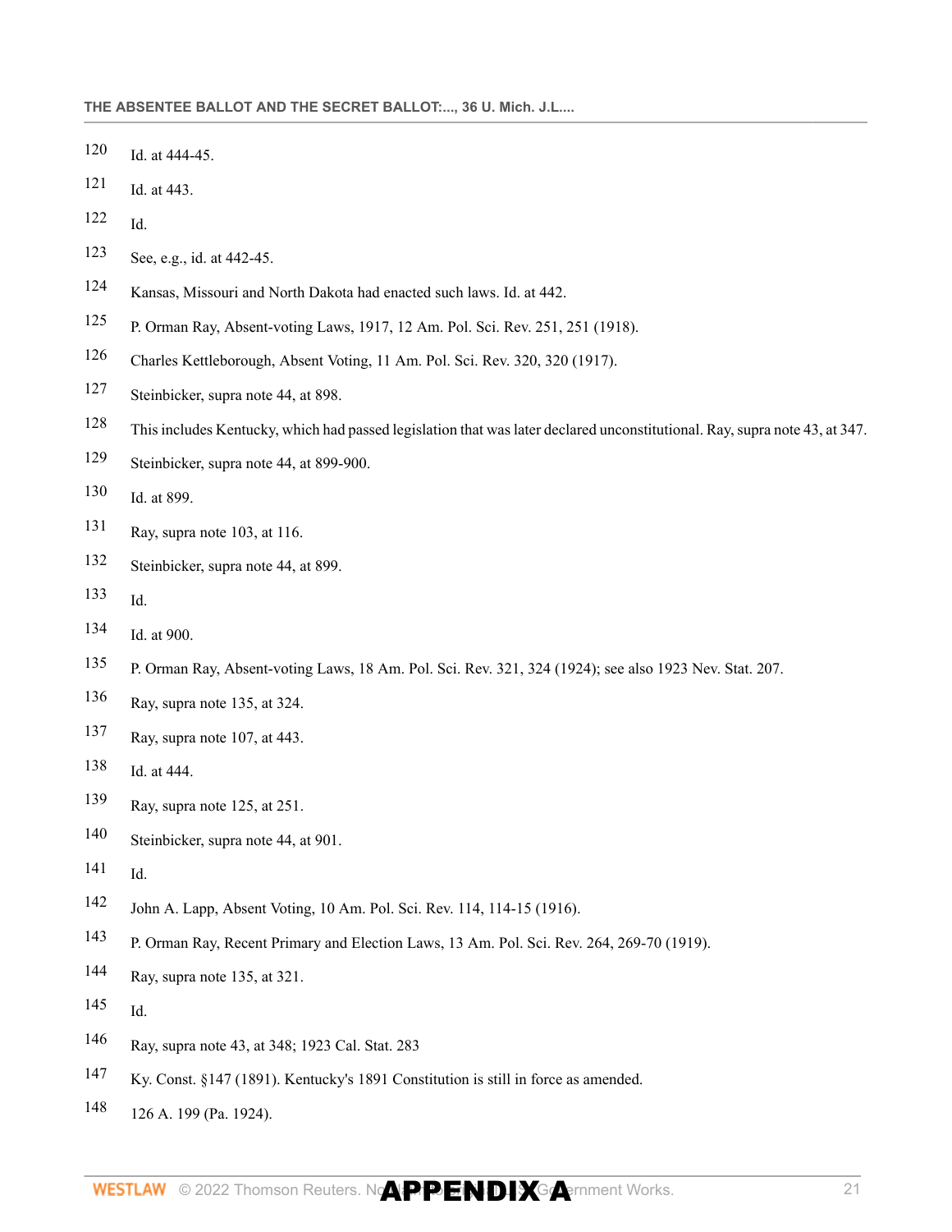120 Id. at 444-45.

121 Id. at 443.

122 Id.

123 See, e.g., id. at 442-45.

124 Kansas, Missouri and North Dakota had enacted such laws. Id. at 442.

125 P. Orman Ray, Absent-voting Laws, 1917, 12 Am. Pol. Sci. Rev. 251, 251 (1918).

126 Charles Kettleborough, Absent Voting, 11 Am. Pol. Sci. Rev. 320, 320 (1917).

127 Steinbicker, supra note 44, at 898.

128 This includes Kentucky, which had passed legislation that was later declared unconstitutional. Ray, supra note 43, at 347.

129 Steinbicker, supra note 44, at 899-900.

130 Id. at 899.

131 Ray, supra note 103, at 116.

132 Steinbicker, supra note 44, at 899.

133 Id.

134 Id. at 900.

135 P. Orman Ray, Absent-voting Laws, 18 Am. Pol. Sci. Rev. 321, 324 (1924); see also 1923 Nev. Stat. 207.

136 Ray, supra note 135, at 324.

137 Ray, supra note 107, at 443.

138 Id. at 444.

139 Ray, supra note 125, at 251.

140 Steinbicker, supra note 44, at 901.

141 Id.

142 John A. Lapp, Absent Voting, 10 Am. Pol. Sci. Rev. 114, 114-15 (1916).

143 P. Orman Ray, Recent Primary and Election Laws, 13 Am. Pol. Sci. Rev. 264, 269-70 (1919).

144 Ray, supra note 135, at 321.

145 Id.

146 Ray, supra note 43, at 348; 1923 Cal. Stat. 283

147 Ky. Const. §147 (1891). Kentucky's 1891 Constitution is still in force as amended.

148 126 A. 199 (Pa. 1924).

**APPENDIX A**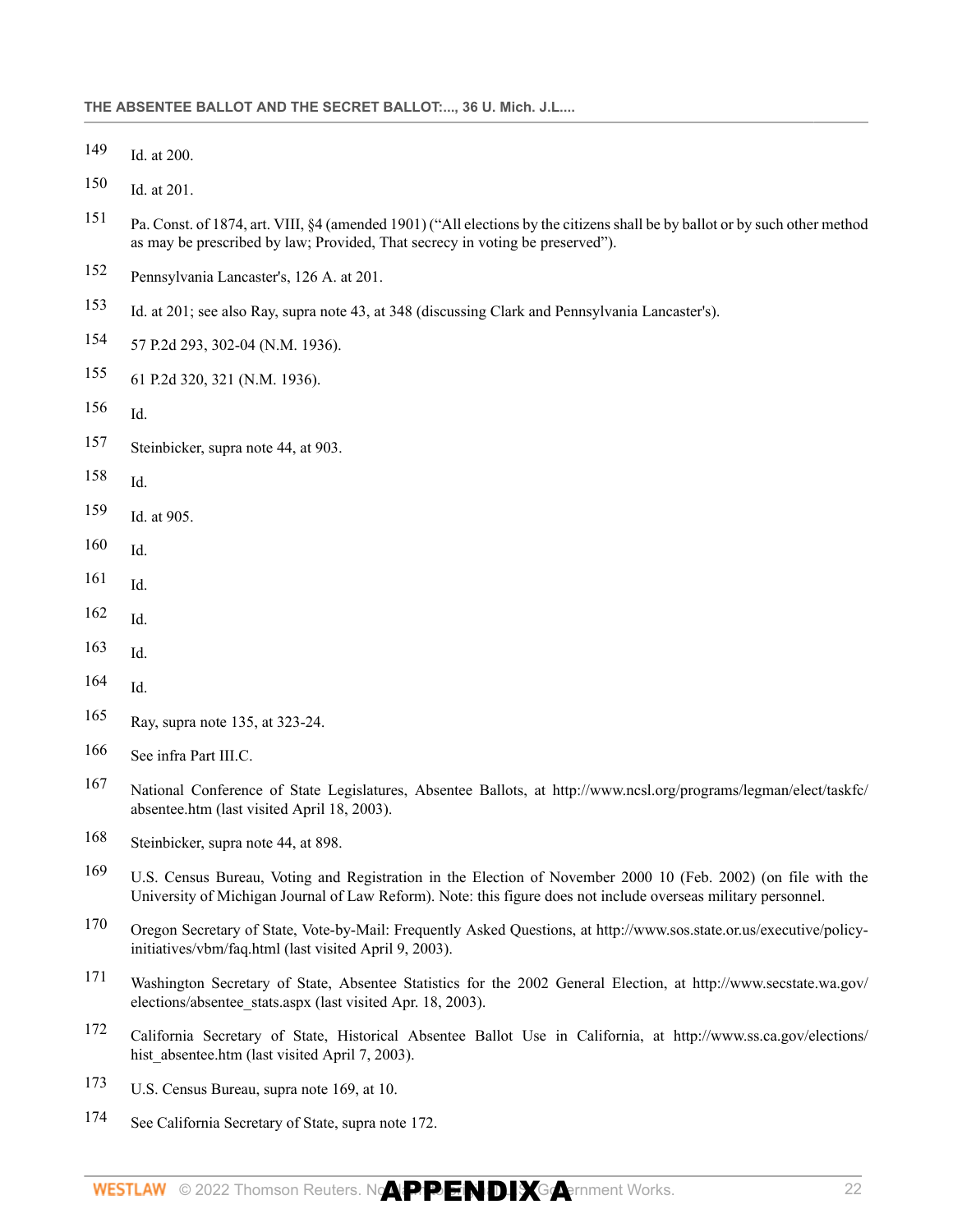149 Id. at 200.

150 Id. at 201.

151 Pa. Const. of 1874, art. VIII, §4 (amended 1901) ("All elections by the citizens shall be by ballot or by such other method as may be prescribed by law; Provided, That secrecy in voting be preserved").

152 Pennsylvania Lancaster's, 126 A. at 201.

153 Id. at 201; see also Ray, supra note 43, at 348 (discussing Clark and Pennsylvania Lancaster's).

154 57 P.2d 293, 302-04 (N.M. 1936).

155 61 P.2d 320, 321 (N.M. 1936).

156 Id.

157 Steinbicker, supra note 44, at 903.

158 Id.

159 Id. at 905.

160 Id.

161 Id.

162 Id.

163 Id.

164 Id.

165 Ray, supra note 135, at 323-24.

166 See infra Part III.C.

167 National Conference of State Legislatures, Absentee Ballots, at http://www.ncsl.org/programs/legman/elect/taskfc/absentee.htm (last visited April 18, 2003).

168 Steinbicker, supra note 44, at 898.

169 U.S. Census Bureau, Voting and Registration in the Election of November 2000 10 (Feb. 2002) (on file with the University of Michigan Journal of Law Reform). Note: this figure does not include overseas military personnel.

170 Oregon Secretary of State, Vote-by-Mail: Frequently Asked Questions, at http://www.sos.state.or.us/executive/policy-initiatives/vbm/faq.html (last visited April 9, 2003).

171 Washington Secretary of State, Absentee Statistics for the 2002 General Election, at http://www.secstate.wa.gov/elections/absentee_stats.aspx (last visited Apr. 18, 2003).

172 California Secretary of State, Historical Absentee Ballot Use in California, at http://www.ss.ca.gov/elections/hist_absentee.htm (last visited April 7, 2003).

173 U.S. Census Bureau, supra note 169, at 10.

174 See California Secretary of State, supra note 172.

**APPENDIX A**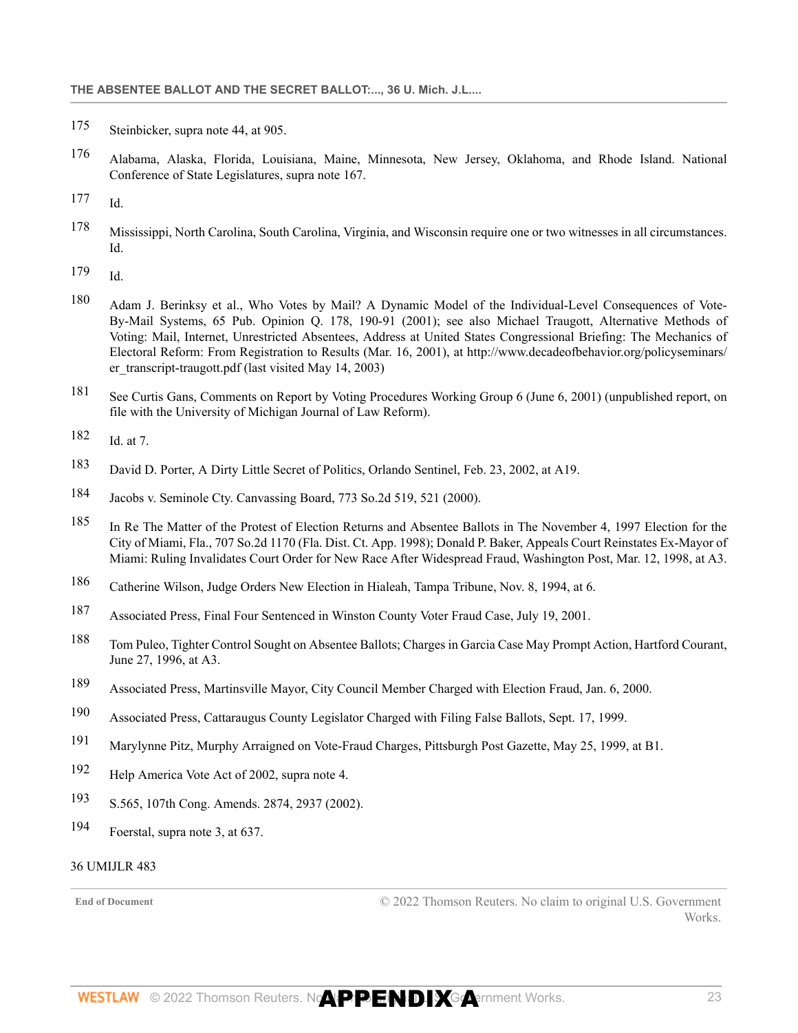175 Steinbicker, supra note 44, at 905.

176 Alabama, Alaska, Florida, Louisiana, Maine, Minnesota, New Jersey, Oklahoma, and Rhode Island. National Conference of State Legislatures, supra note 167.

177 Id.

178 Mississippi, North Carolina, South Carolina, Virginia, and Wisconsin require one or two witnesses in all circumstances. Id.

179 Id.

180 Adam J. Berinksy et al., Who Votes by Mail? A Dynamic Model of the Individual-Level Consequences of Vote-By-Mail Systems, 65 Pub. Opinion Q. 178, 190-91 (2001); see also Michael Traugott, Alternative Methods of Voting: Mail, Internet, Unrestricted Absentees, Address at United States Congressional Briefing: The Mechanics of Electoral Reform: From Registration to Results (Mar. 16, 2001), at http://www.decadeofbehavior.org/policyseminars/er_transcript-traugott.pdf (last visited May 14, 2003)

181 See Curtis Gans, Comments on Report by Voting Procedures Working Group 6 (June 6, 2001) (unpublished report, on file with the University of Michigan Journal of Law Reform).

182 Id. at 7.

183 David D. Porter, A Dirty Little Secret of Politics, Orlando Sentinel, Feb. 23, 2002, at A19.

184 Jacobs v. Seminole Cty. Canvassing Board, 773 So.2d 519, 521 (2000).

185 In Re The Matter of the Protest of Election Returns and Absentee Ballots in The November 4, 1997 Election for the City of Miami, Fla., 707 So.2d 1170 (Fla. Dist. Ct. App. 1998); Donald P. Baker, Appeals Court Reinstates Ex-Mayor of Miami: Ruling Invalidates Court Order for New Race After Widespread Fraud, Washington Post, Mar. 12, 1998, at A3.

186 Catherine Wilson, Judge Orders New Election in Hialeah, Tampa Tribune, Nov. 8, 1994, at 6.

187 Associated Press, Final Four Sentenced in Winston County Voter Fraud Case, July 19, 2001.

188 Tom Puleo, Tighter Control Sought on Absentee Ballots; Charges in Garcia Case May Prompt Action, Hartford Courant, June 27, 1996, at A3.

189 Associated Press, Martinsville Mayor, City Council Member Charged with Election Fraud, Jan. 6, 2000.

190 Associated Press, Cattaraugus County Legislator Charged with Filing False Ballots, Sept. 17, 1999.

191 Marylynne Pitz, Murphy Arraigned on Vote-Fraud Charges, Pittsburgh Post Gazette, May 25, 1999, at B1.

192 Help America Vote Act of 2002, supra note 4.

193 S.565, 107th Cong. Amends. 2874, 2937 (2002).

194 Foerstal, supra note 3, at 637.

36 UMIJLR 483

End of Document © 2022 Thomson Reuters. No claim to original U.S. Government Works.

APPENDIX A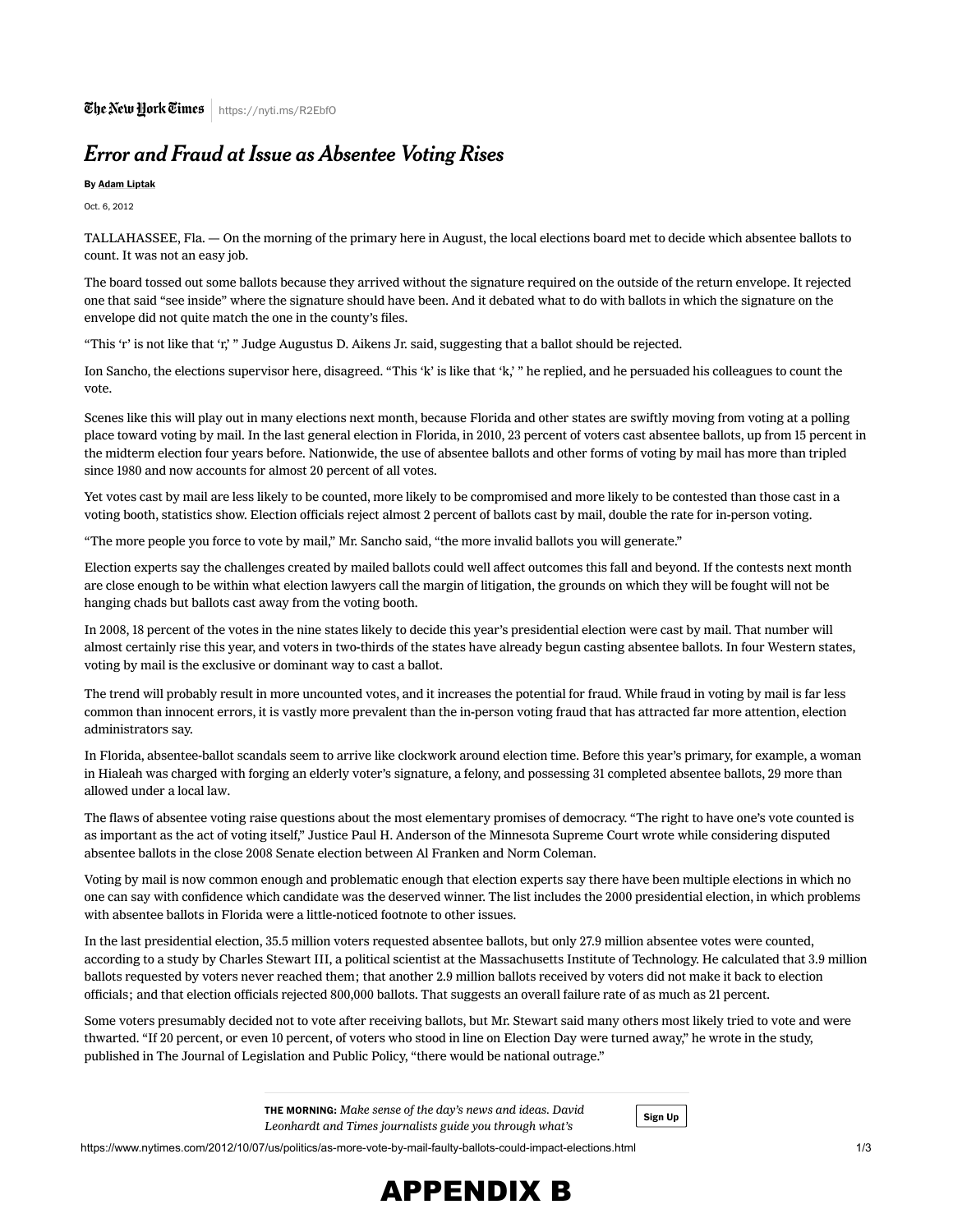The New York Times | https://nyti.ms/R2EbfO

# *Error and Fraud at Issue as Absentee Voting Rises*

**By Adam Liptak**

Oct. 6, 2012

TALLAHASSEE, Fla. — On the morning of the primary here in August, the local elections board met to decide which absentee ballots to count. It was not an easy job.

The board tossed out some ballots because they arrived without the signature required on the outside of the return envelope. It rejected one that said "see inside" where the signature should have been. And it debated what to do with ballots in which the signature on the envelope did not quite match the one in the county's files.

"This 'r' is not like that 'r,' " Judge Augustus D. Aikens Jr. said, suggesting that a ballot should be rejected.

Ion Sancho, the elections supervisor here, disagreed. "This 'k' is like that 'k,' " he replied, and he persuaded his colleagues to count the vote.

Scenes like this will play out in many elections next month, because Florida and other states are swiftly moving from voting at a polling place toward voting by mail. In the last general election in Florida, in 2010, 23 percent of voters cast absentee ballots, up from 15 percent in the midterm election four years before. Nationwide, the use of absentee ballots and other forms of voting by mail has more than tripled since 1980 and now accounts for almost 20 percent of all votes.

Yet votes cast by mail are less likely to be counted, more likely to be compromised and more likely to be contested than those cast in a voting booth, statistics show. Election officials reject almost 2 percent of ballots cast by mail, double the rate for in-person voting.

"The more people you force to vote by mail," Mr. Sancho said, "the more invalid ballots you will generate."

Election experts say the challenges created by mailed ballots could well affect outcomes this fall and beyond. If the contests next month are close enough to be within what election lawyers call the margin of litigation, the grounds on which they will be fought will not be hanging chads but ballots cast away from the voting booth.

In 2008, 18 percent of the votes in the nine states likely to decide this year's presidential election were cast by mail. That number will almost certainly rise this year, and voters in two-thirds of the states have already begun casting absentee ballots. In four Western states, voting by mail is the exclusive or dominant way to cast a ballot.

The trend will probably result in more uncounted votes, and it increases the potential for fraud. While fraud in voting by mail is far less common than innocent errors, it is vastly more prevalent than the in-person voting fraud that has attracted far more attention, election administrators say.

In Florida, absentee-ballot scandals seem to arrive like clockwork around election time. Before this year's primary, for example, a woman in Hialeah was charged with forging an elderly voter's signature, a felony, and possessing 31 completed absentee ballots, 29 more than allowed under a local law.

The flaws of absentee voting raise questions about the most elementary promises of democracy. "The right to have one's vote counted is as important as the act of voting itself," Justice Paul H. Anderson of the Minnesota Supreme Court wrote while considering disputed absentee ballots in the close 2008 Senate election between Al Franken and Norm Coleman.

Voting by mail is now common enough and problematic enough that election experts say there have been multiple elections in which no one can say with confidence which candidate was the deserved winner. The list includes the 2000 presidential election, in which problems with absentee ballots in Florida were a little-noticed footnote to other issues.

In the last presidential election, 35.5 million voters requested absentee ballots, but only 27.9 million absentee votes were counted, according to a study by Charles Stewart III, a political scientist at the Massachusetts Institute of Technology. He calculated that 3.9 million ballots requested by voters never reached them; that another 2.9 million ballots received by voters did not make it back to election officials; and that election officials rejected 800,000 ballots. That suggests an overall failure rate of as much as 21 percent.

Some voters presumably decided not to vote after receiving ballots, but Mr. Stewart said many others most likely tried to vote and were thwarted. "If 20 percent, or even 10 percent, of voters who stood in line on Election Day were turned away," he wrote in the study, published in The Journal of Legislation and Public Policy, "there would be national outrage."

**THE MORNING:** *Make sense of the day's news and ideas. David Leonhardt and Times journalists guide you through what's* Sign Up

# APPENDIX B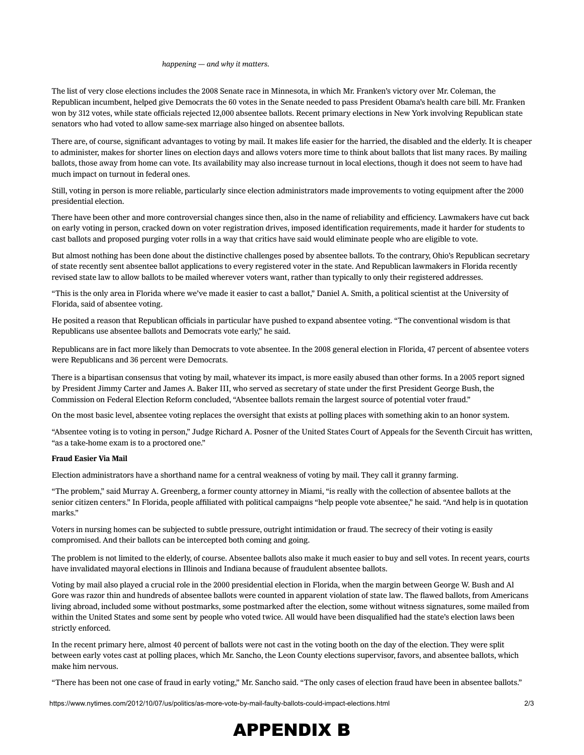*happening — and why it matters.*

The list of very close elections includes the 2008 Senate race in Minnesota, in which Mr. Franken's victory over Mr. Coleman, the Republican incumbent, helped give Democrats the 60 votes in the Senate needed to pass President Obama's health care bill. Mr. Franken won by 312 votes, while state officials rejected 12,000 absentee ballots. Recent primary elections in New York involving Republican state senators who had voted to allow same-sex marriage also hinged on absentee ballots.

There are, of course, significant advantages to voting by mail. It makes life easier for the harried, the disabled and the elderly. It is cheaper to administer, makes for shorter lines on election days and allows voters more time to think about ballots that list many races. By mailing ballots, those away from home can vote. Its availability may also increase turnout in local elections, though it does not seem to have had much impact on turnout in federal ones.

Still, voting in person is more reliable, particularly since election administrators made improvements to voting equipment after the 2000 presidential election.

There have been other and more controversial changes since then, also in the name of reliability and efficiency. Lawmakers have cut back on early voting in person, cracked down on voter registration drives, imposed identification requirements, made it harder for students to cast ballots and proposed purging voter rolls in a way that critics have said would eliminate people who are eligible to vote.

But almost nothing has been done about the distinctive challenges posed by absentee ballots. To the contrary, Ohio's Republican secretary of state recently sent absentee ballot applications to every registered voter in the state. And Republican lawmakers in Florida recently revised state law to allow ballots to be mailed wherever voters want, rather than typically to only their registered addresses.

"This is the only area in Florida where we've made it easier to cast a ballot," Daniel A. Smith, a political scientist at the University of Florida, said of absentee voting.

He posited a reason that Republican officials in particular have pushed to expand absentee voting. "The conventional wisdom is that Republicans use absentee ballots and Democrats vote early," he said.

Republicans are in fact more likely than Democrats to vote absentee. In the 2008 general election in Florida, 47 percent of absentee voters were Republicans and 36 percent were Democrats.

There is a bipartisan consensus that voting by mail, whatever its impact, is more easily abused than other forms. In a 2005 report signed by President Jimmy Carter and James A. Baker III, who served as secretary of state under the first President George Bush, the Commission on Federal Election Reform concluded, "Absentee ballots remain the largest source of potential voter fraud."

On the most basic level, absentee voting replaces the oversight that exists at polling places with something akin to an honor system.

"Absentee voting is to voting in person," Judge Richard A. Posner of the United States Court of Appeals for the Seventh Circuit has written, "as a take-home exam is to a proctored one."

**Fraud Easier Via Mail**

Election administrators have a shorthand name for a central weakness of voting by mail. They call it granny farming.

"The problem," said Murray A. Greenberg, a former county attorney in Miami, "is really with the collection of absentee ballots at the senior citizen centers." In Florida, people affiliated with political campaigns "help people vote absentee," he said. "And help is in quotation marks."

Voters in nursing homes can be subjected to subtle pressure, outright intimidation or fraud. The secrecy of their voting is easily compromised. And their ballots can be intercepted both coming and going.

The problem is not limited to the elderly, of course. Absentee ballots also make it much easier to buy and sell votes. In recent years, courts have invalidated mayoral elections in Illinois and Indiana because of fraudulent absentee ballots.

Voting by mail also played a crucial role in the 2000 presidential election in Florida, when the margin between George W. Bush and Al Gore was razor thin and hundreds of absentee ballots were counted in apparent violation of state law. The flawed ballots, from Americans living abroad, included some without postmarks, some postmarked after the election, some without witness signatures, some mailed from within the United States and some sent by people who voted twice. All would have been disqualified had the state's election laws been strictly enforced.

In the recent primary here, almost 40 percent of ballots were not cast in the voting booth on the day of the election. They were split between early votes cast at polling places, which Mr. Sancho, the Leon County elections supervisor, favors, and absentee ballots, which make him nervous.

"There has been not one case of fraud in early voting," Mr. Sancho said. "The only cases of election fraud have been in absentee ballots."

# APPENDIX B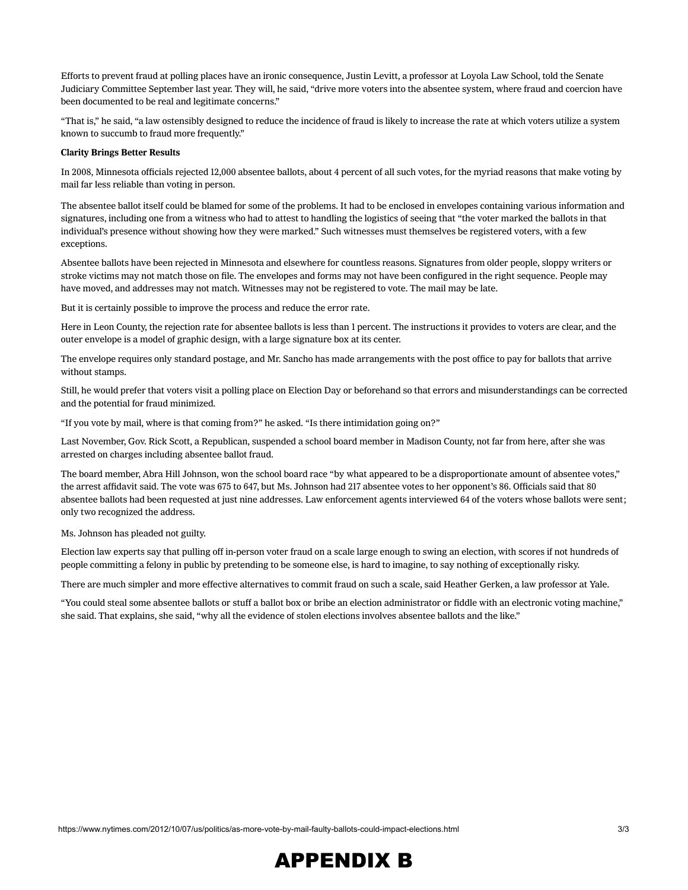Efforts to prevent fraud at polling places have an ironic consequence, Justin Levitt, a professor at Loyola Law School, told the Senate Judiciary Committee September last year. They will, he said, “drive more voters into the absentee system, where fraud and coercion have been documented to be real and legitimate concerns.”

“That is,” he said, “a law ostensibly designed to reduce the incidence of fraud is likely to increase the rate at which voters utilize a system known to succumb to fraud more frequently.”

**Clarity Brings Better Results**

In 2008, Minnesota officials rejected 12,000 absentee ballots, about 4 percent of all such votes, for the myriad reasons that make voting by mail far less reliable than voting in person.

The absentee ballot itself could be blamed for some of the problems. It had to be enclosed in envelopes containing various information and signatures, including one from a witness who had to attest to handling the logistics of seeing that “the voter marked the ballots in that individual’s presence without showing how they were marked.” Such witnesses must themselves be registered voters, with a few exceptions.

Absentee ballots have been rejected in Minnesota and elsewhere for countless reasons. Signatures from older people, sloppy writers or stroke victims may not match those on file. The envelopes and forms may not have been configured in the right sequence. People may have moved, and addresses may not match. Witnesses may not be registered to vote. The mail may be late.

But it is certainly possible to improve the process and reduce the error rate.

Here in Leon County, the rejection rate for absentee ballots is less than 1 percent. The instructions it provides to voters are clear, and the outer envelope is a model of graphic design, with a large signature box at its center.

The envelope requires only standard postage, and Mr. Sancho has made arrangements with the post office to pay for ballots that arrive without stamps.

Still, he would prefer that voters visit a polling place on Election Day or beforehand so that errors and misunderstandings can be corrected and the potential for fraud minimized.

“If you vote by mail, where is that coming from?” he asked. “Is there intimidation going on?”

Last November, Gov. Rick Scott, a Republican, suspended a school board member in Madison County, not far from here, after she was arrested on charges including absentee ballot fraud.

The board member, Abra Hill Johnson, won the school board race “by what appeared to be a disproportionate amount of absentee votes,” the arrest affidavit said. The vote was 675 to 647, but Ms. Johnson had 217 absentee votes to her opponent’s 86. Officials said that 80 absentee ballots had been requested at just nine addresses. Law enforcement agents interviewed 64 of the voters whose ballots were sent; only two recognized the address.

Ms. Johnson has pleaded not guilty.

Election law experts say that pulling off in-person voter fraud on a scale large enough to swing an election, with scores if not hundreds of people committing a felony in public by pretending to be someone else, is hard to imagine, to say nothing of exceptionally risky.

There are much simpler and more effective alternatives to commit fraud on such a scale, said Heather Gerken, a law professor at Yale.

“You could steal some absentee ballots or stuff a ballot box or bribe an election administrator or fiddle with an electronic voting machine,” she said. That explains, she said, “why all the evidence of stolen elections involves absentee ballots and the like.”

# APPENDIX B